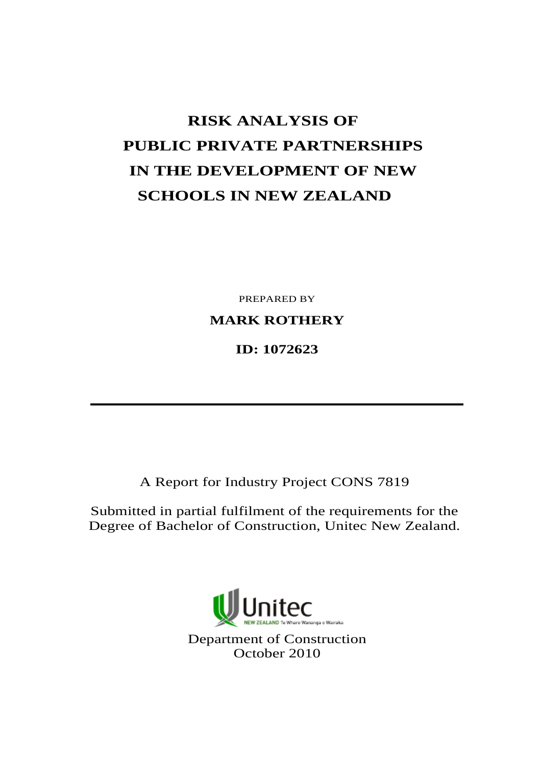# RISK ANALYSIS OF PUBLIC PRIVATE PARTNERSHIPS IN THE DEVELOPMENT OF NEW SCHOOLS IN NEW ZEALAND

PREPARED BY

**MARK ROTHERY**

**ID: 1072623**

---

A Report for Industry Project CONS 7819

Submitted in partial fulfilment of the requirements for the Degree of Bachelor of Construction, Unitec New Zealand.

Unitec NEW ZEALAND Te Whare Wananga o Wairaka

Department of Construction
October 2010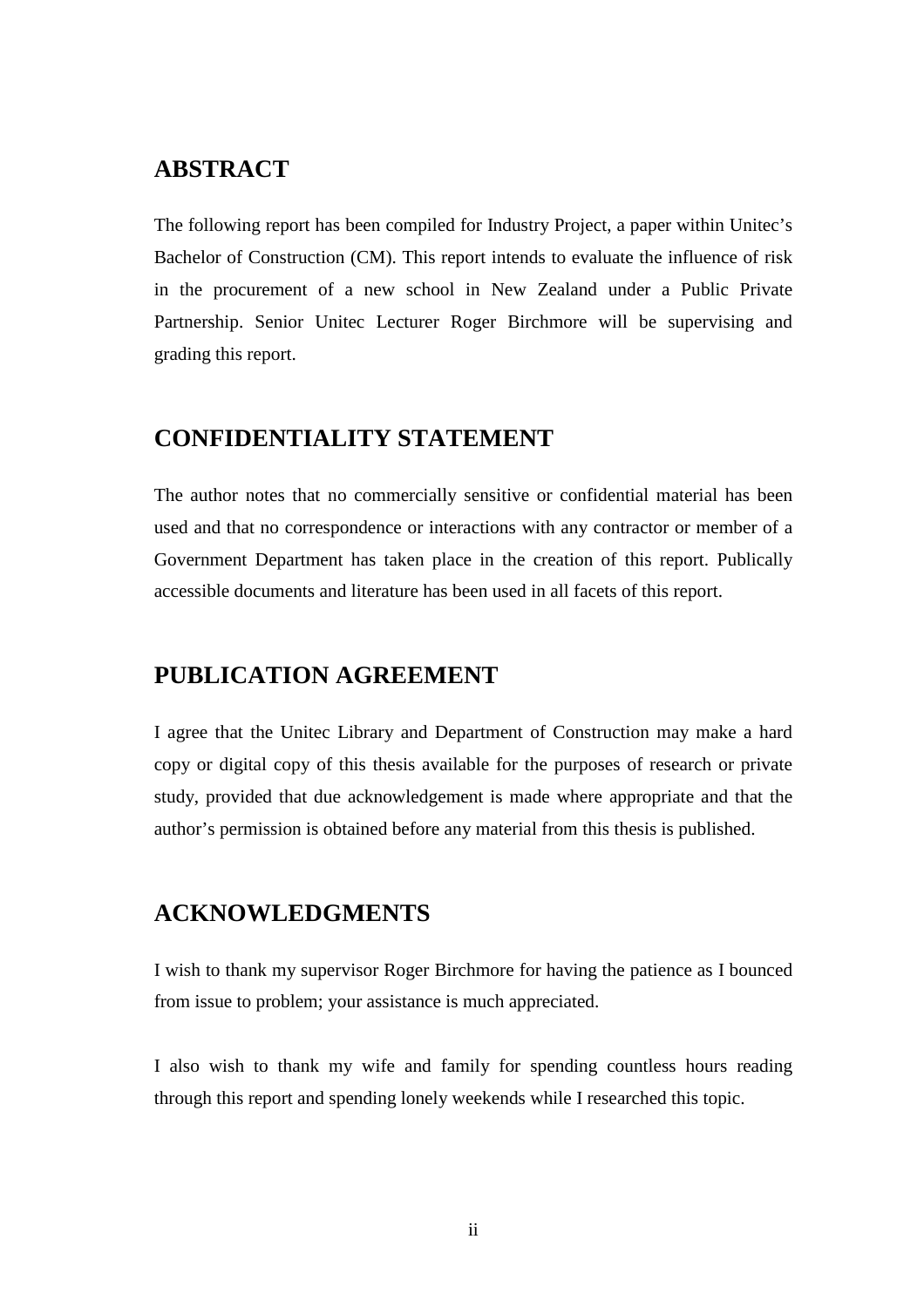## ABSTRACT

The following report has been compiled for Industry Project, a paper within Unitec's Bachelor of Construction (CM). This report intends to evaluate the influence of risk in the procurement of a new school in New Zealand under a Public Private Partnership. Senior Unitec Lecturer Roger Birchmore will be supervising and grading this report.

## CONFIDENTIALITY STATEMENT

The author notes that no commercially sensitive or confidential material has been used and that no correspondence or interactions with any contractor or member of a Government Department has taken place in the creation of this report. Publically accessible documents and literature has been used in all facets of this report.

## PUBLICATION AGREEMENT

I agree that the Unitec Library and Department of Construction may make a hard copy or digital copy of this thesis available for the purposes of research or private study, provided that due acknowledgement is made where appropriate and that the author's permission is obtained before any material from this thesis is published.

## ACKNOWLEDGMENTS

I wish to thank my supervisor Roger Birchmore for having the patience as I bounced from issue to problem; your assistance is much appreciated.

I also wish to thank my wife and family for spending countless hours reading through this report and spending lonely weekends while I researched this topic.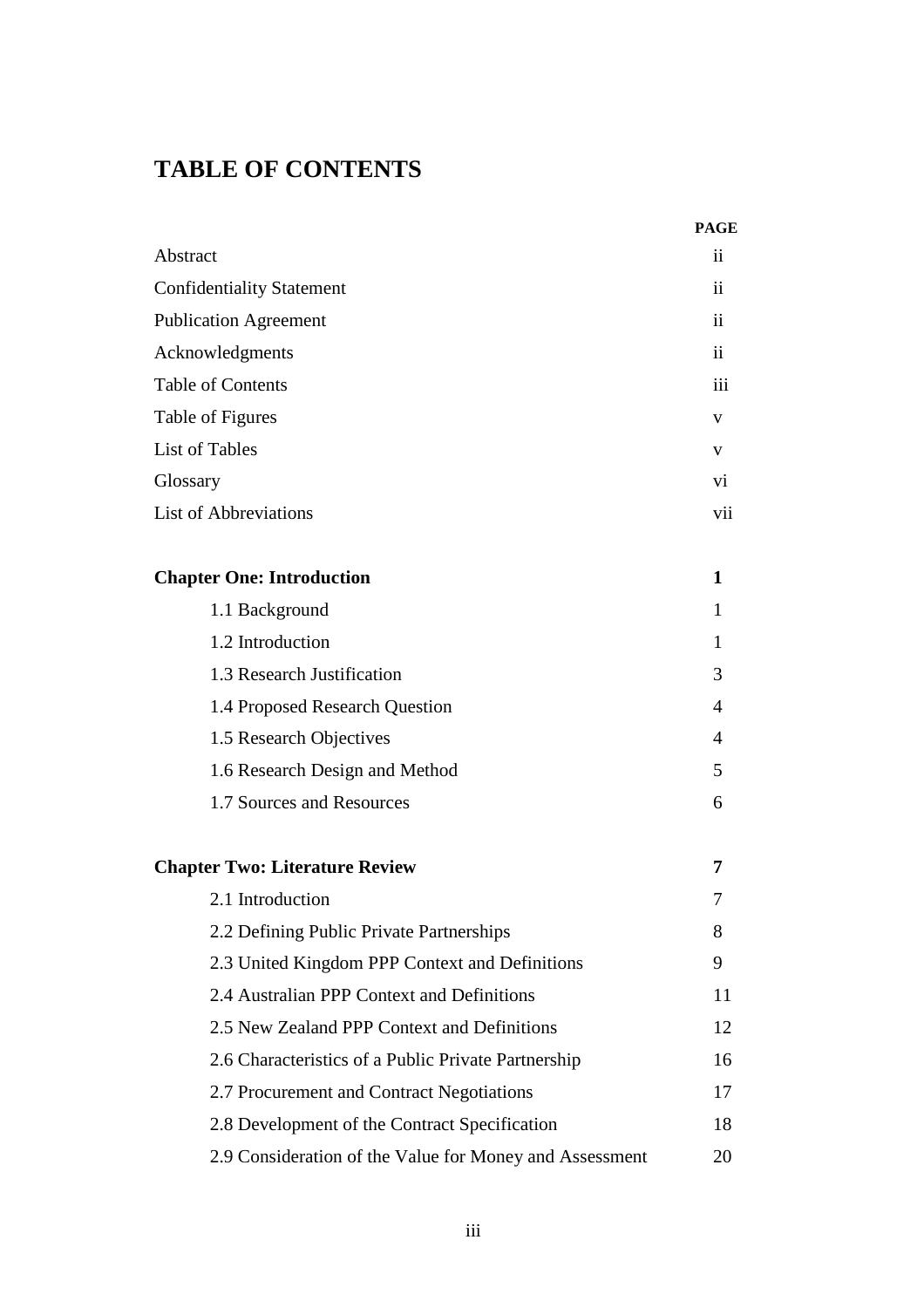# TABLE OF CONTENTS

| | PAGE |
|---|---|
| Abstract | ii |
| Confidentiality Statement | ii |
| Publication Agreement | ii |
| Acknowledgments | ii |
| Table of Contents | iii |
| Table of Figures | v |
| List of Tables | v |
| Glossary | vi |
| List of Abbreviations | vii |
| | |
| **Chapter One: Introduction** | **1** |
| 1.1 Background | 1 |
| 1.2 Introduction | 1 |
| 1.3 Research Justification | 3 |
| 1.4 Proposed Research Question | 4 |
| 1.5 Research Objectives | 4 |
| 1.6 Research Design and Method | 5 |
| 1.7 Sources and Resources | 6 |
| | |
| **Chapter Two: Literature Review** | **7** |
| 2.1 Introduction | 7 |
| 2.2 Defining Public Private Partnerships | 8 |
| 2.3 United Kingdom PPP Context and Definitions | 9 |
| 2.4 Australian PPP Context and Definitions | 11 |
| 2.5 New Zealand PPP Context and Definitions | 12 |
| 2.6 Characteristics of a Public Private Partnership | 16 |
| 2.7 Procurement and Contract Negotiations | 17 |
| 2.8 Development of the Contract Specification | 18 |
| 2.9 Consideration of the Value for Money and Assessment | 20 |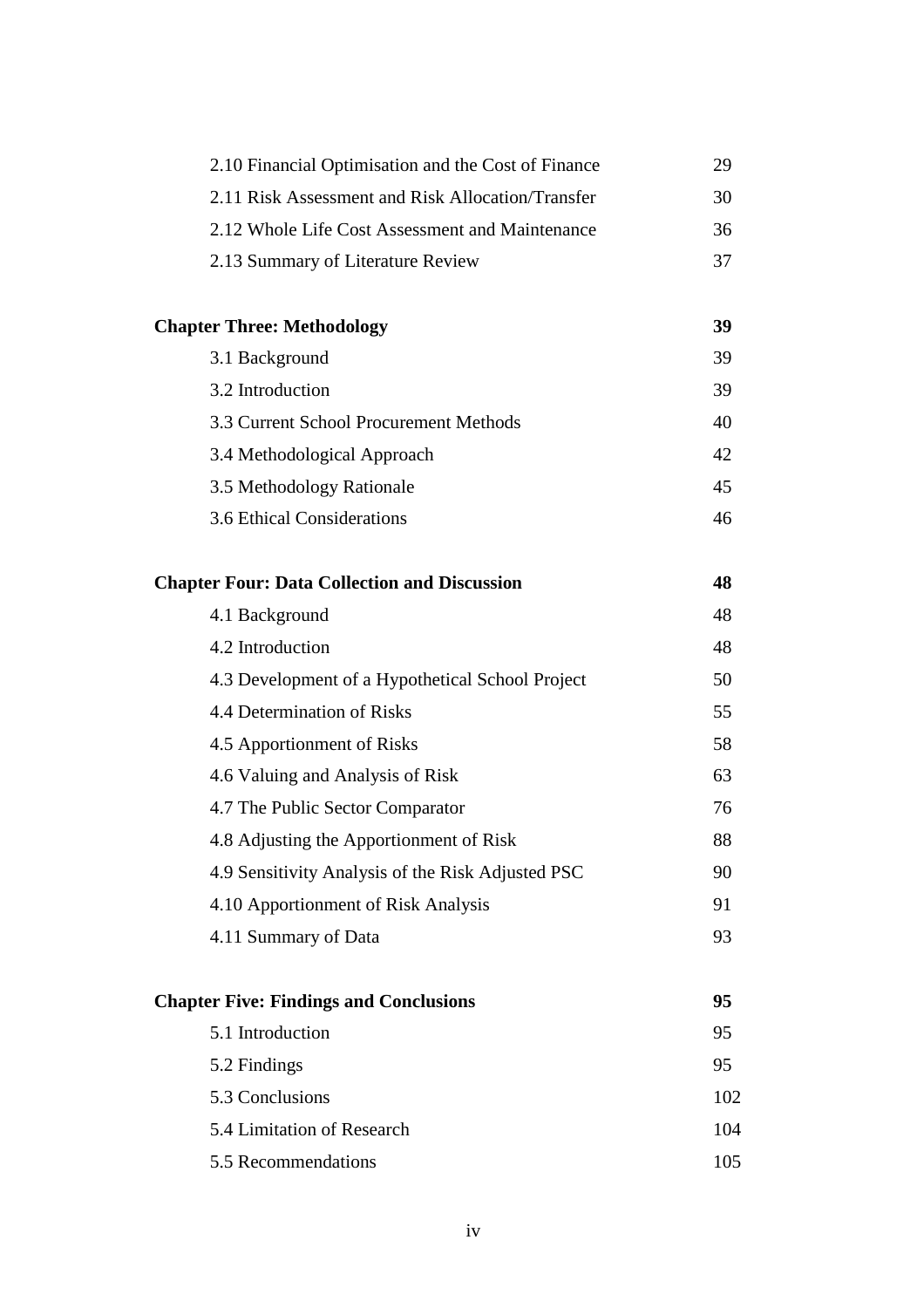| | |
|---|---|
| 2.10 Financial Optimisation and the Cost of Finance | 29 |
| 2.11 Risk Assessment and Risk Allocation/Transfer | 30 |
| 2.12 Whole Life Cost Assessment and Maintenance | 36 |
| 2.13 Summary of Literature Review | 37 |
| **Chapter Three: Methodology** | **39** |
| 3.1 Background | 39 |
| 3.2 Introduction | 39 |
| 3.3 Current School Procurement Methods | 40 |
| 3.4 Methodological Approach | 42 |
| 3.5 Methodology Rationale | 45 |
| 3.6 Ethical Considerations | 46 |
| **Chapter Four: Data Collection and Discussion** | **48** |
| 4.1 Background | 48 |
| 4.2 Introduction | 48 |
| 4.3 Development of a Hypothetical School Project | 50 |
| 4.4 Determination of Risks | 55 |
| 4.5 Apportionment of Risks | 58 |
| 4.6 Valuing and Analysis of Risk | 63 |
| 4.7 The Public Sector Comparator | 76 |
| 4.8 Adjusting the Apportionment of Risk | 88 |
| 4.9 Sensitivity Analysis of the Risk Adjusted PSC | 90 |
| 4.10 Apportionment of Risk Analysis | 91 |
| 4.11 Summary of Data | 93 |
| **Chapter Five: Findings and Conclusions** | **95** |
| 5.1 Introduction | 95 |
| 5.2 Findings | 95 |
| 5.3 Conclusions | 102 |
| 5.4 Limitation of Research | 104 |
| 5.5 Recommendations | 105 |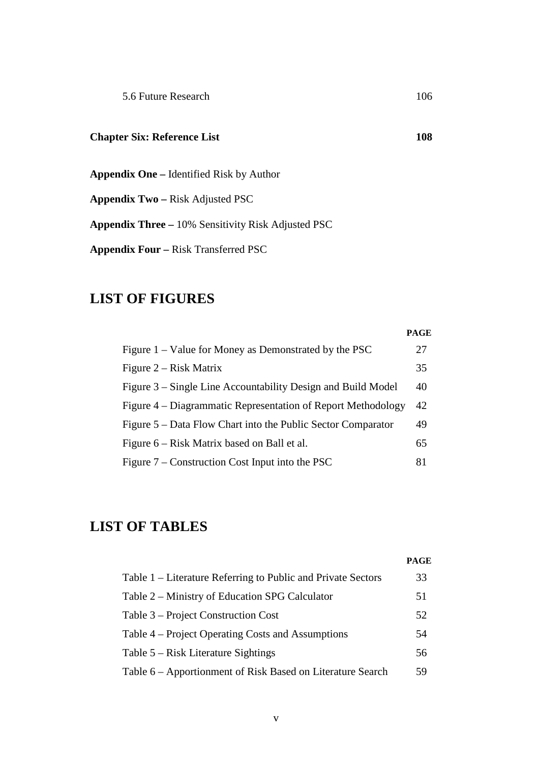5.6 Future Research 106

**Chapter Six: Reference List** **108**

**Appendix One –** Identified Risk by Author

**Appendix Two –** Risk Adjusted PSC

**Appendix Three –** 10% Sensitivity Risk Adjusted PSC

**Appendix Four –** Risk Transferred PSC

## LIST OF FIGURES

| | **PAGE** |
|---|---|
| Figure 1 – Value for Money as Demonstrated by the PSC | 27 |
| Figure 2 – Risk Matrix | 35 |
| Figure 3 – Single Line Accountability Design and Build Model | 40 |
| Figure 4 – Diagrammatic Representation of Report Methodology | 42 |
| Figure 5 – Data Flow Chart into the Public Sector Comparator | 49 |
| Figure 6 – Risk Matrix based on Ball et al. | 65 |
| Figure 7 – Construction Cost Input into the PSC | 81 |

## LIST OF TABLES

| | **PAGE** |
|---|---|
| Table 1 – Literature Referring to Public and Private Sectors | 33 |
| Table 2 – Ministry of Education SPG Calculator | 51 |
| Table 3 – Project Construction Cost | 52 |
| Table 4 – Project Operating Costs and Assumptions | 54 |
| Table 5 – Risk Literature Sightings | 56 |
| Table 6 – Apportionment of Risk Based on Literature Search | 59 |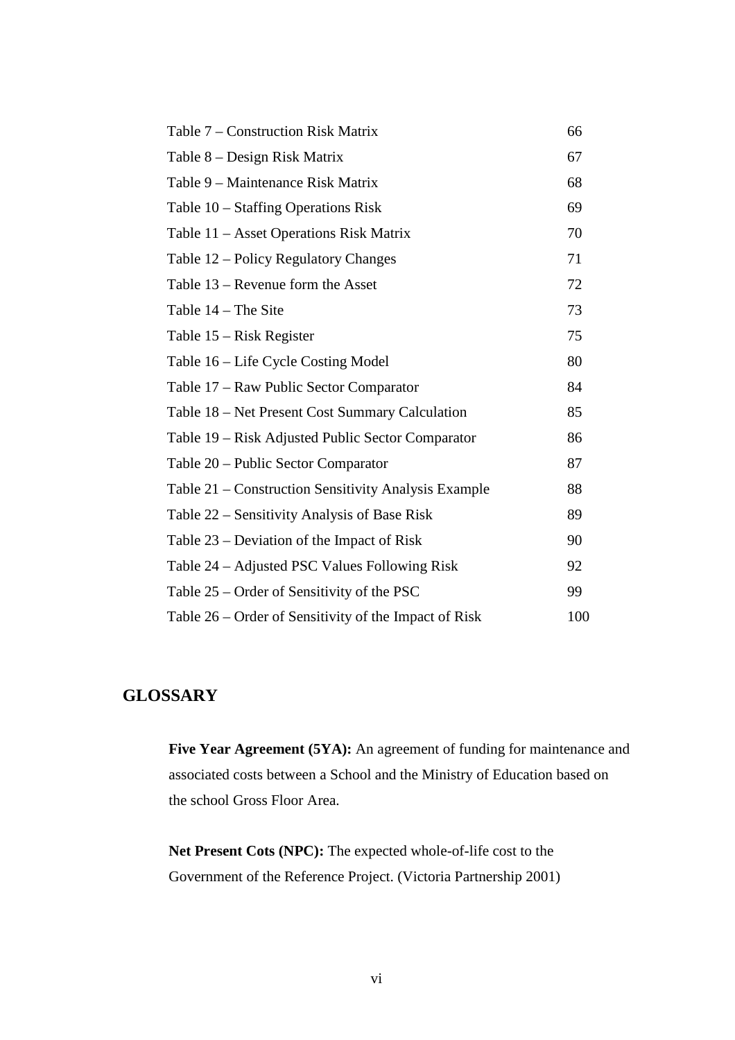| | |
|---|---|
| Table 7 – Construction Risk Matrix | 66 |
| Table 8 – Design Risk Matrix | 67 |
| Table 9 – Maintenance Risk Matrix | 68 |
| Table 10 – Staffing Operations Risk | 69 |
| Table 11 – Asset Operations Risk Matrix | 70 |
| Table 12 – Policy Regulatory Changes | 71 |
| Table 13 – Revenue form the Asset | 72 |
| Table 14 – The Site | 73 |
| Table 15 – Risk Register | 75 |
| Table 16 – Life Cycle Costing Model | 80 |
| Table 17 – Raw Public Sector Comparator | 84 |
| Table 18 – Net Present Cost Summary Calculation | 85 |
| Table 19 – Risk Adjusted Public Sector Comparator | 86 |
| Table 20 – Public Sector Comparator | 87 |
| Table 21 – Construction Sensitivity Analysis Example | 88 |
| Table 22 – Sensitivity Analysis of Base Risk | 89 |
| Table 23 – Deviation of the Impact of Risk | 90 |
| Table 24 – Adjusted PSC Values Following Risk | 92 |
| Table 25 – Order of Sensitivity of the PSC | 99 |
| Table 26 – Order of Sensitivity of the Impact of Risk | 100 |

## GLOSSARY

**Five Year Agreement (5YA):** An agreement of funding for maintenance and associated costs between a School and the Ministry of Education based on the school Gross Floor Area.

**Net Present Cots (NPC):** The expected whole-of-life cost to the Government of the Reference Project. (Victoria Partnership 2001)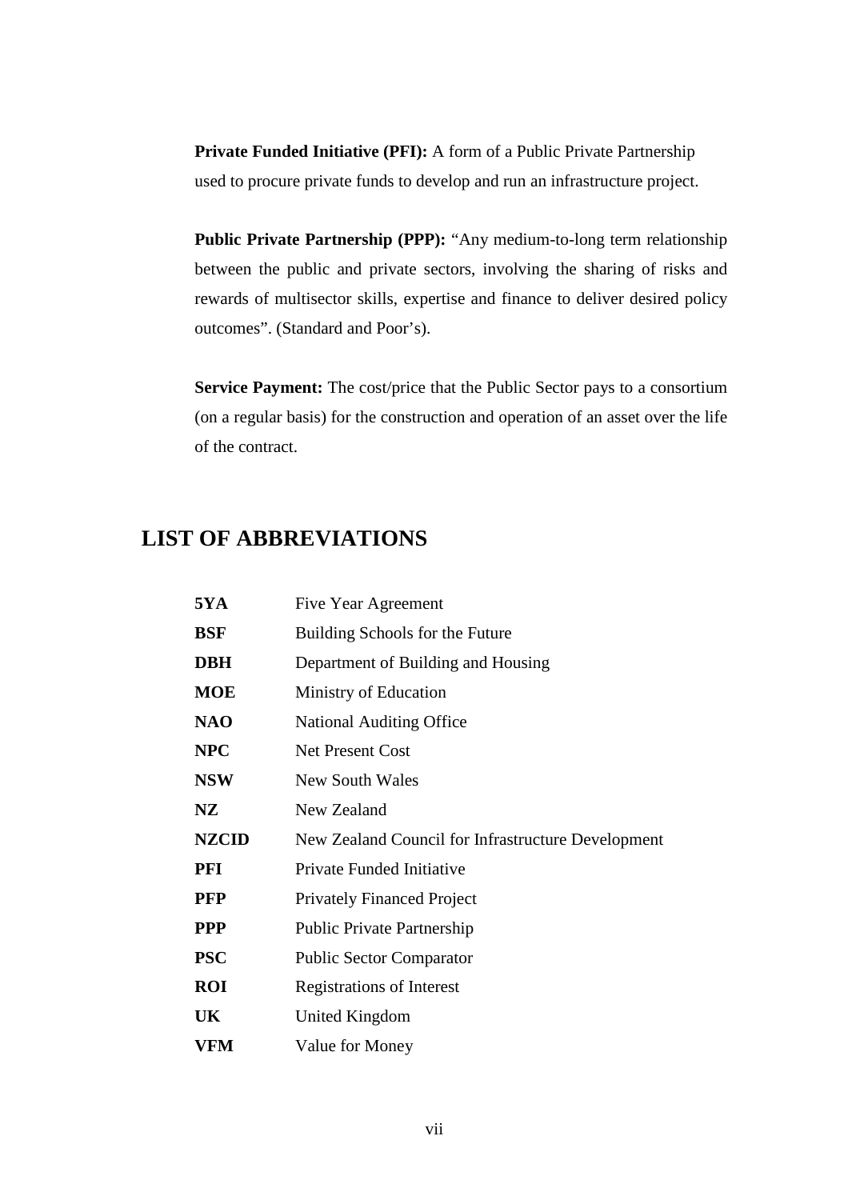**Private Funded Initiative (PFI):** A form of a Public Private Partnership used to procure private funds to develop and run an infrastructure project.

**Public Private Partnership (PPP):** "Any medium-to-long term relationship between the public and private sectors, involving the sharing of risks and rewards of multisector skills, expertise and finance to deliver desired policy outcomes". (Standard and Poor's).

**Service Payment:** The cost/price that the Public Sector pays to a consortium (on a regular basis) for the construction and operation of an asset over the life of the contract.

## LIST OF ABBREVIATIONS

| | |
|---|---|
| **5YA** | Five Year Agreement |
| **BSF** | Building Schools for the Future |
| **DBH** | Department of Building and Housing |
| **MOE** | Ministry of Education |
| **NAO** | National Auditing Office |
| **NPC** | Net Present Cost |
| **NSW** | New South Wales |
| **NZ** | New Zealand |
| **NZCID** | New Zealand Council for Infrastructure Development |
| **PFI** | Private Funded Initiative |
| **PFP** | Privately Financed Project |
| **PPP** | Public Private Partnership |
| **PSC** | Public Sector Comparator |
| **ROI** | Registrations of Interest |
| **UK** | United Kingdom |
| **VFM** | Value for Money |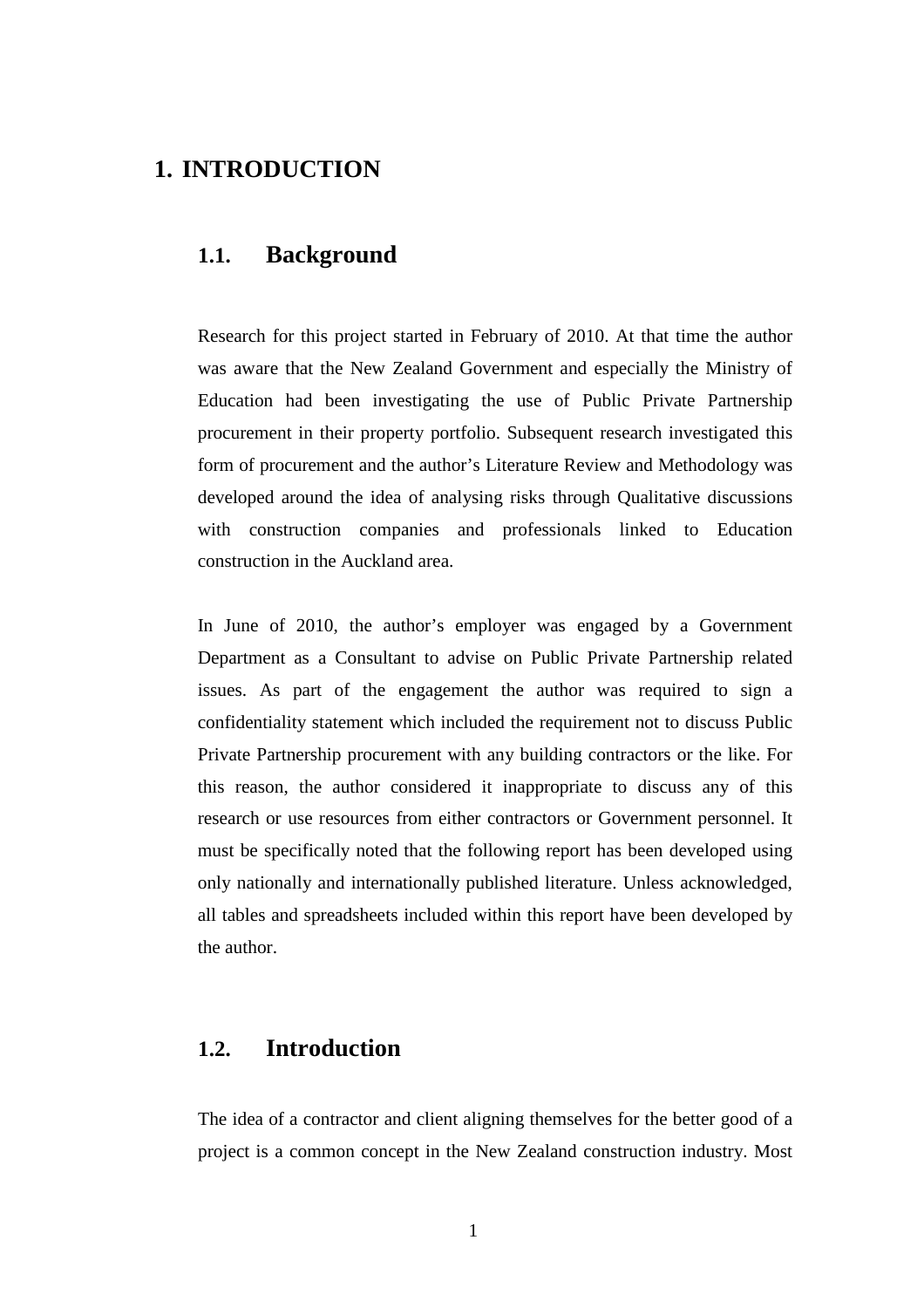# 1. INTRODUCTION

## 1.1. Background

Research for this project started in February of 2010. At that time the author was aware that the New Zealand Government and especially the Ministry of Education had been investigating the use of Public Private Partnership procurement in their property portfolio. Subsequent research investigated this form of procurement and the author's Literature Review and Methodology was developed around the idea of analysing risks through Qualitative discussions with construction companies and professionals linked to Education construction in the Auckland area.

In June of 2010, the author's employer was engaged by a Government Department as a Consultant to advise on Public Private Partnership related issues. As part of the engagement the author was required to sign a confidentiality statement which included the requirement not to discuss Public Private Partnership procurement with any building contractors or the like. For this reason, the author considered it inappropriate to discuss any of this research or use resources from either contractors or Government personnel. It must be specifically noted that the following report has been developed using only nationally and internationally published literature. Unless acknowledged, all tables and spreadsheets included within this report have been developed by the author.

## 1.2. Introduction

The idea of a contractor and client aligning themselves for the better good of a project is a common concept in the New Zealand construction industry. Most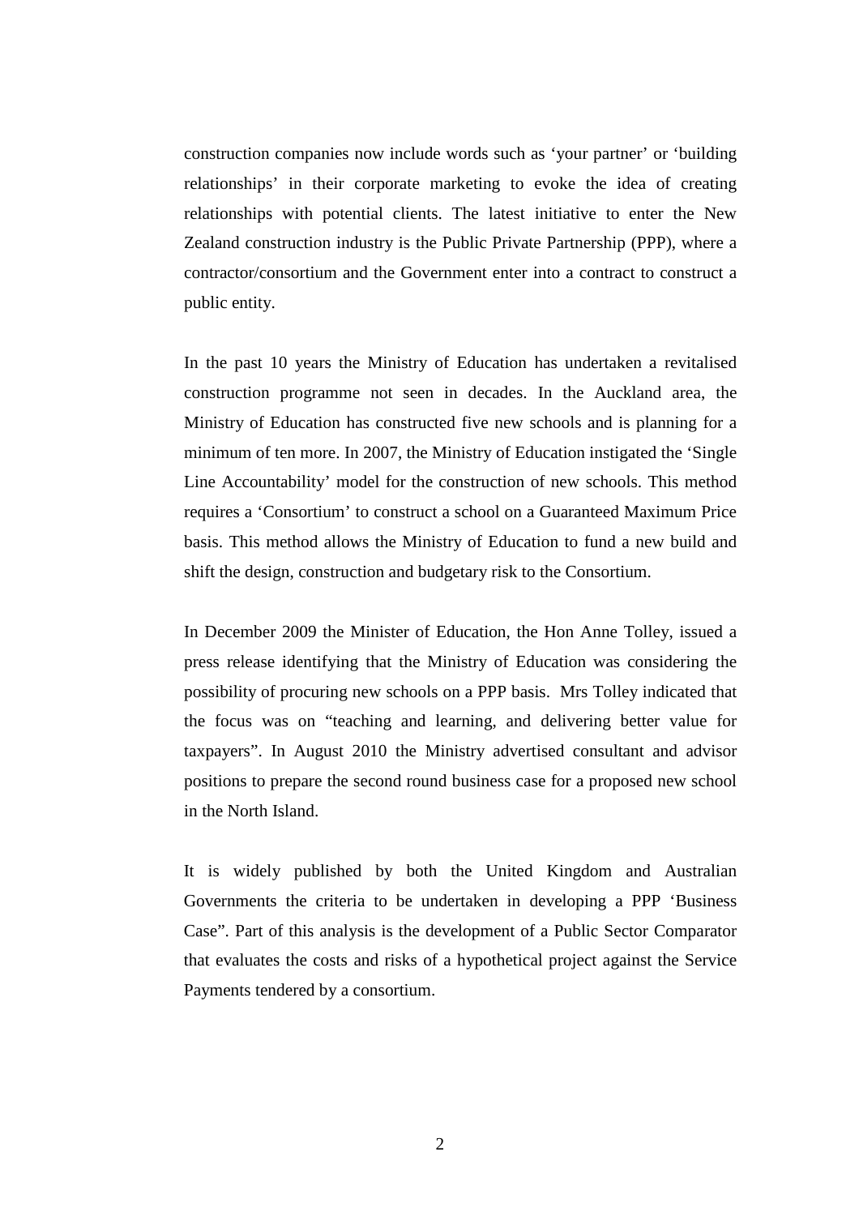construction companies now include words such as ‘your partner’ or ‘building relationships’ in their corporate marketing to evoke the idea of creating relationships with potential clients. The latest initiative to enter the New Zealand construction industry is the Public Private Partnership (PPP), where a contractor/consortium and the Government enter into a contract to construct a public entity.

In the past 10 years the Ministry of Education has undertaken a revitalised construction programme not seen in decades. In the Auckland area, the Ministry of Education has constructed five new schools and is planning for a minimum of ten more. In 2007, the Ministry of Education instigated the ‘Single Line Accountability’ model for the construction of new schools. This method requires a ‘Consortium’ to construct a school on a Guaranteed Maximum Price basis. This method allows the Ministry of Education to fund a new build and shift the design, construction and budgetary risk to the Consortium.

In December 2009 the Minister of Education, the Hon Anne Tolley, issued a press release identifying that the Ministry of Education was considering the possibility of procuring new schools on a PPP basis. Mrs Tolley indicated that the focus was on “teaching and learning, and delivering better value for taxpayers”. In August 2010 the Ministry advertised consultant and advisor positions to prepare the second round business case for a proposed new school in the North Island.

It is widely published by both the United Kingdom and Australian Governments the criteria to be undertaken in developing a PPP ‘Business Case”. Part of this analysis is the development of a Public Sector Comparator that evaluates the costs and risks of a hypothetical project against the Service Payments tendered by a consortium.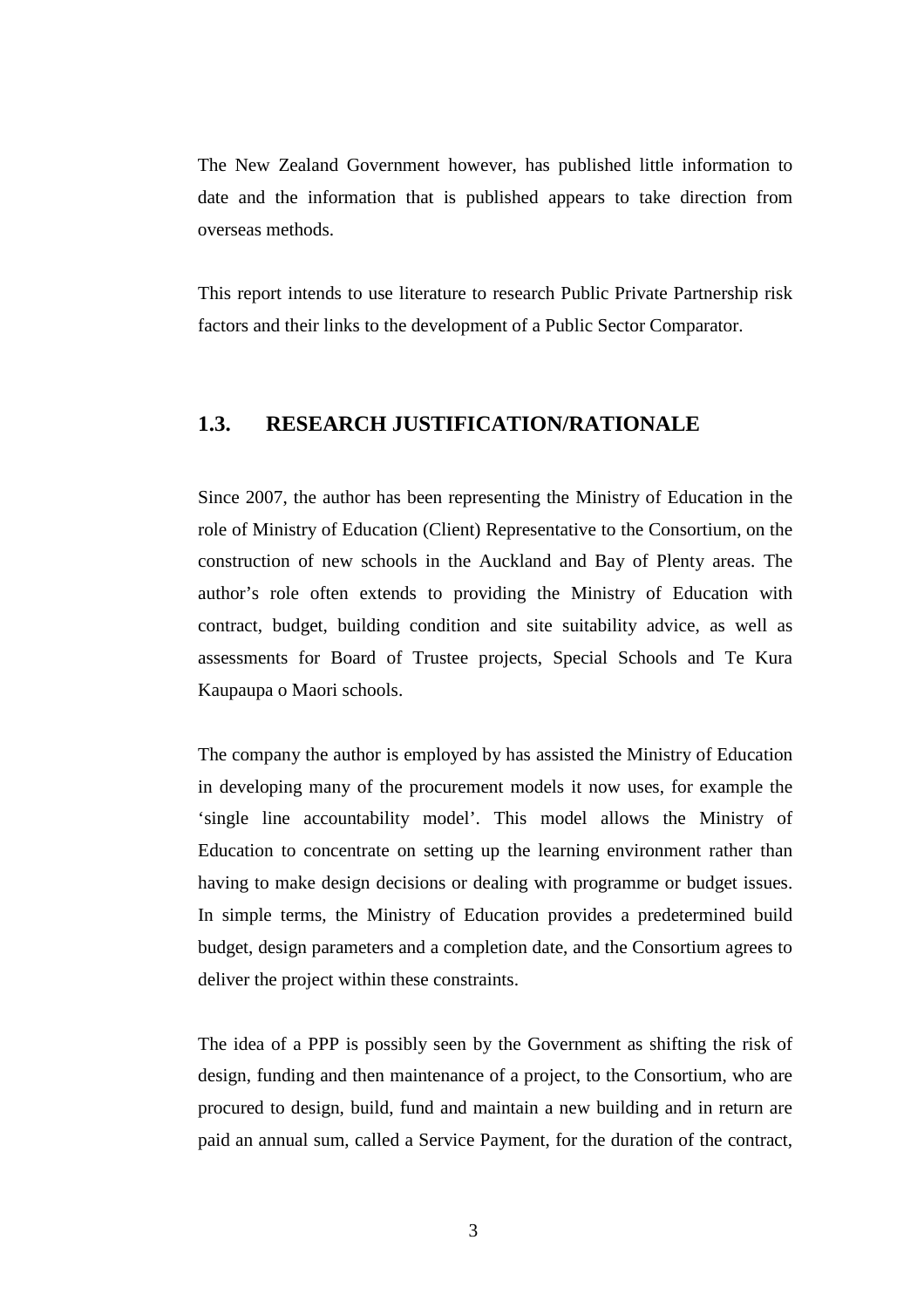The New Zealand Government however, has published little information to date and the information that is published appears to take direction from overseas methods.

This report intends to use literature to research Public Private Partnership risk factors and their links to the development of a Public Sector Comparator.

## 1.3. RESEARCH JUSTIFICATION/RATIONALE

Since 2007, the author has been representing the Ministry of Education in the role of Ministry of Education (Client) Representative to the Consortium, on the construction of new schools in the Auckland and Bay of Plenty areas. The author's role often extends to providing the Ministry of Education with contract, budget, building condition and site suitability advice, as well as assessments for Board of Trustee projects, Special Schools and Te Kura Kaupaupa o Maori schools.

The company the author is employed by has assisted the Ministry of Education in developing many of the procurement models it now uses, for example the 'single line accountability model'. This model allows the Ministry of Education to concentrate on setting up the learning environment rather than having to make design decisions or dealing with programme or budget issues. In simple terms, the Ministry of Education provides a predetermined build budget, design parameters and a completion date, and the Consortium agrees to deliver the project within these constraints.

The idea of a PPP is possibly seen by the Government as shifting the risk of design, funding and then maintenance of a project, to the Consortium, who are procured to design, build, fund and maintain a new building and in return are paid an annual sum, called a Service Payment, for the duration of the contract,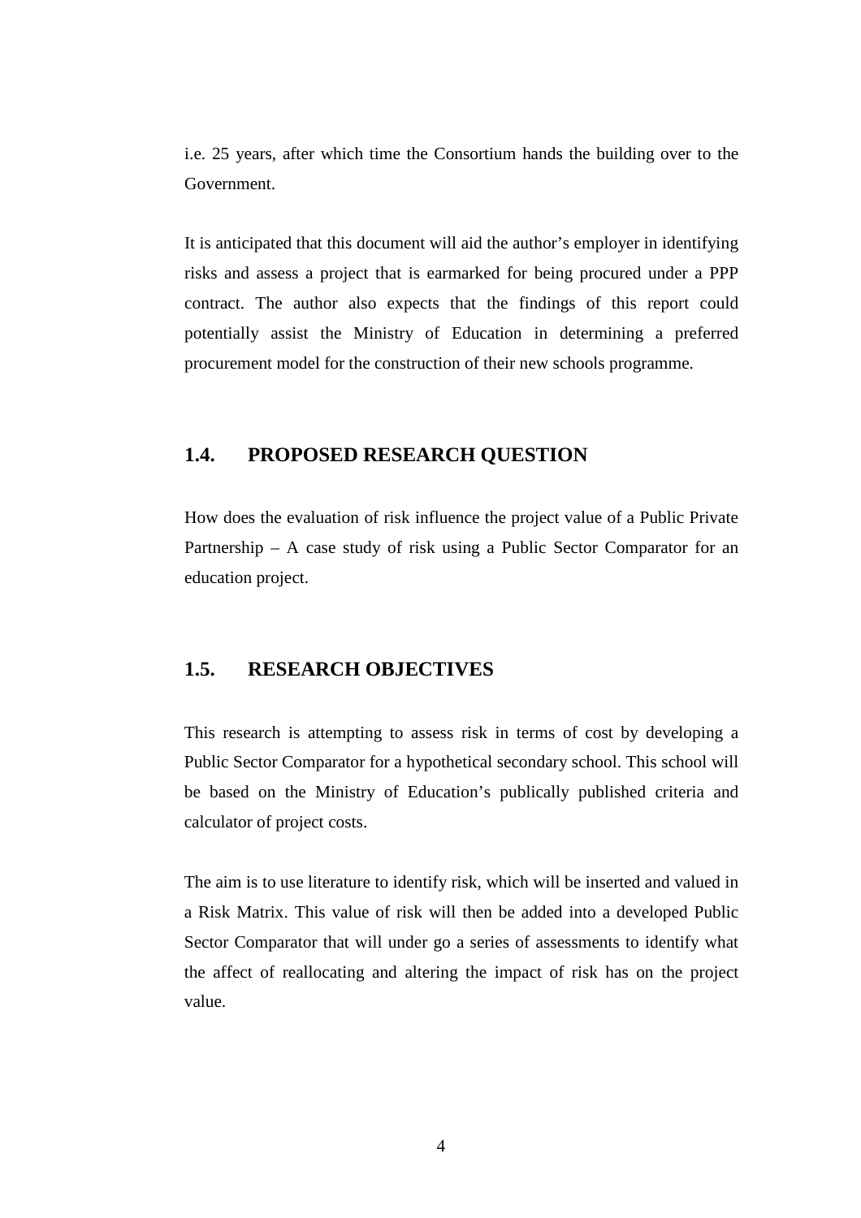i.e. 25 years, after which time the Consortium hands the building over to the Government.

It is anticipated that this document will aid the author's employer in identifying risks and assess a project that is earmarked for being procured under a PPP contract. The author also expects that the findings of this report could potentially assist the Ministry of Education in determining a preferred procurement model for the construction of their new schools programme.

## 1.4. PROPOSED RESEARCH QUESTION

How does the evaluation of risk influence the project value of a Public Private Partnership – A case study of risk using a Public Sector Comparator for an education project.

## 1.5. RESEARCH OBJECTIVES

This research is attempting to assess risk in terms of cost by developing a Public Sector Comparator for a hypothetical secondary school. This school will be based on the Ministry of Education's publically published criteria and calculator of project costs.

The aim is to use literature to identify risk, which will be inserted and valued in a Risk Matrix. This value of risk will then be added into a developed Public Sector Comparator that will under go a series of assessments to identify what the affect of reallocating and altering the impact of risk has on the project value.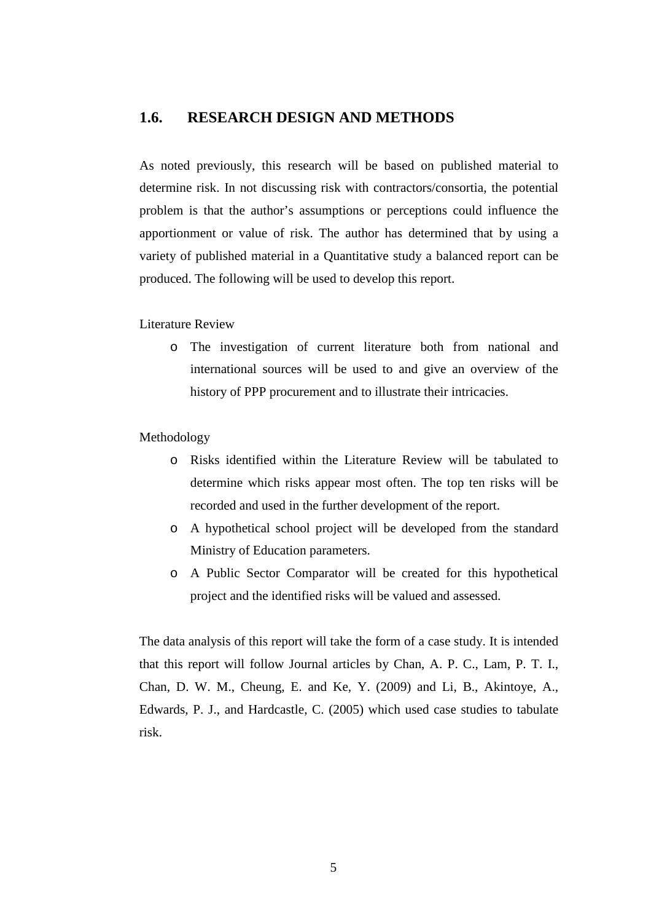## 1.6. RESEARCH DESIGN AND METHODS

As noted previously, this research will be based on published material to determine risk. In not discussing risk with contractors/consortia, the potential problem is that the author's assumptions or perceptions could influence the apportionment or value of risk. The author has determined that by using a variety of published material in a Quantitative study a balanced report can be produced. The following will be used to develop this report.

Literature Review

- The investigation of current literature both from national and international sources will be used to and give an overview of the history of PPP procurement and to illustrate their intricacies.

Methodology

- Risks identified within the Literature Review will be tabulated to determine which risks appear most often. The top ten risks will be recorded and used in the further development of the report.
- A hypothetical school project will be developed from the standard Ministry of Education parameters.
- A Public Sector Comparator will be created for this hypothetical project and the identified risks will be valued and assessed.

The data analysis of this report will take the form of a case study. It is intended that this report will follow Journal articles by Chan, A. P. C., Lam, P. T. I., Chan, D. W. M., Cheung, E. and Ke, Y. (2009) and Li, B., Akintoye, A., Edwards, P. J., and Hardcastle, C. (2005) which used case studies to tabulate risk.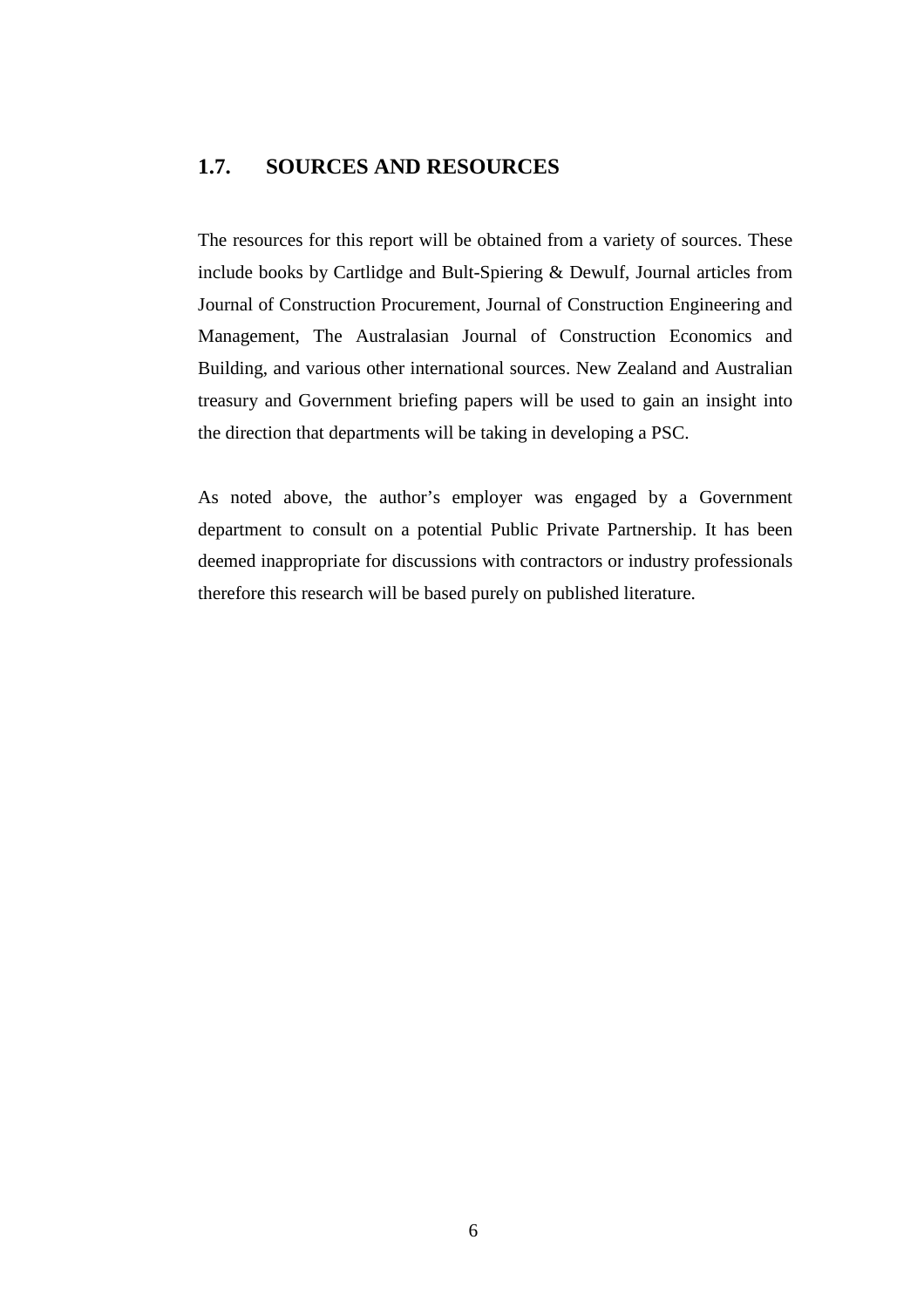## 1.7. SOURCES AND RESOURCES

The resources for this report will be obtained from a variety of sources. These include books by Cartlidge and Bult-Spiering & Dewulf, Journal articles from Journal of Construction Procurement, Journal of Construction Engineering and Management, The Australasian Journal of Construction Economics and Building, and various other international sources. New Zealand and Australian treasury and Government briefing papers will be used to gain an insight into the direction that departments will be taking in developing a PSC.

As noted above, the author's employer was engaged by a Government department to consult on a potential Public Private Partnership. It has been deemed inappropriate for discussions with contractors or industry professionals therefore this research will be based purely on published literature.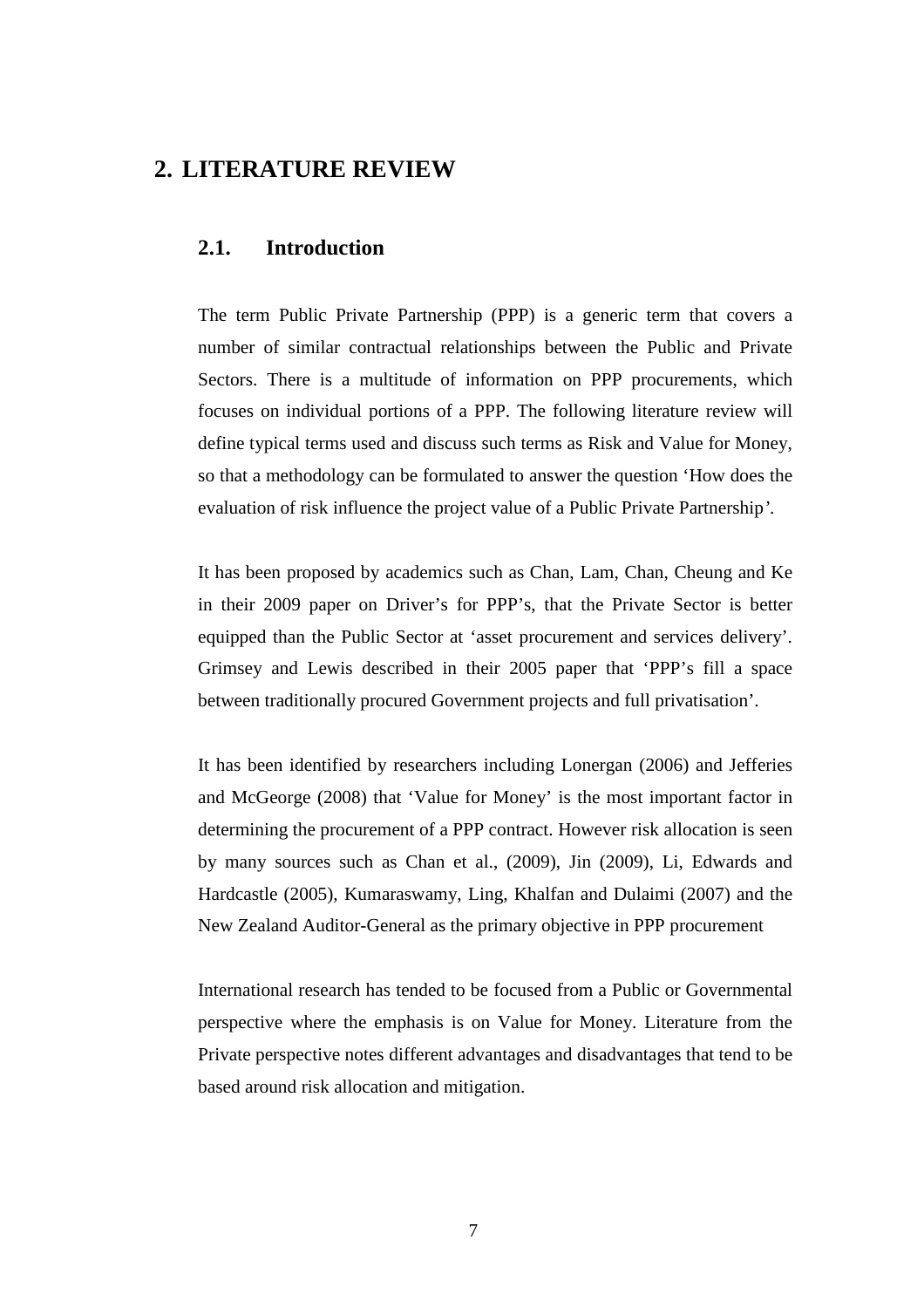# 2. LITERATURE REVIEW

## 2.1. Introduction

The term Public Private Partnership (PPP) is a generic term that covers a number of similar contractual relationships between the Public and Private Sectors. There is a multitude of information on PPP procurements, which focuses on individual portions of a PPP. The following literature review will define typical terms used and discuss such terms as Risk and Value for Money, so that a methodology can be formulated to answer the question 'How does the evaluation of risk influence the project value of a Public Private Partnership'.

It has been proposed by academics such as Chan, Lam, Chan, Cheung and Ke in their 2009 paper on Driver's for PPP's, that the Private Sector is better equipped than the Public Sector at 'asset procurement and services delivery'. Grimsey and Lewis described in their 2005 paper that 'PPP's fill a space between traditionally procured Government projects and full privatisation'.

It has been identified by researchers including Lonergan (2006) and Jefferies and McGeorge (2008) that 'Value for Money' is the most important factor in determining the procurement of a PPP contract. However risk allocation is seen by many sources such as Chan et al., (2009), Jin (2009), Li, Edwards and Hardcastle (2005), Kumaraswamy, Ling, Khalfan and Dulaimi (2007) and the New Zealand Auditor-General as the primary objective in PPP procurement

International research has tended to be focused from a Public or Governmental perspective where the emphasis is on Value for Money. Literature from the Private perspective notes different advantages and disadvantages that tend to be based around risk allocation and mitigation.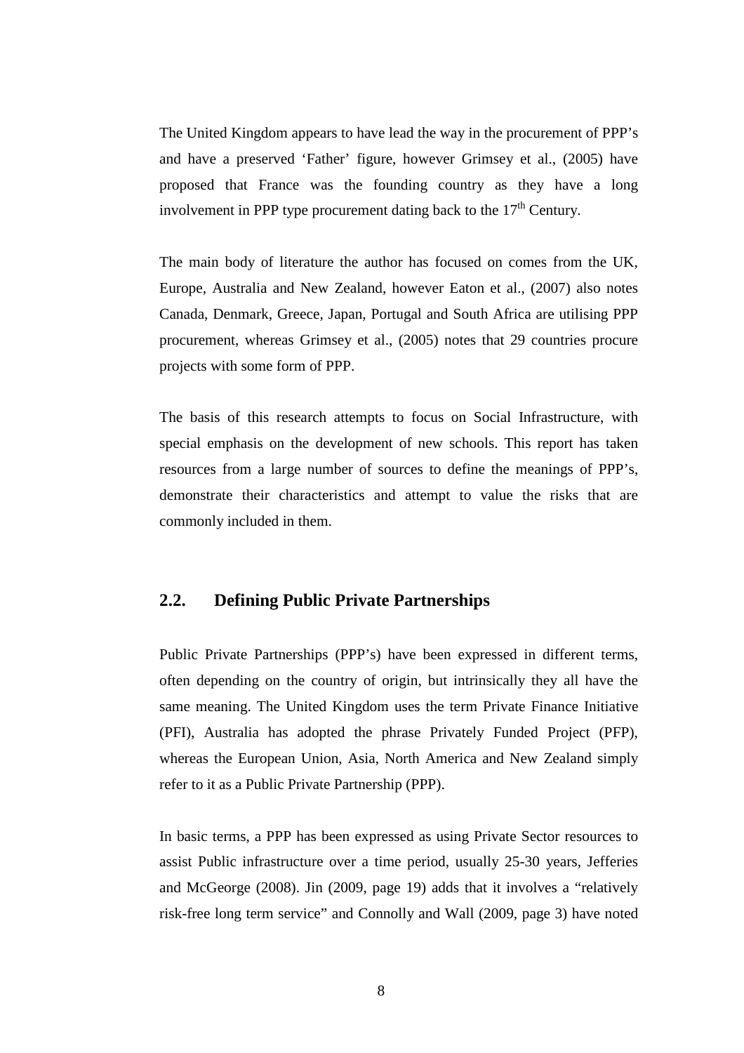The United Kingdom appears to have lead the way in the procurement of PPP's and have a preserved 'Father' figure, however Grimsey et al., (2005) have proposed that France was the founding country as they have a long involvement in PPP type procurement dating back to the 17th Century.

The main body of literature the author has focused on comes from the UK, Europe, Australia and New Zealand, however Eaton et al., (2007) also notes Canada, Denmark, Greece, Japan, Portugal and South Africa are utilising PPP procurement, whereas Grimsey et al., (2005) notes that 29 countries procure projects with some form of PPP.

The basis of this research attempts to focus on Social Infrastructure, with special emphasis on the development of new schools. This report has taken resources from a large number of sources to define the meanings of PPP's, demonstrate their characteristics and attempt to value the risks that are commonly included in them.

## 2.2. Defining Public Private Partnerships

Public Private Partnerships (PPP's) have been expressed in different terms, often depending on the country of origin, but intrinsically they all have the same meaning. The United Kingdom uses the term Private Finance Initiative (PFI), Australia has adopted the phrase Privately Funded Project (PFP), whereas the European Union, Asia, North America and New Zealand simply refer to it as a Public Private Partnership (PPP).

In basic terms, a PPP has been expressed as using Private Sector resources to assist Public infrastructure over a time period, usually 25-30 years, Jefferies and McGeorge (2008). Jin (2009, page 19) adds that it involves a "relatively risk-free long term service" and Connolly and Wall (2009, page 3) have noted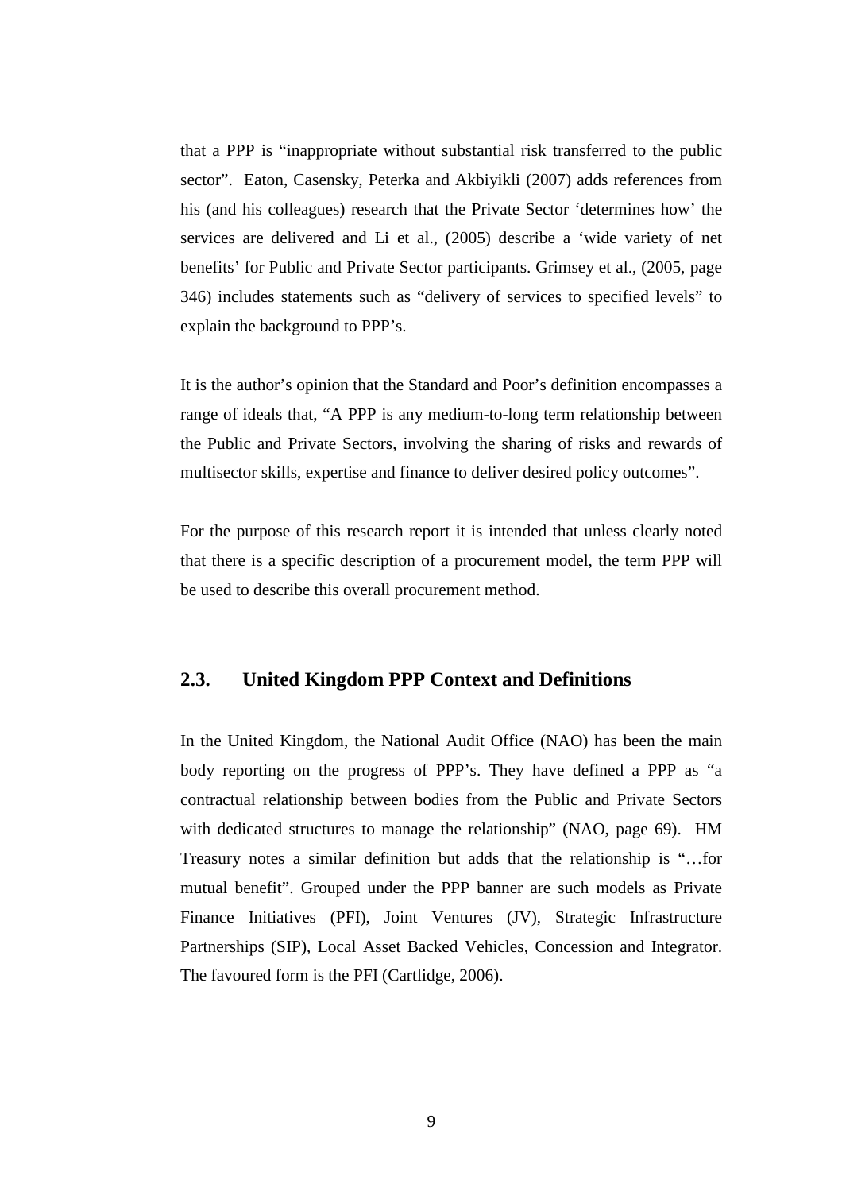that a PPP is "inappropriate without substantial risk transferred to the public sector". Eaton, Casensky, Peterka and Akbiyikli (2007) adds references from his (and his colleagues) research that the Private Sector 'determines how' the services are delivered and Li et al., (2005) describe a 'wide variety of net benefits' for Public and Private Sector participants. Grimsey et al., (2005, page 346) includes statements such as "delivery of services to specified levels" to explain the background to PPP's.

It is the author's opinion that the Standard and Poor's definition encompasses a range of ideals that, "A PPP is any medium-to-long term relationship between the Public and Private Sectors, involving the sharing of risks and rewards of multisector skills, expertise and finance to deliver desired policy outcomes".

For the purpose of this research report it is intended that unless clearly noted that there is a specific description of a procurement model, the term PPP will be used to describe this overall procurement method.

## 2.3. United Kingdom PPP Context and Definitions

In the United Kingdom, the National Audit Office (NAO) has been the main body reporting on the progress of PPP's. They have defined a PPP as "a contractual relationship between bodies from the Public and Private Sectors with dedicated structures to manage the relationship" (NAO, page 69). HM Treasury notes a similar definition but adds that the relationship is "…for mutual benefit". Grouped under the PPP banner are such models as Private Finance Initiatives (PFI), Joint Ventures (JV), Strategic Infrastructure Partnerships (SIP), Local Asset Backed Vehicles, Concession and Integrator. The favoured form is the PFI (Cartlidge, 2006).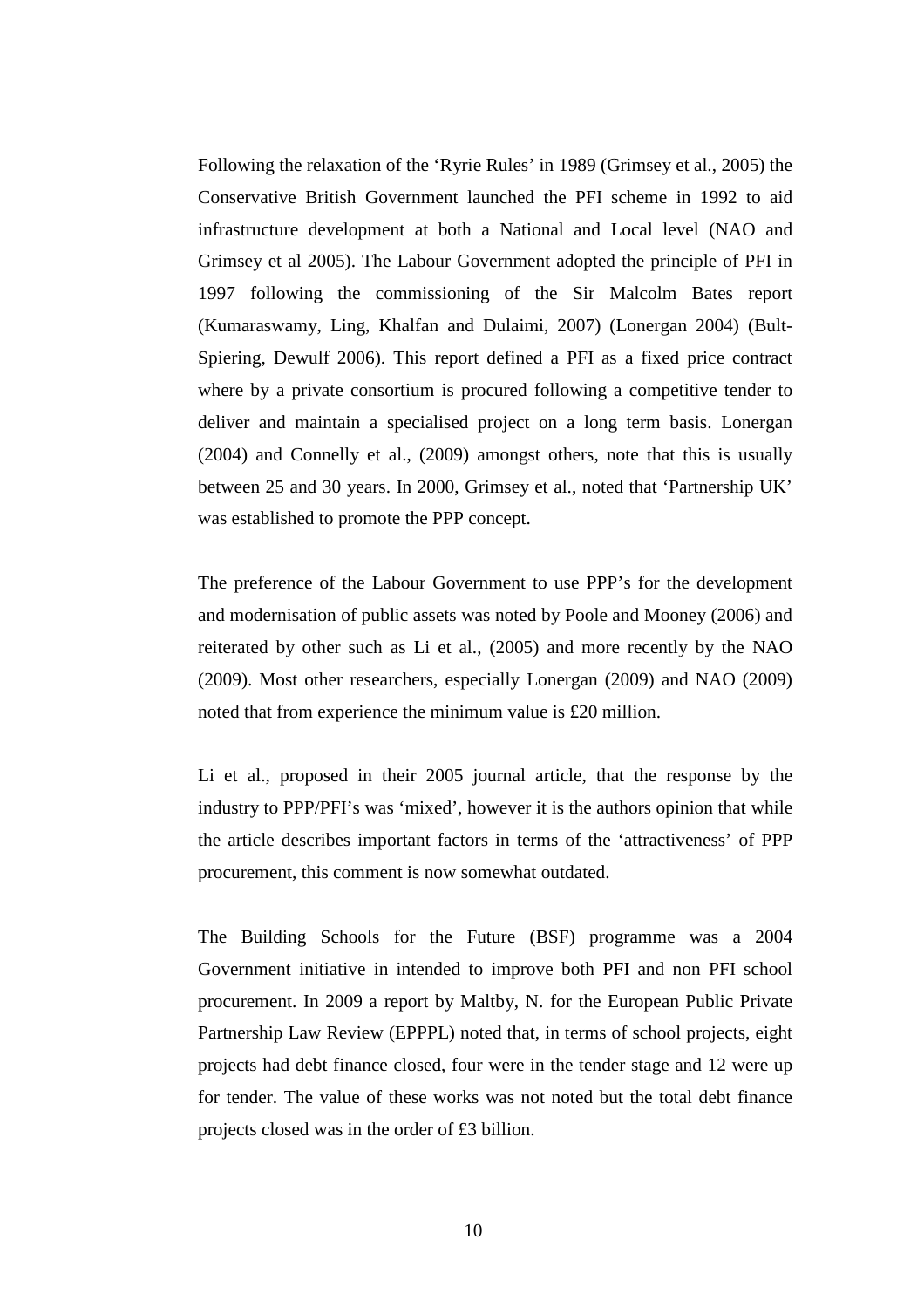Following the relaxation of the 'Ryrie Rules' in 1989 (Grimsey et al., 2005) the Conservative British Government launched the PFI scheme in 1992 to aid infrastructure development at both a National and Local level (NAO and Grimsey et al 2005). The Labour Government adopted the principle of PFI in 1997 following the commissioning of the Sir Malcolm Bates report (Kumaraswamy, Ling, Khalfan and Dulaimi, 2007) (Lonergan 2004) (Bult-Spiering, Dewulf 2006). This report defined a PFI as a fixed price contract where by a private consortium is procured following a competitive tender to deliver and maintain a specialised project on a long term basis. Lonergan (2004) and Connelly et al., (2009) amongst others, note that this is usually between 25 and 30 years. In 2000, Grimsey et al., noted that 'Partnership UK' was established to promote the PPP concept.

The preference of the Labour Government to use PPP's for the development and modernisation of public assets was noted by Poole and Mooney (2006) and reiterated by other such as Li et al., (2005) and more recently by the NAO (2009). Most other researchers, especially Lonergan (2009) and NAO (2009) noted that from experience the minimum value is £20 million.

Li et al., proposed in their 2005 journal article, that the response by the industry to PPP/PFI's was 'mixed', however it is the authors opinion that while the article describes important factors in terms of the 'attractiveness' of PPP procurement, this comment is now somewhat outdated.

The Building Schools for the Future (BSF) programme was a 2004 Government initiative in intended to improve both PFI and non PFI school procurement. In 2009 a report by Maltby, N. for the European Public Private Partnership Law Review (EPPPL) noted that, in terms of school projects, eight projects had debt finance closed, four were in the tender stage and 12 were up for tender. The value of these works was not noted but the total debt finance projects closed was in the order of £3 billion.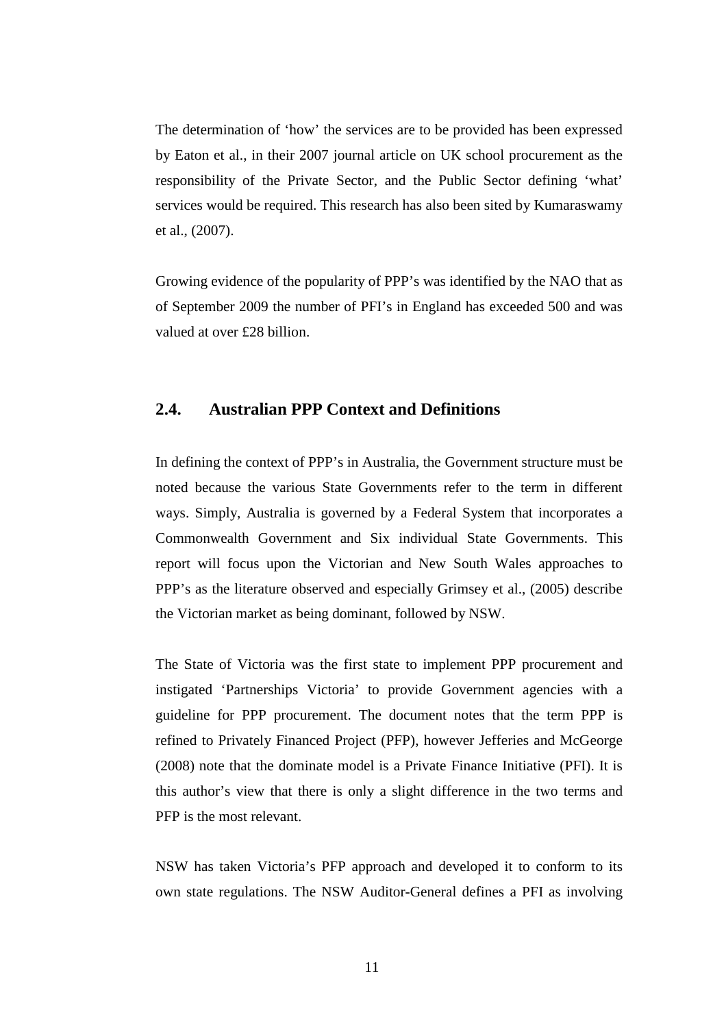The determination of 'how' the services are to be provided has been expressed by Eaton et al., in their 2007 journal article on UK school procurement as the responsibility of the Private Sector, and the Public Sector defining 'what' services would be required. This research has also been sited by Kumaraswamy et al., (2007).

Growing evidence of the popularity of PPP's was identified by the NAO that as of September 2009 the number of PFI's in England has exceeded 500 and was valued at over £28 billion.

## 2.4. Australian PPP Context and Definitions

In defining the context of PPP's in Australia, the Government structure must be noted because the various State Governments refer to the term in different ways. Simply, Australia is governed by a Federal System that incorporates a Commonwealth Government and Six individual State Governments. This report will focus upon the Victorian and New South Wales approaches to PPP's as the literature observed and especially Grimsey et al., (2005) describe the Victorian market as being dominant, followed by NSW.

The State of Victoria was the first state to implement PPP procurement and instigated 'Partnerships Victoria' to provide Government agencies with a guideline for PPP procurement. The document notes that the term PPP is refined to Privately Financed Project (PFP), however Jefferies and McGeorge (2008) note that the dominate model is a Private Finance Initiative (PFI). It is this author's view that there is only a slight difference in the two terms and PFP is the most relevant.

NSW has taken Victoria's PFP approach and developed it to conform to its own state regulations. The NSW Auditor-General defines a PFI as involving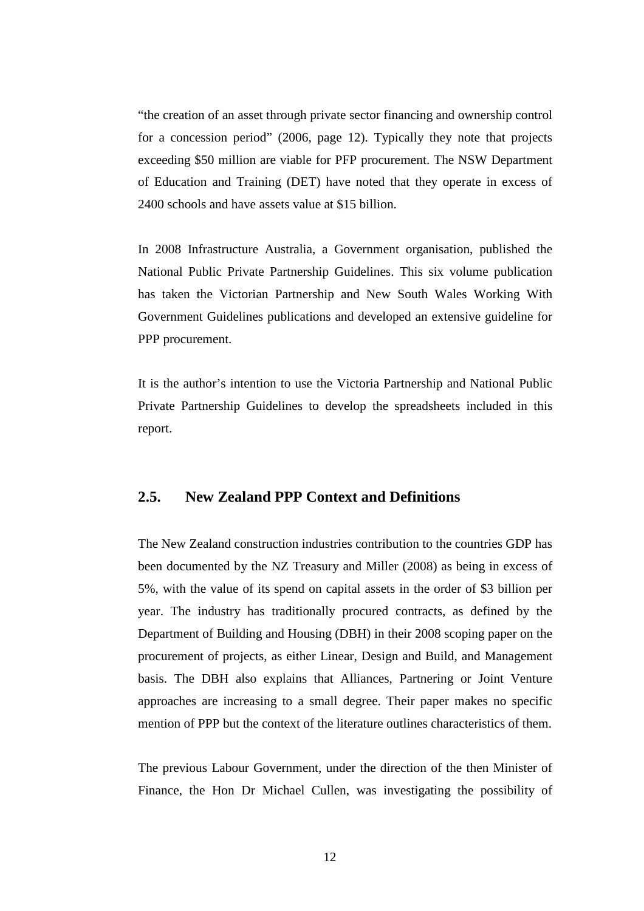"the creation of an asset through private sector financing and ownership control for a concession period" (2006, page 12). Typically they note that projects exceeding $50 million are viable for PFP procurement. The NSW Department of Education and Training (DET) have noted that they operate in excess of 2400 schools and have assets value at $15 billion.

In 2008 Infrastructure Australia, a Government organisation, published the National Public Private Partnership Guidelines. This six volume publication has taken the Victorian Partnership and New South Wales Working With Government Guidelines publications and developed an extensive guideline for PPP procurement.

It is the author's intention to use the Victoria Partnership and National Public Private Partnership Guidelines to develop the spreadsheets included in this report.

## 2.5. New Zealand PPP Context and Definitions

The New Zealand construction industries contribution to the countries GDP has been documented by the NZ Treasury and Miller (2008) as being in excess of 5%, with the value of its spend on capital assets in the order of $3 billion per year. The industry has traditionally procured contracts, as defined by the Department of Building and Housing (DBH) in their 2008 scoping paper on the procurement of projects, as either Linear, Design and Build, and Management basis. The DBH also explains that Alliances, Partnering or Joint Venture approaches are increasing to a small degree. Their paper makes no specific mention of PPP but the context of the literature outlines characteristics of them.

The previous Labour Government, under the direction of the then Minister of Finance, the Hon Dr Michael Cullen, was investigating the possibility of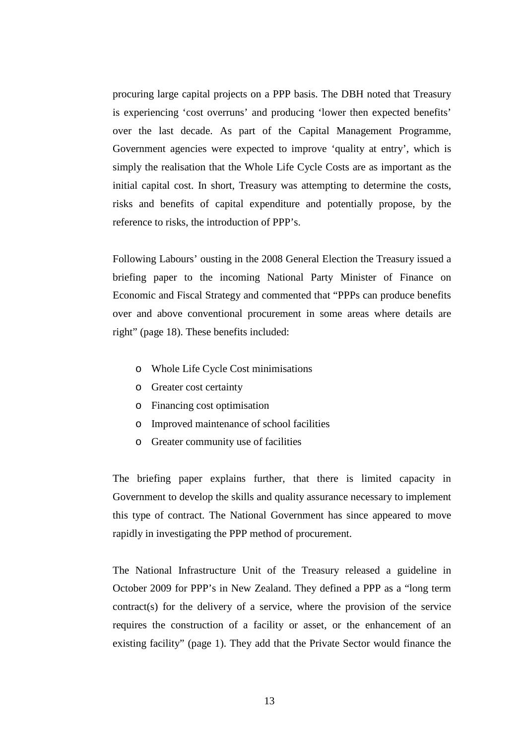procuring large capital projects on a PPP basis. The DBH noted that Treasury is experiencing 'cost overruns' and producing 'lower then expected benefits' over the last decade. As part of the Capital Management Programme, Government agencies were expected to improve 'quality at entry', which is simply the realisation that the Whole Life Cycle Costs are as important as the initial capital cost. In short, Treasury was attempting to determine the costs, risks and benefits of capital expenditure and potentially propose, by the reference to risks, the introduction of PPP's.

Following Labours' ousting in the 2008 General Election the Treasury issued a briefing paper to the incoming National Party Minister of Finance on Economic and Fiscal Strategy and commented that "PPPs can produce benefits over and above conventional procurement in some areas where details are right" (page 18). These benefits included:

- Whole Life Cycle Cost minimisations
- Greater cost certainty
- Financing cost optimisation
- Improved maintenance of school facilities
- Greater community use of facilities

The briefing paper explains further, that there is limited capacity in Government to develop the skills and quality assurance necessary to implement this type of contract. The National Government has since appeared to move rapidly in investigating the PPP method of procurement.

The National Infrastructure Unit of the Treasury released a guideline in October 2009 for PPP's in New Zealand. They defined a PPP as a "long term contract(s) for the delivery of a service, where the provision of the service requires the construction of a facility or asset, or the enhancement of an existing facility" (page 1). They add that the Private Sector would finance the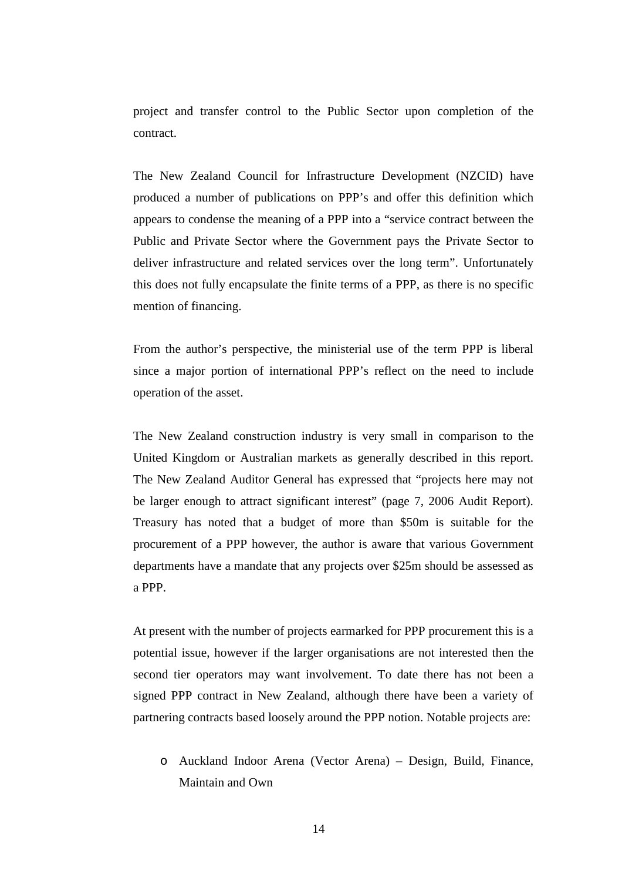project and transfer control to the Public Sector upon completion of the contract.

The New Zealand Council for Infrastructure Development (NZCID) have produced a number of publications on PPP's and offer this definition which appears to condense the meaning of a PPP into a "service contract between the Public and Private Sector where the Government pays the Private Sector to deliver infrastructure and related services over the long term". Unfortunately this does not fully encapsulate the finite terms of a PPP, as there is no specific mention of financing.

From the author's perspective, the ministerial use of the term PPP is liberal since a major portion of international PPP's reflect on the need to include operation of the asset.

The New Zealand construction industry is very small in comparison to the United Kingdom or Australian markets as generally described in this report. The New Zealand Auditor General has expressed that "projects here may not be larger enough to attract significant interest" (page 7, 2006 Audit Report). Treasury has noted that a budget of more than $50m is suitable for the procurement of a PPP however, the author is aware that various Government departments have a mandate that any projects over $25m should be assessed as a PPP.

At present with the number of projects earmarked for PPP procurement this is a potential issue, however if the larger organisations are not interested then the second tier operators may want involvement. To date there has not been a signed PPP contract in New Zealand, although there have been a variety of partnering contracts based loosely around the PPP notion. Notable projects are:

- Auckland Indoor Arena (Vector Arena) – Design, Build, Finance, Maintain and Own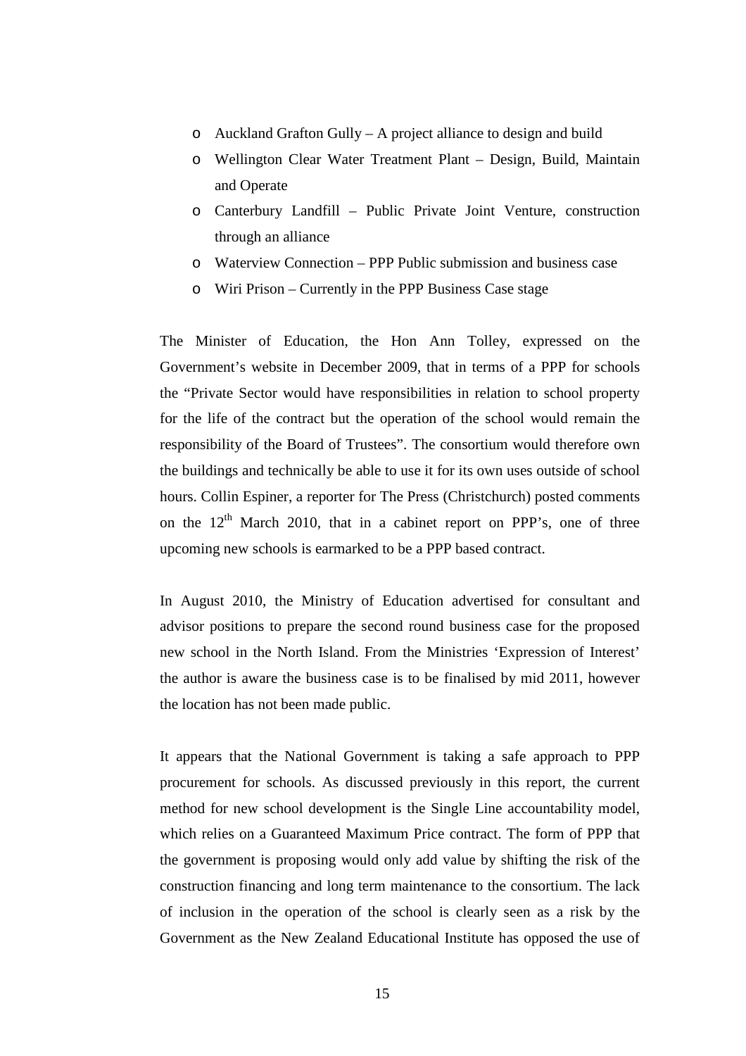- Auckland Grafton Gully – A project alliance to design and build
- Wellington Clear Water Treatment Plant – Design, Build, Maintain and Operate
- Canterbury Landfill – Public Private Joint Venture, construction through an alliance
- Waterview Connection – PPP Public submission and business case
- Wiri Prison – Currently in the PPP Business Case stage

The Minister of Education, the Hon Ann Tolley, expressed on the Government's website in December 2009, that in terms of a PPP for schools the "Private Sector would have responsibilities in relation to school property for the life of the contract but the operation of the school would remain the responsibility of the Board of Trustees". The consortium would therefore own the buildings and technically be able to use it for its own uses outside of school hours. Collin Espiner, a reporter for The Press (Christchurch) posted comments on the 12th March 2010, that in a cabinet report on PPP's, one of three upcoming new schools is earmarked to be a PPP based contract.

In August 2010, the Ministry of Education advertised for consultant and advisor positions to prepare the second round business case for the proposed new school in the North Island. From the Ministries 'Expression of Interest' the author is aware the business case is to be finalised by mid 2011, however the location has not been made public.

It appears that the National Government is taking a safe approach to PPP procurement for schools. As discussed previously in this report, the current method for new school development is the Single Line accountability model, which relies on a Guaranteed Maximum Price contract. The form of PPP that the government is proposing would only add value by shifting the risk of the construction financing and long term maintenance to the consortium. The lack of inclusion in the operation of the school is clearly seen as a risk by the Government as the New Zealand Educational Institute has opposed the use of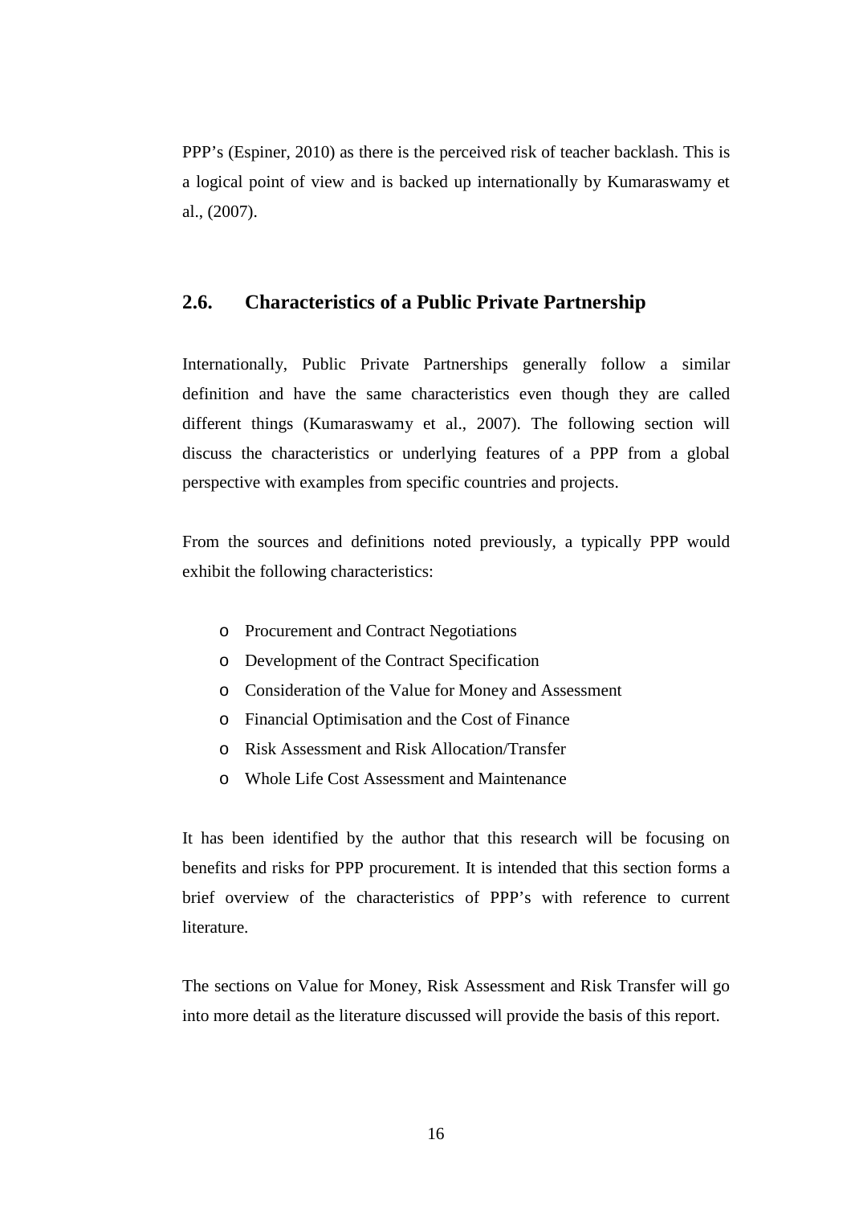PPP's (Espiner, 2010) as there is the perceived risk of teacher backlash. This is a logical point of view and is backed up internationally by Kumaraswamy et al., (2007).

## 2.6. Characteristics of a Public Private Partnership

Internationally, Public Private Partnerships generally follow a similar definition and have the same characteristics even though they are called different things (Kumaraswamy et al., 2007). The following section will discuss the characteristics or underlying features of a PPP from a global perspective with examples from specific countries and projects.

From the sources and definitions noted previously, a typically PPP would exhibit the following characteristics:

- Procurement and Contract Negotiations
- Development of the Contract Specification
- Consideration of the Value for Money and Assessment
- Financial Optimisation and the Cost of Finance
- Risk Assessment and Risk Allocation/Transfer
- Whole Life Cost Assessment and Maintenance

It has been identified by the author that this research will be focusing on benefits and risks for PPP procurement. It is intended that this section forms a brief overview of the characteristics of PPP's with reference to current literature.

The sections on Value for Money, Risk Assessment and Risk Transfer will go into more detail as the literature discussed will provide the basis of this report.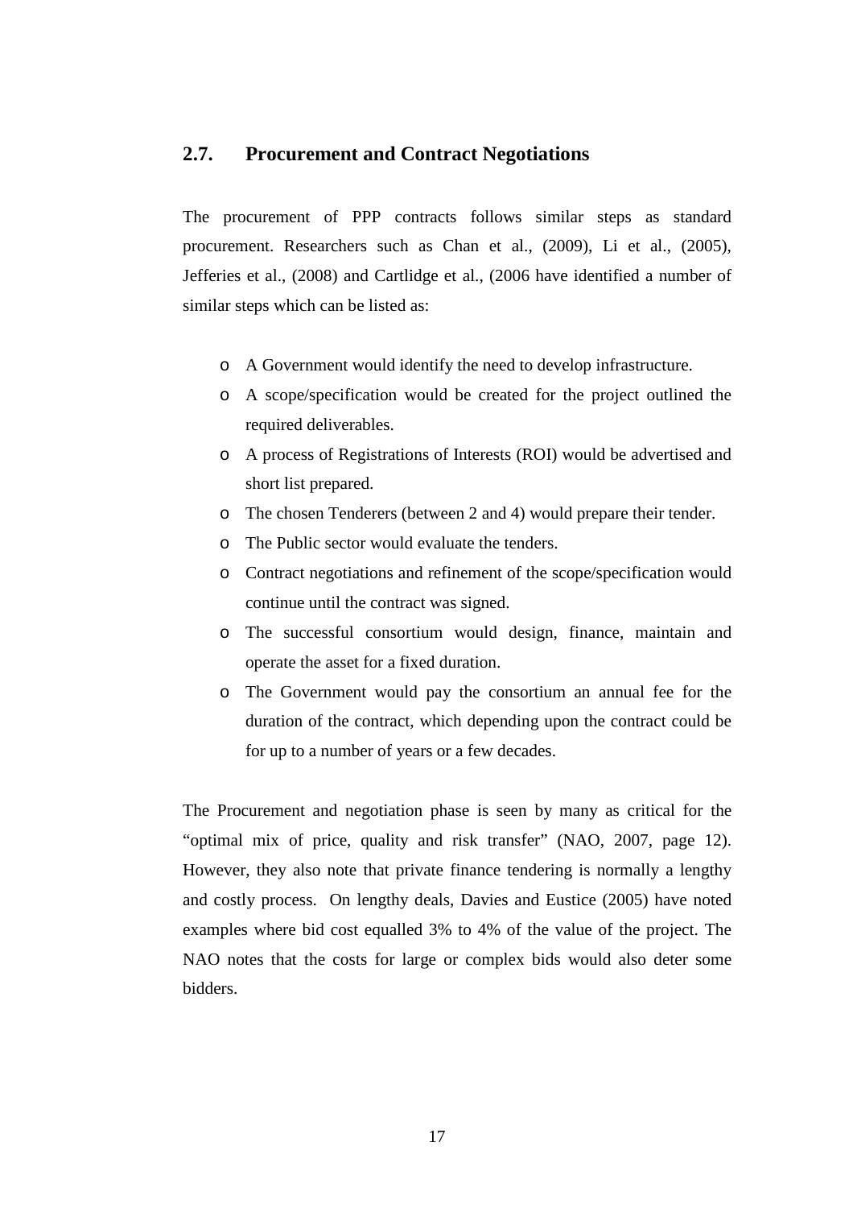## 2.7. Procurement and Contract Negotiations

The procurement of PPP contracts follows similar steps as standard procurement. Researchers such as Chan et al., (2009), Li et al., (2005), Jefferies et al., (2008) and Cartlidge et al., (2006 have identified a number of similar steps which can be listed as:

- A Government would identify the need to develop infrastructure.
- A scope/specification would be created for the project outlined the required deliverables.
- A process of Registrations of Interests (ROI) would be advertised and short list prepared.
- The chosen Tenderers (between 2 and 4) would prepare their tender.
- The Public sector would evaluate the tenders.
- Contract negotiations and refinement of the scope/specification would continue until the contract was signed.
- The successful consortium would design, finance, maintain and operate the asset for a fixed duration.
- The Government would pay the consortium an annual fee for the duration of the contract, which depending upon the contract could be for up to a number of years or a few decades.

The Procurement and negotiation phase is seen by many as critical for the "optimal mix of price, quality and risk transfer" (NAO, 2007, page 12). However, they also note that private finance tendering is normally a lengthy and costly process. On lengthy deals, Davies and Eustice (2005) have noted examples where bid cost equalled 3% to 4% of the value of the project. The NAO notes that the costs for large or complex bids would also deter some bidders.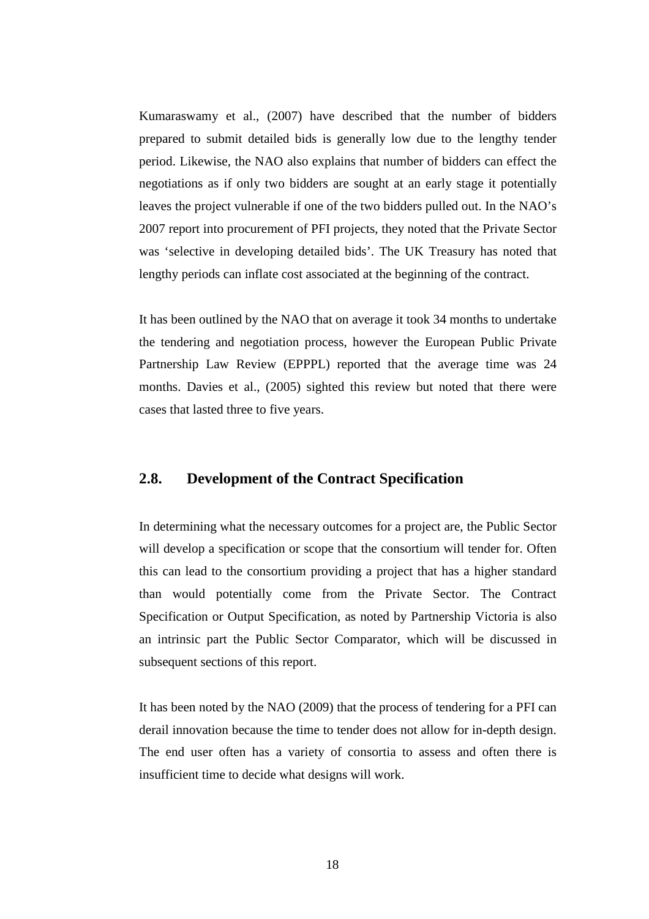Kumaraswamy et al., (2007) have described that the number of bidders prepared to submit detailed bids is generally low due to the lengthy tender period. Likewise, the NAO also explains that number of bidders can effect the negotiations as if only two bidders are sought at an early stage it potentially leaves the project vulnerable if one of the two bidders pulled out. In the NAO's 2007 report into procurement of PFI projects, they noted that the Private Sector was 'selective in developing detailed bids'. The UK Treasury has noted that lengthy periods can inflate cost associated at the beginning of the contract.

It has been outlined by the NAO that on average it took 34 months to undertake the tendering and negotiation process, however the European Public Private Partnership Law Review (EPPPL) reported that the average time was 24 months. Davies et al., (2005) sighted this review but noted that there were cases that lasted three to five years.

## 2.8. Development of the Contract Specification

In determining what the necessary outcomes for a project are, the Public Sector will develop a specification or scope that the consortium will tender for. Often this can lead to the consortium providing a project that has a higher standard than would potentially come from the Private Sector. The Contract Specification or Output Specification, as noted by Partnership Victoria is also an intrinsic part the Public Sector Comparator, which will be discussed in subsequent sections of this report.

It has been noted by the NAO (2009) that the process of tendering for a PFI can derail innovation because the time to tender does not allow for in-depth design. The end user often has a variety of consortia to assess and often there is insufficient time to decide what designs will work.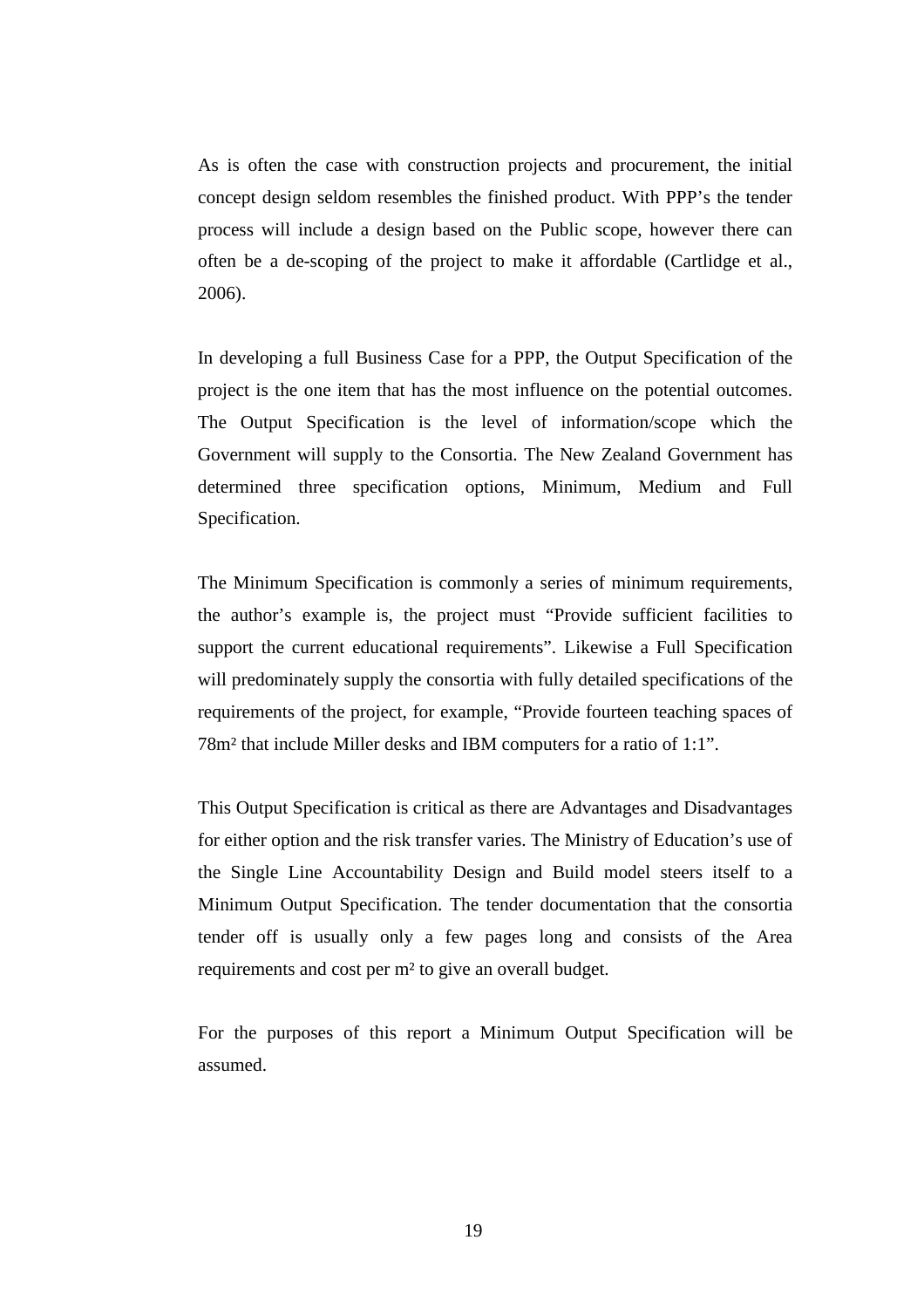As is often the case with construction projects and procurement, the initial concept design seldom resembles the finished product. With PPP's the tender process will include a design based on the Public scope, however there can often be a de-scoping of the project to make it affordable (Cartlidge et al., 2006).

In developing a full Business Case for a PPP, the Output Specification of the project is the one item that has the most influence on the potential outcomes. The Output Specification is the level of information/scope which the Government will supply to the Consortia. The New Zealand Government has determined three specification options, Minimum, Medium and Full Specification.

The Minimum Specification is commonly a series of minimum requirements, the author's example is, the project must "Provide sufficient facilities to support the current educational requirements". Likewise a Full Specification will predominately supply the consortia with fully detailed specifications of the requirements of the project, for example, "Provide fourteen teaching spaces of 78m² that include Miller desks and IBM computers for a ratio of 1:1".

This Output Specification is critical as there are Advantages and Disadvantages for either option and the risk transfer varies. The Ministry of Education's use of the Single Line Accountability Design and Build model steers itself to a Minimum Output Specification. The tender documentation that the consortia tender off is usually only a few pages long and consists of the Area requirements and cost per m² to give an overall budget.

For the purposes of this report a Minimum Output Specification will be assumed.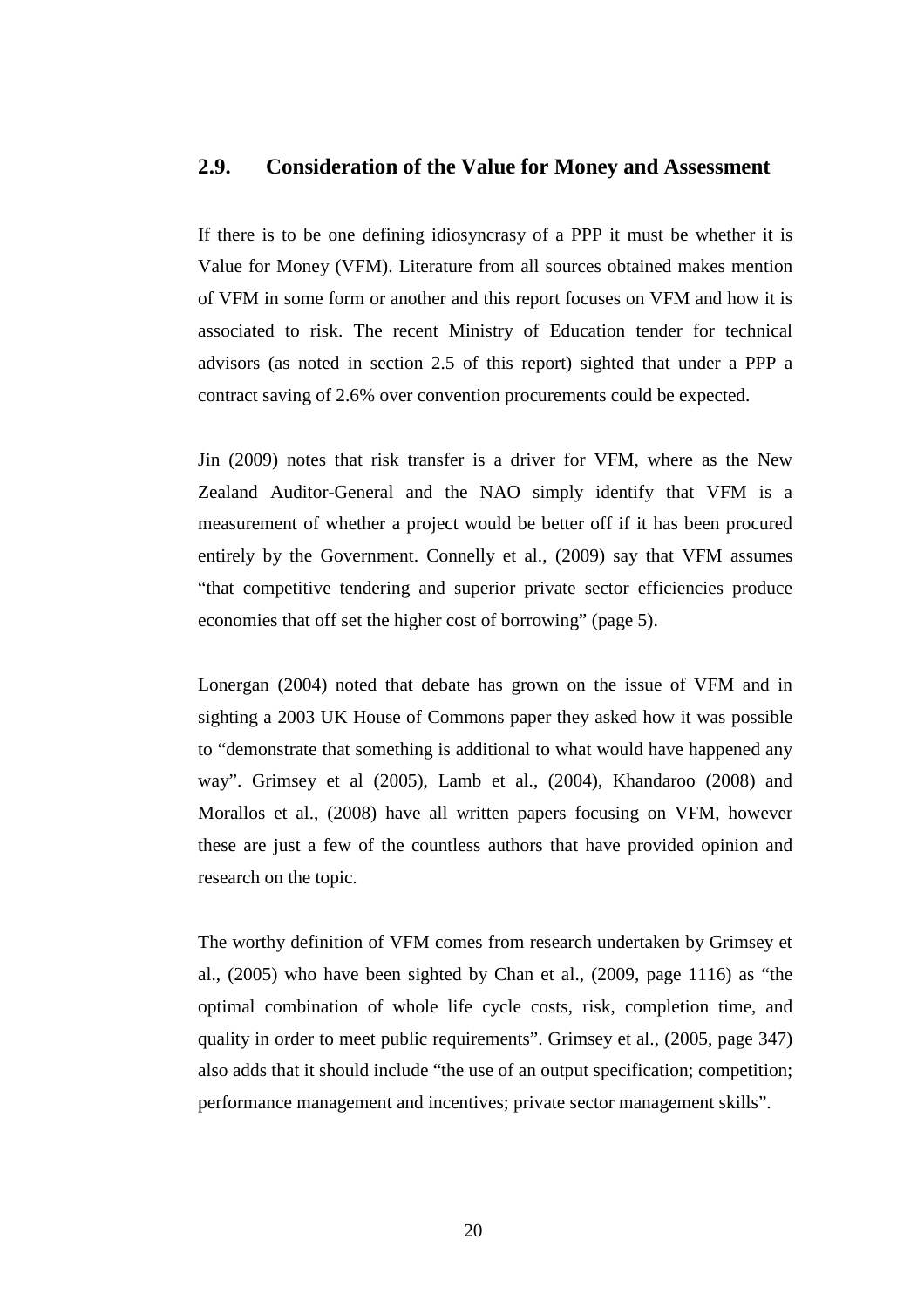## 2.9. Consideration of the Value for Money and Assessment

If there is to be one defining idiosyncrasy of a PPP it must be whether it is Value for Money (VFM). Literature from all sources obtained makes mention of VFM in some form or another and this report focuses on VFM and how it is associated to risk. The recent Ministry of Education tender for technical advisors (as noted in section 2.5 of this report) sighted that under a PPP a contract saving of 2.6% over convention procurements could be expected.

Jin (2009) notes that risk transfer is a driver for VFM, where as the New Zealand Auditor-General and the NAO simply identify that VFM is a measurement of whether a project would be better off if it has been procured entirely by the Government. Connelly et al., (2009) say that VFM assumes "that competitive tendering and superior private sector efficiencies produce economies that off set the higher cost of borrowing" (page 5).

Lonergan (2004) noted that debate has grown on the issue of VFM and in sighting a 2003 UK House of Commons paper they asked how it was possible to "demonstrate that something is additional to what would have happened any way". Grimsey et al (2005), Lamb et al., (2004), Khandaroo (2008) and Morallos et al., (2008) have all written papers focusing on VFM, however these are just a few of the countless authors that have provided opinion and research on the topic.

The worthy definition of VFM comes from research undertaken by Grimsey et al., (2005) who have been sighted by Chan et al., (2009, page 1116) as "the optimal combination of whole life cycle costs, risk, completion time, and quality in order to meet public requirements". Grimsey et al., (2005, page 347) also adds that it should include "the use of an output specification; competition; performance management and incentives; private sector management skills".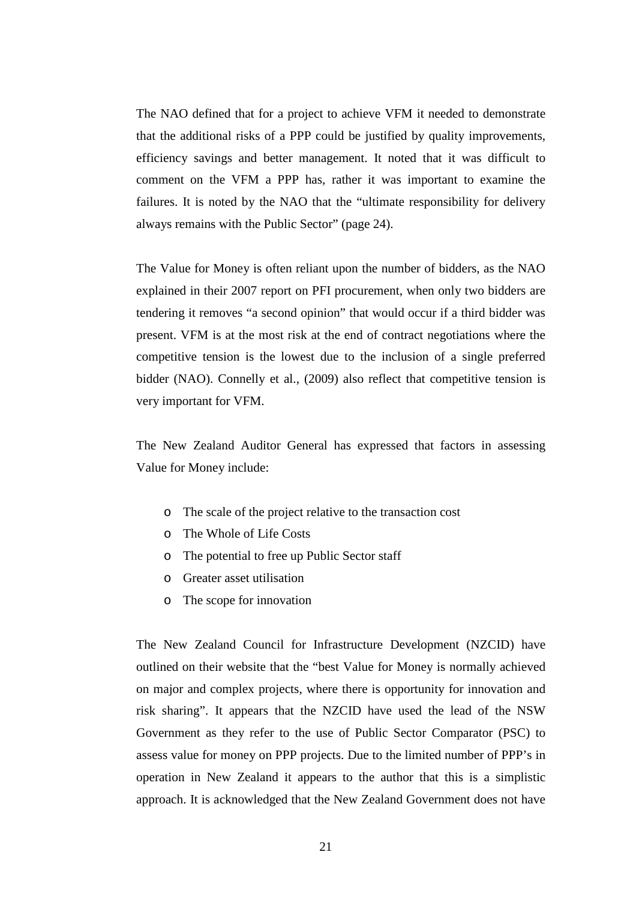The NAO defined that for a project to achieve VFM it needed to demonstrate that the additional risks of a PPP could be justified by quality improvements, efficiency savings and better management. It noted that it was difficult to comment on the VFM a PPP has, rather it was important to examine the failures. It is noted by the NAO that the "ultimate responsibility for delivery always remains with the Public Sector" (page 24).

The Value for Money is often reliant upon the number of bidders, as the NAO explained in their 2007 report on PFI procurement, when only two bidders are tendering it removes "a second opinion" that would occur if a third bidder was present. VFM is at the most risk at the end of contract negotiations where the competitive tension is the lowest due to the inclusion of a single preferred bidder (NAO). Connelly et al., (2009) also reflect that competitive tension is very important for VFM.

The New Zealand Auditor General has expressed that factors in assessing Value for Money include:

- The scale of the project relative to the transaction cost
- The Whole of Life Costs
- The potential to free up Public Sector staff
- Greater asset utilisation
- The scope for innovation

The New Zealand Council for Infrastructure Development (NZCID) have outlined on their website that the "best Value for Money is normally achieved on major and complex projects, where there is opportunity for innovation and risk sharing". It appears that the NZCID have used the lead of the NSW Government as they refer to the use of Public Sector Comparator (PSC) to assess value for money on PPP projects. Due to the limited number of PPP's in operation in New Zealand it appears to the author that this is a simplistic approach. It is acknowledged that the New Zealand Government does not have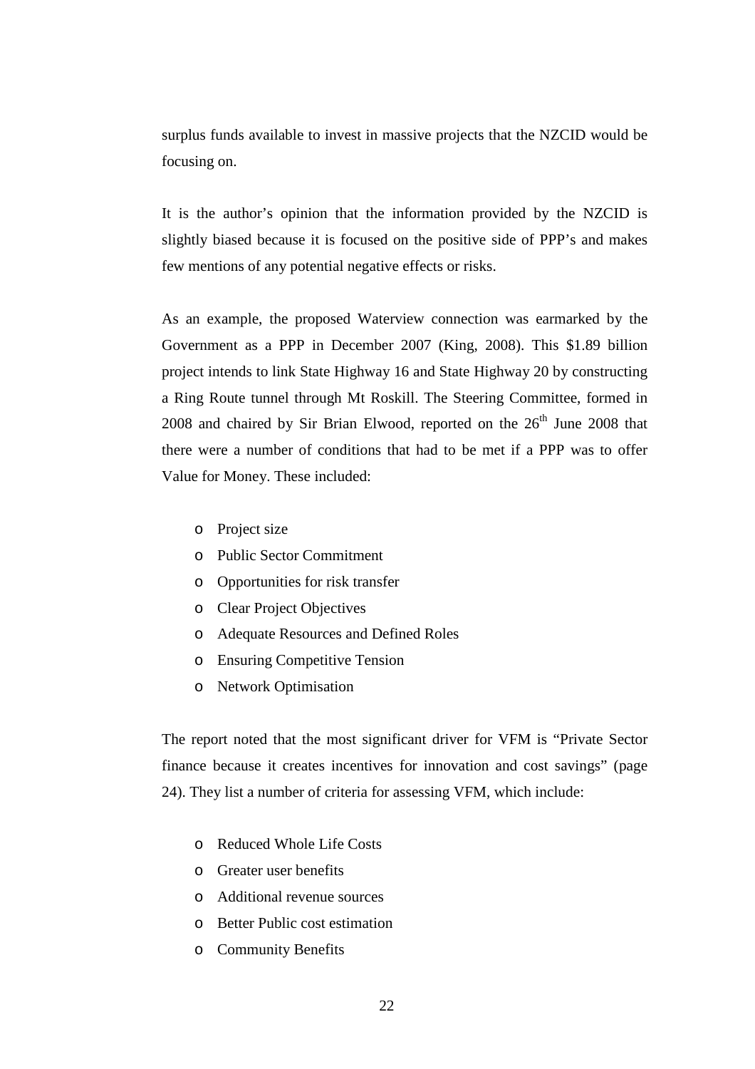surplus funds available to invest in massive projects that the NZCID would be focusing on.

It is the author's opinion that the information provided by the NZCID is slightly biased because it is focused on the positive side of PPP's and makes few mentions of any potential negative effects or risks.

As an example, the proposed Waterview connection was earmarked by the Government as a PPP in December 2007 (King, 2008). This $1.89 billion project intends to link State Highway 16 and State Highway 20 by constructing a Ring Route tunnel through Mt Roskill. The Steering Committee, formed in 2008 and chaired by Sir Brian Elwood, reported on the 26th June 2008 that there were a number of conditions that had to be met if a PPP was to offer Value for Money. These included:

- Project size
- Public Sector Commitment
- Opportunities for risk transfer
- Clear Project Objectives
- Adequate Resources and Defined Roles
- Ensuring Competitive Tension
- Network Optimisation

The report noted that the most significant driver for VFM is "Private Sector finance because it creates incentives for innovation and cost savings" (page 24). They list a number of criteria for assessing VFM, which include:

- Reduced Whole Life Costs
- Greater user benefits
- Additional revenue sources
- Better Public cost estimation
- Community Benefits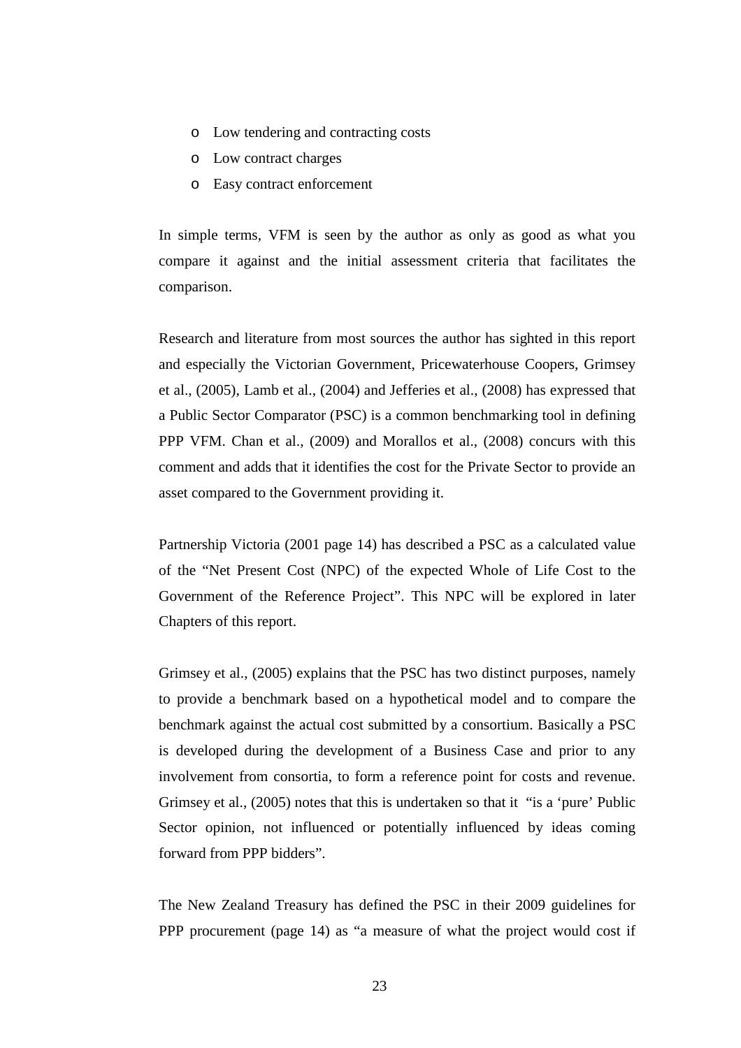- Low tendering and contracting costs
- Low contract charges
- Easy contract enforcement

In simple terms, VFM is seen by the author as only as good as what you compare it against and the initial assessment criteria that facilitates the comparison.

Research and literature from most sources the author has sighted in this report and especially the Victorian Government, Pricewaterhouse Coopers, Grimsey et al., (2005), Lamb et al., (2004) and Jefferies et al., (2008) has expressed that a Public Sector Comparator (PSC) is a common benchmarking tool in defining PPP VFM. Chan et al., (2009) and Morallos et al., (2008) concurs with this comment and adds that it identifies the cost for the Private Sector to provide an asset compared to the Government providing it.

Partnership Victoria (2001 page 14) has described a PSC as a calculated value of the "Net Present Cost (NPC) of the expected Whole of Life Cost to the Government of the Reference Project". This NPC will be explored in later Chapters of this report.

Grimsey et al., (2005) explains that the PSC has two distinct purposes, namely to provide a benchmark based on a hypothetical model and to compare the benchmark against the actual cost submitted by a consortium. Basically a PSC is developed during the development of a Business Case and prior to any involvement from consortia, to form a reference point for costs and revenue. Grimsey et al., (2005) notes that this is undertaken so that it "is a 'pure' Public Sector opinion, not influenced or potentially influenced by ideas coming forward from PPP bidders".

The New Zealand Treasury has defined the PSC in their 2009 guidelines for PPP procurement (page 14) as "a measure of what the project would cost if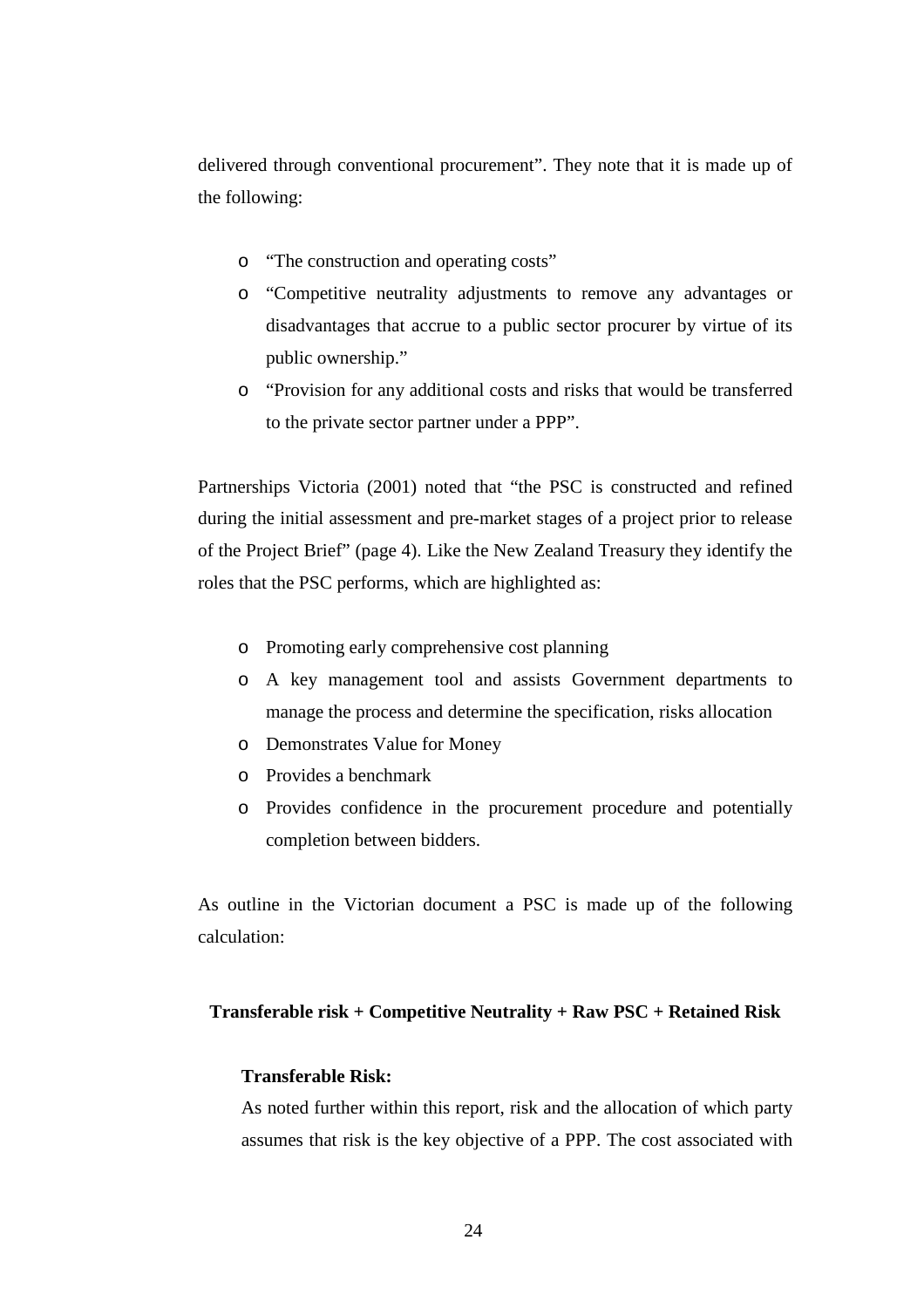delivered through conventional procurement". They note that it is made up of the following:

- "The construction and operating costs"
- "Competitive neutrality adjustments to remove any advantages or disadvantages that accrue to a public sector procurer by virtue of its public ownership."
- "Provision for any additional costs and risks that would be transferred to the private sector partner under a PPP".

Partnerships Victoria (2001) noted that "the PSC is constructed and refined during the initial assessment and pre-market stages of a project prior to release of the Project Brief" (page 4). Like the New Zealand Treasury they identify the roles that the PSC performs, which are highlighted as:

- Promoting early comprehensive cost planning
- A key management tool and assists Government departments to manage the process and determine the specification, risks allocation
- Demonstrates Value for Money
- Provides a benchmark
- Provides confidence in the procurement procedure and potentially completion between bidders.

As outline in the Victorian document a PSC is made up of the following calculation:

**Transferable risk + Competitive Neutrality + Raw PSC + Retained Risk**

**Transferable Risk:**

As noted further within this report, risk and the allocation of which party assumes that risk is the key objective of a PPP. The cost associated with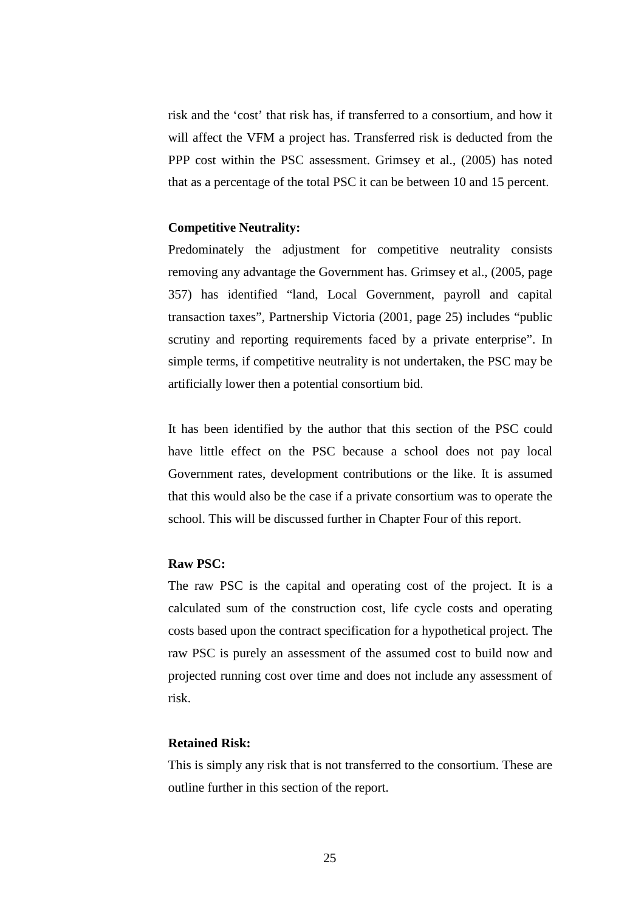risk and the 'cost' that risk has, if transferred to a consortium, and how it will affect the VFM a project has. Transferred risk is deducted from the PPP cost within the PSC assessment. Grimsey et al., (2005) has noted that as a percentage of the total PSC it can be between 10 and 15 percent.

**Competitive Neutrality:**

Predominately the adjustment for competitive neutrality consists removing any advantage the Government has. Grimsey et al., (2005, page 357) has identified "land, Local Government, payroll and capital transaction taxes", Partnership Victoria (2001, page 25) includes "public scrutiny and reporting requirements faced by a private enterprise". In simple terms, if competitive neutrality is not undertaken, the PSC may be artificially lower then a potential consortium bid.

It has been identified by the author that this section of the PSC could have little effect on the PSC because a school does not pay local Government rates, development contributions or the like. It is assumed that this would also be the case if a private consortium was to operate the school. This will be discussed further in Chapter Four of this report.

**Raw PSC:**

The raw PSC is the capital and operating cost of the project. It is a calculated sum of the construction cost, life cycle costs and operating costs based upon the contract specification for a hypothetical project. The raw PSC is purely an assessment of the assumed cost to build now and projected running cost over time and does not include any assessment of risk.

**Retained Risk:**

This is simply any risk that is not transferred to the consortium. These are outline further in this section of the report.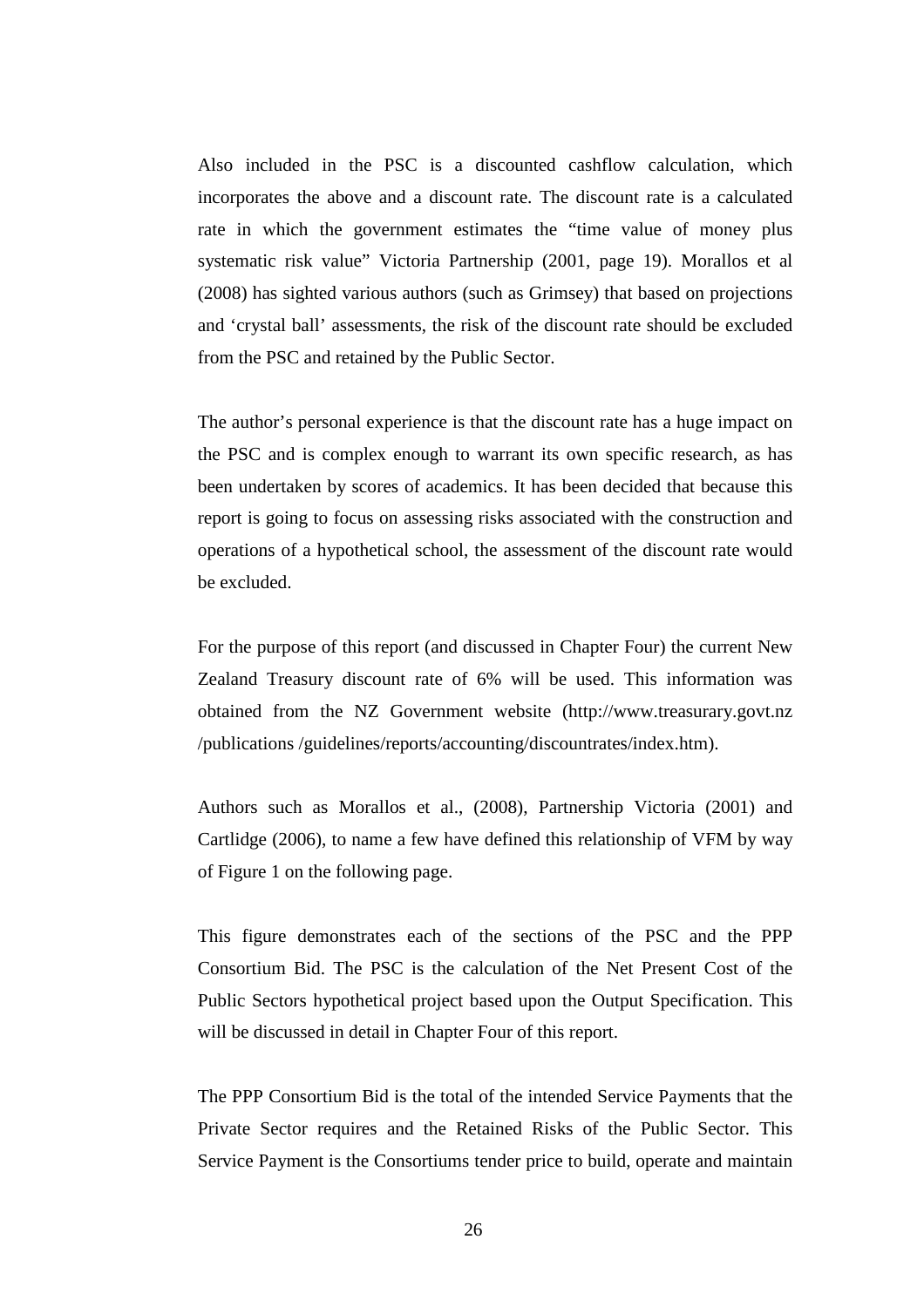Also included in the PSC is a discounted cashflow calculation, which incorporates the above and a discount rate. The discount rate is a calculated rate in which the government estimates the "time value of money plus systematic risk value" Victoria Partnership (2001, page 19). Morallos et al (2008) has sighted various authors (such as Grimsey) that based on projections and 'crystal ball' assessments, the risk of the discount rate should be excluded from the PSC and retained by the Public Sector.

The author's personal experience is that the discount rate has a huge impact on the PSC and is complex enough to warrant its own specific research, as has been undertaken by scores of academics. It has been decided that because this report is going to focus on assessing risks associated with the construction and operations of a hypothetical school, the assessment of the discount rate would be excluded.

For the purpose of this report (and discussed in Chapter Four) the current New Zealand Treasury discount rate of 6% will be used. This information was obtained from the NZ Government website (http://www.treasurary.govt.nz /publications /guidelines/reports/accounting/discountrates/index.htm).

Authors such as Morallos et al., (2008), Partnership Victoria (2001) and Cartlidge (2006), to name a few have defined this relationship of VFM by way of Figure 1 on the following page.

This figure demonstrates each of the sections of the PSC and the PPP Consortium Bid. The PSC is the calculation of the Net Present Cost of the Public Sectors hypothetical project based upon the Output Specification. This will be discussed in detail in Chapter Four of this report.

The PPP Consortium Bid is the total of the intended Service Payments that the Private Sector requires and the Retained Risks of the Public Sector. This Service Payment is the Consortiums tender price to build, operate and maintain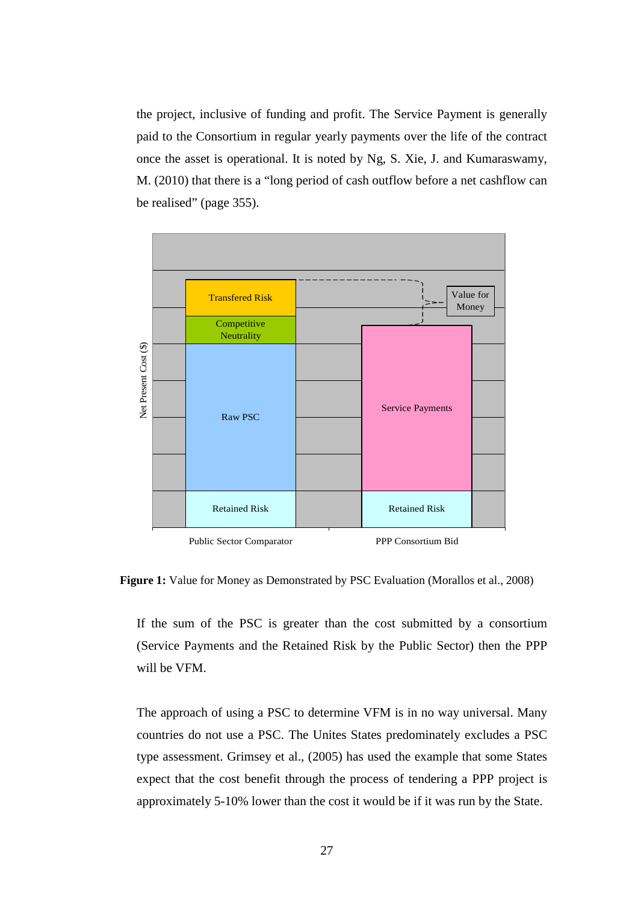the project, inclusive of funding and profit. The Service Payment is generally paid to the Consortium in regular yearly payments over the life of the contract once the asset is operational. It is noted by Ng, S. Xie, J. and Kumaraswamy, M. (2010) that there is a "long period of cash outflow before a net cashflow can be realised" (page 355).

**Figure 1:** Value for Money as Demonstrated by PSC Evaluation (Morallos et al., 2008)

If the sum of the PSC is greater than the cost submitted by a consortium (Service Payments and the Retained Risk by the Public Sector) then the PPP will be VFM.

The approach of using a PSC to determine VFM is in no way universal. Many countries do not use a PSC. The Unites States predominately excludes a PSC type assessment. Grimsey et al., (2005) has used the example that some States expect that the cost benefit through the process of tendering a PPP project is approximately 5-10% lower than the cost it would be if it was run by the State.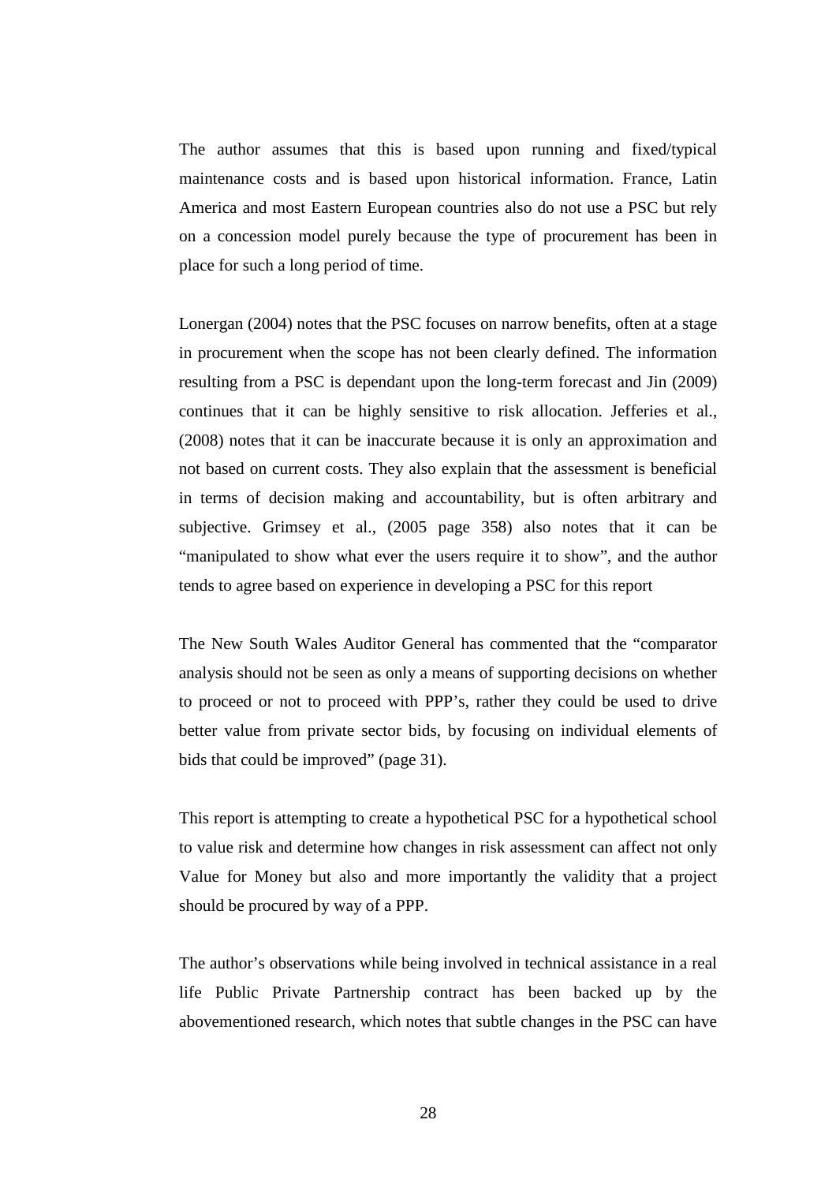The author assumes that this is based upon running and fixed/typical maintenance costs and is based upon historical information. France, Latin America and most Eastern European countries also do not use a PSC but rely on a concession model purely because the type of procurement has been in place for such a long period of time.

Lonergan (2004) notes that the PSC focuses on narrow benefits, often at a stage in procurement when the scope has not been clearly defined. The information resulting from a PSC is dependant upon the long-term forecast and Jin (2009) continues that it can be highly sensitive to risk allocation. Jefferies et al., (2008) notes that it can be inaccurate because it is only an approximation and not based on current costs. They also explain that the assessment is beneficial in terms of decision making and accountability, but is often arbitrary and subjective. Grimsey et al., (2005 page 358) also notes that it can be "manipulated to show what ever the users require it to show", and the author tends to agree based on experience in developing a PSC for this report

The New South Wales Auditor General has commented that the "comparator analysis should not be seen as only a means of supporting decisions on whether to proceed or not to proceed with PPP's, rather they could be used to drive better value from private sector bids, by focusing on individual elements of bids that could be improved" (page 31).

This report is attempting to create a hypothetical PSC for a hypothetical school to value risk and determine how changes in risk assessment can affect not only Value for Money but also and more importantly the validity that a project should be procured by way of a PPP.

The author's observations while being involved in technical assistance in a real life Public Private Partnership contract has been backed up by the abovementioned research, which notes that subtle changes in the PSC can have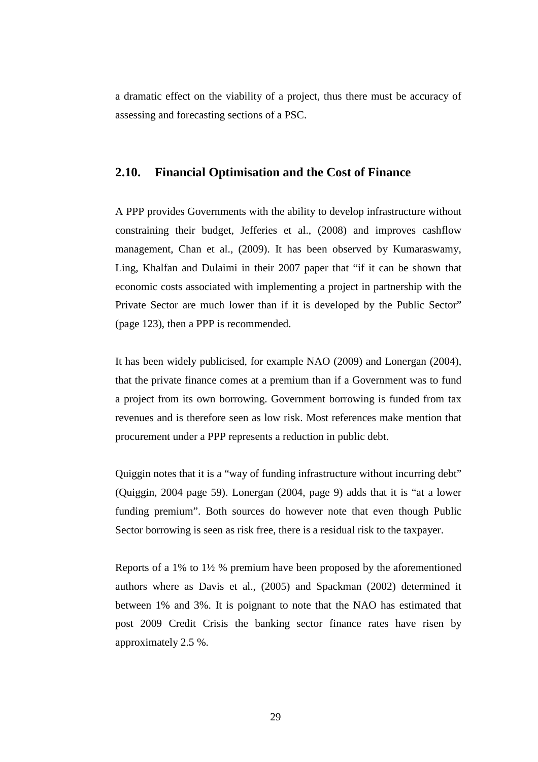a dramatic effect on the viability of a project, thus there must be accuracy of assessing and forecasting sections of a PSC.

## 2.10. Financial Optimisation and the Cost of Finance

A PPP provides Governments with the ability to develop infrastructure without constraining their budget, Jefferies et al., (2008) and improves cashflow management, Chan et al., (2009). It has been observed by Kumaraswamy, Ling, Khalfan and Dulaimi in their 2007 paper that "if it can be shown that economic costs associated with implementing a project in partnership with the Private Sector are much lower than if it is developed by the Public Sector" (page 123), then a PPP is recommended.

It has been widely publicised, for example NAO (2009) and Lonergan (2004), that the private finance comes at a premium than if a Government was to fund a project from its own borrowing. Government borrowing is funded from tax revenues and is therefore seen as low risk. Most references make mention that procurement under a PPP represents a reduction in public debt.

Quiggin notes that it is a "way of funding infrastructure without incurring debt" (Quiggin, 2004 page 59). Lonergan (2004, page 9) adds that it is "at a lower funding premium". Both sources do however note that even though Public Sector borrowing is seen as risk free, there is a residual risk to the taxpayer.

Reports of a 1% to 1½ % premium have been proposed by the aforementioned authors where as Davis et al., (2005) and Spackman (2002) determined it between 1% and 3%. It is poignant to note that the NAO has estimated that post 2009 Credit Crisis the banking sector finance rates have risen by approximately 2.5 %.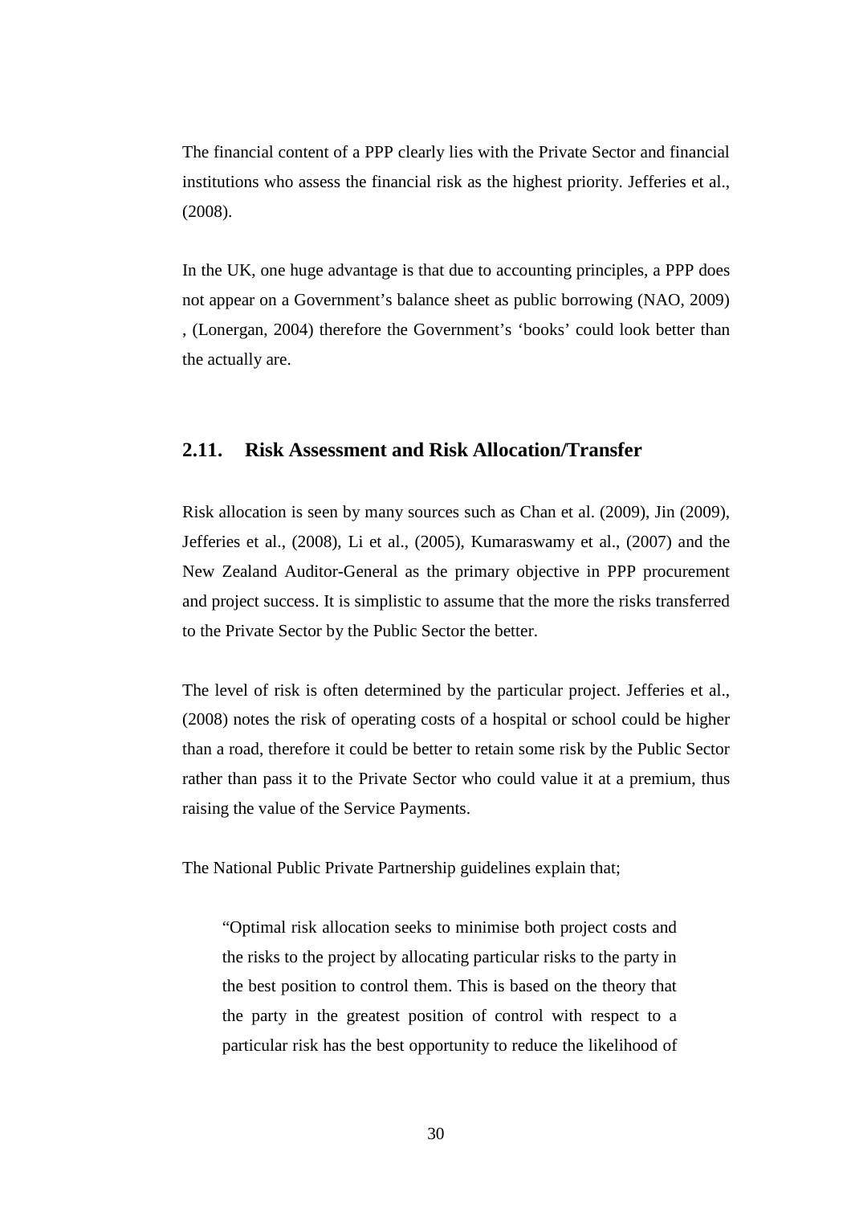The financial content of a PPP clearly lies with the Private Sector and financial institutions who assess the financial risk as the highest priority. Jefferies et al., (2008).

In the UK, one huge advantage is that due to accounting principles, a PPP does not appear on a Government's balance sheet as public borrowing (NAO, 2009) , (Lonergan, 2004) therefore the Government's 'books' could look better than the actually are.

## 2.11. Risk Assessment and Risk Allocation/Transfer

Risk allocation is seen by many sources such as Chan et al. (2009), Jin (2009), Jefferies et al., (2008), Li et al., (2005), Kumaraswamy et al., (2007) and the New Zealand Auditor-General as the primary objective in PPP procurement and project success. It is simplistic to assume that the more the risks transferred to the Private Sector by the Public Sector the better.

The level of risk is often determined by the particular project. Jefferies et al., (2008) notes the risk of operating costs of a hospital or school could be higher than a road, therefore it could be better to retain some risk by the Public Sector rather than pass it to the Private Sector who could value it at a premium, thus raising the value of the Service Payments.

The National Public Private Partnership guidelines explain that;

> "Optimal risk allocation seeks to minimise both project costs and the risks to the project by allocating particular risks to the party in the best position to control them. This is based on the theory that the party in the greatest position of control with respect to a particular risk has the best opportunity to reduce the likelihood of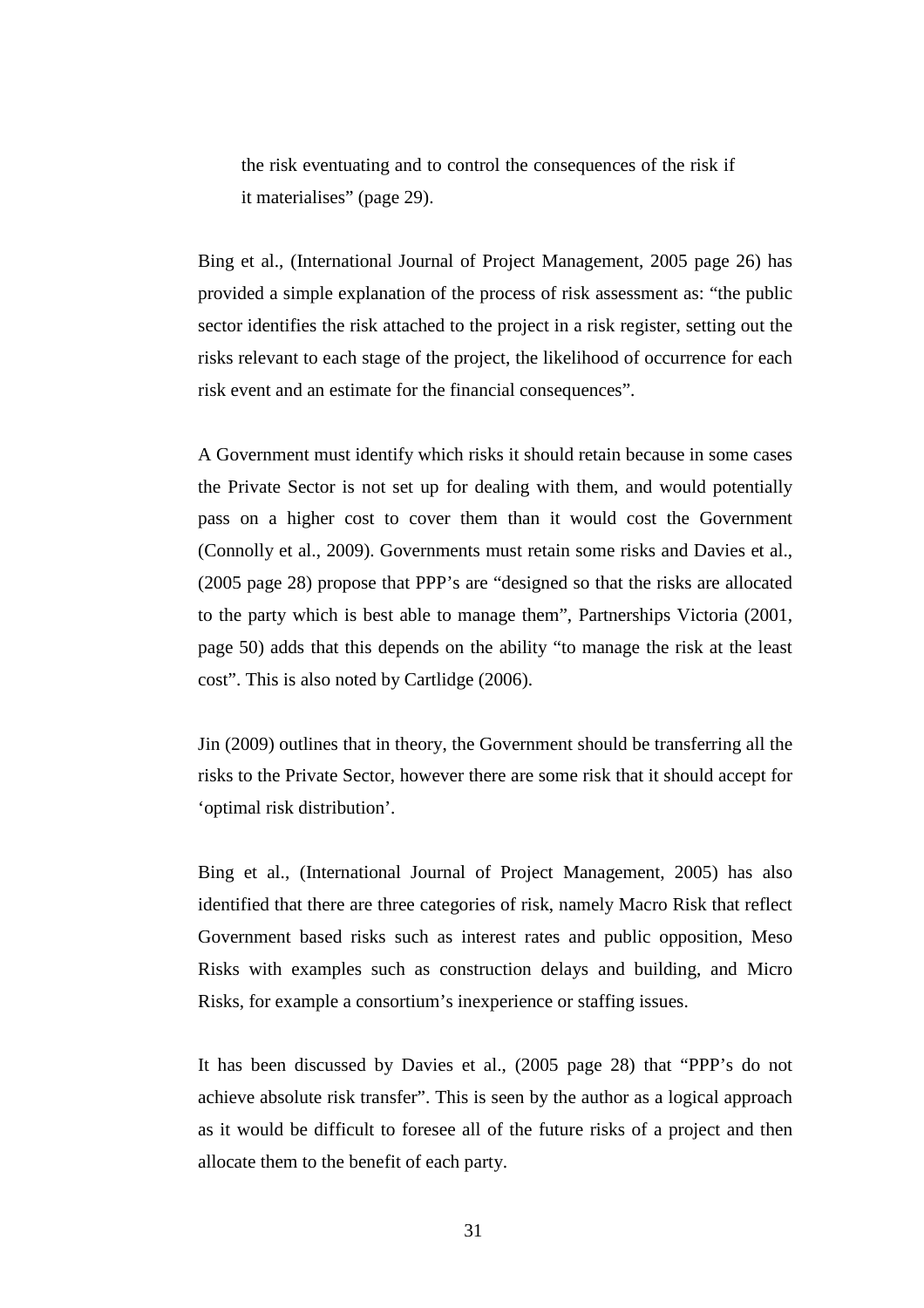> the risk eventuating and to control the consequences of the risk if it materialises" (page 29).

Bing et al., (International Journal of Project Management, 2005 page 26) has provided a simple explanation of the process of risk assessment as: "the public sector identifies the risk attached to the project in a risk register, setting out the risks relevant to each stage of the project, the likelihood of occurrence for each risk event and an estimate for the financial consequences".

A Government must identify which risks it should retain because in some cases the Private Sector is not set up for dealing with them, and would potentially pass on a higher cost to cover them than it would cost the Government (Connolly et al., 2009). Governments must retain some risks and Davies et al., (2005 page 28) propose that PPP's are "designed so that the risks are allocated to the party which is best able to manage them", Partnerships Victoria (2001, page 50) adds that this depends on the ability "to manage the risk at the least cost". This is also noted by Cartlidge (2006).

Jin (2009) outlines that in theory, the Government should be transferring all the risks to the Private Sector, however there are some risk that it should accept for 'optimal risk distribution'.

Bing et al., (International Journal of Project Management, 2005) has also identified that there are three categories of risk, namely Macro Risk that reflect Government based risks such as interest rates and public opposition, Meso Risks with examples such as construction delays and building, and Micro Risks, for example a consortium's inexperience or staffing issues.

It has been discussed by Davies et al., (2005 page 28) that "PPP's do not achieve absolute risk transfer". This is seen by the author as a logical approach as it would be difficult to foresee all of the future risks of a project and then allocate them to the benefit of each party.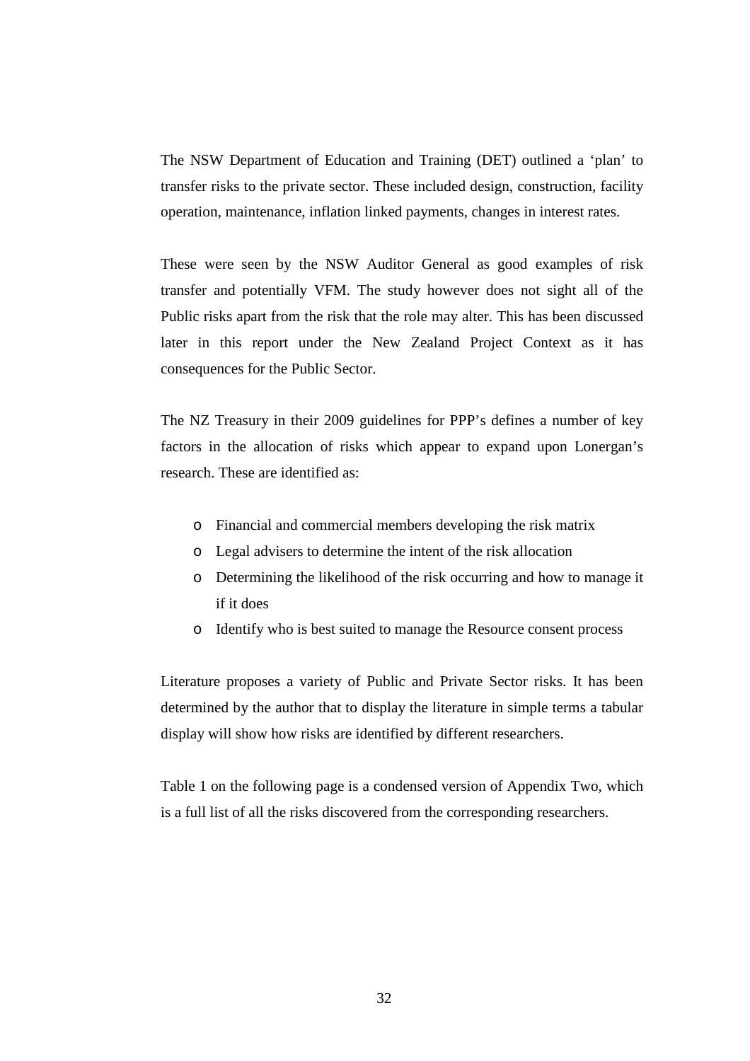The NSW Department of Education and Training (DET) outlined a 'plan' to transfer risks to the private sector. These included design, construction, facility operation, maintenance, inflation linked payments, changes in interest rates.

These were seen by the NSW Auditor General as good examples of risk transfer and potentially VFM. The study however does not sight all of the Public risks apart from the risk that the role may alter. This has been discussed later in this report under the New Zealand Project Context as it has consequences for the Public Sector.

The NZ Treasury in their 2009 guidelines for PPP's defines a number of key factors in the allocation of risks which appear to expand upon Lonergan's research. These are identified as:

- Financial and commercial members developing the risk matrix
- Legal advisers to determine the intent of the risk allocation
- Determining the likelihood of the risk occurring and how to manage it if it does
- Identify who is best suited to manage the Resource consent process

Literature proposes a variety of Public and Private Sector risks. It has been determined by the author that to display the literature in simple terms a tabular display will show how risks are identified by different researchers.

Table 1 on the following page is a condensed version of Appendix Two, which is a full list of all the risks discovered from the corresponding researchers.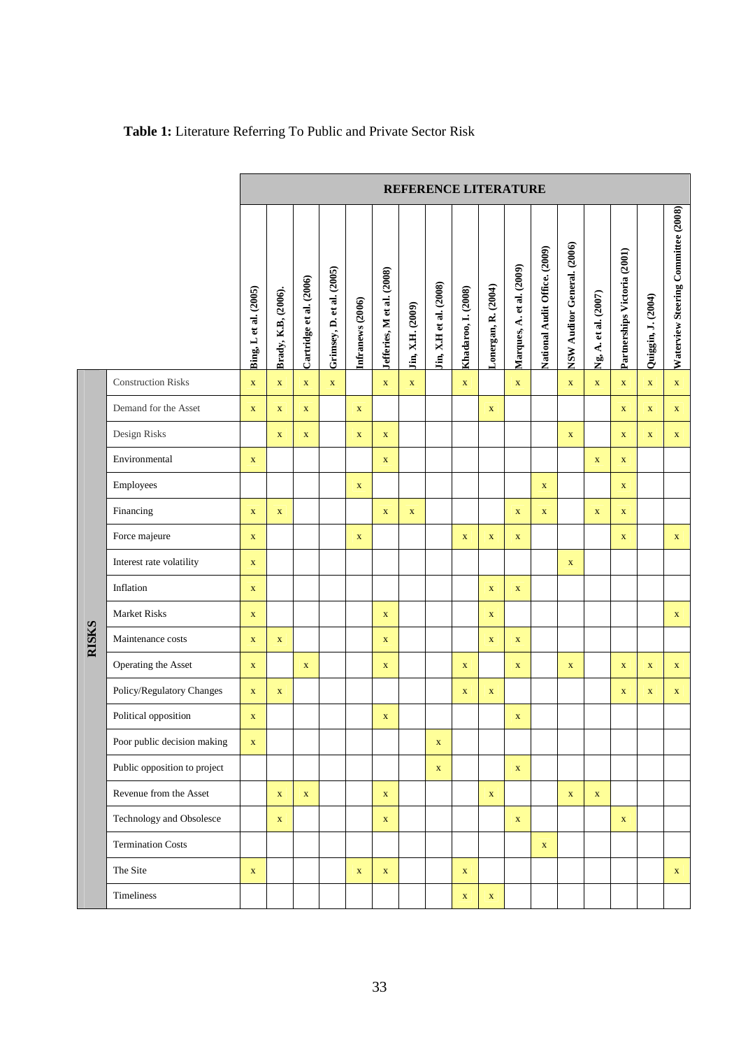**Table 1:** Literature Referring To Public and Private Sector Risk

| RISKS | REFERENCE LITERATURE | | | | | | | | | | | | | | | | |
|---|---|---|---|---|---|---|---|---|---|---|---|---|---|---|---|---|---|
| | Bing, L et al. (2005) | Brady, K.B, (2006). | Cartridge et al. (2006) | Grimsey, D. et al. (2005) | Infranews (2006) | Jefferies, M et al. (2008) | Jin, X.H. (2009) | Jin, X.H et al. (2008) | Khadaroo, I. (2008) | Lonergan, R. (2004) | Marques, A. et al. (2009) | National Audit Office. (2009) | NSW Auditor General. (2006) | Ng, A. et al. (2007) | Partnerships Victoria (2001) | Quiggin, J. (2004) | Waterview Steering Committee (2008) |
| Construction Risks | x | x | x | x | | x | x | | x | | x | | x | x | x | x | x |
| Demand for the Asset | x | x | x | | x | | | | | x | | | | | x | x | x |
| Design Risks | | x | x | | x | x | | | | | | | x | | x | x | x |
| Environmental | x | | | | | x | | | | | | | | x | x | | |
| Employees | | | | | x | | | | | | | x | | | x | | |
| Financing | x | x | | | | x | x | | | | x | x | | x | x | | |
| Force majeure | x | | | | x | | | | x | x | x | | | | x | | x |
| Interest rate volatility | x | | | | | | | | | | | | x | | | | |
| Inflation | x | | | | | | | | | x | x | | | | | | |
| Market Risks | x | | | | | x | | | | x | | | | | | | x |
| Maintenance costs | x | x | | | | x | | | | x | x | | | | | | |
| Operating the Asset | x | | x | | | x | | | x | | x | | x | | x | x | x |
| Policy/Regulatory Changes | x | x | | | | | | | x | x | | | | | x | x | x |
| Political opposition | x | | | | | x | | | | | x | | | | | | |
| Poor public decision making | x | | | | | | | x | | | | | | | | | |
| Public opposition to project | | | | | | | | x | | | x | | | | | | |
| Revenue from the Asset | | x | x | | | x | | | | x | | | x | x | | | |
| Technology and Obsolesce | | x | | | | x | | | | | x | | | | x | | |
| Termination Costs | | | | | | | | | | | | x | | | | | |
| The Site | x | | | | x | x | | | x | | | | | | | | x |
| Timeliness | | | | | | | | | x | x | | | | | | | |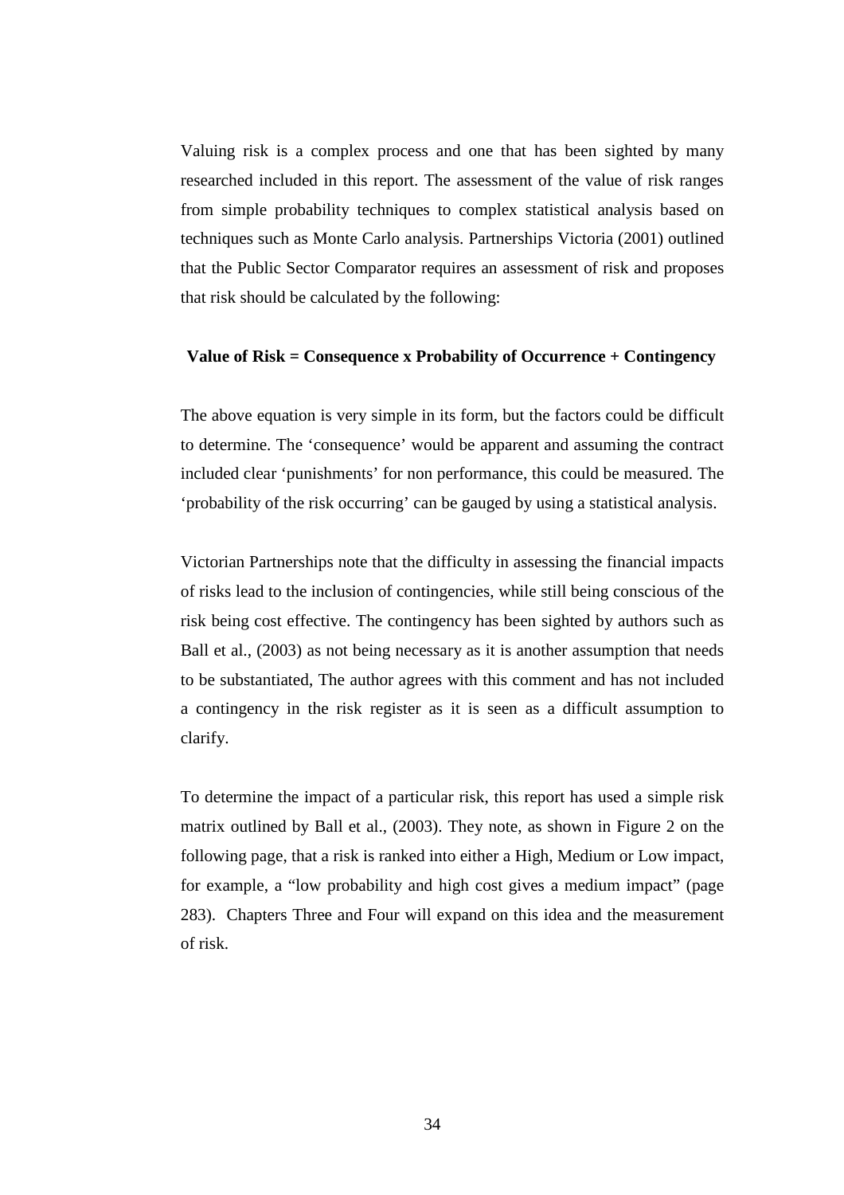Valuing risk is a complex process and one that has been sighted by many researched included in this report. The assessment of the value of risk ranges from simple probability techniques to complex statistical analysis based on techniques such as Monte Carlo analysis. Partnerships Victoria (2001) outlined that the Public Sector Comparator requires an assessment of risk and proposes that risk should be calculated by the following:

**Value of Risk = Consequence x Probability of Occurrence + Contingency**

The above equation is very simple in its form, but the factors could be difficult to determine. The 'consequence' would be apparent and assuming the contract included clear 'punishments' for non performance, this could be measured. The 'probability of the risk occurring' can be gauged by using a statistical analysis.

Victorian Partnerships note that the difficulty in assessing the financial impacts of risks lead to the inclusion of contingencies, while still being conscious of the risk being cost effective. The contingency has been sighted by authors such as Ball et al., (2003) as not being necessary as it is another assumption that needs to be substantiated, The author agrees with this comment and has not included a contingency in the risk register as it is seen as a difficult assumption to clarify.

To determine the impact of a particular risk, this report has used a simple risk matrix outlined by Ball et al., (2003). They note, as shown in Figure 2 on the following page, that a risk is ranked into either a High, Medium or Low impact, for example, a "low probability and high cost gives a medium impact" (page 283). Chapters Three and Four will expand on this idea and the measurement of risk.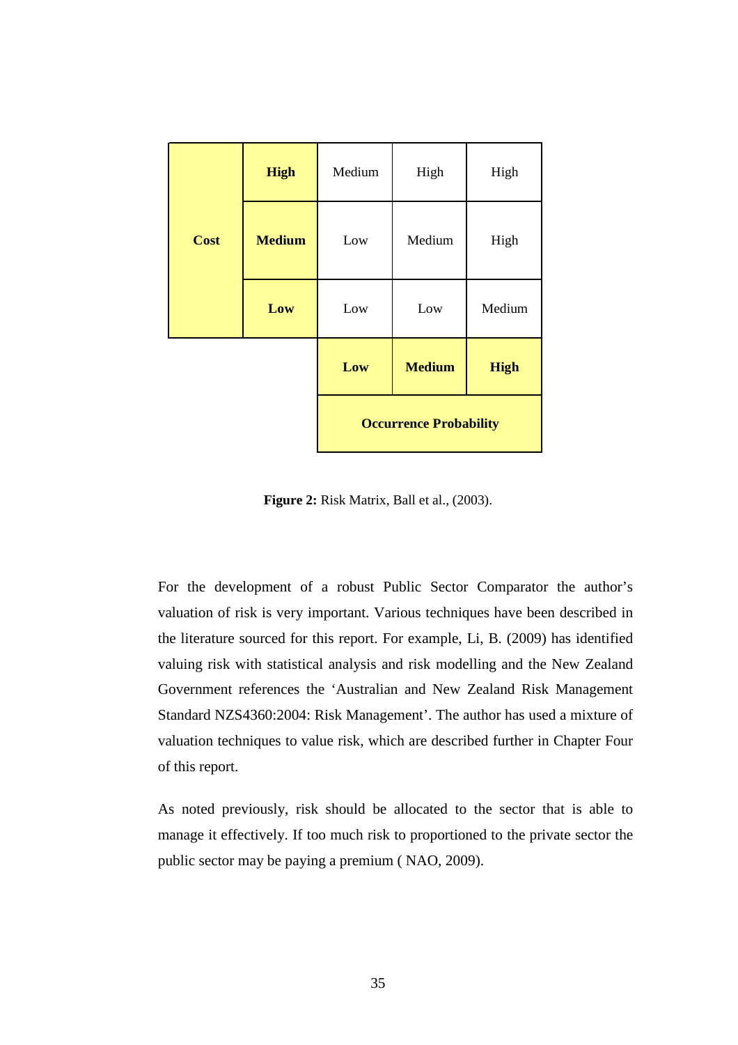| Cost | | | | |
|---|---|---|---|---|
| | **High** | Medium | High | High |
| | **Medium** | Low | Medium | High |
| | **Low** | Low | Low | Medium |
| | | **Low** | **Medium** | **High** |
| | | **Occurrence Probability** | | |

**Figure 2:** Risk Matrix, Ball et al., (2003).

For the development of a robust Public Sector Comparator the author's valuation of risk is very important. Various techniques have been described in the literature sourced for this report. For example, Li, B. (2009) has identified valuing risk with statistical analysis and risk modelling and the New Zealand Government references the 'Australian and New Zealand Risk Management Standard NZS4360:2004: Risk Management'. The author has used a mixture of valuation techniques to value risk, which are described further in Chapter Four of this report.

As noted previously, risk should be allocated to the sector that is able to manage it effectively. If too much risk to proportioned to the private sector the public sector may be paying a premium ( NAO, 2009).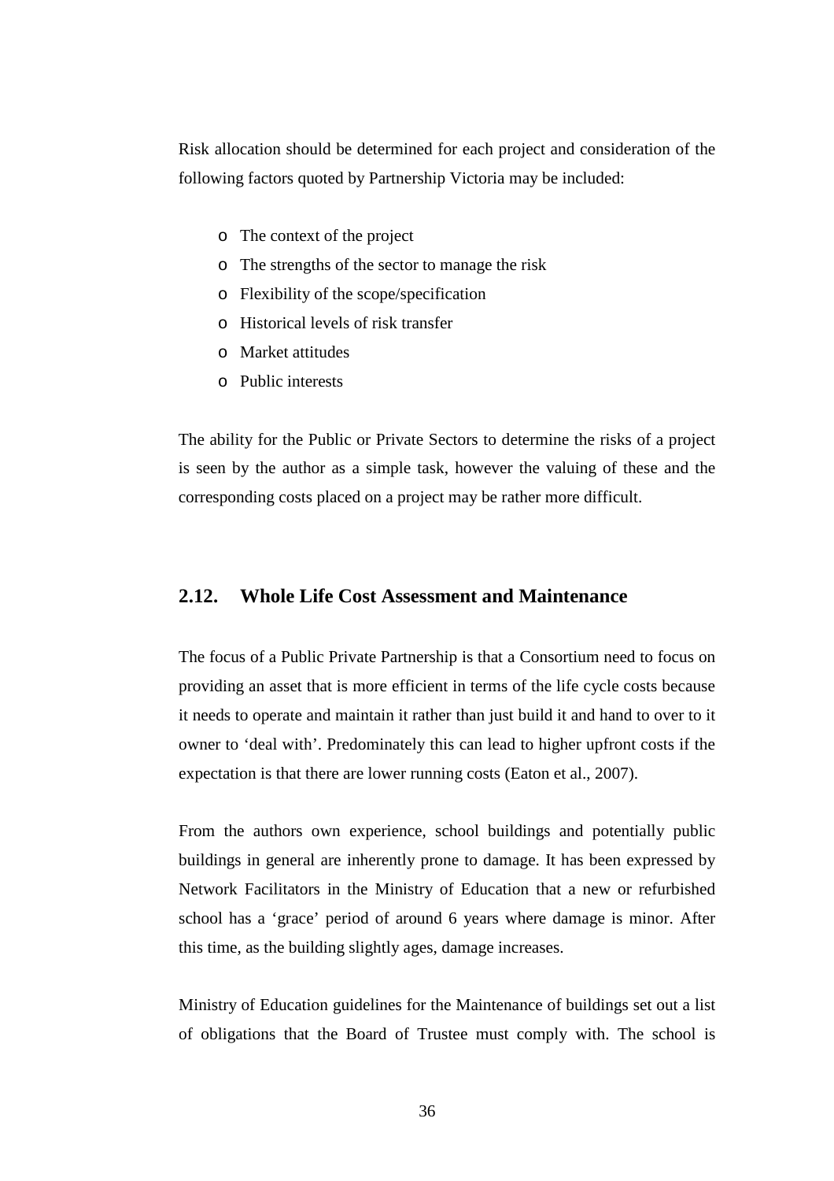Risk allocation should be determined for each project and consideration of the following factors quoted by Partnership Victoria may be included:

- The context of the project
- The strengths of the sector to manage the risk
- Flexibility of the scope/specification
- Historical levels of risk transfer
- Market attitudes
- Public interests

The ability for the Public or Private Sectors to determine the risks of a project is seen by the author as a simple task, however the valuing of these and the corresponding costs placed on a project may be rather more difficult.

## 2.12. Whole Life Cost Assessment and Maintenance

The focus of a Public Private Partnership is that a Consortium need to focus on providing an asset that is more efficient in terms of the life cycle costs because it needs to operate and maintain it rather than just build it and hand to over to it owner to 'deal with'. Predominately this can lead to higher upfront costs if the expectation is that there are lower running costs (Eaton et al., 2007).

From the authors own experience, school buildings and potentially public buildings in general are inherently prone to damage. It has been expressed by Network Facilitators in the Ministry of Education that a new or refurbished school has a 'grace' period of around 6 years where damage is minor. After this time, as the building slightly ages, damage increases.

Ministry of Education guidelines for the Maintenance of buildings set out a list of obligations that the Board of Trustee must comply with. The school is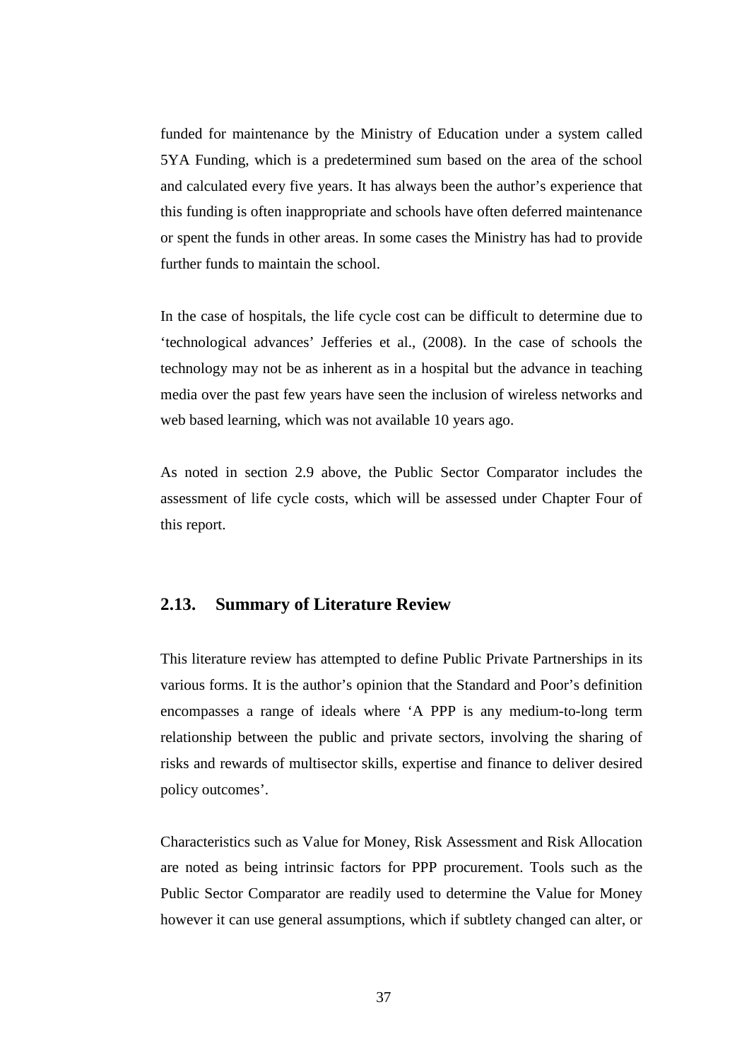funded for maintenance by the Ministry of Education under a system called 5YA Funding, which is a predetermined sum based on the area of the school and calculated every five years. It has always been the author's experience that this funding is often inappropriate and schools have often deferred maintenance or spent the funds in other areas. In some cases the Ministry has had to provide further funds to maintain the school.

In the case of hospitals, the life cycle cost can be difficult to determine due to 'technological advances' Jefferies et al., (2008). In the case of schools the technology may not be as inherent as in a hospital but the advance in teaching media over the past few years have seen the inclusion of wireless networks and web based learning, which was not available 10 years ago.

As noted in section 2.9 above, the Public Sector Comparator includes the assessment of life cycle costs, which will be assessed under Chapter Four of this report.

## 2.13. Summary of Literature Review

This literature review has attempted to define Public Private Partnerships in its various forms. It is the author's opinion that the Standard and Poor's definition encompasses a range of ideals where 'A PPP is any medium-to-long term relationship between the public and private sectors, involving the sharing of risks and rewards of multisector skills, expertise and finance to deliver desired policy outcomes'.

Characteristics such as Value for Money, Risk Assessment and Risk Allocation are noted as being intrinsic factors for PPP procurement. Tools such as the Public Sector Comparator are readily used to determine the Value for Money however it can use general assumptions, which if subtlety changed can alter, or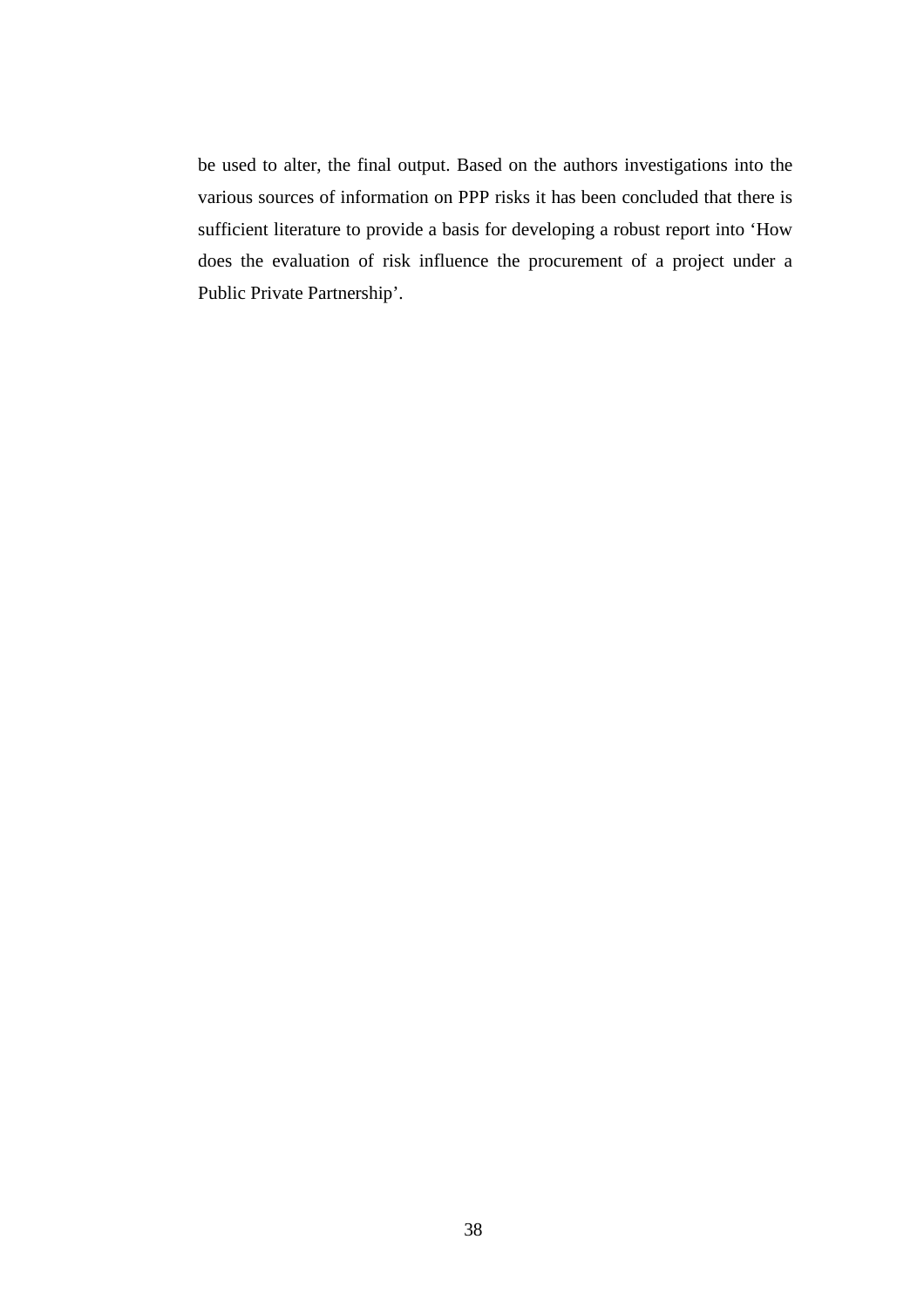be used to alter, the final output. Based on the authors investigations into the various sources of information on PPP risks it has been concluded that there is sufficient literature to provide a basis for developing a robust report into 'How does the evaluation of risk influence the procurement of a project under a Public Private Partnership'.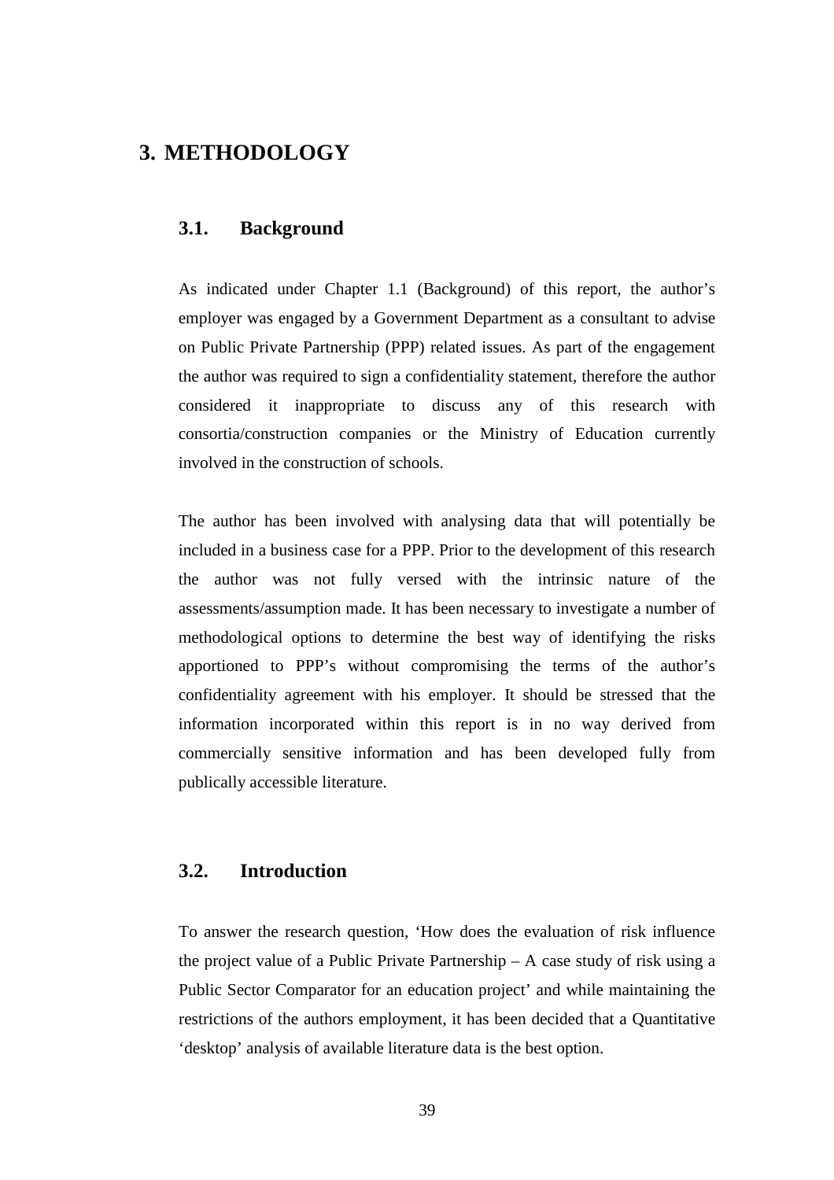# 3. METHODOLOGY

## 3.1. Background

As indicated under Chapter 1.1 (Background) of this report, the author's employer was engaged by a Government Department as a consultant to advise on Public Private Partnership (PPP) related issues. As part of the engagement the author was required to sign a confidentiality statement, therefore the author considered it inappropriate to discuss any of this research with consortia/construction companies or the Ministry of Education currently involved in the construction of schools.

The author has been involved with analysing data that will potentially be included in a business case for a PPP. Prior to the development of this research the author was not fully versed with the intrinsic nature of the assessments/assumption made. It has been necessary to investigate a number of methodological options to determine the best way of identifying the risks apportioned to PPP's without compromising the terms of the author's confidentiality agreement with his employer. It should be stressed that the information incorporated within this report is in no way derived from commercially sensitive information and has been developed fully from publically accessible literature.

## 3.2. Introduction

To answer the research question, 'How does the evaluation of risk influence the project value of a Public Private Partnership – A case study of risk using a Public Sector Comparator for an education project' and while maintaining the restrictions of the authors employment, it has been decided that a Quantitative 'desktop' analysis of available literature data is the best option.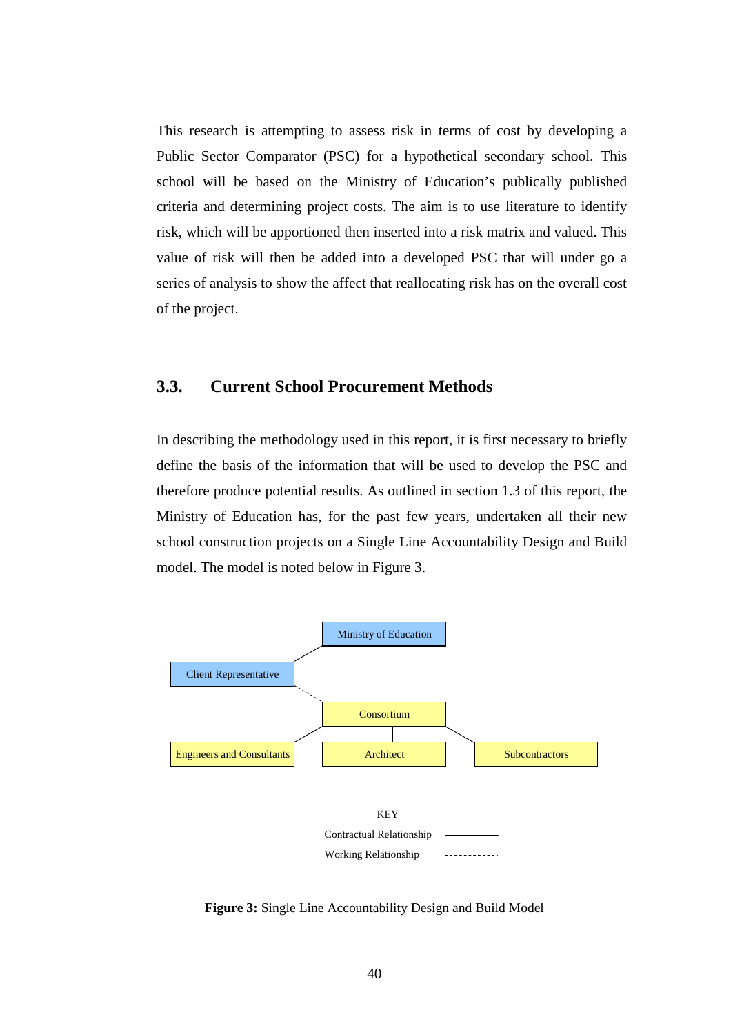This research is attempting to assess risk in terms of cost by developing a Public Sector Comparator (PSC) for a hypothetical secondary school. This school will be based on the Ministry of Education's publically published criteria and determining project costs. The aim is to use literature to identify risk, which will be apportioned then inserted into a risk matrix and valued. This value of risk will then be added into a developed PSC that will under go a series of analysis to show the affect that reallocating risk has on the overall cost of the project.

## 3.3. Current School Procurement Methods

In describing the methodology used in this report, it is first necessary to briefly define the basis of the information that will be used to develop the PSC and therefore produce potential results. As outlined in section 1.3 of this report, the Ministry of Education has, for the past few years, undertaken all their new school construction projects on a Single Line Accountability Design and Build model. The model is noted below in Figure 3.

Ministry of Education

Client Representative

Consortium

Engineers and Consultants

Architect

Subcontractors

KEY

Contractual Relationship

Working Relationship

**Figure 3:** Single Line Accountability Design and Build Model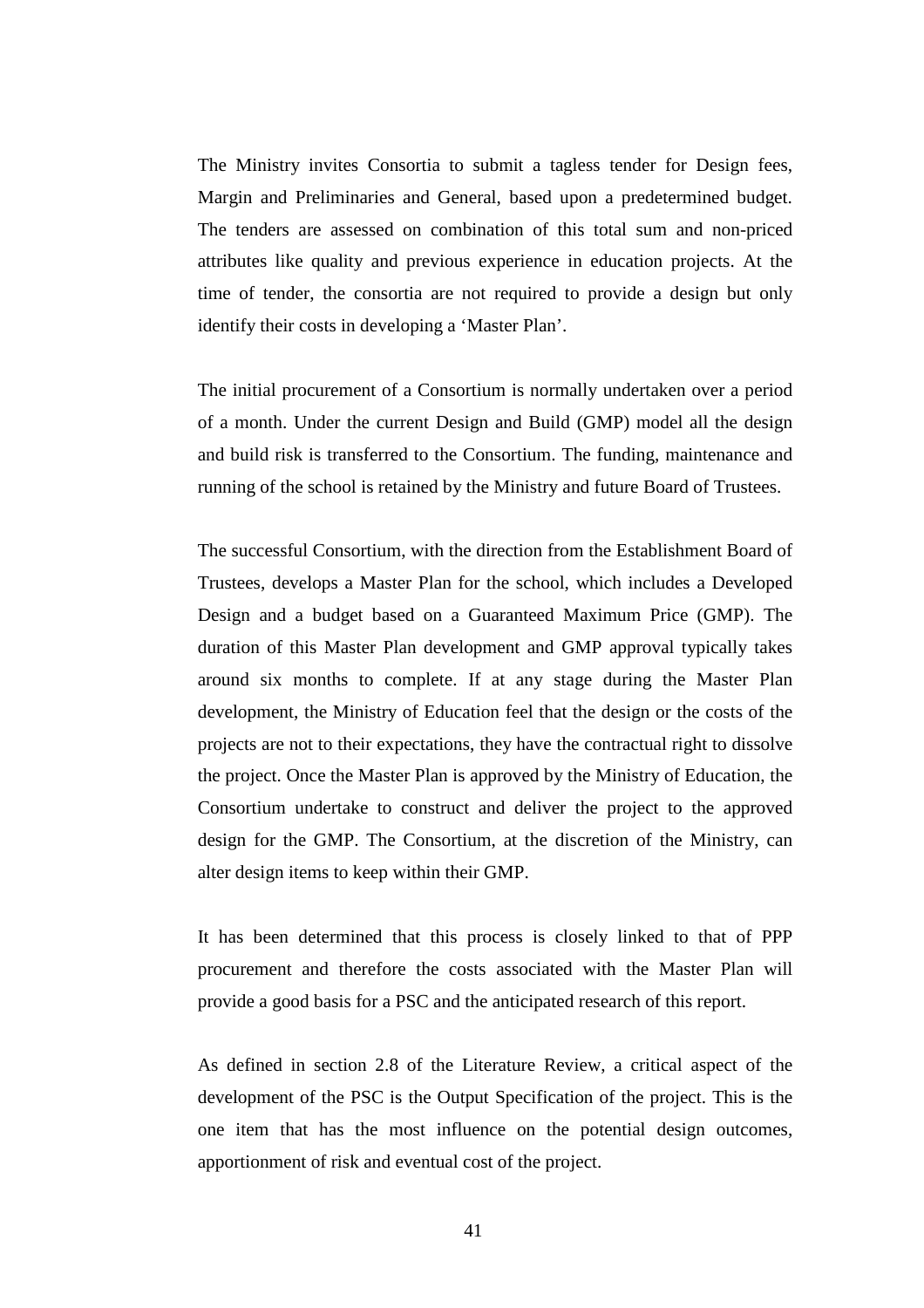The Ministry invites Consortia to submit a tagless tender for Design fees, Margin and Preliminaries and General, based upon a predetermined budget. The tenders are assessed on combination of this total sum and non-priced attributes like quality and previous experience in education projects. At the time of tender, the consortia are not required to provide a design but only identify their costs in developing a 'Master Plan'.

The initial procurement of a Consortium is normally undertaken over a period of a month. Under the current Design and Build (GMP) model all the design and build risk is transferred to the Consortium. The funding, maintenance and running of the school is retained by the Ministry and future Board of Trustees.

The successful Consortium, with the direction from the Establishment Board of Trustees, develops a Master Plan for the school, which includes a Developed Design and a budget based on a Guaranteed Maximum Price (GMP). The duration of this Master Plan development and GMP approval typically takes around six months to complete. If at any stage during the Master Plan development, the Ministry of Education feel that the design or the costs of the projects are not to their expectations, they have the contractual right to dissolve the project. Once the Master Plan is approved by the Ministry of Education, the Consortium undertake to construct and deliver the project to the approved design for the GMP. The Consortium, at the discretion of the Ministry, can alter design items to keep within their GMP.

It has been determined that this process is closely linked to that of PPP procurement and therefore the costs associated with the Master Plan will provide a good basis for a PSC and the anticipated research of this report.

As defined in section 2.8 of the Literature Review, a critical aspect of the development of the PSC is the Output Specification of the project. This is the one item that has the most influence on the potential design outcomes, apportionment of risk and eventual cost of the project.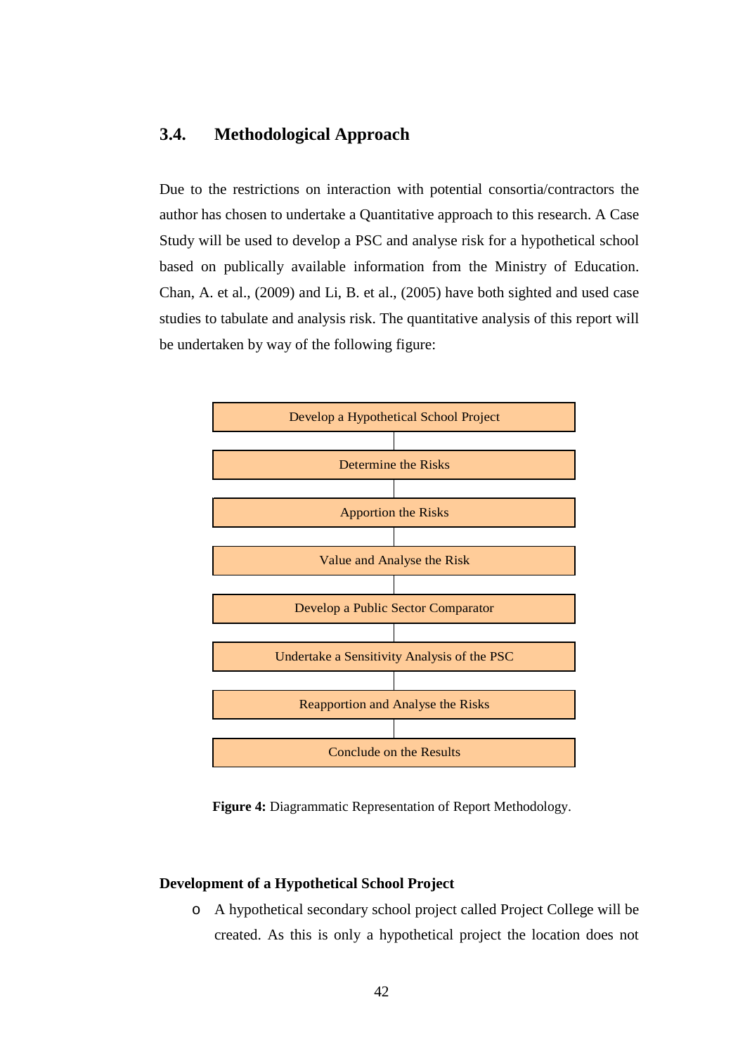## 3.4. Methodological Approach

Due to the restrictions on interaction with potential consortia/contractors the author has chosen to undertake a Quantitative approach to this research. A Case Study will be used to develop a PSC and analyse risk for a hypothetical school based on publically available information from the Ministry of Education. Chan, A. et al., (2009) and Li, B. et al., (2005) have both sighted and used case studies to tabulate and analysis risk. The quantitative analysis of this report will be undertaken by way of the following figure:

Develop a Hypothetical School Project

Determine the Risks

Apportion the Risks

Value and Analyse the Risk

Develop a Public Sector Comparator

Undertake a Sensitivity Analysis of the PSC

Reapportion and Analyse the Risks

Conclude on the Results

**Figure 4:** Diagrammatic Representation of Report Methodology.

**Development of a Hypothetical School Project**

- A hypothetical secondary school project called Project College will be created. As this is only a hypothetical project the location does not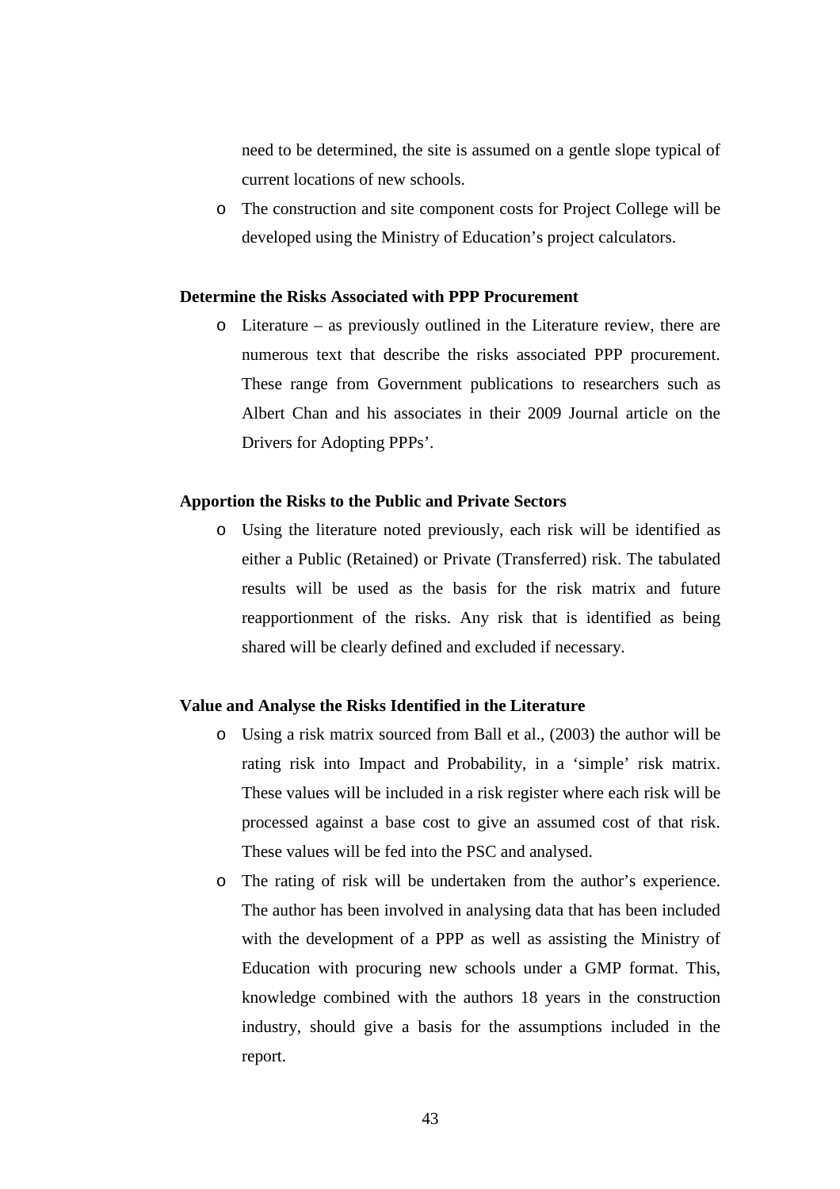need to be determined, the site is assumed on a gentle slope typical of current locations of new schools.

- The construction and site component costs for Project College will be developed using the Ministry of Education's project calculators.

**Determine the Risks Associated with PPP Procurement**

- Literature – as previously outlined in the Literature review, there are numerous text that describe the risks associated PPP procurement. These range from Government publications to researchers such as Albert Chan and his associates in their 2009 Journal article on the Drivers for Adopting PPPs'.

**Apportion the Risks to the Public and Private Sectors**

- Using the literature noted previously, each risk will be identified as either a Public (Retained) or Private (Transferred) risk. The tabulated results will be used as the basis for the risk matrix and future reapportionment of the risks. Any risk that is identified as being shared will be clearly defined and excluded if necessary.

**Value and Analyse the Risks Identified in the Literature**

- Using a risk matrix sourced from Ball et al., (2003) the author will be rating risk into Impact and Probability, in a 'simple' risk matrix. These values will be included in a risk register where each risk will be processed against a base cost to give an assumed cost of that risk. These values will be fed into the PSC and analysed.
- The rating of risk will be undertaken from the author's experience. The author has been involved in analysing data that has been included with the development of a PPP as well as assisting the Ministry of Education with procuring new schools under a GMP format. This, knowledge combined with the authors 18 years in the construction industry, should give a basis for the assumptions included in the report.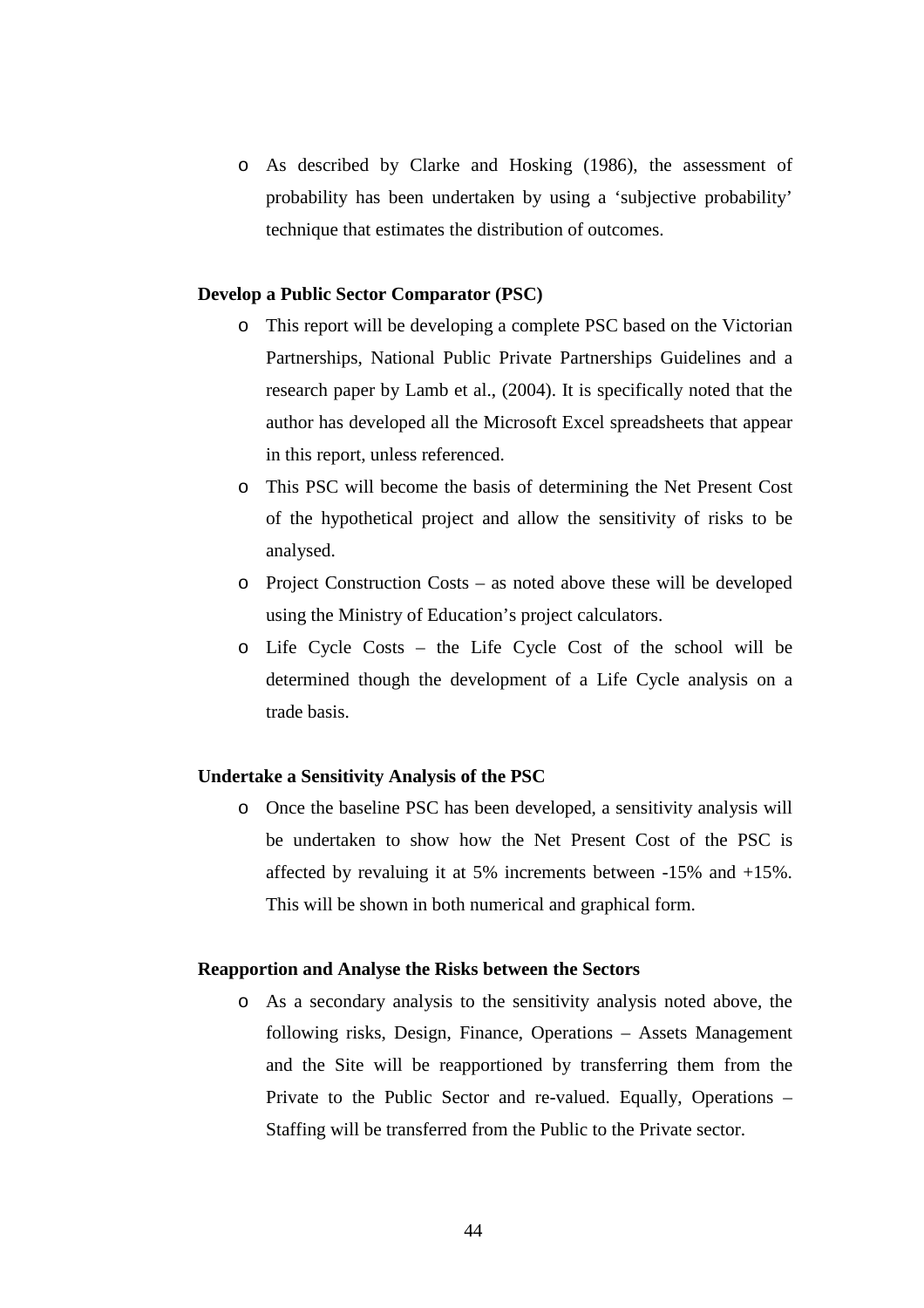- As described by Clarke and Hosking (1986), the assessment of probability has been undertaken by using a 'subjective probability' technique that estimates the distribution of outcomes.

**Develop a Public Sector Comparator (PSC)**

- This report will be developing a complete PSC based on the Victorian Partnerships, National Public Private Partnerships Guidelines and a research paper by Lamb et al., (2004). It is specifically noted that the author has developed all the Microsoft Excel spreadsheets that appear in this report, unless referenced.
- This PSC will become the basis of determining the Net Present Cost of the hypothetical project and allow the sensitivity of risks to be analysed.
- Project Construction Costs – as noted above these will be developed using the Ministry of Education's project calculators.
- Life Cycle Costs – the Life Cycle Cost of the school will be determined though the development of a Life Cycle analysis on a trade basis.

**Undertake a Sensitivity Analysis of the PSC**

- Once the baseline PSC has been developed, a sensitivity analysis will be undertaken to show how the Net Present Cost of the PSC is affected by revaluing it at 5% increments between -15% and +15%. This will be shown in both numerical and graphical form.

**Reapportion and Analyse the Risks between the Sectors**

- As a secondary analysis to the sensitivity analysis noted above, the following risks, Design, Finance, Operations – Assets Management and the Site will be reapportioned by transferring them from the Private to the Public Sector and re-valued. Equally, Operations – Staffing will be transferred from the Public to the Private sector.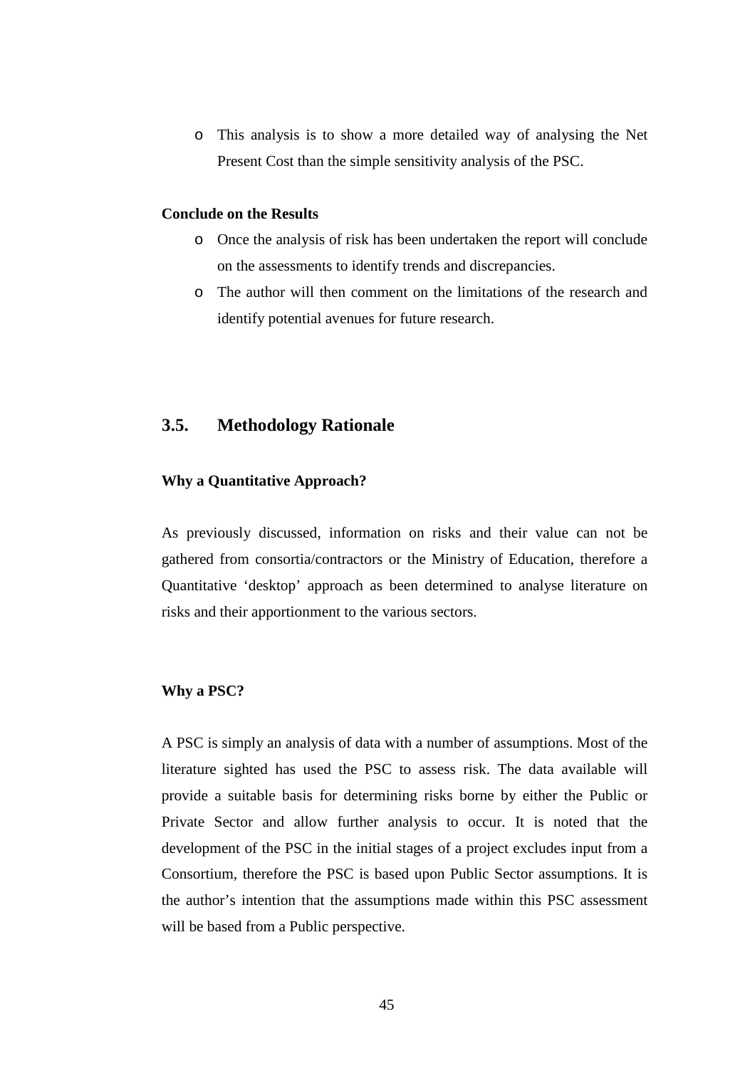- This analysis is to show a more detailed way of analysing the Net Present Cost than the simple sensitivity analysis of the PSC.

**Conclude on the Results**

- Once the analysis of risk has been undertaken the report will conclude on the assessments to identify trends and discrepancies.
- The author will then comment on the limitations of the research and identify potential avenues for future research.

## 3.5. Methodology Rationale

**Why a Quantitative Approach?**

As previously discussed, information on risks and their value can not be gathered from consortia/contractors or the Ministry of Education, therefore a Quantitative 'desktop' approach as been determined to analyse literature on risks and their apportionment to the various sectors.

**Why a PSC?**

A PSC is simply an analysis of data with a number of assumptions. Most of the literature sighted has used the PSC to assess risk. The data available will provide a suitable basis for determining risks borne by either the Public or Private Sector and allow further analysis to occur. It is noted that the development of the PSC in the initial stages of a project excludes input from a Consortium, therefore the PSC is based upon Public Sector assumptions. It is the author's intention that the assumptions made within this PSC assessment will be based from a Public perspective.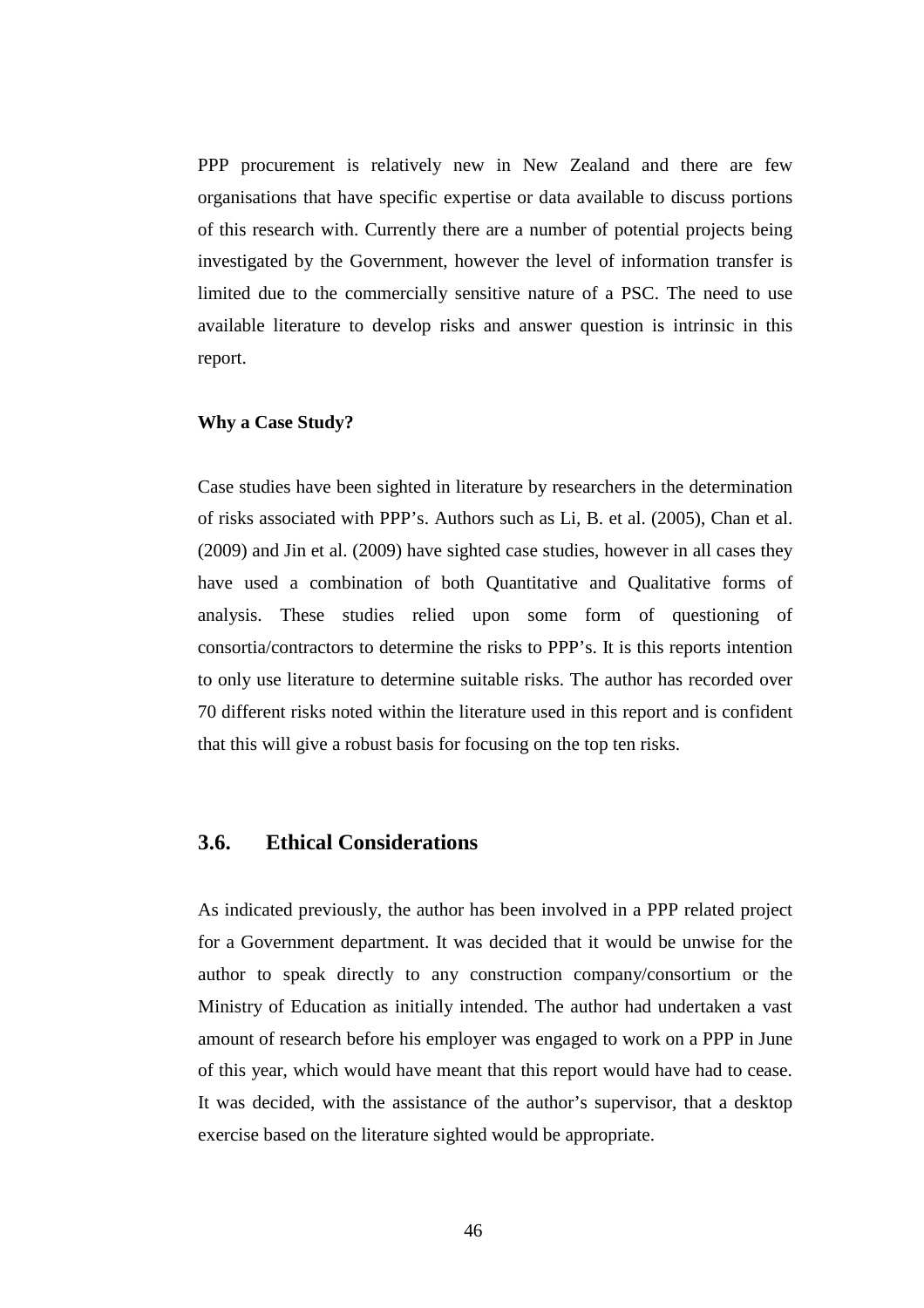PPP procurement is relatively new in New Zealand and there are few organisations that have specific expertise or data available to discuss portions of this research with. Currently there are a number of potential projects being investigated by the Government, however the level of information transfer is limited due to the commercially sensitive nature of a PSC. The need to use available literature to develop risks and answer question is intrinsic in this report.

**Why a Case Study?**

Case studies have been sighted in literature by researchers in the determination of risks associated with PPP's. Authors such as Li, B. et al. (2005), Chan et al. (2009) and Jin et al. (2009) have sighted case studies, however in all cases they have used a combination of both Quantitative and Qualitative forms of analysis. These studies relied upon some form of questioning of consortia/contractors to determine the risks to PPP's. It is this reports intention to only use literature to determine suitable risks. The author has recorded over 70 different risks noted within the literature used in this report and is confident that this will give a robust basis for focusing on the top ten risks.

## 3.6. Ethical Considerations

As indicated previously, the author has been involved in a PPP related project for a Government department. It was decided that it would be unwise for the author to speak directly to any construction company/consortium or the Ministry of Education as initially intended. The author had undertaken a vast amount of research before his employer was engaged to work on a PPP in June of this year, which would have meant that this report would have had to cease. It was decided, with the assistance of the author's supervisor, that a desktop exercise based on the literature sighted would be appropriate.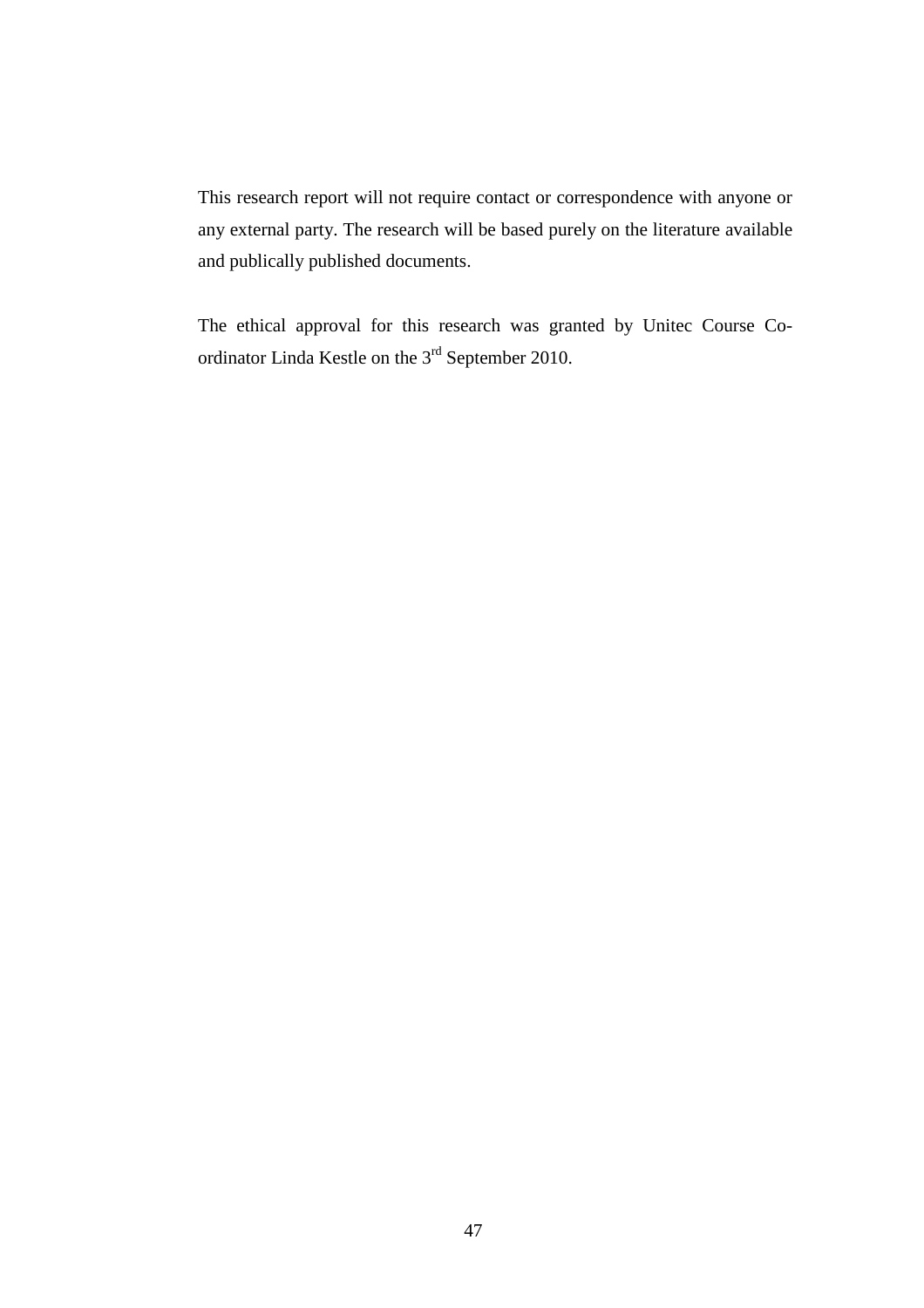This research report will not require contact or correspondence with anyone or any external party. The research will be based purely on the literature available and publically published documents.

The ethical approval for this research was granted by Unitec Course Co-ordinator Linda Kestle on the 3rd September 2010.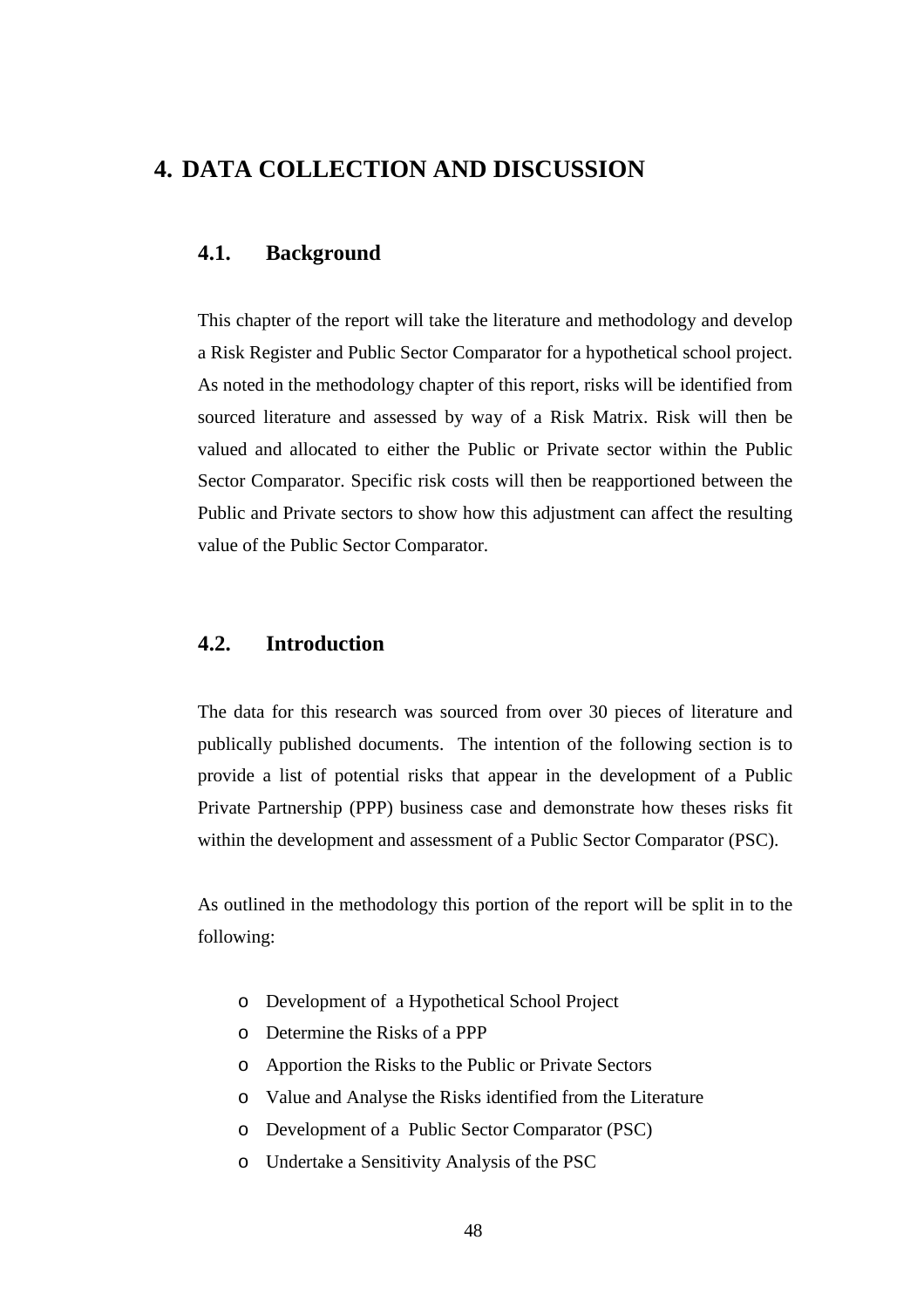# 4. DATA COLLECTION AND DISCUSSION

## 4.1. Background

This chapter of the report will take the literature and methodology and develop a Risk Register and Public Sector Comparator for a hypothetical school project. As noted in the methodology chapter of this report, risks will be identified from sourced literature and assessed by way of a Risk Matrix. Risk will then be valued and allocated to either the Public or Private sector within the Public Sector Comparator. Specific risk costs will then be reapportioned between the Public and Private sectors to show how this adjustment can affect the resulting value of the Public Sector Comparator.

## 4.2. Introduction

The data for this research was sourced from over 30 pieces of literature and publically published documents. The intention of the following section is to provide a list of potential risks that appear in the development of a Public Private Partnership (PPP) business case and demonstrate how theses risks fit within the development and assessment of a Public Sector Comparator (PSC).

As outlined in the methodology this portion of the report will be split in to the following:

- Development of a Hypothetical School Project
- Determine the Risks of a PPP
- Apportion the Risks to the Public or Private Sectors
- Value and Analyse the Risks identified from the Literature
- Development of a Public Sector Comparator (PSC)
- Undertake a Sensitivity Analysis of the PSC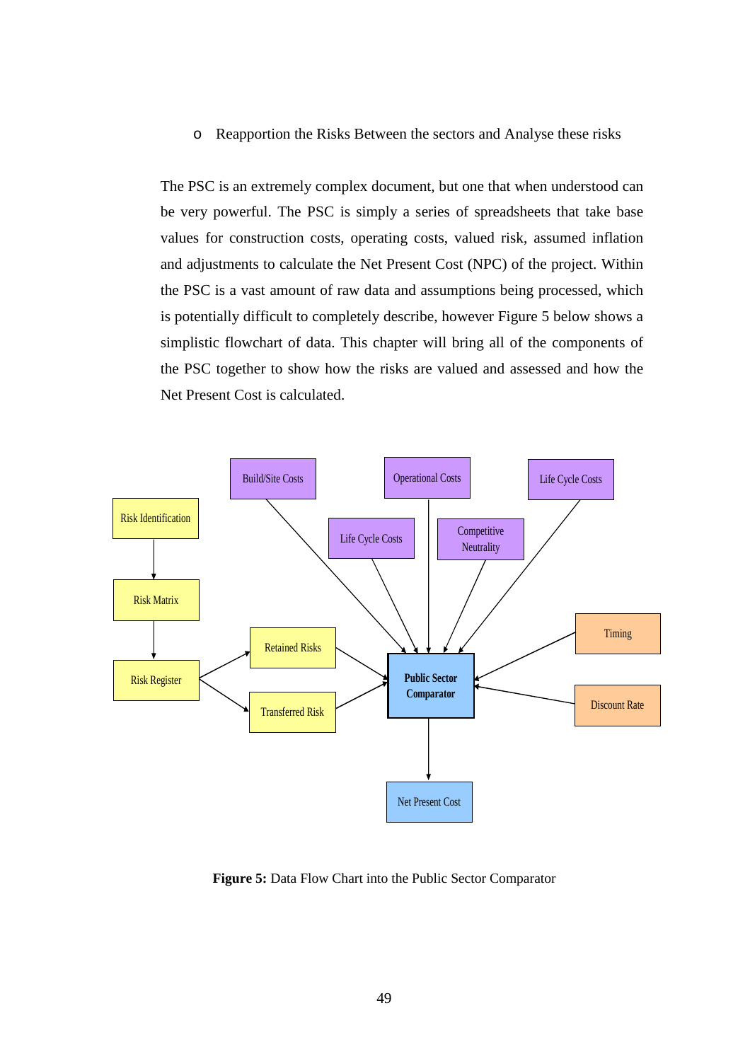- Reapportion the Risks Between the sectors and Analyse these risks

The PSC is an extremely complex document, but one that when understood can be very powerful. The PSC is simply a series of spreadsheets that take base values for construction costs, operating costs, valued risk, assumed inflation and adjustments to calculate the Net Present Cost (NPC) of the project. Within the PSC is a vast amount of raw data and assumptions being processed, which is potentially difficult to completely describe, however Figure 5 below shows a simplistic flowchart of data. This chapter will bring all of the components of the PSC together to show how the risks are valued and assessed and how the Net Present Cost is calculated.

**Figure 5:** Data Flow Chart into the Public Sector Comparator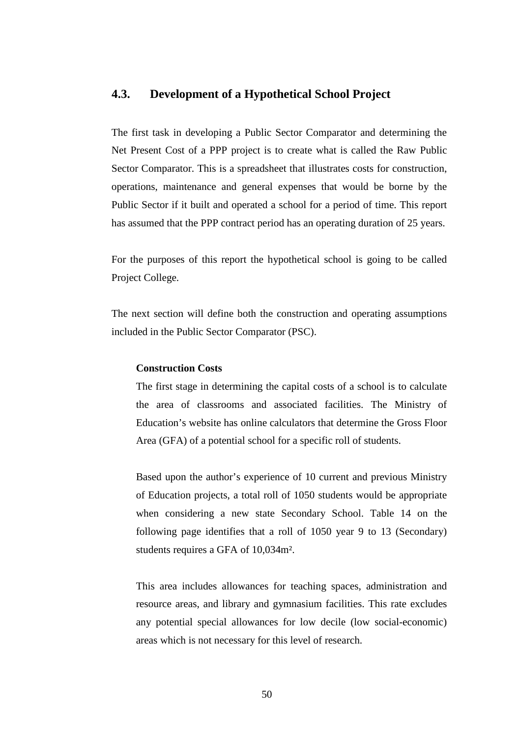## 4.3. Development of a Hypothetical School Project

The first task in developing a Public Sector Comparator and determining the Net Present Cost of a PPP project is to create what is called the Raw Public Sector Comparator. This is a spreadsheet that illustrates costs for construction, operations, maintenance and general expenses that would be borne by the Public Sector if it built and operated a school for a period of time. This report has assumed that the PPP contract period has an operating duration of 25 years.

For the purposes of this report the hypothetical school is going to be called Project College.

The next section will define both the construction and operating assumptions included in the Public Sector Comparator (PSC).

**Construction Costs**

The first stage in determining the capital costs of a school is to calculate the area of classrooms and associated facilities. The Ministry of Education's website has online calculators that determine the Gross Floor Area (GFA) of a potential school for a specific roll of students.

Based upon the author's experience of 10 current and previous Ministry of Education projects, a total roll of 1050 students would be appropriate when considering a new state Secondary School. Table 14 on the following page identifies that a roll of 1050 year 9 to 13 (Secondary) students requires a GFA of 10,034m².

This area includes allowances for teaching spaces, administration and resource areas, and library and gymnasium facilities. This rate excludes any potential special allowances for low decile (low social-economic) areas which is not necessary for this level of research.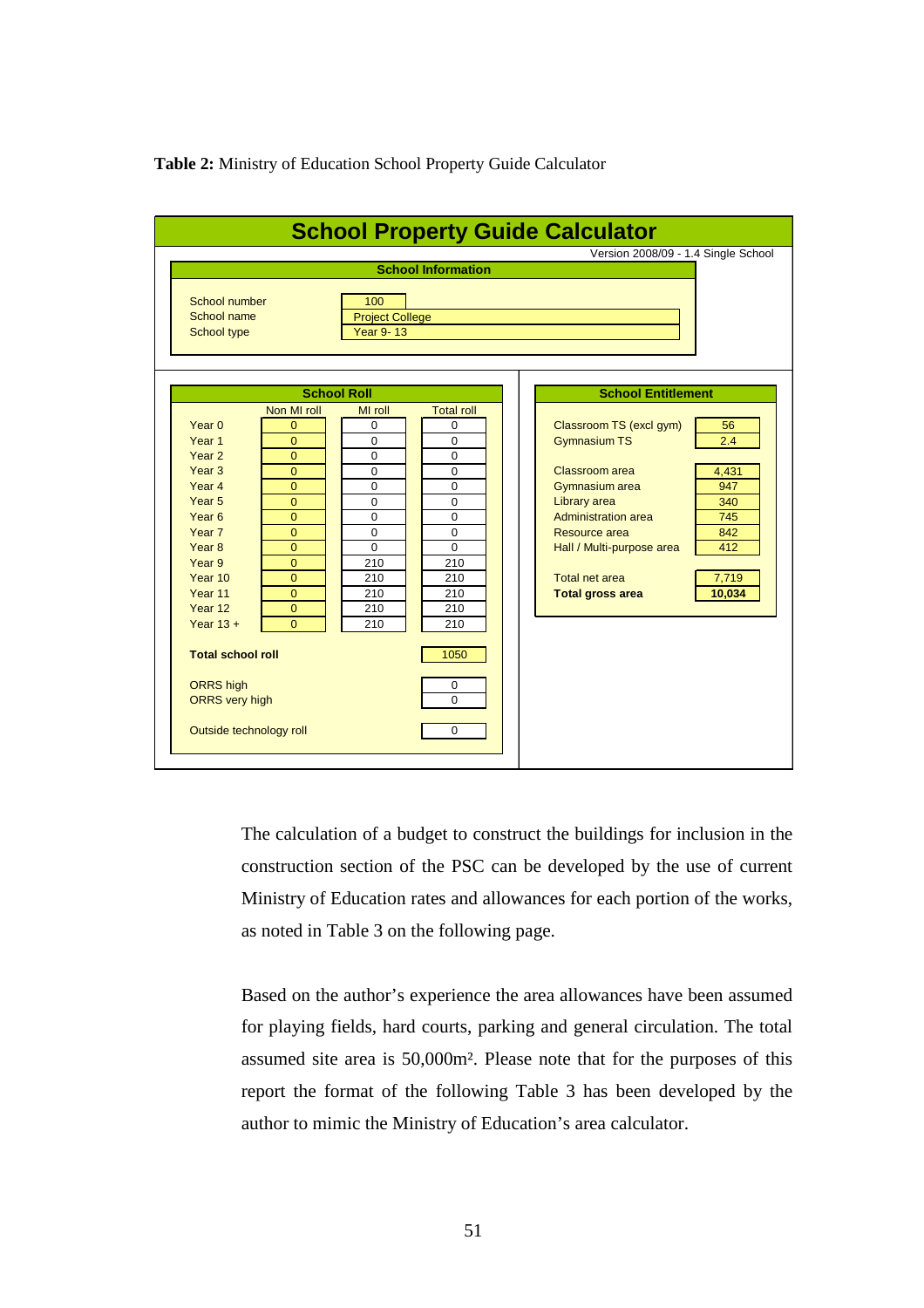**Table 2:** Ministry of Education School Property Guide Calculator

**School Property Guide Calculator**

Version 2008/09 - 1.4 Single School

**School Information**

| | |
|---|---|
| School number | 100 |
| School name | Project College |
| School type | Year 9- 13 |

**School Roll**

| | Non MI roll | MI roll | Total roll |
|---|---|---|---|
| Year 0 | 0 | 0 | 0 |
| Year 1 | 0 | 0 | 0 |
| Year 2 | 0 | 0 | 0 |
| Year 3 | 0 | 0 | 0 |
| Year 4 | 0 | 0 | 0 |
| Year 5 | 0 | 0 | 0 |
| Year 6 | 0 | 0 | 0 |
| Year 7 | 0 | 0 | 0 |
| Year 8 | 0 | 0 | 0 |
| Year 9 | 0 | 210 | 210 |
| Year 10 | 0 | 210 | 210 |
| Year 11 | 0 | 210 | 210 |
| Year 12 | 0 | 210 | 210 |
| Year 13 + | 0 | 210 | 210 |
| **Total school roll** | | | 1050 |
| ORRS high | | | 0 |
| ORRS very high | | | 0 |
| Outside technology roll | | | 0 |

**School Entitlement**

| | |
|---|---|
| Classroom TS (excl gym) | 56 |
| Gymnasium TS | 2.4 |
| Classroom area | 4,431 |
| Gymnasium area | 947 |
| Library area | 340 |
| Administration area | 745 |
| Resource area | 842 |
| Hall / Multi-purpose area | 412 |
| Total net area | 7,719 |
| **Total gross area** | **10,034** |

The calculation of a budget to construct the buildings for inclusion in the construction section of the PSC can be developed by the use of current Ministry of Education rates and allowances for each portion of the works, as noted in Table 3 on the following page.

Based on the author's experience the area allowances have been assumed for playing fields, hard courts, parking and general circulation. The total assumed site area is 50,000m². Please note that for the purposes of this report the format of the following Table 3 has been developed by the author to mimic the Ministry of Education's area calculator.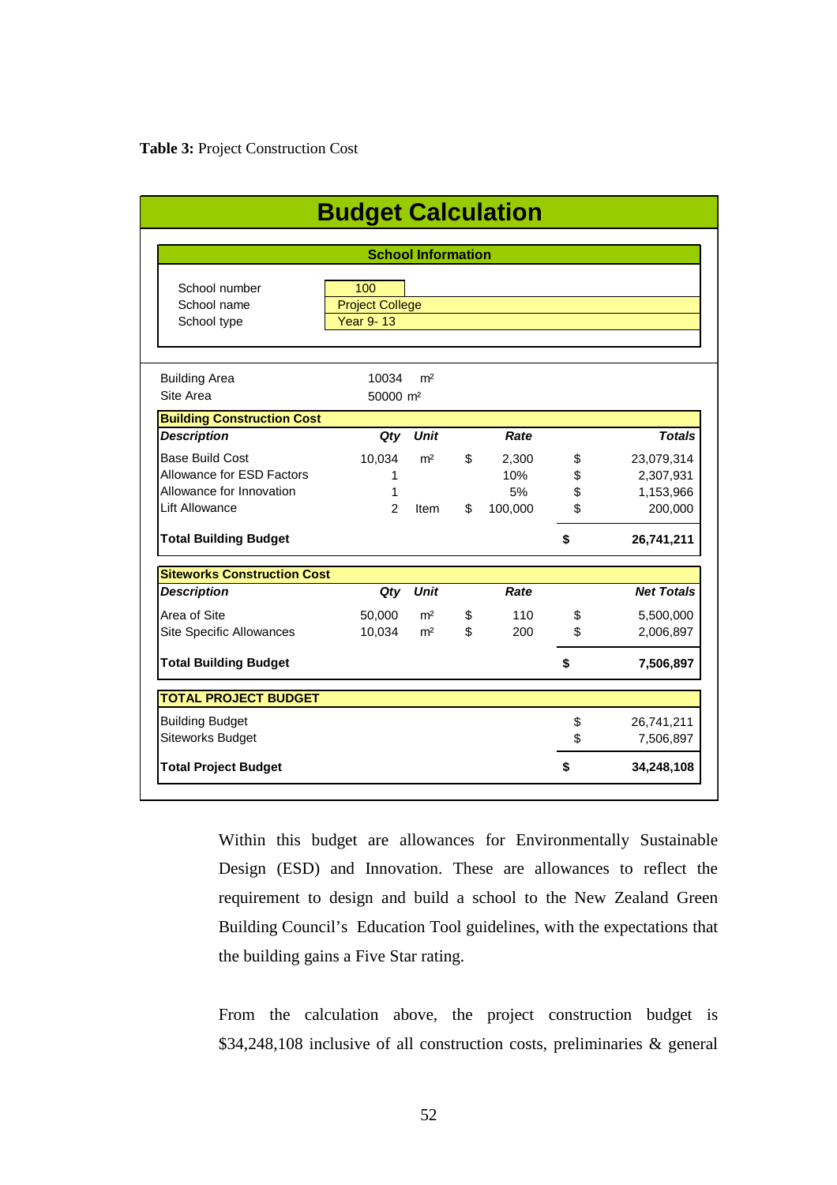**Table 3:** Project Construction Cost

## Budget Calculation

### School Information

| | |
|---|---|
| School number | 100 |
| School name | Project College |
| School type | Year 9- 13 |

| | | |
|---|---|---|
| Building Area | 10034 | m² |
| Site Area | 50000 m² | |

| **Building Construction Cost** | | | | | | |
|---|---|---|---|---|---|---|
| ***Description*** | ***Qty*** | ***Unit*** | | ***Rate*** | | ***Totals*** |
| Base Build Cost | 10,034 | m² | $ | 2,300 | $ | 23,079,314 |
| Allowance for ESD Factors | 1 | | | 10% | $ | 2,307,931 |
| Allowance for Innovation | 1 | | | 5% | $ | 1,153,966 |
| Lift Allowance | 2 | Item | $ | 100,000 | $ | 200,000 |
| **Total Building Budget** | | | | | **$** | **26,741,211** |

| **Siteworks Construction Cost** | | | | | | |
|---|---|---|---|---|---|---|
| ***Description*** | ***Qty*** | ***Unit*** | | ***Rate*** | | ***Net Totals*** |
| Area of Site | 50,000 | m² | $ | 110 | $ | 5,500,000 |
| Site Specific Allowances | 10,034 | m² | $ | 200 | $ | 2,006,897 |
| **Total Building Budget** | | | | | **$** | **7,506,897** |

| **TOTAL PROJECT BUDGET** | | |
|---|---|---|
| Building Budget | $ | 26,741,211 |
| Siteworks Budget | $ | 7,506,897 |
| **Total Project Budget** | **$** | **34,248,108** |

Within this budget are allowances for Environmentally Sustainable Design (ESD) and Innovation. These are allowances to reflect the requirement to design and build a school to the New Zealand Green Building Council's Education Tool guidelines, with the expectations that the building gains a Five Star rating.

From the calculation above, the project construction budget is $34,248,108 inclusive of all construction costs, preliminaries & general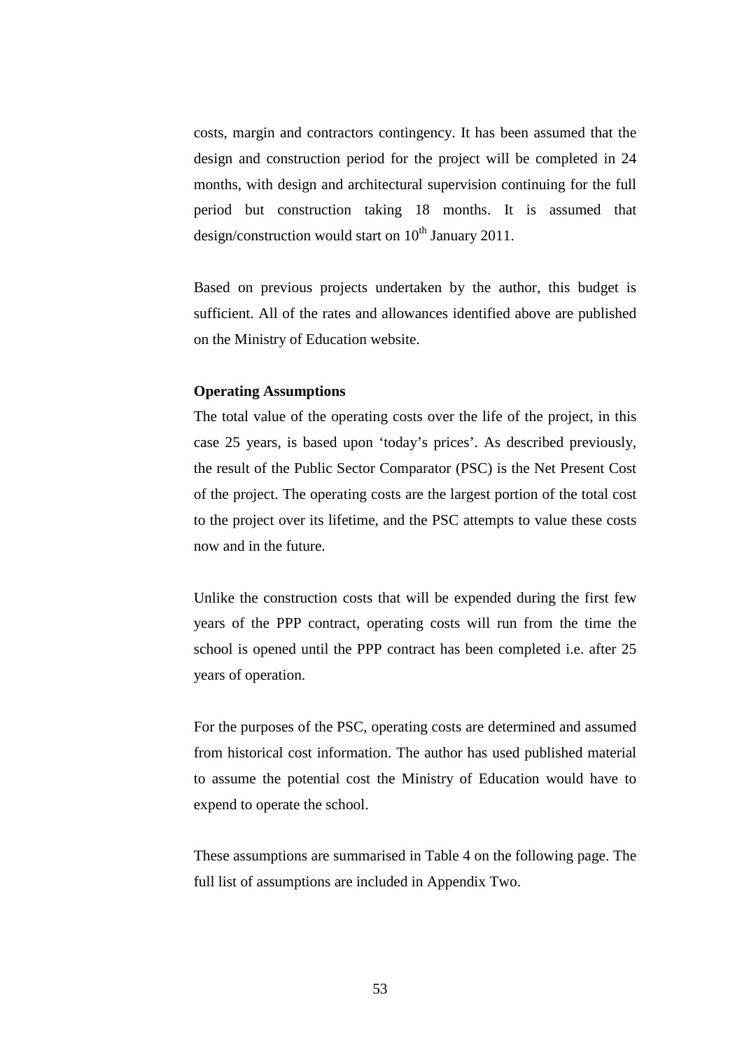costs, margin and contractors contingency. It has been assumed that the design and construction period for the project will be completed in 24 months, with design and architectural supervision continuing for the full period but construction taking 18 months. It is assumed that design/construction would start on 10th January 2011.

Based on previous projects undertaken by the author, this budget is sufficient. All of the rates and allowances identified above are published on the Ministry of Education website.

**Operating Assumptions**

The total value of the operating costs over the life of the project, in this case 25 years, is based upon 'today's prices'. As described previously, the result of the Public Sector Comparator (PSC) is the Net Present Cost of the project. The operating costs are the largest portion of the total cost to the project over its lifetime, and the PSC attempts to value these costs now and in the future.

Unlike the construction costs that will be expended during the first few years of the PPP contract, operating costs will run from the time the school is opened until the PPP contract has been completed i.e. after 25 years of operation.

For the purposes of the PSC, operating costs are determined and assumed from historical cost information. The author has used published material to assume the potential cost the Ministry of Education would have to expend to operate the school.

These assumptions are summarised in Table 4 on the following page. The full list of assumptions are included in Appendix Two.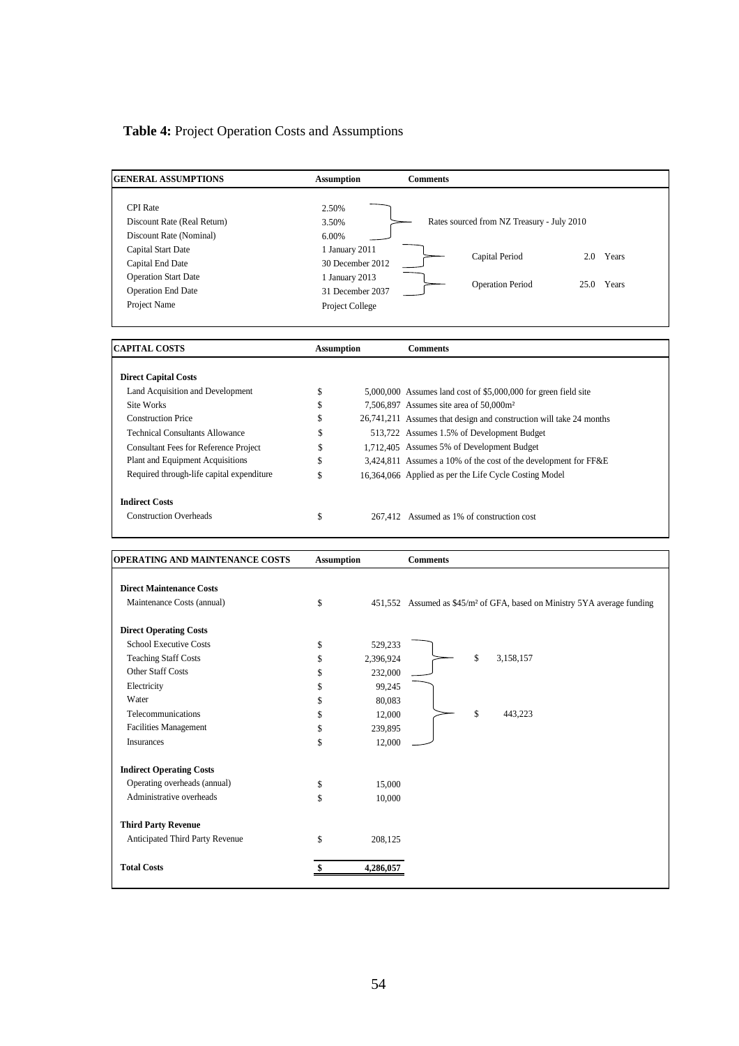**Table 4:** Project Operation Costs and Assumptions

| GENERAL ASSUMPTIONS | Assumption | Comments | | |
|---|---|---|---|---|
| CPI Rate | 2.50% | Rates sourced from NZ Treasury - July 2010 | | |
| Discount Rate (Real Return) | 3.50% | | | |
| Discount Rate (Nominal) | 6.00% | | | |
| Capital Start Date | 1 January 2011 | Capital Period | 2.0 | Years |
| Capital End Date | 30 December 2012 | | | |
| Operation Start Date | 1 January 2013 | Operation Period | 25.0 | Years |
| Operation End Date | 31 December 2037 | | | |
| Project Name | Project College | | | |

| CAPITAL COSTS | Assumption | | Comments |
|---|---|---|---|
| **Direct Capital Costs** | | | |
| Land Acquisition and Development | $ | 5,000,000 | Assumes land cost of $5,000,000 for green field site |
| Site Works | $ | 7,506,897 | Assumes site area of 50,000m² |
| Construction Price | $ | 26,741,211 | Assumes that design and construction will take 24 months |
| Technical Consultants Allowance | $ | 513,722 | Assumes 1.5% of Development Budget |
| Consultant Fees for Reference Project | $ | 1,712,405 | Assumes 5% of Development Budget |
| Plant and Equipment Acquisitions | $ | 3,424,811 | Assumes a 10% of the cost of the development for FF&E |
| Required through-life capital expenditure | $ | 16,364,066 | Applied as per the Life Cycle Costing Model |
| **Indirect Costs** | | | |
| Construction Overheads | $ | 267,412 | Assumed as 1% of construction cost |

| OPERATING AND MAINTENANCE COSTS | Assumption | | Comments | |
|---|---|---|---|---|
| **Direct Maintenance Costs** | | | | |
| Maintenance Costs (annual) | $ | 451,552 | Assumed as $45/m² of GFA, based on Ministry 5YA average funding | |
| **Direct Operating Costs** | | | | |
| School Executive Costs | $ | 529,233 | $ | 3,158,157 |
| Teaching Staff Costs | $ | 2,396,924 | | |
| Other Staff Costs | $ | 232,000 | | |
| Electricity | $ | 99,245 | $ | 443,223 |
| Water | $ | 80,083 | | |
| Telecommunications | $ | 12,000 | | |
| Facilities Management | $ | 239,895 | | |
| Insurances | $ | 12,000 | | |
| **Indirect Operating Costs** | | | | |
| Operating overheads (annual) | $ | 15,000 | | |
| Administrative overheads | $ | 10,000 | | |
| **Third Party Revenue** | | | | |
| Anticipated Third Party Revenue | $ | 208,125 | | |
| **Total Costs** | **$** | **4,286,057** | | |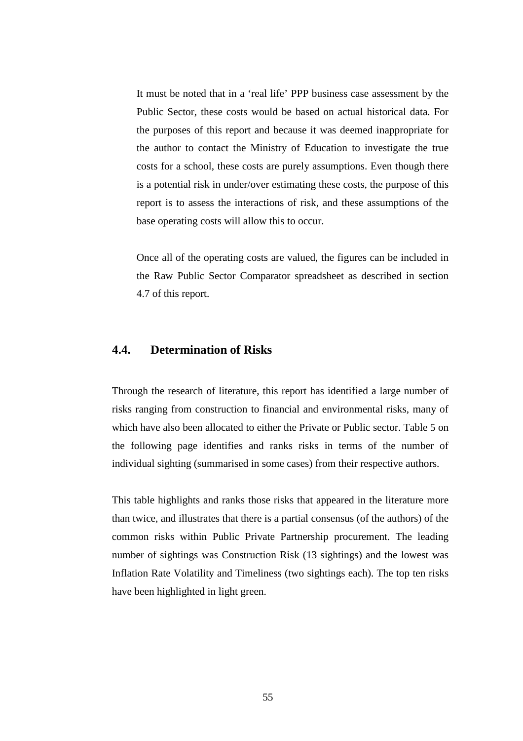It must be noted that in a 'real life' PPP business case assessment by the Public Sector, these costs would be based on actual historical data. For the purposes of this report and because it was deemed inappropriate for the author to contact the Ministry of Education to investigate the true costs for a school, these costs are purely assumptions. Even though there is a potential risk in under/over estimating these costs, the purpose of this report is to assess the interactions of risk, and these assumptions of the base operating costs will allow this to occur.

Once all of the operating costs are valued, the figures can be included in the Raw Public Sector Comparator spreadsheet as described in section 4.7 of this report.

## 4.4. Determination of Risks

Through the research of literature, this report has identified a large number of risks ranging from construction to financial and environmental risks, many of which have also been allocated to either the Private or Public sector. Table 5 on the following page identifies and ranks risks in terms of the number of individual sighting (summarised in some cases) from their respective authors.

This table highlights and ranks those risks that appeared in the literature more than twice, and illustrates that there is a partial consensus (of the authors) of the common risks within Public Private Partnership procurement. The leading number of sightings was Construction Risk (13 sightings) and the lowest was Inflation Rate Volatility and Timeliness (two sightings each). The top ten risks have been highlighted in light green.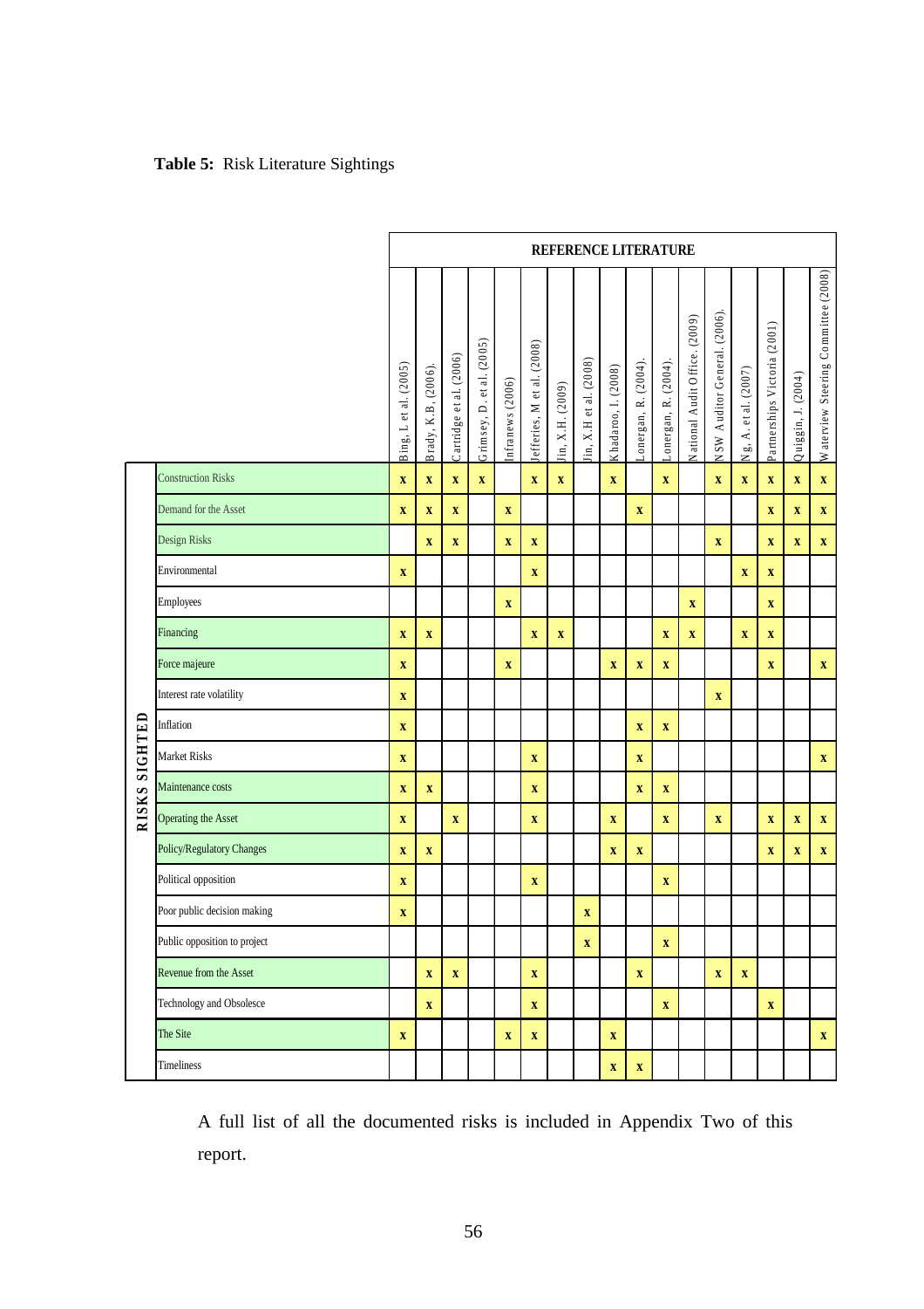**Table 5:** Risk Literature Sightings

| | REFERENCE LITERATURE | | | | | | | | | | | | | | | | |
|---|---|---|---|---|---|---|---|---|---|---|---|---|---|---|---|---|---|
| RISKS SIGHTED | Bing, L et al. (2005) | Brady, K.B, (2006). | Cartridge et al. (2006) | Grimsey, D. et al. (2005) | Infranews (2006) | Jefferies, M et al. (2008) | Jin, X.H. (2009) | Jin, X.H et al. (2008) | Khadaroo, I. (2008) | Lonergan, R. (2004). | Lonergan, R. (2004). | National Audit Office. (2009) | NSW Auditor General. (2006). | Ng, A. et al. (2007) | Partnerships Victoria (2001) | Quiggin, J. (2004) | Waterview Steering Committee (2008) |
| Construction Risks | x | x | x | x | | x | x | | x | | x | | x | x | x | x | x |
| Demand for the Asset | x | x | x | | x | | | | | x | | | | | x | x | x |
| Design Risks | | x | x | | x | x | | | | | | | x | | x | x | x |
| Environmental | x | | | | | x | | | | | | | | x | x | | |
| Employees | | | | | x | | | | | | | x | | | x | | |
| Financing | x | x | | | | x | x | | | | x | x | | x | x | | |
| Force majeure | x | | | | x | | | | x | x | x | | | | x | | x |
| Interest rate volatility | x | | | | | | | | | | | | x | | | | |
| Inflation | x | | | | | | | | | x | x | | | | | | |
| Market Risks | x | | | | | x | | | | x | | | | | | | x |
| Maintenance costs | x | x | | | | x | | | | x | x | | | | | | |
| Operating the Asset | x | | x | | | x | | | x | | x | | x | | x | x | x |
| Policy/Regulatory Changes | x | x | | | | | | | x | x | | | | | x | x | x |
| Political opposition | x | | | | | x | | | | | x | | | | | | |
| Poor public decision making | x | | | | | | | x | | | | | | | | | |
| Public opposition to project | | | | | | | | x | | | x | | | | | | |
| Revenue from the Asset | | x | x | | | x | | | | x | | | x | x | | | |
| Technology and Obsolesce | | x | | | | x | | | | | x | | | | x | | |
| The Site | x | | | | x | x | | | x | | | | | | | | x |
| Timeliness | | | | | | | | | x | x | | | | | | | |

A full list of all the documented risks is included in Appendix Two of this report.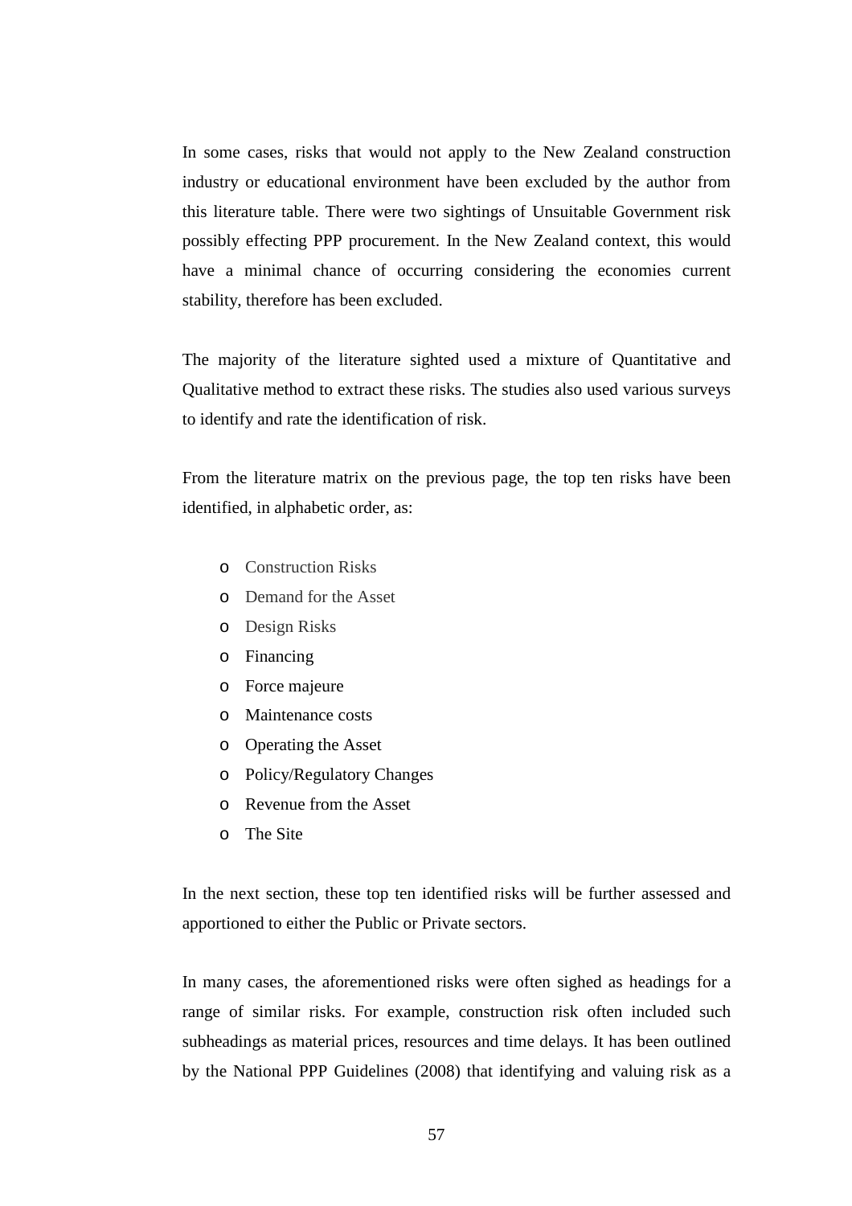In some cases, risks that would not apply to the New Zealand construction industry or educational environment have been excluded by the author from this literature table. There were two sightings of Unsuitable Government risk possibly effecting PPP procurement. In the New Zealand context, this would have a minimal chance of occurring considering the economies current stability, therefore has been excluded.

The majority of the literature sighted used a mixture of Quantitative and Qualitative method to extract these risks. The studies also used various surveys to identify and rate the identification of risk.

From the literature matrix on the previous page, the top ten risks have been identified, in alphabetic order, as:

- Construction Risks
- Demand for the Asset
- Design Risks
- Financing
- Force majeure
- Maintenance costs
- Operating the Asset
- Policy/Regulatory Changes
- Revenue from the Asset
- The Site

In the next section, these top ten identified risks will be further assessed and apportioned to either the Public or Private sectors.

In many cases, the aforementioned risks were often sighed as headings for a range of similar risks. For example, construction risk often included such subheadings as material prices, resources and time delays. It has been outlined by the National PPP Guidelines (2008) that identifying and valuing risk as a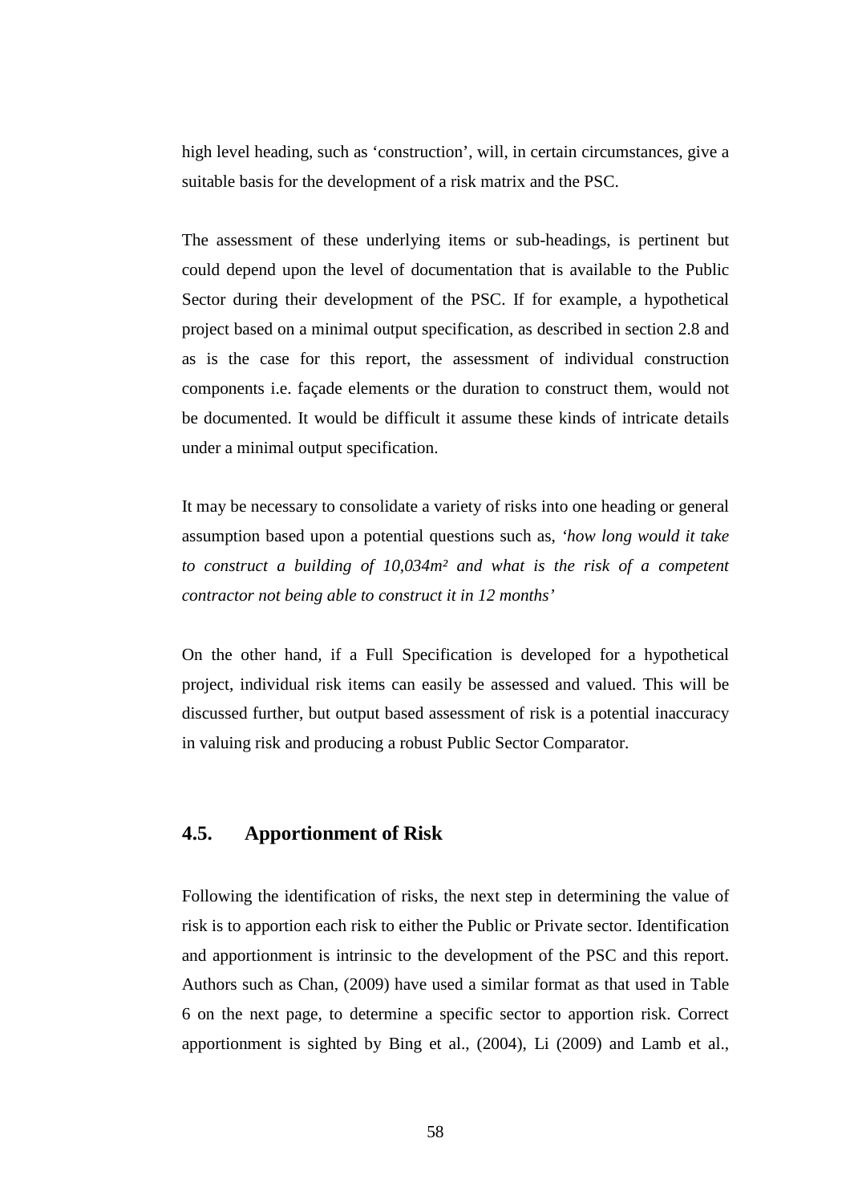high level heading, such as ‘construction’, will, in certain circumstances, give a suitable basis for the development of a risk matrix and the PSC.

The assessment of these underlying items or sub-headings, is pertinent but could depend upon the level of documentation that is available to the Public Sector during their development of the PSC. If for example, a hypothetical project based on a minimal output specification, as described in section 2.8 and as is the case for this report, the assessment of individual construction components i.e. façade elements or the duration to construct them, would not be documented. It would be difficult it assume these kinds of intricate details under a minimal output specification.

It may be necessary to consolidate a variety of risks into one heading or general assumption based upon a potential questions such as, *‘how long would it take to construct a building of 10,034m² and what is the risk of a competent contractor not being able to construct it in 12 months’*

On the other hand, if a Full Specification is developed for a hypothetical project, individual risk items can easily be assessed and valued. This will be discussed further, but output based assessment of risk is a potential inaccuracy in valuing risk and producing a robust Public Sector Comparator.

## 4.5. Apportionment of Risk

Following the identification of risks, the next step in determining the value of risk is to apportion each risk to either the Public or Private sector. Identification and apportionment is intrinsic to the development of the PSC and this report. Authors such as Chan, (2009) have used a similar format as that used in Table 6 on the next page, to determine a specific sector to apportion risk. Correct apportionment is sighted by Bing et al., (2004), Li (2009) and Lamb et al.,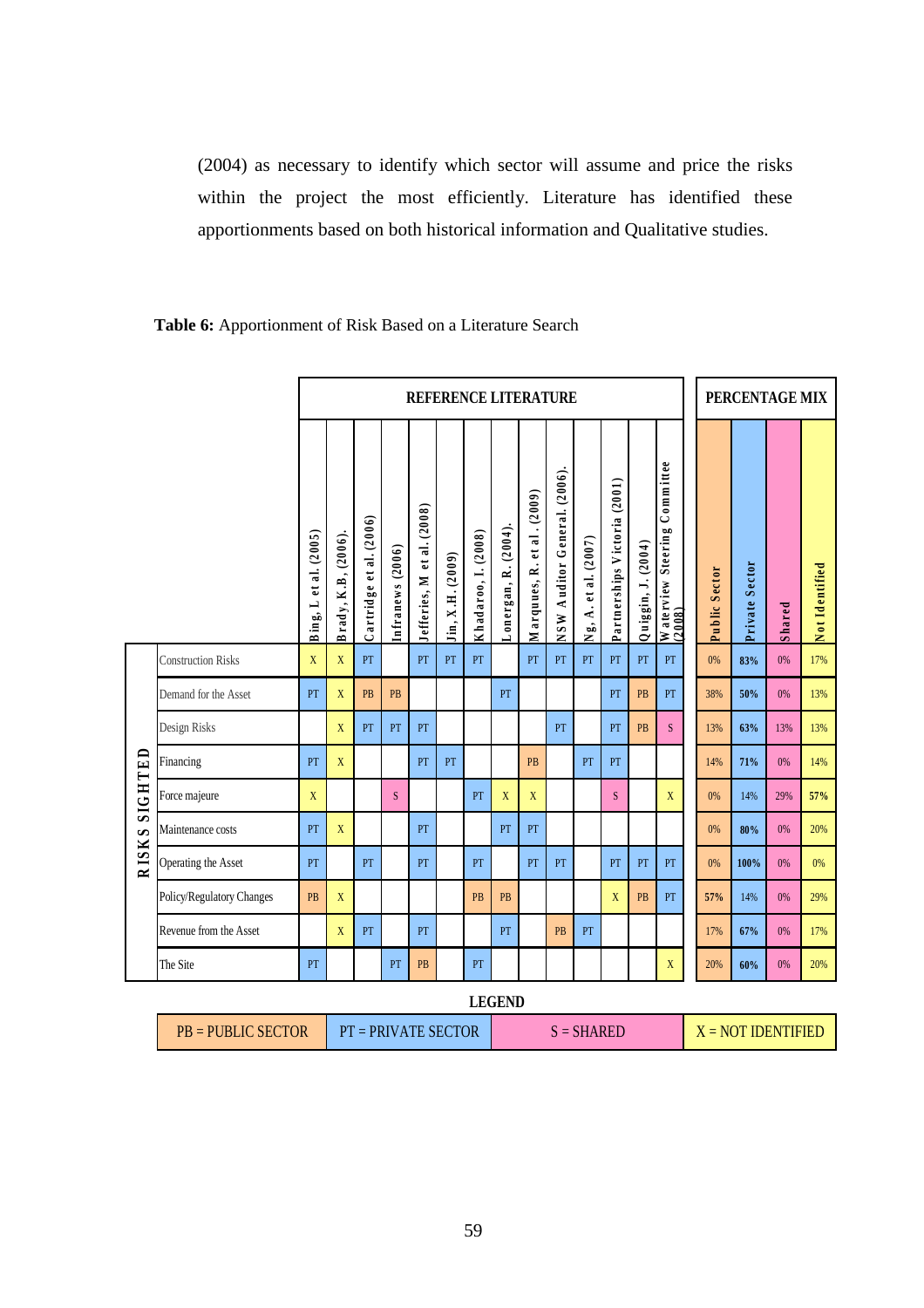(2004) as necessary to identify which sector will assume and price the risks within the project the most efficiently. Literature has identified these apportionments based on both historical information and Qualitative studies.

**Table 6:** Apportionment of Risk Based on a Literature Search

| | | REFERENCE LITERATURE | | | | | | | | | | | | | | PERCENTAGE MIX | | | |
|---|---|---|---|---|---|---|---|---|---|---|---|---|---|---|---|---|---|---|---|
| | | Bing, L et al. (2005) | Brady, K.B, (2006). | Cartridge et al. (2006) | Infranews (2006) | Jefferies, M et al. (2008) | Jin, X.H. (2009) | Khadaroo, I. (2008) | Lonergan, R. (2004). | Marquues, R. et al. (2009) | NSW Auditor General. (2006). | Ng, A. et al. (2007) | Partnerships Victoria (2001) | Quiggin, J. (2004) | Waterview Steering Committee (2008) | Public Sector | Private Sector | Shared | Not Identified |
| RISKS SIGHTED | Construction Risks | X | X | PT | | PT | PT | PT | | PT | PT | PT | PT | PT | PT | 0% | **83%** | 0% | 17% |
| | Demand for the Asset | PT | X | PB | PB | | | | PT | | | | PT | PB | PT | 38% | **50%** | 0% | 13% |
| | Design Risks | | X | PT | PT | PT | | | | | PT | | PT | PB | S | 13% | **63%** | 13% | 13% |
| | Financing | PT | X | | | PT | PT | | | PB | | PT | PT | | | 14% | **71%** | 0% | 14% |
| | Force majeure | X | | | S | | | PT | X | X | | | S | | X | 0% | 14% | 29% | **57%** |
| | Maintenance costs | PT | X | | | PT | | | PT | PT | | | | | | 0% | **80%** | 0% | 20% |
| | Operating the Asset | PT | | PT | | PT | | PT | | PT | PT | | PT | PT | PT | 0% | **100%** | 0% | 0% |
| | Policy/Regulatory Changes | PB | X | | | | | PB | PB | | | | X | PB | PT | **57%** | 14% | 0% | 29% |
| | Revenue from the Asset | | X | PT | | PT | | | PT | | PB | PT | | | | 17% | **67%** | 0% | 17% |
| | The Site | PT | | | PT | PB | | PT | | | | | | | X | 20% | **60%** | 0% | 20% |

**LEGEND**

| PB = PUBLIC SECTOR | PT = PRIVATE SECTOR | S = SHARED | X = NOT IDENTIFIED |
|---|---|---|---|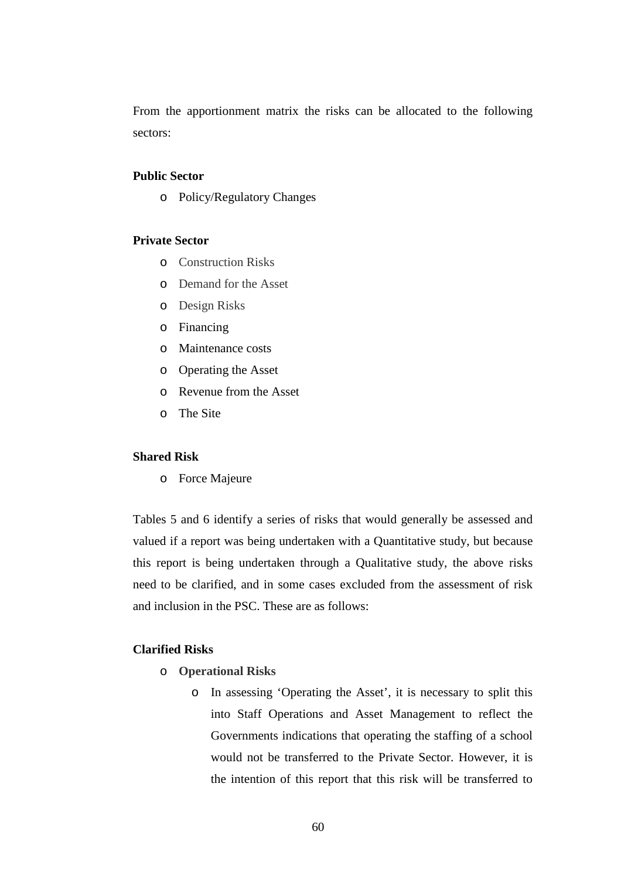From the apportionment matrix the risks can be allocated to the following sectors:

**Public Sector**

- Policy/Regulatory Changes

**Private Sector**

- Construction Risks
- Demand for the Asset
- Design Risks
- Financing
- Maintenance costs
- Operating the Asset
- Revenue from the Asset
- The Site

**Shared Risk**

- Force Majeure

Tables 5 and 6 identify a series of risks that would generally be assessed and valued if a report was being undertaken with a Quantitative study, but because this report is being undertaken through a Qualitative study, the above risks need to be clarified, and in some cases excluded from the assessment of risk and inclusion in the PSC. These are as follows:

**Clarified Risks**

- **Operational Risks**
  - In assessing 'Operating the Asset', it is necessary to split this into Staff Operations and Asset Management to reflect the Governments indications that operating the staffing of a school would not be transferred to the Private Sector. However, it is the intention of this report that this risk will be transferred to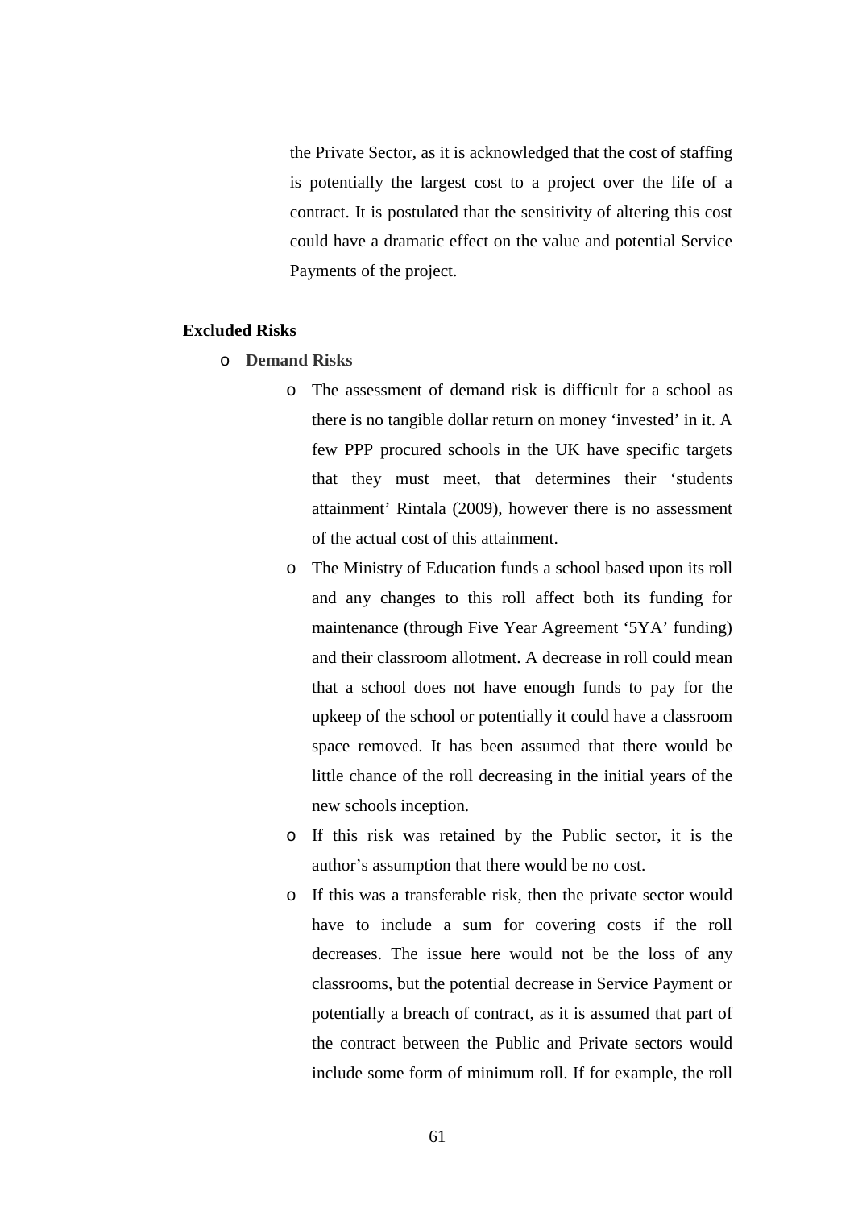the Private Sector, as it is acknowledged that the cost of staffing is potentially the largest cost to a project over the life of a contract. It is postulated that the sensitivity of altering this cost could have a dramatic effect on the value and potential Service Payments of the project.

**Excluded Risks**

- **Demand Risks**
  - The assessment of demand risk is difficult for a school as there is no tangible dollar return on money 'invested' in it. A few PPP procured schools in the UK have specific targets that they must meet, that determines their 'students attainment' Rintala (2009), however there is no assessment of the actual cost of this attainment.
  - The Ministry of Education funds a school based upon its roll and any changes to this roll affect both its funding for maintenance (through Five Year Agreement '5YA' funding) and their classroom allotment. A decrease in roll could mean that a school does not have enough funds to pay for the upkeep of the school or potentially it could have a classroom space removed. It has been assumed that there would be little chance of the roll decreasing in the initial years of the new schools inception.
  - If this risk was retained by the Public sector, it is the author's assumption that there would be no cost.
  - If this was a transferable risk, then the private sector would have to include a sum for covering costs if the roll decreases. The issue here would not be the loss of any classrooms, but the potential decrease in Service Payment or potentially a breach of contract, as it is assumed that part of the contract between the Public and Private sectors would include some form of minimum roll. If for example, the roll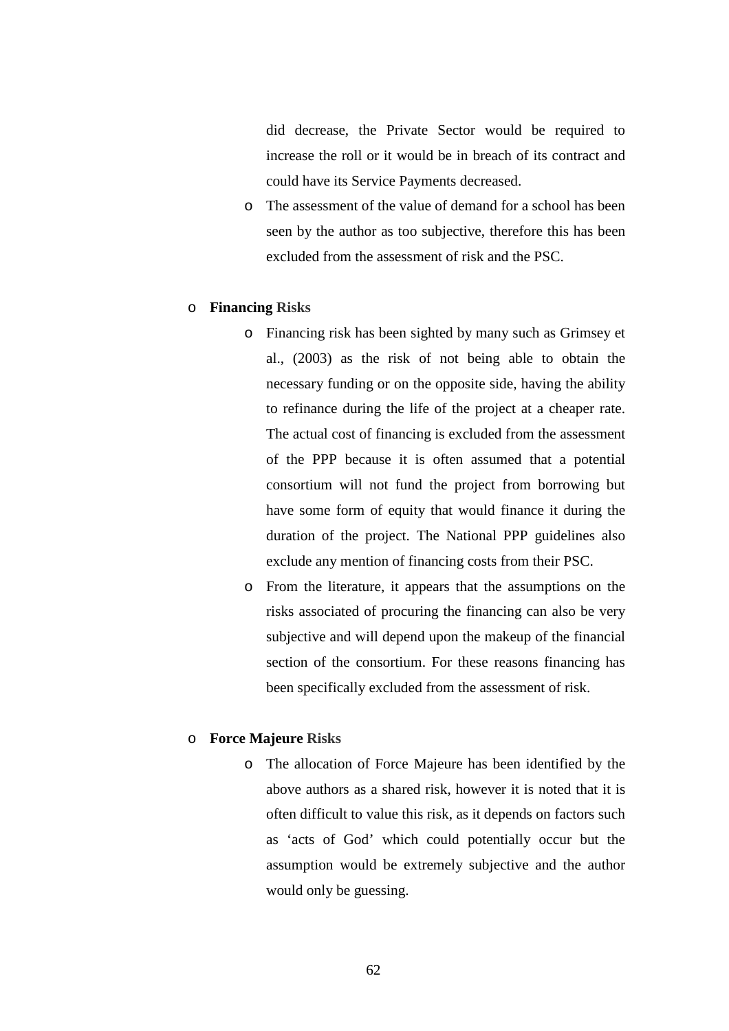did decrease, the Private Sector would be required to increase the roll or it would be in breach of its contract and could have its Service Payments decreased.

- The assessment of the value of demand for a school has been seen by the author as too subjective, therefore this has been excluded from the assessment of risk and the PSC.

- **Financing Risks**
  - Financing risk has been sighted by many such as Grimsey et al., (2003) as the risk of not being able to obtain the necessary funding or on the opposite side, having the ability to refinance during the life of the project at a cheaper rate. The actual cost of financing is excluded from the assessment of the PPP because it is often assumed that a potential consortium will not fund the project from borrowing but have some form of equity that would finance it during the duration of the project. The National PPP guidelines also exclude any mention of financing costs from their PSC.
  - From the literature, it appears that the assumptions on the risks associated of procuring the financing can also be very subjective and will depend upon the makeup of the financial section of the consortium. For these reasons financing has been specifically excluded from the assessment of risk.

- **Force Majeure Risks**
  - The allocation of Force Majeure has been identified by the above authors as a shared risk, however it is noted that it is often difficult to value this risk, as it depends on factors such as 'acts of God' which could potentially occur but the assumption would be extremely subjective and the author would only be guessing.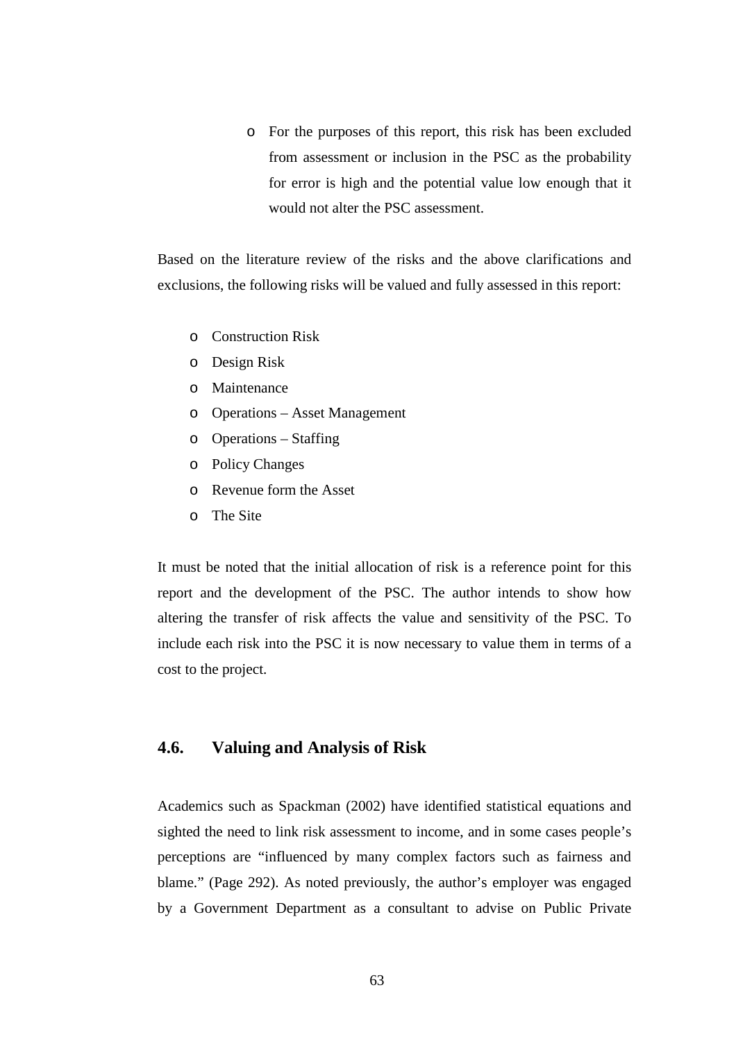- For the purposes of this report, this risk has been excluded from assessment or inclusion in the PSC as the probability for error is high and the potential value low enough that it would not alter the PSC assessment.

Based on the literature review of the risks and the above clarifications and exclusions, the following risks will be valued and fully assessed in this report:

- Construction Risk
- Design Risk
- Maintenance
- Operations – Asset Management
- Operations – Staffing
- Policy Changes
- Revenue form the Asset
- The Site

It must be noted that the initial allocation of risk is a reference point for this report and the development of the PSC. The author intends to show how altering the transfer of risk affects the value and sensitivity of the PSC. To include each risk into the PSC it is now necessary to value them in terms of a cost to the project.

## 4.6. Valuing and Analysis of Risk

Academics such as Spackman (2002) have identified statistical equations and sighted the need to link risk assessment to income, and in some cases people's perceptions are "influenced by many complex factors such as fairness and blame." (Page 292). As noted previously, the author's employer was engaged by a Government Department as a consultant to advise on Public Private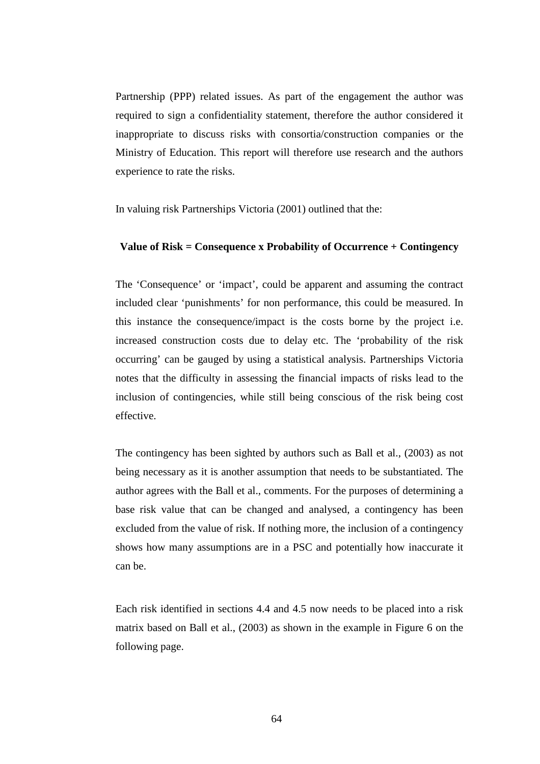Partnership (PPP) related issues. As part of the engagement the author was required to sign a confidentiality statement, therefore the author considered it inappropriate to discuss risks with consortia/construction companies or the Ministry of Education. This report will therefore use research and the authors experience to rate the risks.

In valuing risk Partnerships Victoria (2001) outlined that the:

**Value of Risk = Consequence x Probability of Occurrence + Contingency**

The 'Consequence' or 'impact', could be apparent and assuming the contract included clear 'punishments' for non performance, this could be measured. In this instance the consequence/impact is the costs borne by the project i.e. increased construction costs due to delay etc. The 'probability of the risk occurring' can be gauged by using a statistical analysis. Partnerships Victoria notes that the difficulty in assessing the financial impacts of risks lead to the inclusion of contingencies, while still being conscious of the risk being cost effective.

The contingency has been sighted by authors such as Ball et al., (2003) as not being necessary as it is another assumption that needs to be substantiated. The author agrees with the Ball et al., comments. For the purposes of determining a base risk value that can be changed and analysed, a contingency has been excluded from the value of risk. If nothing more, the inclusion of a contingency shows how many assumptions are in a PSC and potentially how inaccurate it can be.

Each risk identified in sections 4.4 and 4.5 now needs to be placed into a risk matrix based on Ball et al., (2003) as shown in the example in Figure 6 on the following page.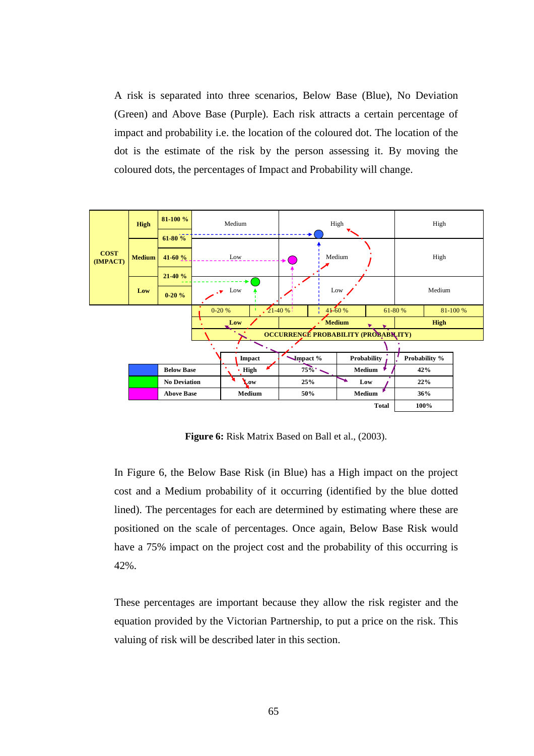A risk is separated into three scenarios, Below Base (Blue), No Deviation (Green) and Above Base (Purple). Each risk attracts a certain percentage of impact and probability i.e. the location of the coloured dot. The location of the dot is the estimate of the risk by the person assessing it. By moving the coloured dots, the percentages of Impact and Probability will change.

| COST (IMPACT) | High | 81-100 % | Medium | High | High |
|---|---|---|---|---|---|
| | | 61-80 % | | | |
| | Medium | 41-60 % | Low | Medium | High |
| | | 21-40 % | | | |
| | Low | 0-20 % | Low | Low | Medium |

| 0-20 % | 21-40 % | 41-60 % | 61-80 % | 81-100 % |
|---|---|---|---|---|
| Low | | Medium | | High |
| OCCURRENCE PROBABILITY (PROBABILITY) | | | | |

| | | Impact | Impact % | Probability | Probability % |
|---|---|---|---|---|---|
| | Below Base | High | 75% | Medium | 42% |
| | No Deviation | Low | 25% | Low | 22% |
| | Above Base | Medium | 50% | Medium | 36% |
| | | | | Total | 100% |

**Figure 6:** Risk Matrix Based on Ball et al., (2003).

In Figure 6, the Below Base Risk (in Blue) has a High impact on the project cost and a Medium probability of it occurring (identified by the blue dotted lined). The percentages for each are determined by estimating where these are positioned on the scale of percentages. Once again, Below Base Risk would have a 75% impact on the project cost and the probability of this occurring is 42%.

These percentages are important because they allow the risk register and the equation provided by the Victorian Partnership, to put a price on the risk. This valuing of risk will be described later in this section.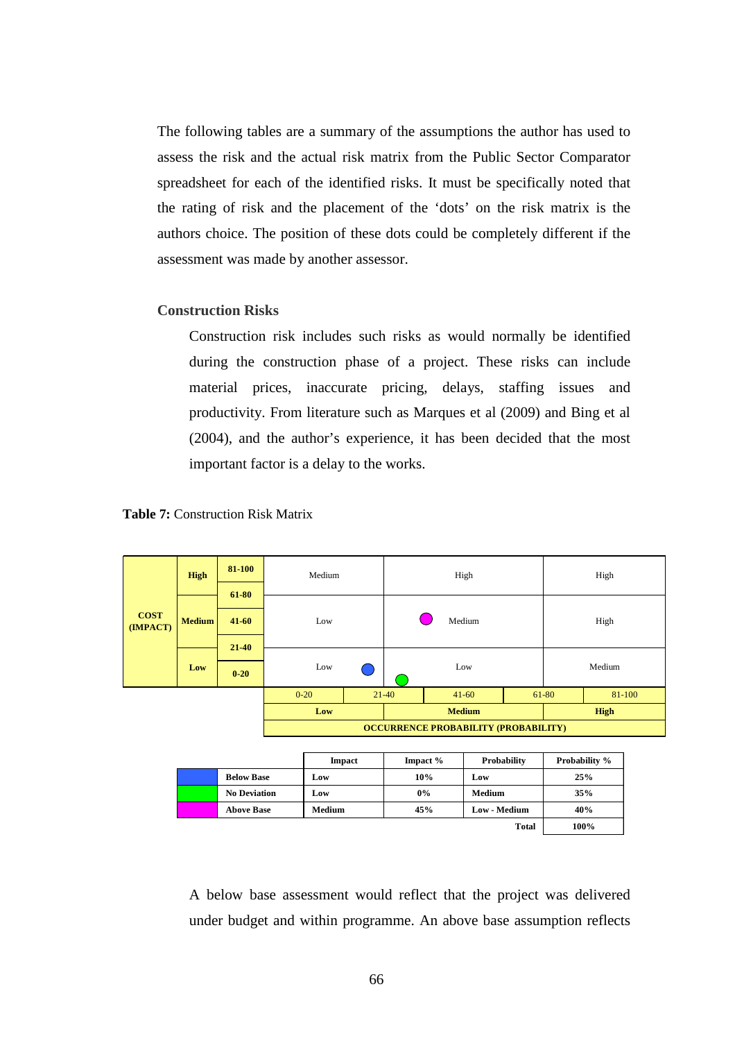The following tables are a summary of the assumptions the author has used to assess the risk and the actual risk matrix from the Public Sector Comparator spreadsheet for each of the identified risks. It must be specifically noted that the rating of risk and the placement of the 'dots' on the risk matrix is the authors choice. The position of these dots could be completely different if the assessment was made by another assessor.

### Construction Risks

Construction risk includes such risks as would normally be identified during the construction phase of a project. These risks can include material prices, inaccurate pricing, delays, staffing issues and productivity. From literature such as Marques et al (2009) and Bing et al (2004), and the author's experience, it has been decided that the most important factor is a delay to the works.

**Table 7:** Construction Risk Matrix

| COST (IMPACT) | | | | | |
|---|---|---|---|---|---|
| High | 81-100 / 61-80 | Medium | High | High |
| Medium | 41-60 / 21-40 | Low | Medium | High |
| Low | 0-20 | Low | Low | Medium |
| | | 0-20 / 21-40 | 21-40 / 41-60 / 61-80 | 81-100 |
| | | Low | Medium | High |
| | | OCCURRENCE PROBABILITY (PROBABILITY) | | |

| | | Impact | Impact % | Probability | Probability % |
|---|---|---|---|---|---|
| Blue | **Below Base** | **Low** | **10%** | **Low** | **25%** |
| Green | **No Deviation** | **Low** | **0%** | **Medium** | **35%** |
| Magenta | **Above Base** | **Medium** | **45%** | **Low - Medium** | **40%** |
| | | | | **Total** | **100%** |

A below base assessment would reflect that the project was delivered under budget and within programme. An above base assumption reflects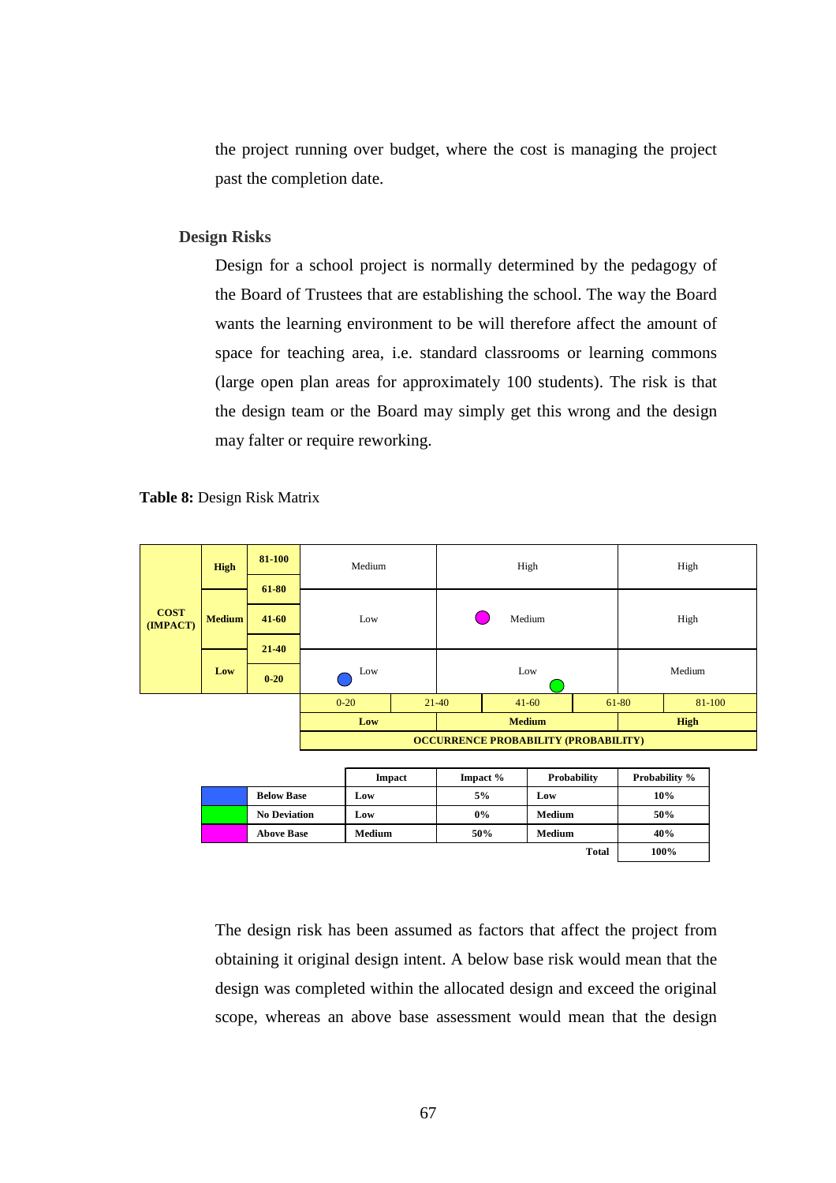the project running over budget, where the cost is managing the project past the completion date.

### Design Risks

Design for a school project is normally determined by the pedagogy of the Board of Trustees that are establishing the school. The way the Board wants the learning environment to be will therefore affect the amount of space for teaching area, i.e. standard classrooms or learning commons (large open plan areas for approximately 100 students). The risk is that the design team or the Board may simply get this wrong and the design may falter or require reworking.

**Table 8:** Design Risk Matrix

| COST (IMPACT) | | | | | |
|---|---|---|---|---|---|
| High | 81-100 / 61-80 | Medium | High | High |
| Medium | 41-60 / 21-40 | Low | Medium (Above Base) | High |
| Low | 0-20 | Low (Below Base) | Low (No Deviation) | Medium |
| | | 0-20 / 21-40 | 41-60 / 61-80 | 81-100 |
| | | Low | Medium | High |
| | | OCCURRENCE PROBABILITY (PROBABILITY) | | |

| | Impact | Impact % | Probability | Probability % |
|---|---|---|---|---|
| Below Base | Low | 5% | Low | 10% |
| No Deviation | Low | 0% | Medium | 50% |
| Above Base | Medium | 50% | Medium | 40% |
| | | | Total | 100% |

The design risk has been assumed as factors that affect the project from obtaining it original design intent. A below base risk would mean that the design was completed within the allocated design and exceed the original scope, whereas an above base assessment would mean that the design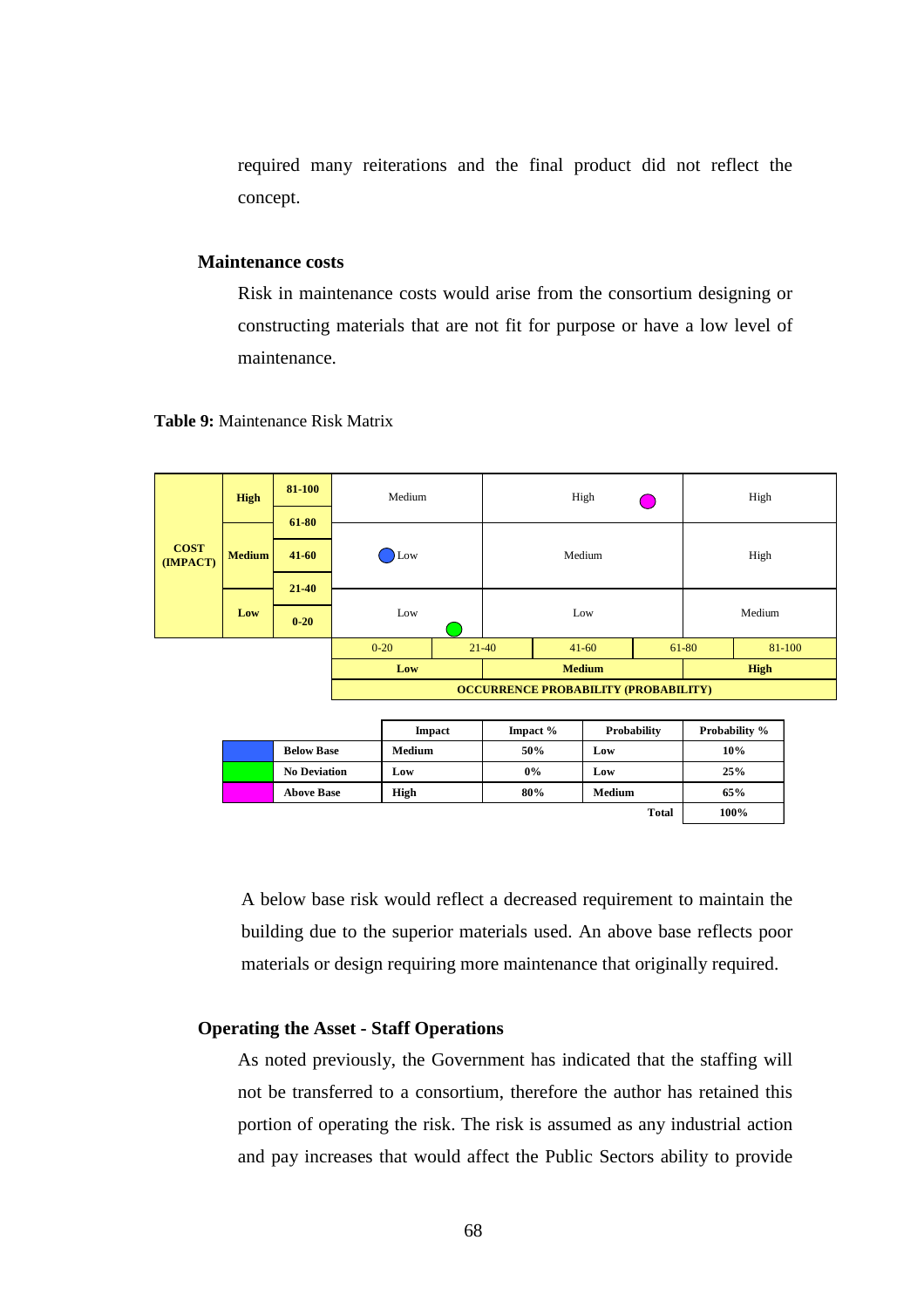required many reiterations and the final product did not reflect the concept.

### Maintenance costs

Risk in maintenance costs would arise from the consortium designing or constructing materials that are not fit for purpose or have a low level of maintenance.

**Table 9:** Maintenance Risk Matrix

| COST (IMPACT) | | | | | | | |
|---|---|---|---|---|---|---|---|
| | High | 81-100 | Medium | | High | | High |
| | | 61-80 | | | | | |
| | Medium | 41-60 | Low | | Medium | | High |
| | | 21-40 | | | | | |
| | Low | 0-20 | Low | | Low | | Medium |
| | | | 0-20 | 21-40 | 41-60 | 61-80 | 81-100 |
| | | | Low | | Medium | | High |
| | | | OCCURRENCE PROBABILITY (PROBABILITY) | | | | |

| | | Impact | Impact % | Probability | Probability % |
|---|---|---|---|---|---|
| Blue | Below Base | Medium | 50% | Low | 10% |
| Green | No Deviation | Low | 0% | Low | 25% |
| Magenta | Above Base | High | 80% | Medium | 65% |
| | | | | Total | 100% |

A below base risk would reflect a decreased requirement to maintain the building due to the superior materials used. An above base reflects poor materials or design requiring more maintenance that originally required.

### Operating the Asset - Staff Operations

As noted previously, the Government has indicated that the staffing will not be transferred to a consortium, therefore the author has retained this portion of operating the risk. The risk is assumed as any industrial action and pay increases that would affect the Public Sectors ability to provide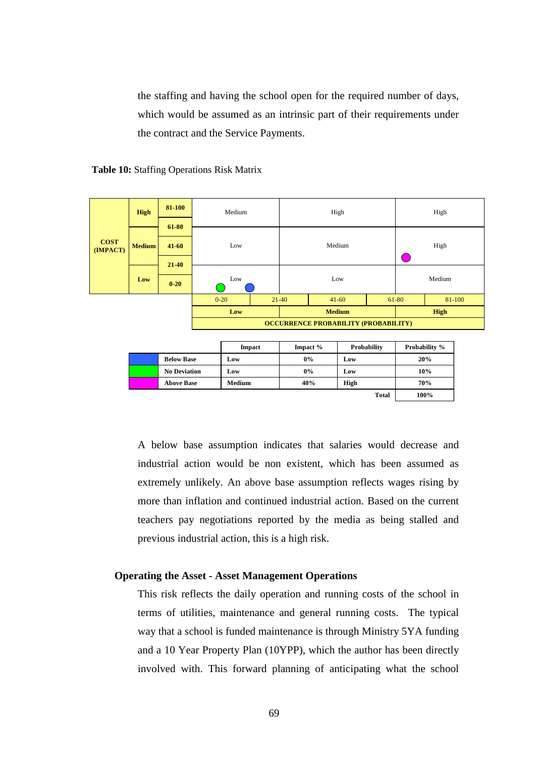the staffing and having the school open for the required number of days, which would be assumed as an intrinsic part of their requirements under the contract and the Service Payments.

**Table 10:** Staffing Operations Risk Matrix

| COST (IMPACT) | | | | | |
|---|---|---|---|---|---|
| High | 81-100 | Medium | High | High |
| | 61-80 | | | |
| Medium | 41-60 | Low | Medium | High (Above Base) |
| | 21-40 | | | |
| Low | 0-20 | Low (No Deviation, Below Base) | Low | Medium |
| | | 0-20 / 21-40 | 41-60 | 61-80 / 81-100 |
| | | Low | Medium | High |
| | | OCCURRENCE PROBABILITY (PROBABILITY) | | |

| Colour | | Impact | Impact % | Probability | Probability % |
|---|---|---|---|---|---|
| Blue | **Below Base** | **Low** | **0%** | **Low** | **20%** |
| Green | **No Deviation** | **Low** | **0%** | **Low** | **10%** |
| Magenta | **Above Base** | **Medium** | **40%** | **High** | **70%** |
| | | | | **Total** | **100%** |

A below base assumption indicates that salaries would decrease and industrial action would be non existent, which has been assumed as extremely unlikely. An above base assumption reflects wages rising by more than inflation and continued industrial action. Based on the current teachers pay negotiations reported by the media as being stalled and previous industrial action, this is a high risk.

**Operating the Asset - Asset Management Operations**

This risk reflects the daily operation and running costs of the school in terms of utilities, maintenance and general running costs. The typical way that a school is funded maintenance is through Ministry 5YA funding and a 10 Year Property Plan (10YPP), which the author has been directly involved with. This forward planning of anticipating what the school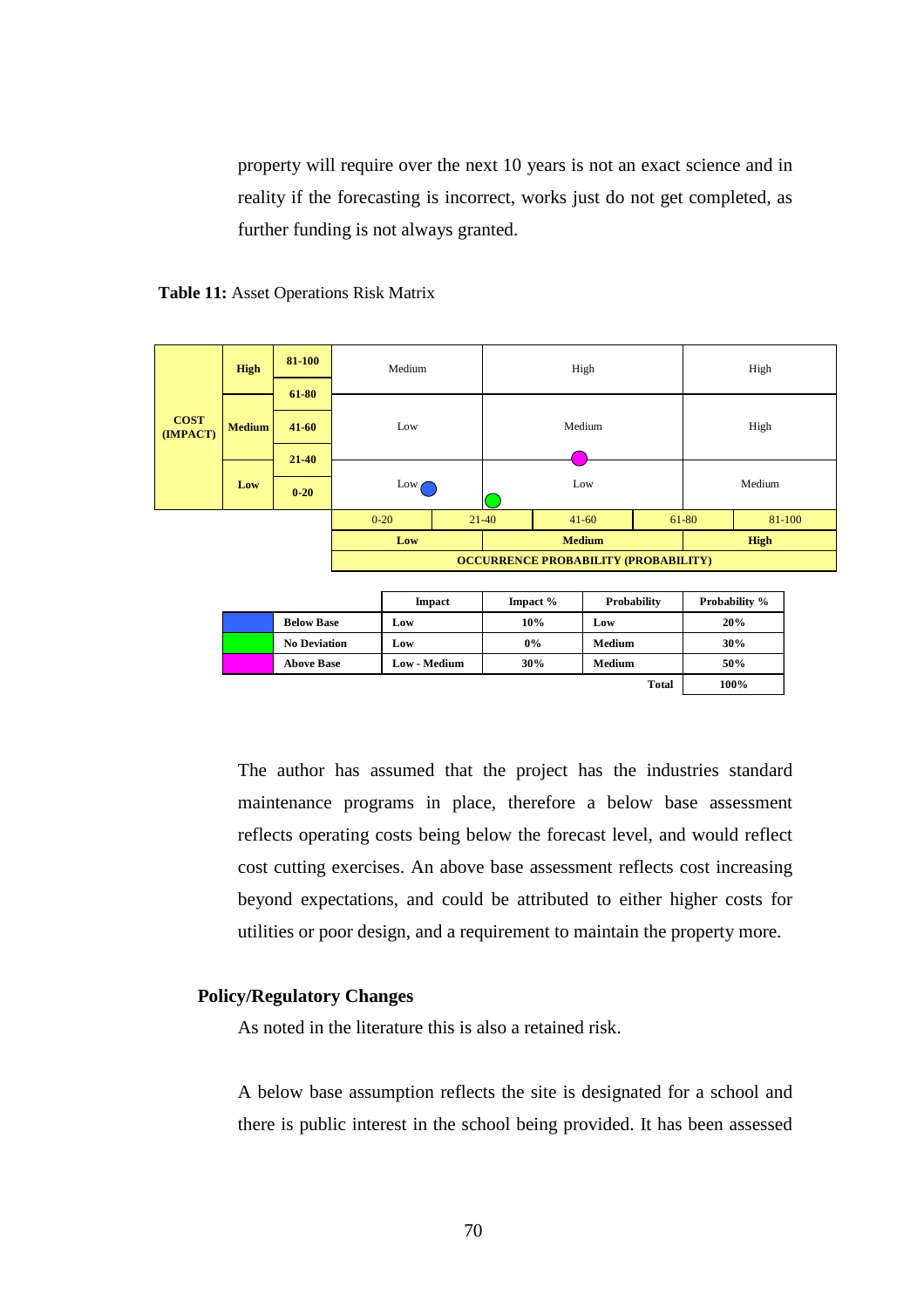property will require over the next 10 years is not an exact science and in reality if the forecasting is incorrect, works just do not get completed, as further funding is not always granted.

**Table 11:** Asset Operations Risk Matrix

| COST (IMPACT) | | | | | | | |
|---|---|---|---|---|---|---|---|
| | High | 81-100 | Medium | High | | High | |
| | | 61-80 | | | | | |
| | Medium | 41-60 | Low | Medium | | High | |
| | | 21-40 | | | | | |
| | Low | 0-20 | Low | Low | | Medium | |
| | | | 0-20 | 21-40 | 41-60 | 61-80 | 81-100 |
| | | | Low | Medium | | High | |
| | | | OCCURRENCE PROBABILITY (PROBABILITY) | | | | |

| | | Impact | Impact % | Probability | Probability % |
|---|---|---|---|---|---|
| (Blue) | **Below Base** | **Low** | **10%** | **Low** | **20%** |
| (Green) | **No Deviation** | **Low** | **0%** | **Medium** | **30%** |
| (Magenta) | **Above Base** | **Low - Medium** | **30%** | **Medium** | **50%** |
| | | | | **Total** | **100%** |

The author has assumed that the project has the industries standard maintenance programs in place, therefore a below base assessment reflects operating costs being below the forecast level, and would reflect cost cutting exercises. An above base assessment reflects cost increasing beyond expectations, and could be attributed to either higher costs for utilities or poor design, and a requirement to maintain the property more.

### Policy/Regulatory Changes

As noted in the literature this is also a retained risk.

A below base assumption reflects the site is designated for a school and there is public interest in the school being provided. It has been assessed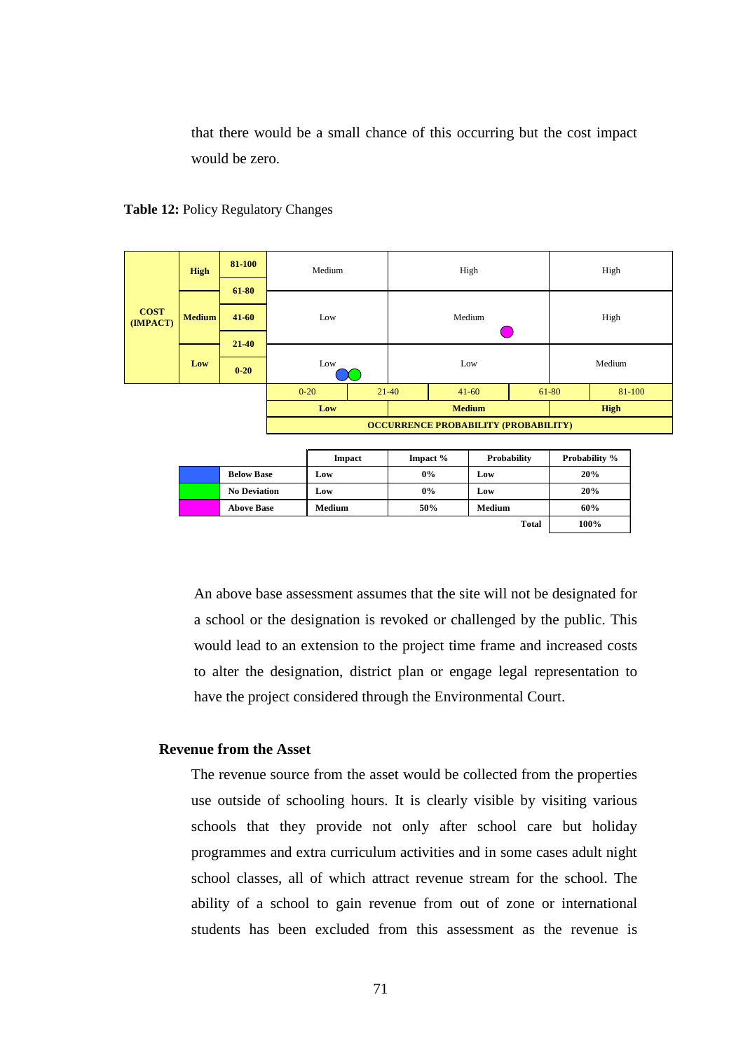that there would be a small chance of this occurring but the cost impact would be zero.

**Table 12:** Policy Regulatory Changes

| COST (IMPACT) | | | | | | |
|---|---|---|---|---|---|---|
| | High | 81-100 | Medium | High | High |
| | | 61-80 | | | |
| | Medium | 41-60 | Low | Medium ● (Above Base) | High |
| | | 21-40 | | | |
| | Low | 0-20 | Low ● ● (Below Base, No Deviation) | Low | Medium |
| | | | 0-20 | 21-40 / 41-60 / 61-80 | 81-100 |
| | | | Low | Medium | High |
| | | | OCCURRENCE PROBABILITY (PROBABILITY) | | |

| | | Impact | Impact % | Probability | Probability % |
|---|---|---|---|---|---|
| (blue) | **Below Base** | Low | 0% | Low | 20% |
| (green) | **No Deviation** | Low | 0% | Low | 20% |
| (magenta) | **Above Base** | Medium | 50% | Medium | 60% |
| | | | | **Total** | 100% |

An above base assessment assumes that the site will not be designated for a school or the designation is revoked or challenged by the public. This would lead to an extension to the project time frame and increased costs to alter the designation, district plan or engage legal representation to have the project considered through the Environmental Court.

### Revenue from the Asset

The revenue source from the asset would be collected from the properties use outside of schooling hours. It is clearly visible by visiting various schools that they provide not only after school care but holiday programmes and extra curriculum activities and in some cases adult night school classes, all of which attract revenue stream for the school. The ability of a school to gain revenue from out of zone or international students has been excluded from this assessment as the revenue is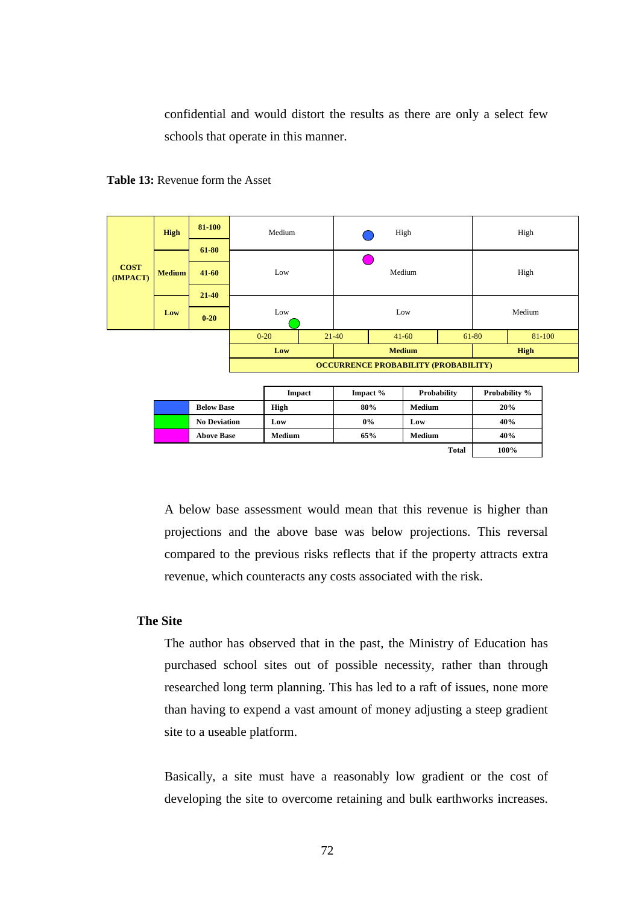confidential and would distort the results as there are only a select few schools that operate in this manner.

**Table 13:** Revenue form the Asset

| COST (IMPACT) | | | | | |
|---|---|---|---|---|---|
| High | 81-100 | Medium | High | High |
| | 61-80 | | | |
| Medium | 41-60 | Low | Medium | High |
| | 21-40 | | | |
| Low | 0-20 | Low | Low | Medium |
| | | 0-20 | 21-40 / 41-60 / 61-80 | 81-100 |
| | | Low | Medium | High |
| | | OCCURRENCE PROBABILITY (PROBABILITY) | | |

| | | Impact | Impact % | Probability | Probability % |
|---|---|---|---|---|---|
| (Blue) | Below Base | High | 80% | Medium | 20% |
| (Green) | No Deviation | Low | 0% | Low | 40% |
| (Magenta) | Above Base | Medium | 65% | Medium | 40% |
| | | | | Total | 100% |

A below base assessment would mean that this revenue is higher than projections and the above base was below projections. This reversal compared to the previous risks reflects that if the property attracts extra revenue, which counteracts any costs associated with the risk.

## The Site

The author has observed that in the past, the Ministry of Education has purchased school sites out of possible necessity, rather than through researched long term planning. This has led to a raft of issues, none more than having to expend a vast amount of money adjusting a steep gradient site to a useable platform.

Basically, a site must have a reasonably low gradient or the cost of developing the site to overcome retaining and bulk earthworks increases.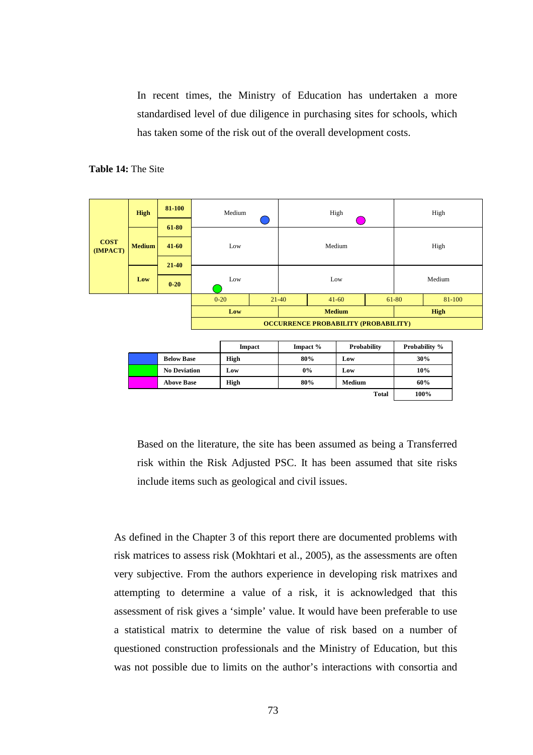In recent times, the Ministry of Education has undertaken a more standardised level of due diligence in purchasing sites for schools, which has taken some of the risk out of the overall development costs.

**Table 14:** The Site

| COST (IMPACT) | | | | | |
|---|---|---|---|---|---|
| High | 81-100 / 61-80 | Medium | High | High |
| Medium | 41-60 / 21-40 | Low | Medium | High |
| Low | 0-20 | Low | Low | Medium |
| | | 0-20 / 21-40 | 41-60 | 61-80 / 81-100 |
| | | Low | Medium | High |
| | | OCCURRENCE PROBABILITY (PROBABILITY) | | |

| | | Impact | Impact % | Probability | Probability % |
|---|---|---|---|---|---|
| (blue) | **Below Base** | **High** | **80%** | **Low** | **30%** |
| (green) | **No Deviation** | **Low** | **0%** | **Low** | **10%** |
| (magenta) | **Above Base** | **High** | **80%** | **Medium** | **60%** |
| | | | | **Total** | **100%** |

Based on the literature, the site has been assumed as being a Transferred risk within the Risk Adjusted PSC. It has been assumed that site risks include items such as geological and civil issues.

As defined in the Chapter 3 of this report there are documented problems with risk matrices to assess risk (Mokhtari et al., 2005), as the assessments are often very subjective. From the authors experience in developing risk matrixes and attempting to determine a value of a risk, it is acknowledged that this assessment of risk gives a 'simple' value. It would have been preferable to use a statistical matrix to determine the value of risk based on a number of questioned construction professionals and the Ministry of Education, but this was not possible due to limits on the author's interactions with consortia and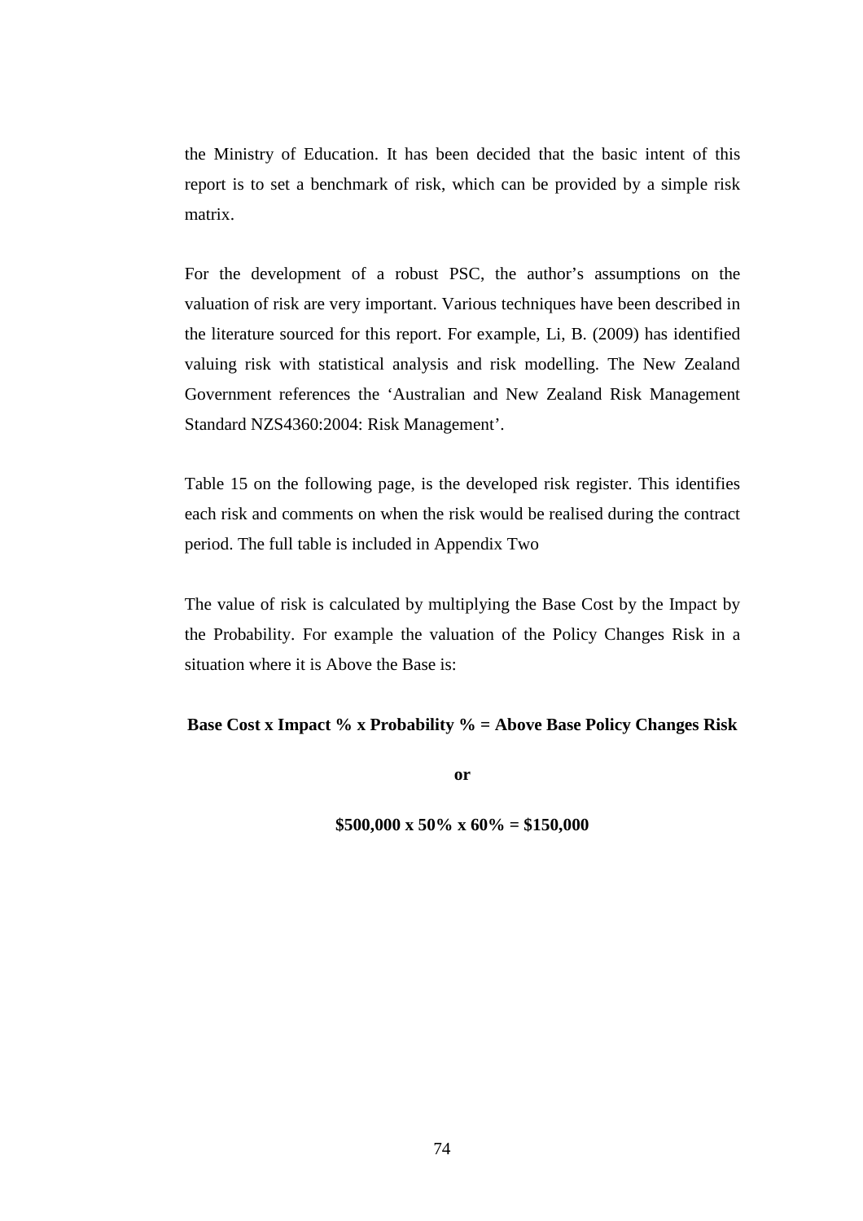the Ministry of Education. It has been decided that the basic intent of this report is to set a benchmark of risk, which can be provided by a simple risk matrix.

For the development of a robust PSC, the author's assumptions on the valuation of risk are very important. Various techniques have been described in the literature sourced for this report. For example, Li, B. (2009) has identified valuing risk with statistical analysis and risk modelling. The New Zealand Government references the 'Australian and New Zealand Risk Management Standard NZS4360:2004: Risk Management'.

Table 15 on the following page, is the developed risk register. This identifies each risk and comments on when the risk would be realised during the contract period. The full table is included in Appendix Two

The value of risk is calculated by multiplying the Base Cost by the Impact by the Probability. For example the valuation of the Policy Changes Risk in a situation where it is Above the Base is:

**Base Cost x Impact % x Probability % = Above Base Policy Changes Risk**

**or**

**$500,000 x 50% x 60% = $150,000**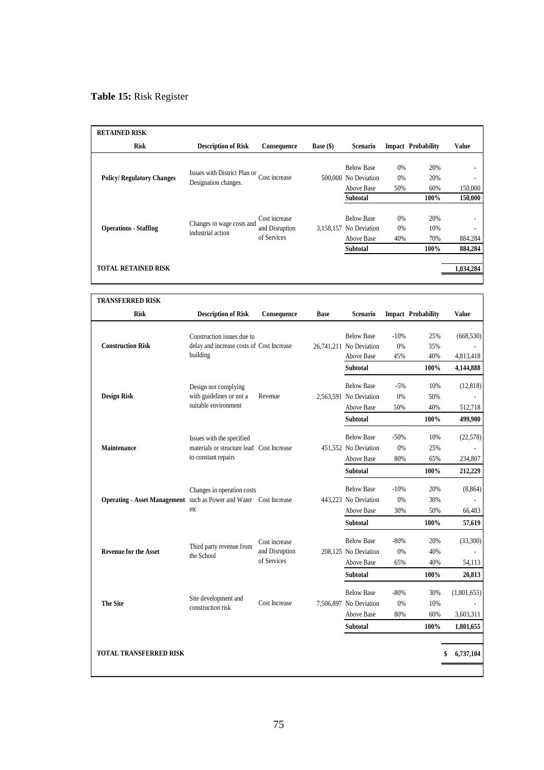**Table 15:** Risk Register

| RETAINED RISK | | | | | | | |
|---|---|---|---|---|---|---|---|
| **Risk** | **Description of Risk** | **Consequence** | **Base ($)** | **Scenario** | **Impact** | **Probability** | **Value** |
| **Policy/ Regulatory Changes** | Issues with District Plan or Designation changes. | Cost increase | 500,000 | Below Base | 0% | 20% | - |
| | | | | No Deviation | 0% | 20% | - |
| | | | | Above Base | 50% | 60% | 150,000 |
| | | | | **Subtotal** | | **100%** | **150,000** |
| **Operations - Staffing** | Changes in wage costs and industrial action | Cost increase and Disruption of Services | 3,158,157 | Below Base | 0% | 20% | - |
| | | | | No Deviation | 0% | 10% | - |
| | | | | Above Base | 40% | 70% | 884,284 |
| | | | | **Subtotal** | | **100%** | **884,284** |
| **TOTAL RETAINED RISK** | | | | | | | **1,034,284** |

| TRANSFERRED RISK | | | | | | | |
|---|---|---|---|---|---|---|---|
| **Risk** | **Description of Risk** | **Consequence** | **Base** | **Scenario** | **Impact** | **Probability** | **Value** |
| **Construction Risk** | Construction issues due to delay and increase costs of building | Cost Increase | 26,741,211 | Below Base | -10% | 25% | (668,530) |
| | | | | No Deviation | 0% | 35% | - |
| | | | | Above Base | 45% | 40% | 4,813,418 |
| | | | | **Subtotal** | | **100%** | **4,144,888** |
| **Design Risk** | Design not complying with guidelines or not a suitable environment | Revenue | 2,563,591 | Below Base | -5% | 10% | (12,818) |
| | | | | No Deviation | 0% | 50% | - |
| | | | | Above Base | 50% | 40% | 512,718 |
| | | | | **Subtotal** | | **100%** | **499,900** |
| **Maintenance** | Issues with the specified materials or structure lead to constant repairs | Cost Increase | 451,552 | Below Base | -50% | 10% | (22,578) |
| | | | | No Deviation | 0% | 25% | - |
| | | | | Above Base | 80% | 65% | 234,807 |
| | | | | **Subtotal** | | **100%** | **212,229** |
| **Operating - Asset Management** | Changes in operation costs such as Power and Water etc | Cost Increase | 443,223 | Below Base | -10% | 20% | (8,864) |
| | | | | No Deviation | 0% | 30% | - |
| | | | | Above Base | 30% | 50% | 66,483 |
| | | | | **Subtotal** | | **100%** | **57,619** |
| **Revenue for the Asset** | Third party revenue from the School | Cost increase and Disruption of Services | 208,125 | Below Base | -80% | 20% | (33,300) |
| | | | | No Deviation | 0% | 40% | - |
| | | | | Above Base | 65% | 40% | 54,113 |
| | | | | **Subtotal** | | **100%** | **20,813** |
| **The Site** | Site development and construction risk | Cost Increase | 7,506,897 | Below Base | -80% | 30% | (1,801,655) |
| | | | | No Deviation | 0% | 10% | - |
| | | | | Above Base | 80% | 60% | 3,603,311 |
| | | | | **Subtotal** | | **100%** | **1,801,655** |
| **TOTAL TRANSFERRED RISK** | | | | | | | **$ 6,737,104** |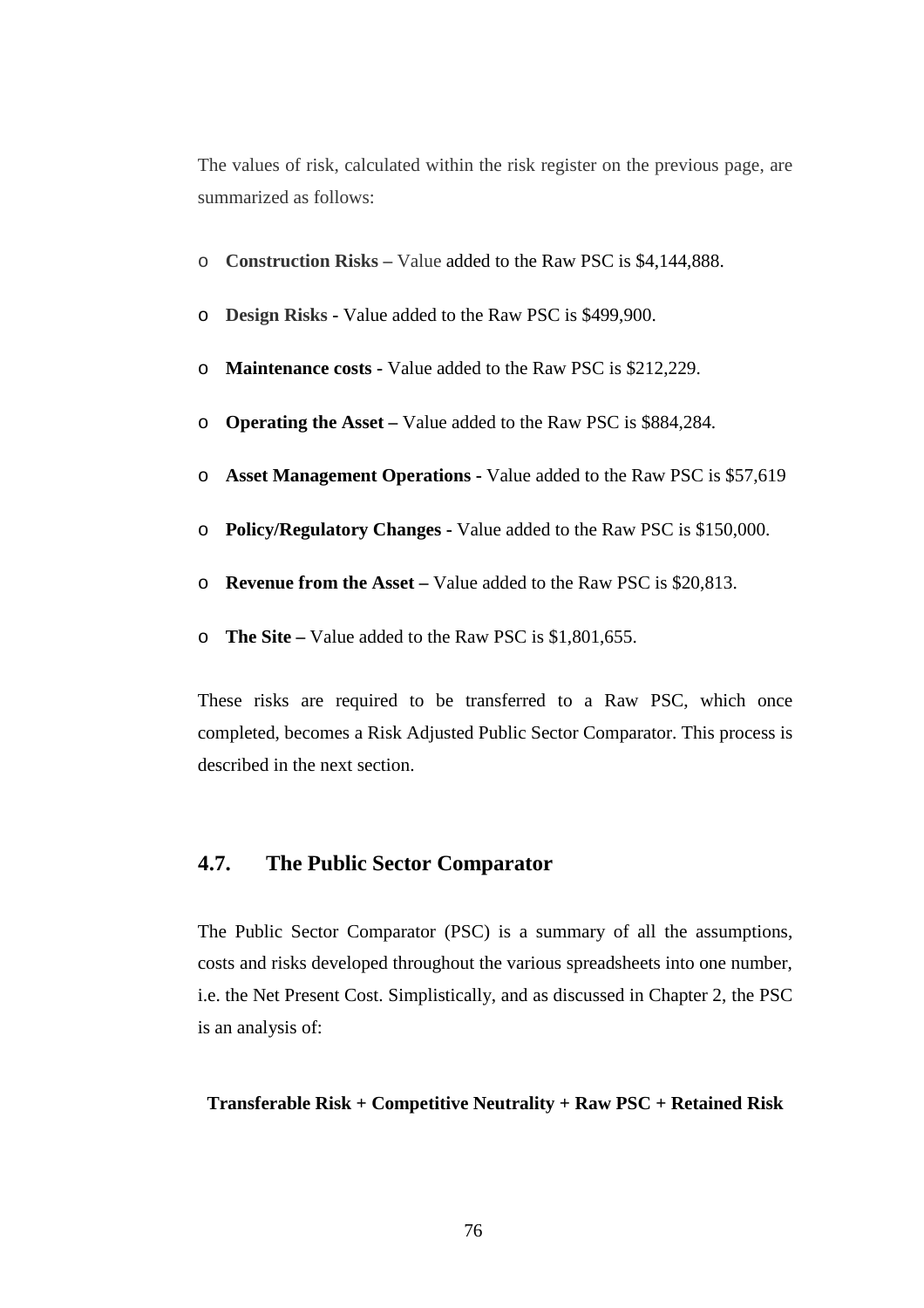The values of risk, calculated within the risk register on the previous page, are summarized as follows:

- **Construction Risks –** Value added to the Raw PSC is $4,144,888.
- **Design Risks -** Value added to the Raw PSC is $499,900.
- **Maintenance costs -** Value added to the Raw PSC is $212,229.
- **Operating the Asset –** Value added to the Raw PSC is $884,284.
- **Asset Management Operations -** Value added to the Raw PSC is $57,619
- **Policy/Regulatory Changes** - Value added to the Raw PSC is $150,000.
- **Revenue from the Asset –** Value added to the Raw PSC is $20,813.
- **The Site –** Value added to the Raw PSC is $1,801,655.

These risks are required to be transferred to a Raw PSC, which once completed, becomes a Risk Adjusted Public Sector Comparator. This process is described in the next section.

## 4.7. The Public Sector Comparator

The Public Sector Comparator (PSC) is a summary of all the assumptions, costs and risks developed throughout the various spreadsheets into one number, i.e. the Net Present Cost. Simplistically, and as discussed in Chapter 2, the PSC is an analysis of:

**Transferable Risk + Competitive Neutrality + Raw PSC + Retained Risk**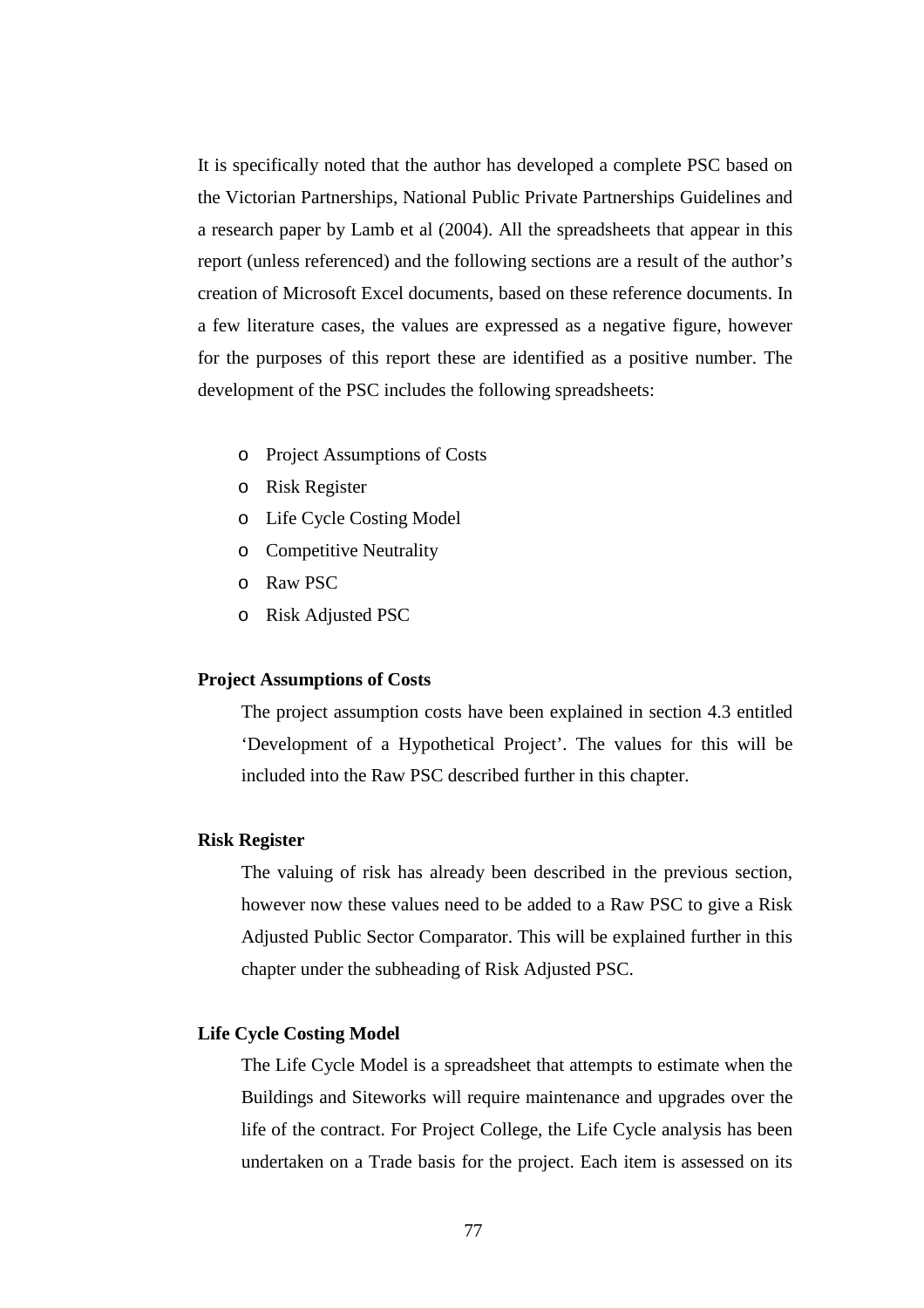It is specifically noted that the author has developed a complete PSC based on the Victorian Partnerships, National Public Private Partnerships Guidelines and a research paper by Lamb et al (2004). All the spreadsheets that appear in this report (unless referenced) and the following sections are a result of the author's creation of Microsoft Excel documents, based on these reference documents. In a few literature cases, the values are expressed as a negative figure, however for the purposes of this report these are identified as a positive number. The development of the PSC includes the following spreadsheets:

- Project Assumptions of Costs
- Risk Register
- Life Cycle Costing Model
- Competitive Neutrality
- Raw PSC
- Risk Adjusted PSC

**Project Assumptions of Costs**

The project assumption costs have been explained in section 4.3 entitled 'Development of a Hypothetical Project'. The values for this will be included into the Raw PSC described further in this chapter.

**Risk Register**

The valuing of risk has already been described in the previous section, however now these values need to be added to a Raw PSC to give a Risk Adjusted Public Sector Comparator. This will be explained further in this chapter under the subheading of Risk Adjusted PSC.

**Life Cycle Costing Model**

The Life Cycle Model is a spreadsheet that attempts to estimate when the Buildings and Siteworks will require maintenance and upgrades over the life of the contract. For Project College, the Life Cycle analysis has been undertaken on a Trade basis for the project. Each item is assessed on its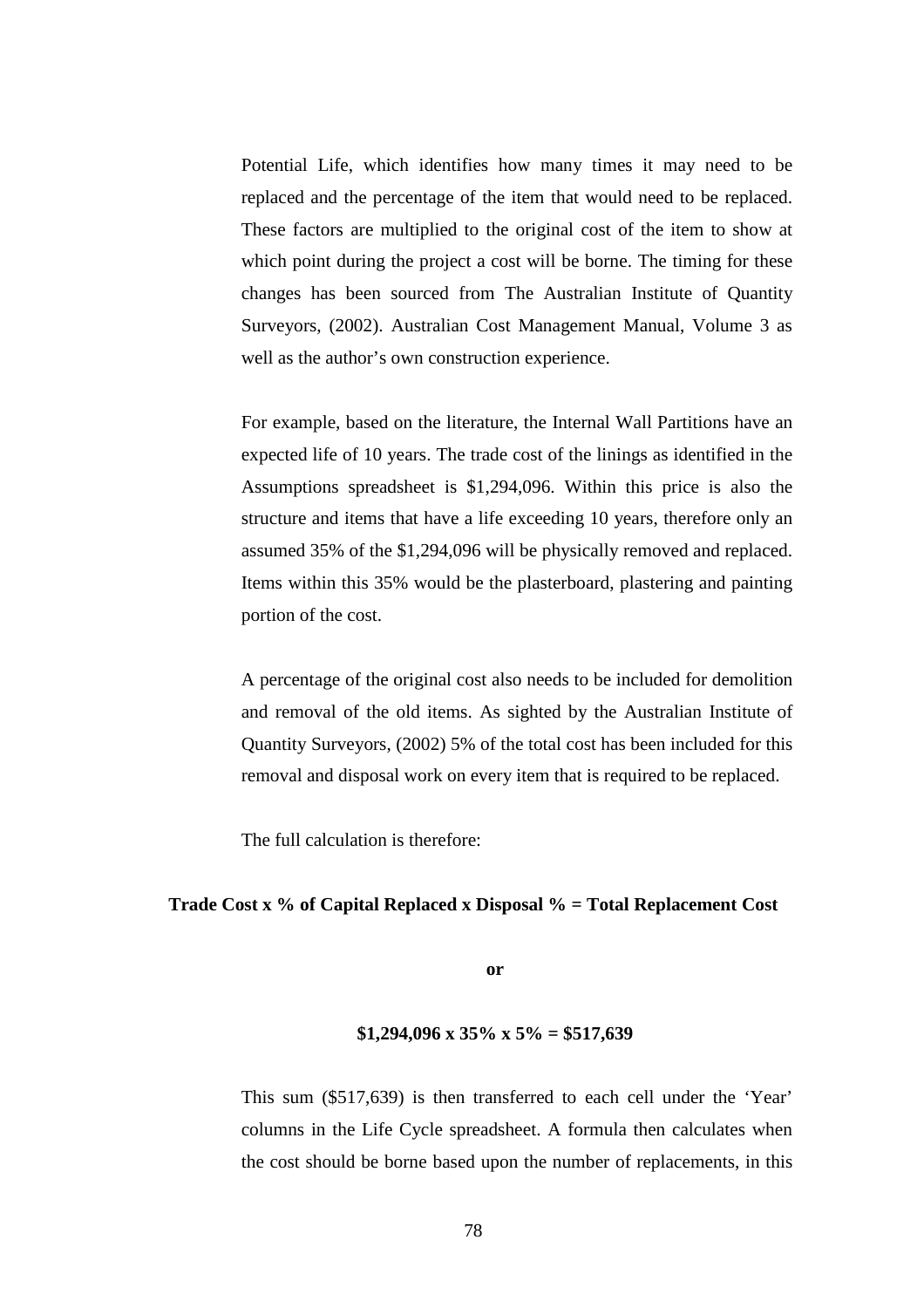Potential Life, which identifies how many times it may need to be replaced and the percentage of the item that would need to be replaced. These factors are multiplied to the original cost of the item to show at which point during the project a cost will be borne. The timing for these changes has been sourced from The Australian Institute of Quantity Surveyors, (2002). Australian Cost Management Manual, Volume 3 as well as the author's own construction experience.

For example, based on the literature, the Internal Wall Partitions have an expected life of 10 years. The trade cost of the linings as identified in the Assumptions spreadsheet is $1,294,096. Within this price is also the structure and items that have a life exceeding 10 years, therefore only an assumed 35% of the $1,294,096 will be physically removed and replaced. Items within this 35% would be the plasterboard, plastering and painting portion of the cost.

A percentage of the original cost also needs to be included for demolition and removal of the old items. As sighted by the Australian Institute of Quantity Surveyors, (2002) 5% of the total cost has been included for this removal and disposal work on every item that is required to be replaced.

The full calculation is therefore:

**Trade Cost x % of Capital Replaced x Disposal % = Total Replacement Cost**

**or**

**$1,294,096 x 35% x 5% = $517,639**

This sum ($517,639) is then transferred to each cell under the 'Year' columns in the Life Cycle spreadsheet. A formula then calculates when the cost should be borne based upon the number of replacements, in this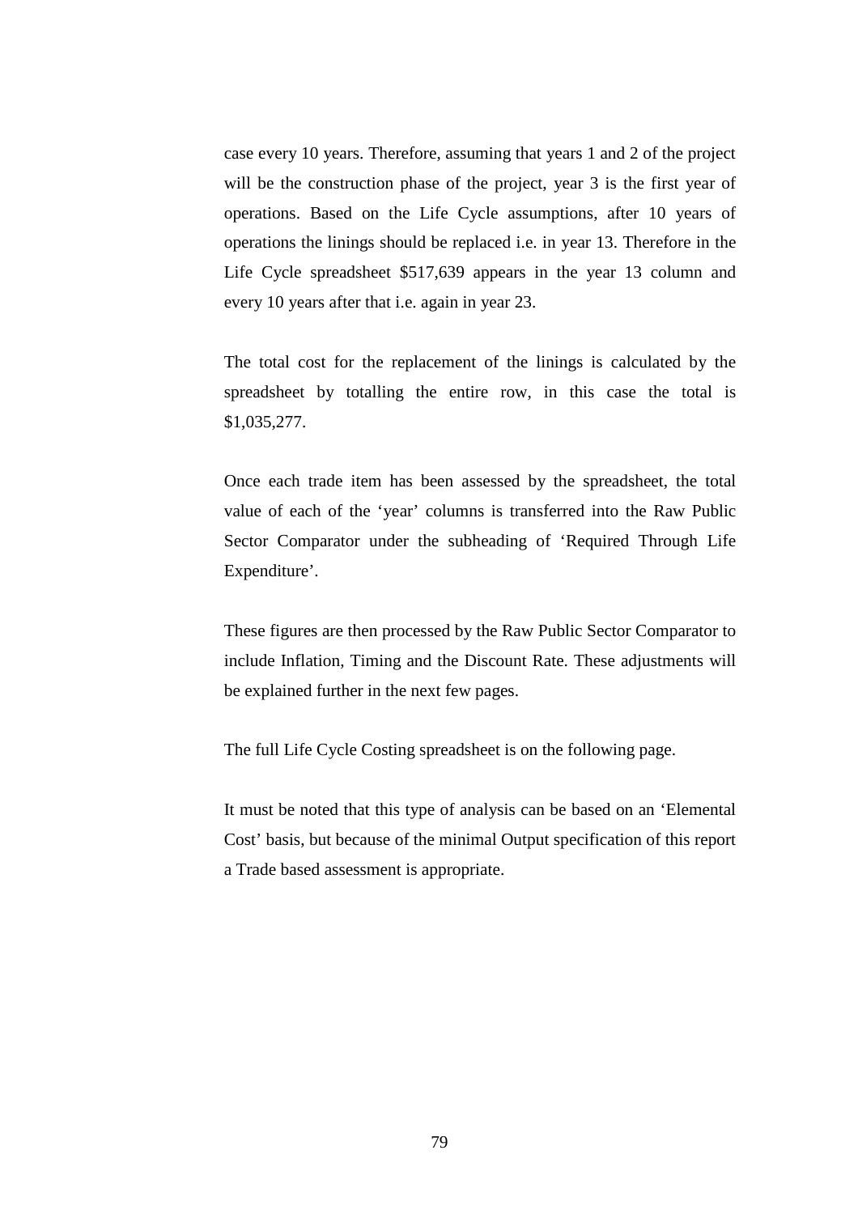case every 10 years. Therefore, assuming that years 1 and 2 of the project will be the construction phase of the project, year 3 is the first year of operations. Based on the Life Cycle assumptions, after 10 years of operations the linings should be replaced i.e. in year 13. Therefore in the Life Cycle spreadsheet $517,639 appears in the year 13 column and every 10 years after that i.e. again in year 23.

The total cost for the replacement of the linings is calculated by the spreadsheet by totalling the entire row, in this case the total is $1,035,277.

Once each trade item has been assessed by the spreadsheet, the total value of each of the 'year' columns is transferred into the Raw Public Sector Comparator under the subheading of 'Required Through Life Expenditure'.

These figures are then processed by the Raw Public Sector Comparator to include Inflation, Timing and the Discount Rate. These adjustments will be explained further in the next few pages.

The full Life Cycle Costing spreadsheet is on the following page.

It must be noted that this type of analysis can be based on an 'Elemental Cost' basis, but because of the minimal Output specification of this report a Trade based assessment is appropriate.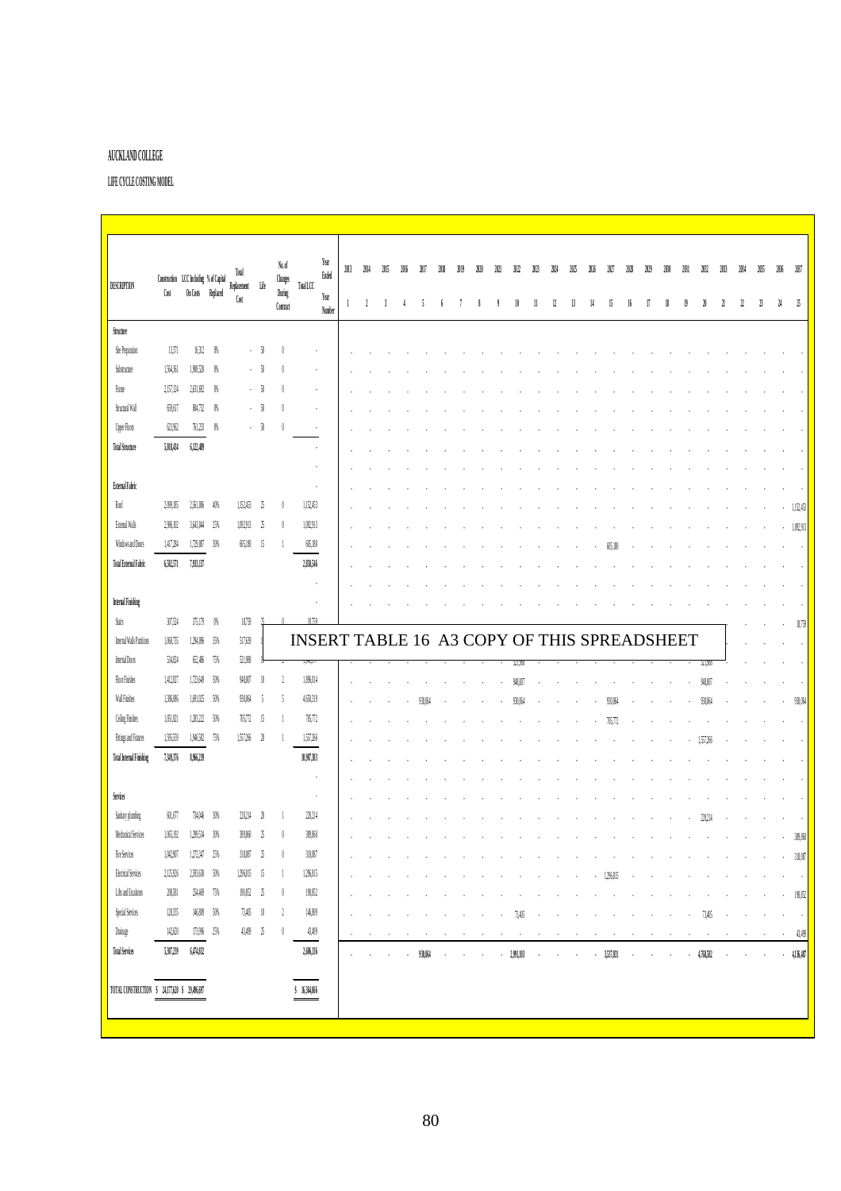**AUCKLAND COLLEGE**

**LIFE CYCLE COSTING MODEL**

| DESCRIPTION | Construction Cost | LCC Including On Costs | % of Capital Replaced | Total Replacement Cost | Life | No. of Changes During Contract | Total LCC | Year Ended | 2013 | 2014 | 2015 | 2016 | 2017 | 2018 | 2019 | 2020 | 2021 | 2022 | 2023 | 2024 | 2025 | 2026 | 2027 | 2028 | 2029 | 2030 | 2031 | 2032 | 2033 | 2034 | 2035 | 2036 | 2037 |
|---|---|---|---|---|---|---|---|---|---|---|---|---|---|---|---|---|---|---|---|---|---|---|---|---|---|---|---|---|---|---|---|---|---|
| | | | | | | | | Year Number | 1 | 2 | 3 | 4 | 5 | 6 | 7 | 8 | 9 | 10 | 11 | 12 | 13 | 14 | 15 | 16 | 17 | 18 | 19 | 20 | 21 | 22 | 23 | 24 | 25 |
| **Structure** | | | | | | | | | | | | | | | | | | | | | | | | | | | | | | | | | |
| Site Preparation | 13,371 | 16,312 | 0% | - | 50 | 0 | - | | - | - | - | - | - | - | - | - | - | - | - | - | - | - | - | - | - | - | - | - | - | - | - | - | - |
| Substructure | 1,564,361 | 1,908,520 | 0% | - | 50 | 0 | - | | - | - | - | - | - | - | - | - | - | - | - | - | - | - | - | - | - | - | - | - | - | - | - | - | - |
| Frame | 2,157,124 | 2,631,692 | 0% | - | 50 | 0 | - | | - | - | - | - | - | - | - | - | - | - | - | - | - | - | - | - | - | - | - | - | - | - | - | - | - |
| Structural Wall | 659,617 | 804,732 | 0% | - | 50 | 0 | - | | - | - | - | - | - | - | - | - | - | - | - | - | - | - | - | - | - | - | - | - | - | - | - | - | - |
| Upper Floors | 623,962 | 761,233 | 0% | - | 50 | 0 | - | | - | - | - | - | - | - | - | - | - | - | - | - | - | - | - | - | - | - | - | - | - | - | - | - | - |
| **Total Structure** | **5,018,434** | **6,122,489** | | | | | - | | - | - | - | - | - | - | - | - | - | - | - | - | - | - | - | - | - | - | - | - | - | - | - | - | - |
| **External Fabric** | | | | | | | - | | - | - | - | - | - | - | - | - | - | - | - | - | - | - | - | - | - | - | - | - | - | - | - | - | - |
| Roof | 2,099,185 | 2,561,006 | 45% | 1,152,453 | 25 | 0 | 1,152,453 | | - | - | - | - | - | - | - | - | - | - | - | - | - | - | - | - | - | - | - | - | - | - | - | - | 1,152,453 |
| External Walls | 2,986,102 | 3,643,044 | 30% | 1,092,913 | 25 | 0 | 1,092,913 | | - | - | - | - | - | - | - | - | - | - | - | - | - | - | - | - | - | - | - | - | - | - | - | - | 1,092,913 |
| Windows and Doors | 1,417,284 | 1,729,087 | 38% | 665,180 | 15 | 1 | 665,180 | | - | - | - | - | - | - | - | - | - | - | - | - | - | - | 665,180 | - | - | - | - | - | - | - | - | - | - |
| **Total External Fabric** | **6,502,571** | **7,933,137** | | | | | **2,910,546** | | - | - | - | - | - | - | - | - | - | - | - | - | - | - | - | - | - | - | - | - | - | - | - | - | - |
| **Internal Finishing** | | | | | | | - | | - | - | - | - | - | - | - | - | - | - | - | - | - | - | - | - | - | - | - | - | - | - | - | - | - |
| Stairs | 307,224 | 375,178 | 3% | 10,759 | 25 | 0 | 10,759 | | - | - | - | - | - | - | - | - | - | - | - | - | - | - | - | - | - | - | - | - | - | - | - | - | 10,759 |
| Internal Walls Partitions | 1,060,735 | 1,294,096 | 25% | 317,639 | | | | | | | | | | | | | | | | | | | | | | | | | | | | | - |
| Internal Doors | 534,024 | 652,486 | 80% | 521,988 | 10 | 2 | 1,043,977 | | - | - | - | - | - | - | - | - | - | 521,988 | - | - | - | - | - | - | - | - | - | 521,988 | - | - | - | - | - |
| Floor Finishes | 1,412,827 | 1,723,649 | 55% | 940,007 | 10 | 2 | 1,880,014 | | - | - | - | - | - | - | - | - | - | 940,007 | - | - | - | - | - | - | - | - | - | 940,007 | - | - | - | - | - |
| Wall Finishes | 1,386,086 | 1,691,025 | 55% | 930,064 | 5 | 5 | 4,650,319 | | - | - | - | - | 930,064 | - | - | - | - | 930,064 | - | - | - | - | 930,064 | - | - | - | - | 930,064 | - | - | - | - | 930,064 |
| Ceiling Finishes | 1,051,021 | 1,282,222 | 55% | 705,772 | 15 | 1 | 705,772 | | - | - | - | - | - | - | - | - | - | - | - | - | - | - | 705,772 | - | - | - | - | - | - | - | - | - | - |
| Fittings and Fixtures | 1,595,559 | 1,946,582 | 80% | 1,557,266 | 20 | 1 | 1,557,266 | | - | - | - | - | - | - | - | - | - | - | - | - | - | - | - | - | - | - | - | 1,557,266 | - | - | - | - | - |
| **Total Internal Finishing** | **7,349,376** | **8,966,239** | | | | | **10,907,383** | | - | - | - | - | - | - | - | - | - | - | - | - | - | - | - | - | - | - | - | - | - | - | - | - | - |
| **Services** | | | | | | | - | | - | - | - | - | - | - | - | - | - | - | - | - | - | - | - | - | - | - | - | - | - | - | - | - | - |
| Sanitary plumbing | 601,677 | 734,046 | 30% | 220,214 | 20 | 1 | 220,214 | | - | - | - | - | - | - | - | - | - | - | - | - | - | - | - | - | - | - | - | 220,214 | - | - | - | - | - |
| Mechanical Services | 1,065,192 | 1,299,534 | 30% | 389,860 | 25 | 0 | 389,860 | | - | - | - | - | - | - | - | - | - | - | - | - | - | - | - | - | - | - | - | - | - | - | - | - | 389,860 |
| Fire Services | 1,042,907 | 1,272,347 | 25% | 318,087 | 25 | 0 | 318,087 | | - | - | - | - | - | - | - | - | - | - | - | - | - | - | - | - | - | - | - | - | - | - | - | - | 318,087 |
| Electrical Services | 2,125,936 | 2,593,630 | 50% | 1,296,815 | 15 | 1 | 1,296,815 | | - | - | - | - | - | - | - | - | - | - | - | - | - | - | 1,296,815 | - | - | - | - | - | - | - | - | - | - |
| Lifts and Escalators | 208,581 | 254,469 | 75% | 190,852 | 25 | 0 | 190,852 | | - | - | - | - | - | - | - | - | - | - | - | - | - | - | - | - | - | - | - | - | - | - | - | - | 190,852 |
| Special Services | 120,335 | 146,809 | 50% | 73,405 | 10 | 2 | 146,809 | | - | - | - | - | - | - | - | - | - | 73,405 | - | - | - | - | - | - | - | - | - | 73,405 | - | - | - | - | - |
| Drainage | 142,820 | 173,996 | 25% | 43,499 | 25 | 0 | 43,499 | | - | - | - | - | - | - | - | - | - | - | - | - | - | - | - | - | - | - | - | - | - | - | - | - | 43,499 |
| **Total Services** | **5,307,239** | **6,474,832** | | | | | **2,606,136** | | - | - | - | - | **930,064** | - | - | - | - | **2,391,103** | - | - | - | - | **3,597,831** | - | - | - | - | **4,704,502** | - | - | - | - | **4,116,487** |
| **TOTAL CONSTRUCTION** | **$ 24,177,620** | **$ 29,496,697** | | | | | **$ 16,364,066** | | | | | | | | | | | | | | | | | | | | | | | | | | |

INSERT TABLE 16 A3 COPY OF THIS SPREADSHEET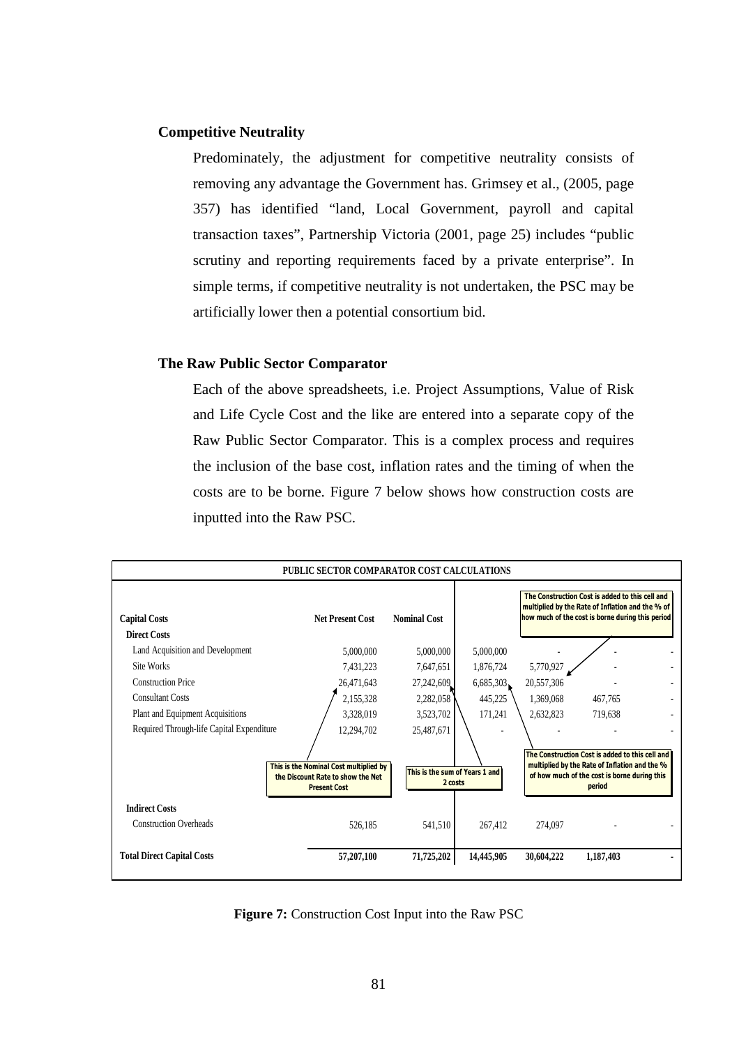### Competitive Neutrality

Predominately, the adjustment for competitive neutrality consists of removing any advantage the Government has. Grimsey et al., (2005, page 357) has identified "land, Local Government, payroll and capital transaction taxes", Partnership Victoria (2001, page 25) includes "public scrutiny and reporting requirements faced by a private enterprise". In simple terms, if competitive neutrality is not undertaken, the PSC may be artificially lower then a potential consortium bid.

### The Raw Public Sector Comparator

Each of the above spreadsheets, i.e. Project Assumptions, Value of Risk and Life Cycle Cost and the like are entered into a separate copy of the Raw Public Sector Comparator. This is a complex process and requires the inclusion of the base cost, inflation rates and the timing of when the costs are to be borne. Figure 7 below shows how construction costs are inputted into the Raw PSC.

**PUBLIC SECTOR COMPARATOR COST CALCULATIONS**

| Capital Costs | Net Present Cost | Nominal Cost | | | | |
|---|---|---|---|---|---|---|
| **Direct Costs** | | | | | | |
| Land Acquisition and Development | 5,000,000 | 5,000,000 | 5,000,000 | - | - | - |
| Site Works | 7,431,223 | 7,647,651 | 1,876,724 | 5,770,927 | - | - |
| Construction Price | 26,471,643 | 27,242,609 | 6,685,303 | 20,557,306 | - | - |
| Consultant Costs | 2,155,328 | 2,282,058 | 445,225 | 1,369,068 | 467,765 | - |
| Plant and Equipment Acquisitions | 3,328,019 | 3,523,702 | 171,241 | 2,632,823 | 719,638 | - |
| Required Through-life Capital Expenditure | 12,294,702 | 25,487,671 | - | - | - | - |
| **Indirect Costs** | | | | | | |
| Construction Overheads | 526,185 | 541,510 | 267,412 | 274,097 | - | - |
| **Total Direct Capital Costs** | **57,207,100** | **71,725,202** | **14,445,905** | **30,604,222** | **1,187,403** | **-** |

Annotations in figure:
- This is the Nominal Cost multiplied by the Discount Rate to show the Net Present Cost
- This is the sum of Years 1 and 2 costs
- The Construction Cost is added to this cell and multiplied by the Rate of Inflation and the % of how much of the cost is borne during this period

**Figure 7:** Construction Cost Input into the Raw PSC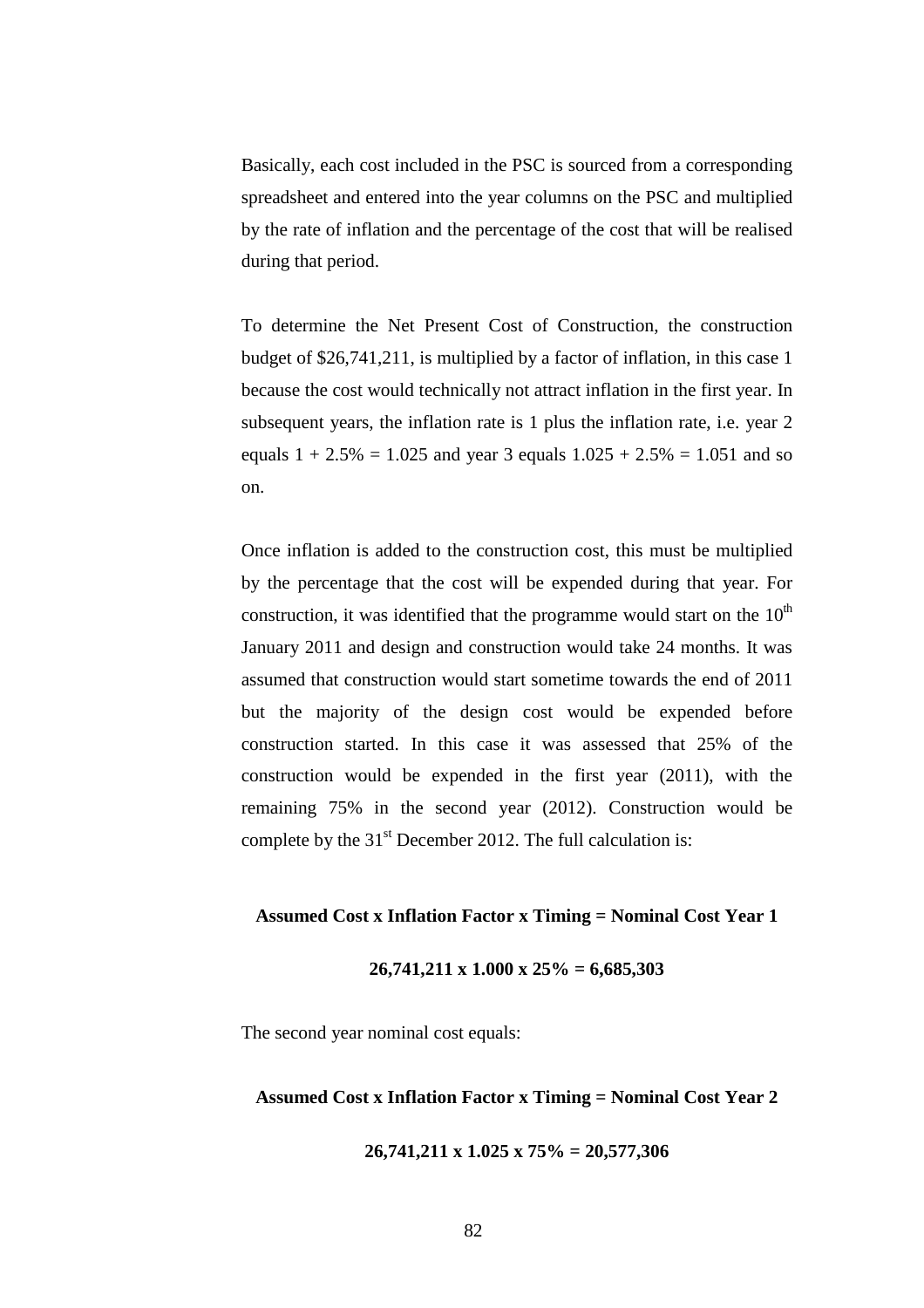Basically, each cost included in the PSC is sourced from a corresponding spreadsheet and entered into the year columns on the PSC and multiplied by the rate of inflation and the percentage of the cost that will be realised during that period.

To determine the Net Present Cost of Construction, the construction budget of $26,741,211, is multiplied by a factor of inflation, in this case 1 because the cost would technically not attract inflation in the first year. In subsequent years, the inflation rate is 1 plus the inflation rate, i.e. year 2 equals 1 + 2.5% = 1.025 and year 3 equals 1.025 + 2.5% = 1.051 and so on.

Once inflation is added to the construction cost, this must be multiplied by the percentage that the cost will be expended during that year. For construction, it was identified that the programme would start on the 10th January 2011 and design and construction would take 24 months. It was assumed that construction would start sometime towards the end of 2011 but the majority of the design cost would be expended before construction started. In this case it was assessed that 25% of the construction would be expended in the first year (2011), with the remaining 75% in the second year (2012). Construction would be complete by the 31st December 2012. The full calculation is:

**Assumed Cost x Inflation Factor x Timing = Nominal Cost Year 1**

**26,741,211 x 1.000 x 25% = 6,685,303**

The second year nominal cost equals:

**Assumed Cost x Inflation Factor x Timing = Nominal Cost Year 2**

**26,741,211 x 1.025 x 75% = 20,577,306**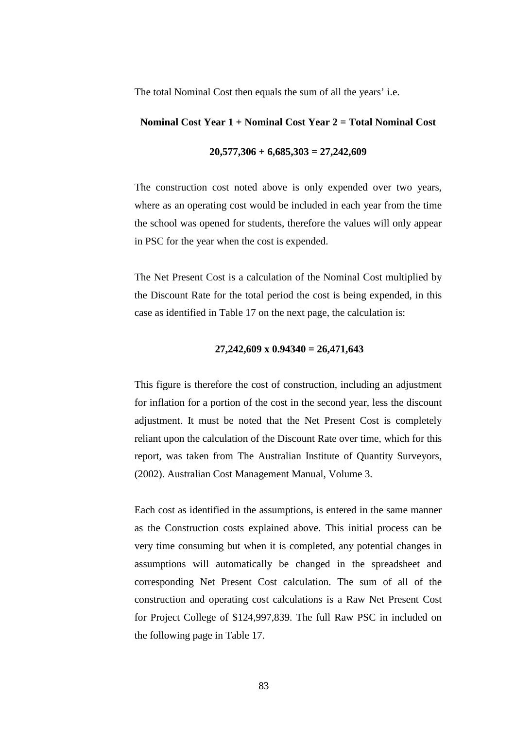The total Nominal Cost then equals the sum of all the years' i.e.

**Nominal Cost Year 1 + Nominal Cost Year 2 = Total Nominal Cost**

**20,577,306 + 6,685,303 = 27,242,609**

The construction cost noted above is only expended over two years, where as an operating cost would be included in each year from the time the school was opened for students, therefore the values will only appear in PSC for the year when the cost is expended.

The Net Present Cost is a calculation of the Nominal Cost multiplied by the Discount Rate for the total period the cost is being expended, in this case as identified in Table 17 on the next page, the calculation is:

**27,242,609 x 0.94340 = 26,471,643**

This figure is therefore the cost of construction, including an adjustment for inflation for a portion of the cost in the second year, less the discount adjustment. It must be noted that the Net Present Cost is completely reliant upon the calculation of the Discount Rate over time, which for this report, was taken from The Australian Institute of Quantity Surveyors, (2002). Australian Cost Management Manual, Volume 3.

Each cost as identified in the assumptions, is entered in the same manner as the Construction costs explained above. This initial process can be very time consuming but when it is completed, any potential changes in assumptions will automatically be changed in the spreadsheet and corresponding Net Present Cost calculation. The sum of all of the construction and operating cost calculations is a Raw Net Present Cost for Project College of $124,997,839. The full Raw PSC in included on the following page in Table 17.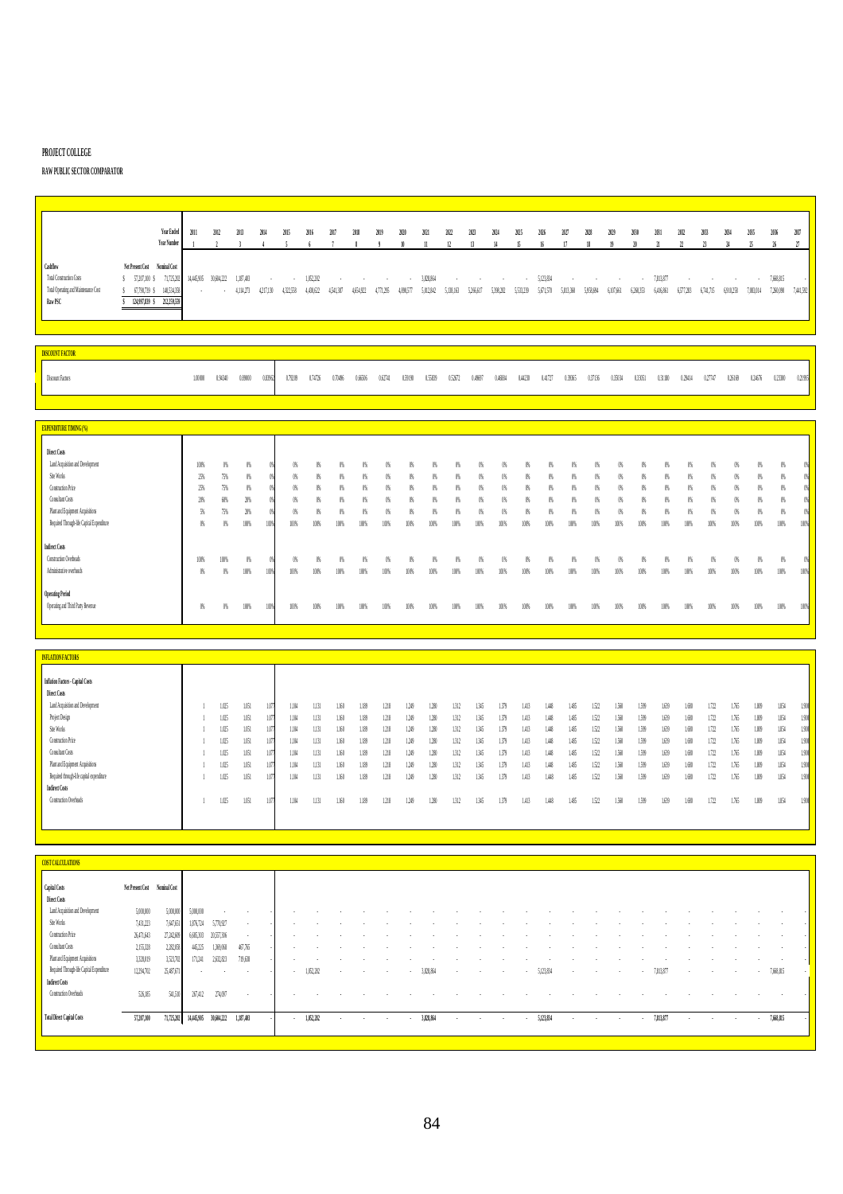**PROJECT COLLEGE**

**RAW PUBLIC SECTOR COMPARATOR**

| | Net Present Cost | Nominal Cost | 2011 | 2012 | 2013 | 2014 | 2015 | 2016 | 2017 | 2018 | 2019 | 2020 | 2021 | 2022 | 2023 | 2024 | 2025 | 2026 | 2027 | 2028 | 2029 | 2030 | 2031 | 2032 | 2033 | 2034 | 2035 | 2036 | 2037 |
|---|---|---|---|---|---|---|---|---|---|---|---|---|---|---|---|---|---|---|---|---|---|---|---|---|---|---|---|---|---|
| Year Number | | | 1 | 2 | 3 | 4 | 5 | 6 | 7 | 8 | 9 | 10 | 11 | 12 | 13 | 14 | 15 | 16 | 17 | 18 | 19 | 20 | 21 | 22 | 23 | 24 | 25 | 26 | 27 |
| **Cashflow** | | | | | | | | | | | | | | | | | | | | | | | | | | | | | |
| Total Construction Costs | $ 57,207,100 | $ 71,725,202 | 14,445,905 | 30,604,222 | 1,187,483 | - | - | 1,052,282 | - | - | - | - | 3,820,864 | - | - | - | - | 5,123,834 | - | - | - | - | 7,013,877 | - | - | - | - | 7,668,815 | - |
| Total Operating and Maintenance Cost | $ 67,790,739 | $ 140,534,358 | - | - | 4,114,273 | 4,217,130 | 4,322,558 | 4,430,622 | 4,541,387 | 4,654,922 | 4,771,295 | 4,890,577 | 5,012,842 | 5,138,163 | 5,266,617 | 5,398,282 | 5,533,239 | 5,671,570 | 5,813,360 | 5,958,694 | 6,107,661 | 6,260,353 | 6,416,861 | 6,577,283 | 6,741,715 | 6,910,258 | 7,083,014 | 7,260,090 | 7,441,592 |
| **Raw PSC** | $ 124,997,839 | $ 212,259,559 | | | | | | | | | | | | | | | | | | | | | | | | | | | |

**DISCOUNT FACTOR**

| | 2011 | 2012 | 2013 | 2014 | 2015 | 2016 | 2017 | 2018 | 2019 | 2020 | 2021 | 2022 | 2023 | 2024 | 2025 | 2026 | 2027 | 2028 | 2029 | 2030 | 2031 | 2032 | 2033 | 2034 | 2035 | 2036 | 2037 |
|---|---|---|---|---|---|---|---|---|---|---|---|---|---|---|---|---|---|---|---|---|---|---|---|---|---|---|---|
| Discount Factors | 1.00000 | 0.94340 | 0.89000 | 0.83962 | 0.79209 | 0.74726 | 0.70496 | 0.66506 | 0.62741 | 0.59190 | 0.55839 | 0.52679 | 0.49697 | 0.46884 | 0.44230 | 0.41727 | 0.39365 | 0.37136 | 0.35034 | 0.33051 | 0.31180 | 0.29416 | 0.27751 | 0.26180 | 0.24698 | 0.23300 | 0.21981 |

**EXPENDITURE TIMING (%)**

| | 2011 | 2012 | 2013 | 2014 | 2015 | 2016 | 2017 | 2018 | 2019 | 2020 | 2021 | 2022 | 2023 | 2024 | 2025 | 2026 | 2027 | 2028 | 2029 | 2030 | 2031 | 2032 | 2033 | 2034 | 2035 | 2036 | 2037 |
|---|---|---|---|---|---|---|---|---|---|---|---|---|---|---|---|---|---|---|---|---|---|---|---|---|---|---|---|
| **Direct Costs** | | | | | | | | | | | | | | | | | | | | | | | | | | | |
| Land Acquisition and Development | 100% | 0% | 0% | 0% | 0% | 0% | 0% | 0% | 0% | 0% | 0% | 0% | 0% | 0% | 0% | 0% | 0% | 0% | 0% | 0% | 0% | 0% | 0% | 0% | 0% | 0% | 0% |
| Site Works | 25% | 75% | 0% | 0% | 0% | 0% | 0% | 0% | 0% | 0% | 0% | 0% | 0% | 0% | 0% | 0% | 0% | 0% | 0% | 0% | 0% | 0% | 0% | 0% | 0% | 0% | 0% |
| Construction Price | 25% | 75% | 0% | 0% | 0% | 0% | 0% | 0% | 0% | 0% | 0% | 0% | 0% | 0% | 0% | 0% | 0% | 0% | 0% | 0% | 0% | 0% | 0% | 0% | 0% | 0% | 0% |
| Consultant Costs | 20% | 60% | 20% | 0% | 0% | 0% | 0% | 0% | 0% | 0% | 0% | 0% | 0% | 0% | 0% | 0% | 0% | 0% | 0% | 0% | 0% | 0% | 0% | 0% | 0% | 0% | 0% |
| Plant and Equipment Acquisitions | 5% | 75% | 20% | 0% | 0% | 0% | 0% | 0% | 0% | 0% | 0% | 0% | 0% | 0% | 0% | 0% | 0% | 0% | 0% | 0% | 0% | 0% | 0% | 0% | 0% | 0% | 0% |
| Required Through-life Capital Expenditure | 0% | 0% | 100% | 100% | 100% | 100% | 100% | 100% | 100% | 100% | 100% | 100% | 100% | 100% | 100% | 100% | 100% | 100% | 100% | 100% | 100% | 100% | 100% | 100% | 100% | 100% | 100% |
| **Indirect Costs** | | | | | | | | | | | | | | | | | | | | | | | | | | | |
| Construction Overheads | 100% | 100% | 0% | 0% | 0% | 0% | 0% | 0% | 0% | 0% | 0% | 0% | 0% | 0% | 0% | 0% | 0% | 0% | 0% | 0% | 0% | 0% | 0% | 0% | 0% | 0% | 0% |
| Administrative overheads | 0% | 0% | 100% | 100% | 100% | 100% | 100% | 100% | 100% | 100% | 100% | 100% | 100% | 100% | 100% | 100% | 100% | 100% | 100% | 100% | 100% | 100% | 100% | 100% | 100% | 100% | 100% |
| **Operating Period** | | | | | | | | | | | | | | | | | | | | | | | | | | | |
| Operating and Third Party Revenue | 0% | 0% | 100% | 100% | 100% | 100% | 100% | 100% | 100% | 100% | 100% | 100% | 100% | 100% | 100% | 100% | 100% | 100% | 100% | 100% | 100% | 100% | 100% | 100% | 100% | 100% | 100% |

**INFLATION FACTORS**

| | 2011 | 2012 | 2013 | 2014 | 2015 | 2016 | 2017 | 2018 | 2019 | 2020 | 2021 | 2022 | 2023 | 2024 | 2025 | 2026 | 2027 | 2028 | 2029 | 2030 | 2031 | 2032 | 2033 | 2034 | 2035 | 2036 | 2037 |
|---|---|---|---|---|---|---|---|---|---|---|---|---|---|---|---|---|---|---|---|---|---|---|---|---|---|---|---|
| **Inflation Factors - Capital Costs** | | | | | | | | | | | | | | | | | | | | | | | | | | | |
| **Direct Costs** | | | | | | | | | | | | | | | | | | | | | | | | | | | |
| Land Acquisition and Development | 1 | 1.025 | 1.051 | 1.077 | 1.104 | 1.131 | 1.160 | 1.189 | 1.218 | 1.249 | 1.280 | 1.312 | 1.345 | 1.379 | 1.413 | 1.448 | 1.485 | 1.522 | 1.560 | 1.599 | 1.639 | 1.680 | 1.722 | 1.765 | 1.809 | 1.854 | 1.900 |
| Project Design | 1 | 1.025 | 1.051 | 1.077 | 1.104 | 1.131 | 1.160 | 1.189 | 1.218 | 1.249 | 1.280 | 1.312 | 1.345 | 1.379 | 1.413 | 1.448 | 1.485 | 1.522 | 1.560 | 1.599 | 1.639 | 1.680 | 1.722 | 1.765 | 1.809 | 1.854 | 1.900 |
| Site Works | 1 | 1.025 | 1.051 | 1.077 | 1.104 | 1.131 | 1.160 | 1.189 | 1.218 | 1.249 | 1.280 | 1.312 | 1.345 | 1.379 | 1.413 | 1.448 | 1.485 | 1.522 | 1.560 | 1.599 | 1.639 | 1.680 | 1.722 | 1.765 | 1.809 | 1.854 | 1.900 |
| Construction Price | 1 | 1.025 | 1.051 | 1.077 | 1.104 | 1.131 | 1.160 | 1.189 | 1.218 | 1.249 | 1.280 | 1.312 | 1.345 | 1.379 | 1.413 | 1.448 | 1.485 | 1.522 | 1.560 | 1.599 | 1.639 | 1.680 | 1.722 | 1.765 | 1.809 | 1.854 | 1.900 |
| Consultant Costs | 1 | 1.025 | 1.051 | 1.077 | 1.104 | 1.131 | 1.160 | 1.189 | 1.218 | 1.249 | 1.280 | 1.312 | 1.345 | 1.379 | 1.413 | 1.448 | 1.485 | 1.522 | 1.560 | 1.599 | 1.639 | 1.680 | 1.722 | 1.765 | 1.809 | 1.854 | 1.900 |
| Plant and Equipment Acquisitions | 1 | 1.025 | 1.051 | 1.077 | 1.104 | 1.131 | 1.160 | 1.189 | 1.218 | 1.249 | 1.280 | 1.312 | 1.345 | 1.379 | 1.413 | 1.448 | 1.485 | 1.522 | 1.560 | 1.599 | 1.639 | 1.680 | 1.722 | 1.765 | 1.809 | 1.854 | 1.900 |
| Required through-life capital expenditure | 1 | 1.025 | 1.051 | 1.077 | 1.104 | 1.131 | 1.160 | 1.189 | 1.218 | 1.249 | 1.280 | 1.312 | 1.345 | 1.379 | 1.413 | 1.448 | 1.485 | 1.522 | 1.560 | 1.599 | 1.639 | 1.680 | 1.722 | 1.765 | 1.809 | 1.854 | 1.900 |
| **Indirect Costs** | | | | | | | | | | | | | | | | | | | | | | | | | | | |
| Construction Overheads | 1 | 1.025 | 1.051 | 1.077 | 1.104 | 1.131 | 1.160 | 1.189 | 1.218 | 1.249 | 1.280 | 1.312 | 1.345 | 1.379 | 1.413 | 1.448 | 1.485 | 1.522 | 1.560 | 1.599 | 1.639 | 1.680 | 1.722 | 1.765 | 1.809 | 1.854 | 1.900 |

**COST CALCULATIONS**

| Capital Costs | Net Present Cost | Nominal Cost | 2011 | 2012 | 2013 | 2014 | 2015 | 2016 | 2017 | 2018 | 2019 | 2020 | 2021 | 2022 | 2023 | 2024 | 2025 | 2026 | 2027 | 2028 | 2029 | 2030 | 2031 | 2032 | 2033 | 2034 | 2035 | 2036 | 2037 |
|---|---|---|---|---|---|---|---|---|---|---|---|---|---|---|---|---|---|---|---|---|---|---|---|---|---|---|---|---|---|
| **Direct Costs** | | | | | | | | | | | | | | | | | | | | | | | | | | | | | |
| Land Acquisition and Development | 5,000,000 | 5,000,000 | 5,000,000 | - | - | - | - | - | - | - | - | - | - | - | - | - | - | - | - | - | - | - | - | - | - | - | - | - | - |
| Site Works | 7,431,233 | 7,647,651 | 1,876,724 | 5,770,927 | - | - | - | - | - | - | - | - | - | - | - | - | - | - | - | - | - | - | - | - | - | - | - | - | - |
| Construction Price | 26,471,643 | 27,242,609 | 6,685,303 | 20,557,306 | - | - | - | - | - | - | - | - | - | - | - | - | - | - | - | - | - | - | - | - | - | - | - | - | - |
| Consultant Costs | 2,155,328 | 2,282,058 | 445,225 | 1,369,068 | 467,765 | - | - | - | - | - | - | - | - | - | - | - | - | - | - | - | - | - | - | - | - | - | - | - | - |
| Plant and Equipment Acquisitions | 3,328,019 | 3,523,702 | 171,241 | 2,632,823 | 719,638 | - | - | - | - | - | - | - | - | - | - | - | - | - | - | - | - | - | - | - | - | - | - | - | - |
| Required Through-life Capital Expenditure | 12,294,702 | 25,487,673 | - | - | - | - | - | 1,052,282 | - | - | - | - | 3,820,864 | - | - | - | - | 5,123,834 | - | - | - | - | 7,013,877 | - | - | - | - | 7,668,815 | - |
| **Indirect Costs** | | | | | | | | | | | | | | | | | | | | | | | | | | | | | |
| Construction Overheads | 526,185 | 541,510 | 267,412 | 274,097 | - | - | - | - | - | - | - | - | - | - | - | - | - | - | - | - | - | - | - | - | - | - | - | - | - |
| **Total Direct Capital Costs** | **57,207,100** | **71,725,202** | **14,445,905** | **30,604,222** | **1,187,403** | - | - | **1,052,282** | - | - | - | - | **3,820,864** | - | - | - | - | **5,123,834** | - | - | - | - | **7,013,877** | - | - | - | - | **7,668,815** | - |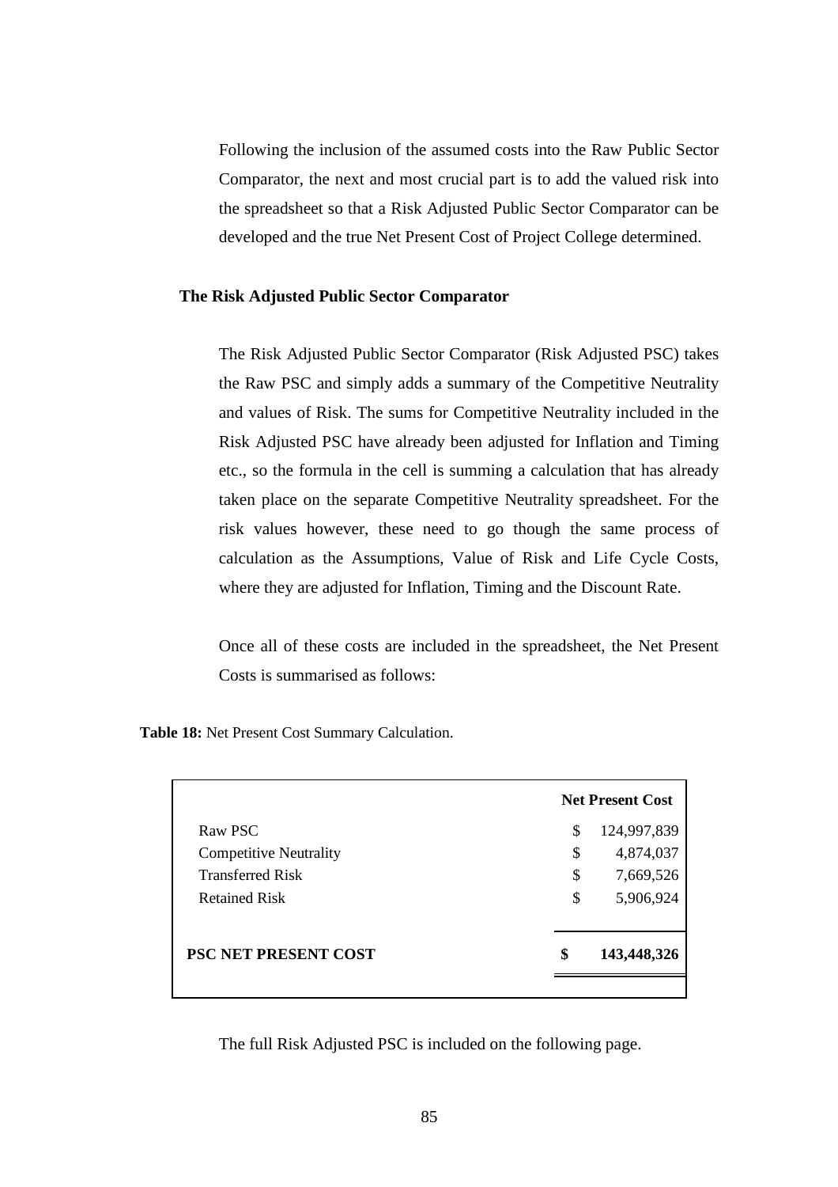Following the inclusion of the assumed costs into the Raw Public Sector Comparator, the next and most crucial part is to add the valued risk into the spreadsheet so that a Risk Adjusted Public Sector Comparator can be developed and the true Net Present Cost of Project College determined.

### The Risk Adjusted Public Sector Comparator

The Risk Adjusted Public Sector Comparator (Risk Adjusted PSC) takes the Raw PSC and simply adds a summary of the Competitive Neutrality and values of Risk. The sums for Competitive Neutrality included in the Risk Adjusted PSC have already been adjusted for Inflation and Timing etc., so the formula in the cell is summing a calculation that has already taken place on the separate Competitive Neutrality spreadsheet. For the risk values however, these need to go though the same process of calculation as the Assumptions, Value of Risk and Life Cycle Costs, where they are adjusted for Inflation, Timing and the Discount Rate.

Once all of these costs are included in the spreadsheet, the Net Present Costs is summarised as follows:

**Table 18:** Net Present Cost Summary Calculation.

| | | **Net Present Cost** |
|---|---|---|
| Raw PSC | $ | 124,997,839 |
| Competitive Neutrality | $ | 4,874,037 |
| Transferred Risk | $ | 7,669,526 |
| Retained Risk | $ | 5,906,924 |
| **PSC NET PRESENT COST** | **$** | **143,448,326** |

The full Risk Adjusted PSC is included on the following page.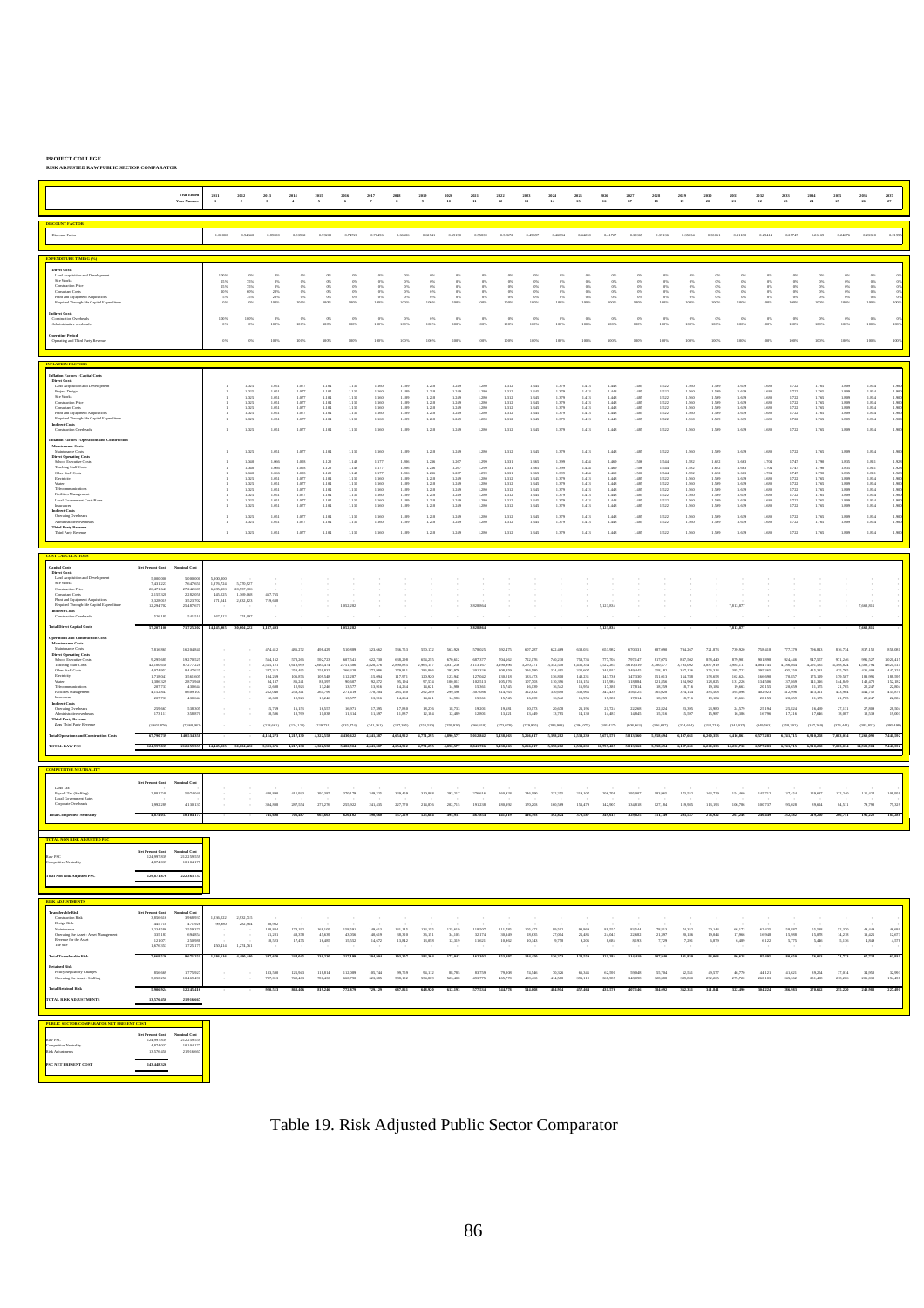**PROJECT COLLEGE**

**RISK ADJUSTED RAW PUBLIC SECTOR COMPARATOR**

**DISCOUNT FACTOR**

**EXPENDITURE TIMING (%)**

- Direct Costs
  - Land Acquisition and Development
  - Site Works
  - Construction Price
  - Consultant Costs
  - Plant and Equipment Acquisitions
  - Required Through-life Capital Expenditure
- Indirect Costs
  - Construction Overheads
  - Administrative overheads
- Operating Period
  - Operating and Third Party Revenue

**INFLATION FACTORS**

**COST CALCULATIONS**

**COMPETITIVE NEUTRALITY**

| | Net Present Cost | Nominal Cost |
|---|---|---|
| Land Tax | | |
| Payroll Tax (Staffing) | 3,881,748 | 5,974,040 |
| Local Government Rates | | |
| Corporate Overheads | 992,289 | 4,136,137 |
| **Total Competitive Neutrality** | **4,874,037** | **10,184,177** |

**TOTAL NON-RISK ADJUSTED PSC**

| | Net Present Cost | Nominal Cost |
|---|---|---|
| Raw PSC | 124,997,939 | 212,598,559 |
| Competitive Neutrality | 4,874,037 | 10,184,177 |
| **Total Non-Risk Adjusted PSC** | **129,871,976** | **222,782,737** |

**RISK ADJUSTMENTS**

- Transferable Risk
  - Construction Risk
  - Design Risk
  - Maintenance
  - Operating the Asset - Asset Management
  - Revenue for the Asset
  - The Site
- **Total Transferable Risk**
- Retained Risk
  - Policy/Regulatory Changes
  - Operating the Asset - Staffing
- **Total Retained Risk**
- **TOTAL RISK ADJUSTMENTS** — 11,576,418 | 23,916,667

**PUBLIC SECTOR COMPARATOR NET PRESENT COST**

| | Net Present Cost | Nominal Cost |
|---|---|---|
| Raw PSC | 124,997,939 | 212,598,559 |
| Competitive Neutrality | 4,874,037 | 10,184,177 |
| Risk Adjustments | 11,576,418 | 23,916,667 |
| **PSC NET PRESENT COST** | **141,448,526** | |

Table 19. Risk Adjusted Public Sector Comparator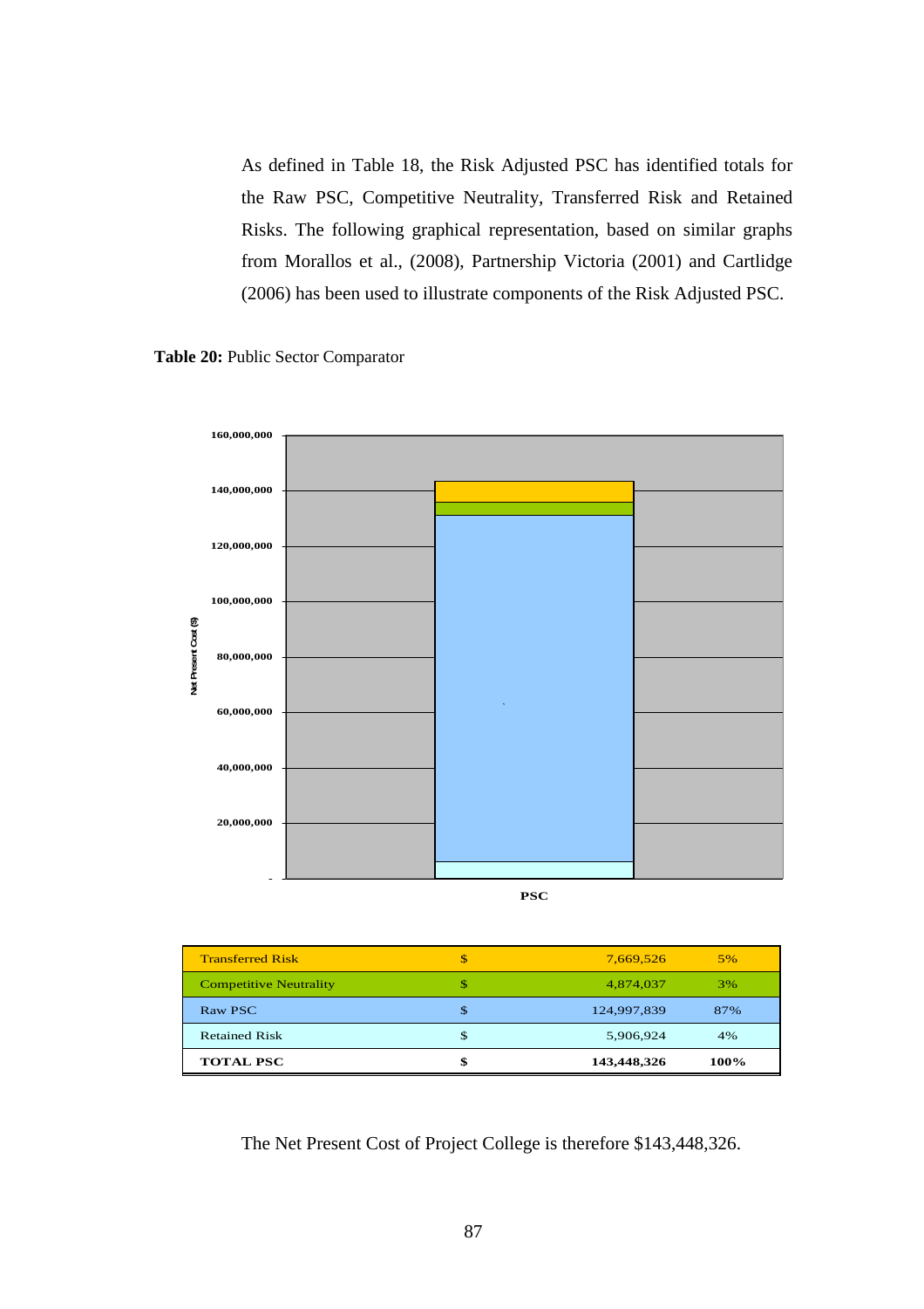As defined in Table 18, the Risk Adjusted PSC has identified totals for the Raw PSC, Competitive Neutrality, Transferred Risk and Retained Risks. The following graphical representation, based on similar graphs from Morallos et al., (2008), Partnership Victoria (2001) and Cartlidge (2006) has been used to illustrate components of the Risk Adjusted PSC.

**Table 20:** Public Sector Comparator

| | | | |
|---|---|---|---|
| Transferred Risk | $ | 7,669,526 | 5% |
| Competitive Neutrality | $ | 4,874,037 | 3% |
| Raw PSC | $ | 124,997,839 | 87% |
| Retained Risk | $ | 5,906,924 | 4% |
| **TOTAL PSC** | **$** | **143,448,326** | **100%** |

The Net Present Cost of Project College is therefore $143,448,326.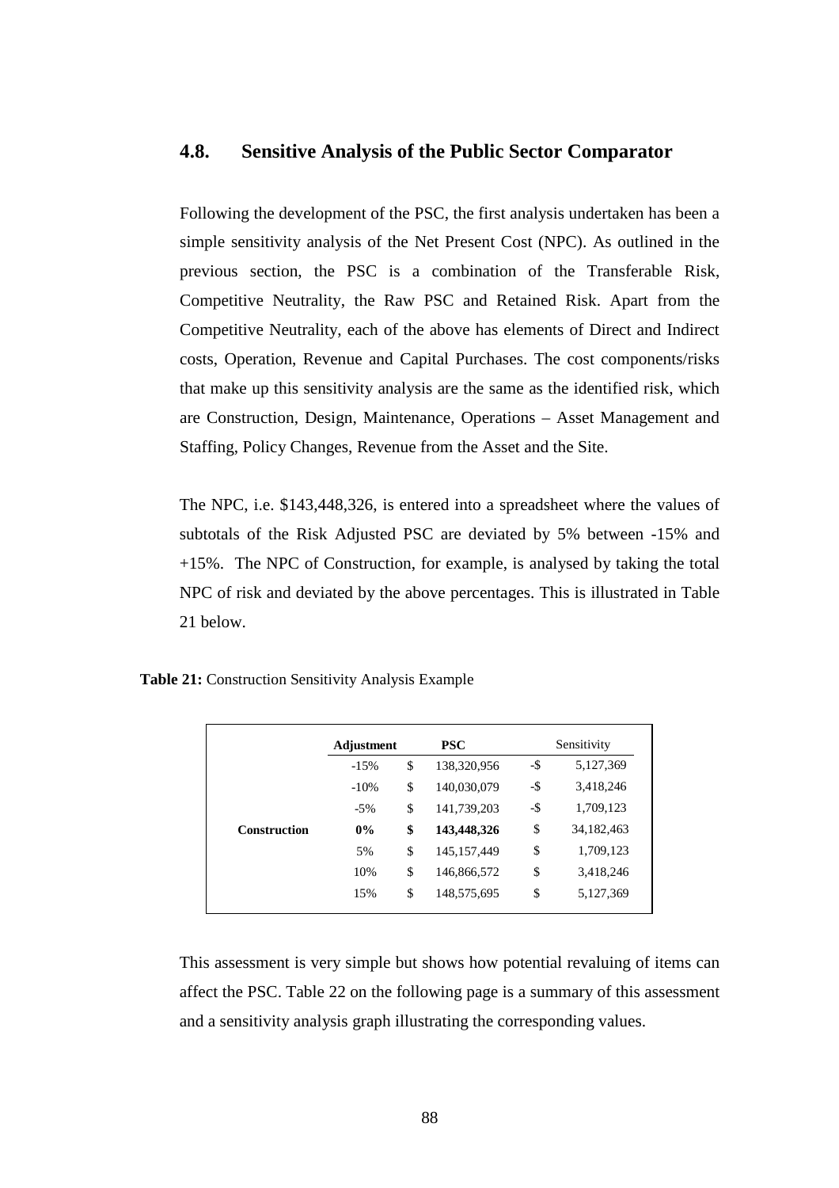## 4.8. Sensitive Analysis of the Public Sector Comparator

Following the development of the PSC, the first analysis undertaken has been a simple sensitivity analysis of the Net Present Cost (NPC). As outlined in the previous section, the PSC is a combination of the Transferable Risk, Competitive Neutrality, the Raw PSC and Retained Risk. Apart from the Competitive Neutrality, each of the above has elements of Direct and Indirect costs, Operation, Revenue and Capital Purchases. The cost components/risks that make up this sensitivity analysis are the same as the identified risk, which are Construction, Design, Maintenance, Operations – Asset Management and Staffing, Policy Changes, Revenue from the Asset and the Site.

The NPC, i.e. $143,448,326, is entered into a spreadsheet where the values of subtotals of the Risk Adjusted PSC are deviated by 5% between -15% and +15%. The NPC of Construction, for example, is analysed by taking the total NPC of risk and deviated by the above percentages. This is illustrated in Table 21 below.

**Table 21:** Construction Sensitivity Analysis Example

| | **Adjustment** | **PSC** | Sensitivity |
|---|---|---|---|
| | -15% | $ 138,320,956 | -$ 5,127,369 |
| | -10% | $ 140,030,079 | -$ 3,418,246 |
| | -5% | $ 141,739,203 | -$ 1,709,123 |
| **Construction** | **0%** | **$ 143,448,326** | $ 34,182,463 |
| | 5% | $ 145,157,449 | $ 1,709,123 |
| | 10% | $ 146,866,572 | $ 3,418,246 |
| | 15% | $ 148,575,695 | $ 5,127,369 |

This assessment is very simple but shows how potential revaluing of items can affect the PSC. Table 22 on the following page is a summary of this assessment and a sensitivity analysis graph illustrating the corresponding values.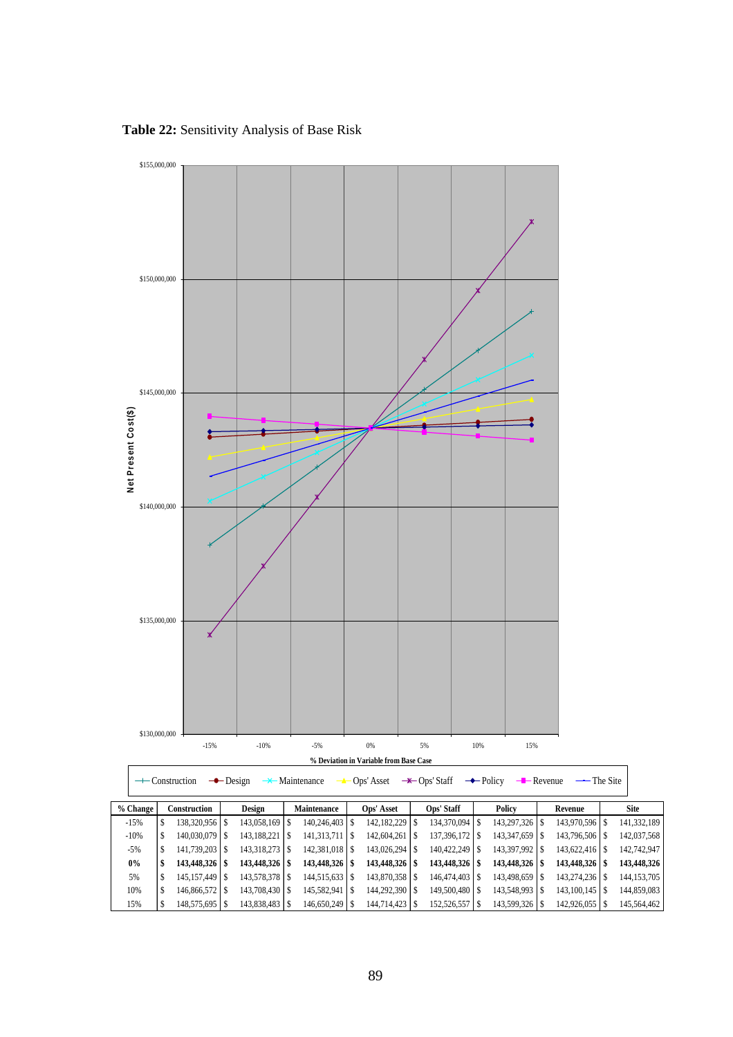**Table 22:** Sensitivity Analysis of Base Risk

| % Change | Construction | Design | Maintenance | Ops' Asset | Ops' Staff | Policy | Revenue | Site |
|---|---|---|---|---|---|---|---|---|
| -15% | $ 138,320,956 | $ 143,058,169 | $ 140,246,403 | $ 142,182,229 | $ 134,370,094 | $ 143,297,326 | $ 143,970,596 | $ 141,332,189 |
| -10% | $ 140,030,079 | $ 143,188,221 | $ 141,313,711 | $ 142,604,261 | $ 137,396,172 | $ 143,347,659 | $ 143,796,506 | $ 142,037,568 |
| -5% | $ 141,739,203 | $ 143,318,273 | $ 142,381,018 | $ 143,026,294 | $ 140,422,249 | $ 143,397,992 | $ 143,622,416 | $ 142,742,947 |
| **0%** | **$ 143,448,326** | **$ 143,448,326** | **$ 143,448,326** | **$ 143,448,326** | **$ 143,448,326** | **$ 143,448,326** | **$ 143,448,326** | **$ 143,448,326** |
| 5% | $ 145,157,449 | $ 143,578,378 | $ 144,515,633 | $ 143,870,358 | $ 146,474,403 | $ 143,498,659 | $ 143,274,236 | $ 144,153,705 |
| 10% | $ 146,866,572 | $ 143,708,430 | $ 145,582,941 | $ 144,292,390 | $ 149,500,480 | $ 143,548,993 | $ 143,100,145 | $ 144,859,083 |
| 15% | $ 148,575,695 | $ 143,838,483 | $ 146,650,249 | $ 144,714,423 | $ 152,526,557 | $ 143,599,326 | $ 142,926,055 | $ 145,564,462 |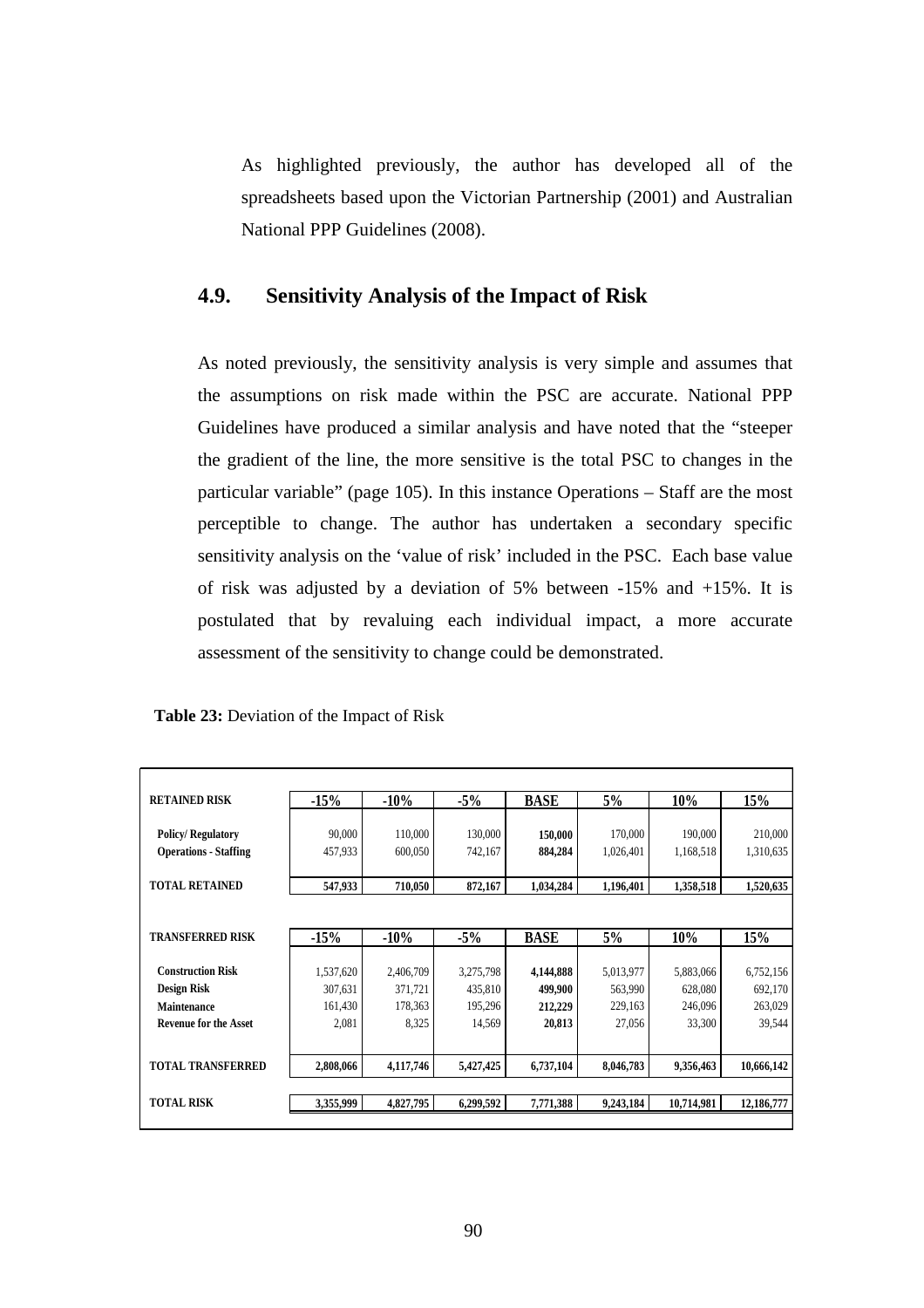As highlighted previously, the author has developed all of the spreadsheets based upon the Victorian Partnership (2001) and Australian National PPP Guidelines (2008).

## 4.9. Sensitivity Analysis of the Impact of Risk

As noted previously, the sensitivity analysis is very simple and assumes that the assumptions on risk made within the PSC are accurate. National PPP Guidelines have produced a similar analysis and have noted that the "steeper the gradient of the line, the more sensitive is the total PSC to changes in the particular variable" (page 105). In this instance Operations – Staff are the most perceptible to change. The author has undertaken a secondary specific sensitivity analysis on the 'value of risk' included in the PSC. Each base value of risk was adjusted by a deviation of 5% between -15% and +15%. It is postulated that by revaluing each individual impact, a more accurate assessment of the sensitivity to change could be demonstrated.

**Table 23:** Deviation of the Impact of Risk

| RETAINED RISK | -15% | -10% | -5% | BASE | 5% | 10% | 15% |
|---|---|---|---|---|---|---|---|
| Policy/ Regulatory | 90,000 | 110,000 | 130,000 | **150,000** | 170,000 | 190,000 | 210,000 |
| Operations - Staffing | 457,933 | 600,050 | 742,167 | **884,284** | 1,026,401 | 1,168,518 | 1,310,635 |
| **TOTAL RETAINED** | **547,933** | **710,050** | **872,167** | **1,034,284** | **1,196,401** | **1,358,518** | **1,520,635** |
| **TRANSFERRED RISK** | **-15%** | **-10%** | **-5%** | **BASE** | **5%** | **10%** | **15%** |
| Construction Risk | 1,537,620 | 2,406,709 | 3,275,798 | **4,144,888** | 5,013,977 | 5,883,066 | 6,752,156 |
| Design Risk | 307,631 | 371,721 | 435,810 | **499,900** | 563,990 | 628,080 | 692,170 |
| Maintenance | 161,430 | 178,363 | 195,296 | **212,229** | 229,163 | 246,096 | 263,029 |
| Revenue for the Asset | 2,081 | 8,325 | 14,569 | **20,813** | 27,056 | 33,300 | 39,544 |
| **TOTAL TRANSFERRED** | **2,808,066** | **4,117,746** | **5,427,425** | **6,737,104** | **8,046,783** | **9,356,463** | **10,666,142** |
| **TOTAL RISK** | **3,355,999** | **4,827,795** | **6,299,592** | **7,771,388** | **9,243,184** | **10,714,981** | **12,186,777** |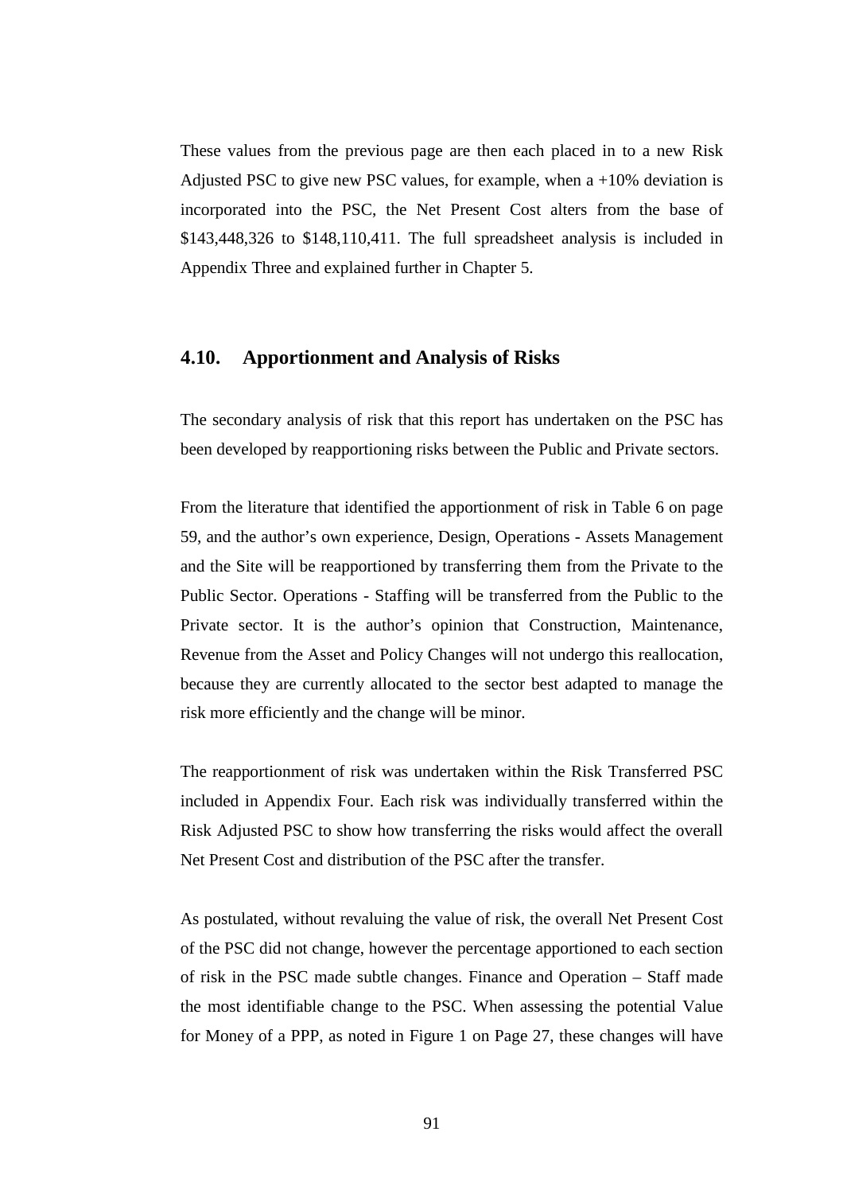These values from the previous page are then each placed in to a new Risk Adjusted PSC to give new PSC values, for example, when a +10% deviation is incorporated into the PSC, the Net Present Cost alters from the base of $143,448,326 to $148,110,411. The full spreadsheet analysis is included in Appendix Three and explained further in Chapter 5.

## 4.10. Apportionment and Analysis of Risks

The secondary analysis of risk that this report has undertaken on the PSC has been developed by reapportioning risks between the Public and Private sectors.

From the literature that identified the apportionment of risk in Table 6 on page 59, and the author's own experience, Design, Operations - Assets Management and the Site will be reapportioned by transferring them from the Private to the Public Sector. Operations - Staffing will be transferred from the Public to the Private sector. It is the author's opinion that Construction, Maintenance, Revenue from the Asset and Policy Changes will not undergo this reallocation, because they are currently allocated to the sector best adapted to manage the risk more efficiently and the change will be minor.

The reapportionment of risk was undertaken within the Risk Transferred PSC included in Appendix Four. Each risk was individually transferred within the Risk Adjusted PSC to show how transferring the risks would affect the overall Net Present Cost and distribution of the PSC after the transfer.

As postulated, without revaluing the value of risk, the overall Net Present Cost of the PSC did not change, however the percentage apportioned to each section of risk in the PSC made subtle changes. Finance and Operation – Staff made the most identifiable change to the PSC. When assessing the potential Value for Money of a PPP, as noted in Figure 1 on Page 27, these changes will have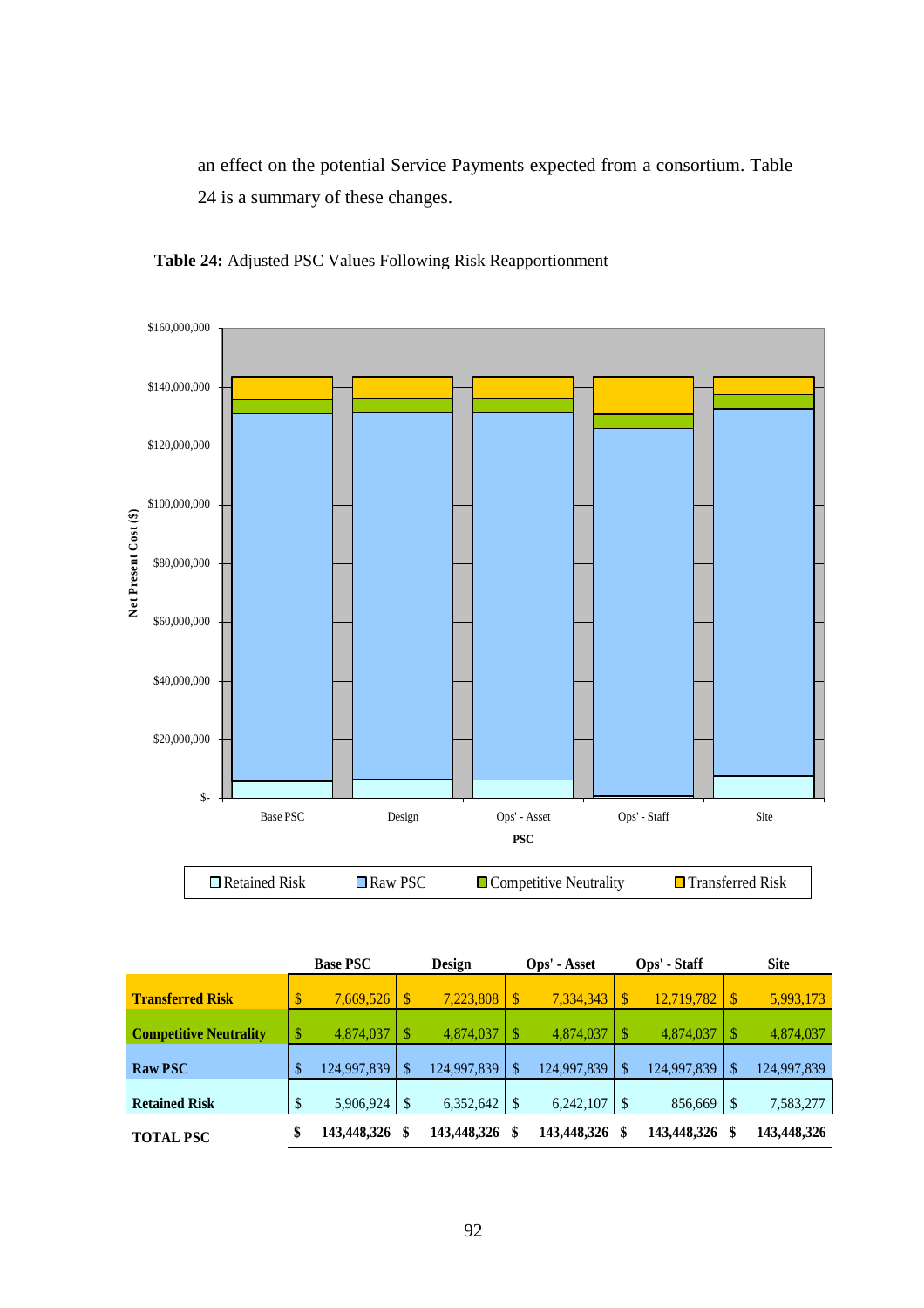an effect on the potential Service Payments expected from a consortium. Table 24 is a summary of these changes.

**Table 24:** Adjusted PSC Values Following Risk Reapportionment

| | Base PSC | Design | Ops' - Asset | Ops' - Staff | Site |
|---|---|---|---|---|---|
| **Transferred Risk** | $ 7,669,526 | $ 7,223,808 | $ 7,334,343 | $ 12,719,782 | $ 5,993,173 |
| **Competitive Neutrality** | $ 4,874,037 | $ 4,874,037 | $ 4,874,037 | $ 4,874,037 | $ 4,874,037 |
| **Raw PSC** | $ 124,997,839 | $ 124,997,839 | $ 124,997,839 | $ 124,997,839 | $ 124,997,839 |
| **Retained Risk** | $ 5,906,924 | $ 6,352,642 | $ 6,242,107 | $ 856,669 | $ 7,583,277 |
| **TOTAL PSC** | **$ 143,448,326** | **$ 143,448,326** | **$ 143,448,326** | **$ 143,448,326** | **$ 143,448,326** |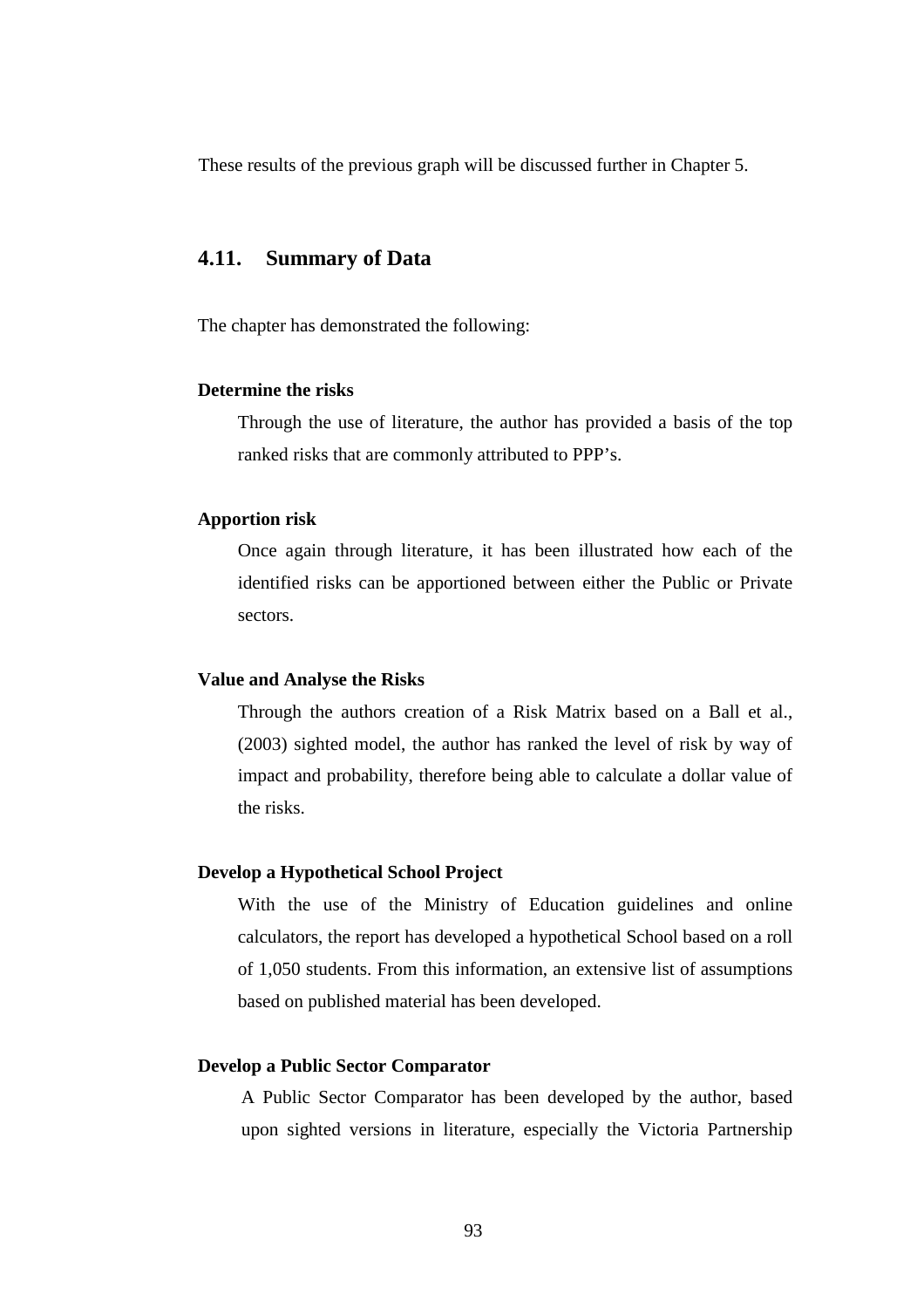These results of the previous graph will be discussed further in Chapter 5.

## 4.11. Summary of Data

The chapter has demonstrated the following:

**Determine the risks**

Through the use of literature, the author has provided a basis of the top ranked risks that are commonly attributed to PPP's.

**Apportion risk**

Once again through literature, it has been illustrated how each of the identified risks can be apportioned between either the Public or Private sectors.

**Value and Analyse the Risks**

Through the authors creation of a Risk Matrix based on a Ball et al., (2003) sighted model, the author has ranked the level of risk by way of impact and probability, therefore being able to calculate a dollar value of the risks.

**Develop a Hypothetical School Project**

With the use of the Ministry of Education guidelines and online calculators, the report has developed a hypothetical School based on a roll of 1,050 students. From this information, an extensive list of assumptions based on published material has been developed.

**Develop a Public Sector Comparator**

A Public Sector Comparator has been developed by the author, based upon sighted versions in literature, especially the Victoria Partnership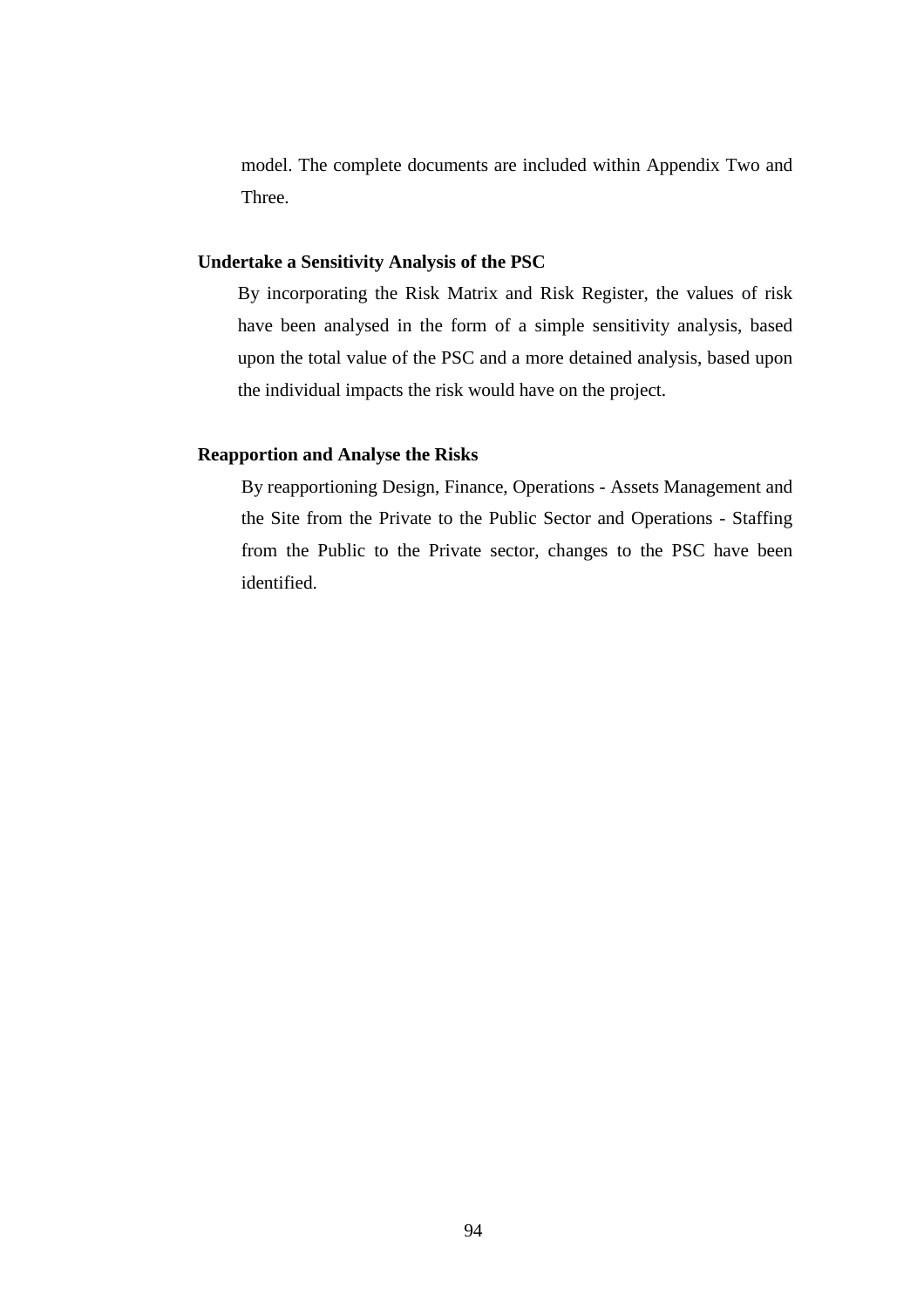model. The complete documents are included within Appendix Two and Three.

**Undertake a Sensitivity Analysis of the PSC**

By incorporating the Risk Matrix and Risk Register, the values of risk have been analysed in the form of a simple sensitivity analysis, based upon the total value of the PSC and a more detained analysis, based upon the individual impacts the risk would have on the project.

**Reapportion and Analyse the Risks**

By reapportioning Design, Finance, Operations - Assets Management and the Site from the Private to the Public Sector and Operations - Staffing from the Public to the Private sector, changes to the PSC have been identified.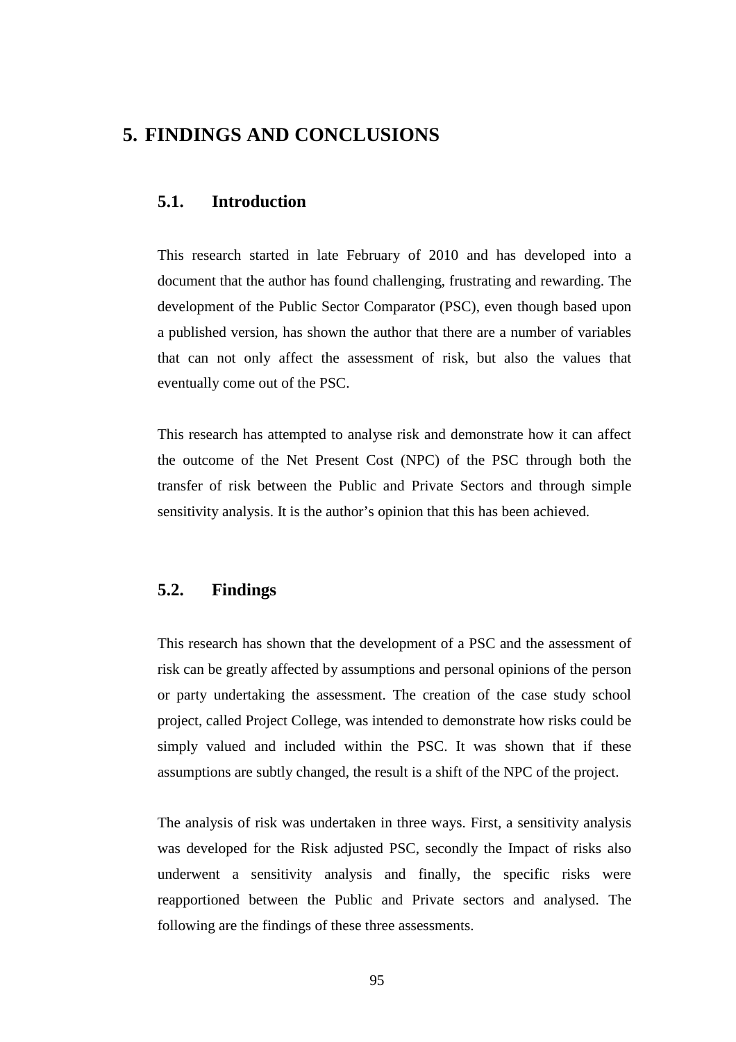# 5. FINDINGS AND CONCLUSIONS

## 5.1. Introduction

This research started in late February of 2010 and has developed into a document that the author has found challenging, frustrating and rewarding. The development of the Public Sector Comparator (PSC), even though based upon a published version, has shown the author that there are a number of variables that can not only affect the assessment of risk, but also the values that eventually come out of the PSC.

This research has attempted to analyse risk and demonstrate how it can affect the outcome of the Net Present Cost (NPC) of the PSC through both the transfer of risk between the Public and Private Sectors and through simple sensitivity analysis. It is the author's opinion that this has been achieved.

## 5.2. Findings

This research has shown that the development of a PSC and the assessment of risk can be greatly affected by assumptions and personal opinions of the person or party undertaking the assessment. The creation of the case study school project, called Project College, was intended to demonstrate how risks could be simply valued and included within the PSC. It was shown that if these assumptions are subtly changed, the result is a shift of the NPC of the project.

The analysis of risk was undertaken in three ways. First, a sensitivity analysis was developed for the Risk adjusted PSC, secondly the Impact of risks also underwent a sensitivity analysis and finally, the specific risks were reapportioned between the Public and Private sectors and analysed. The following are the findings of these three assessments.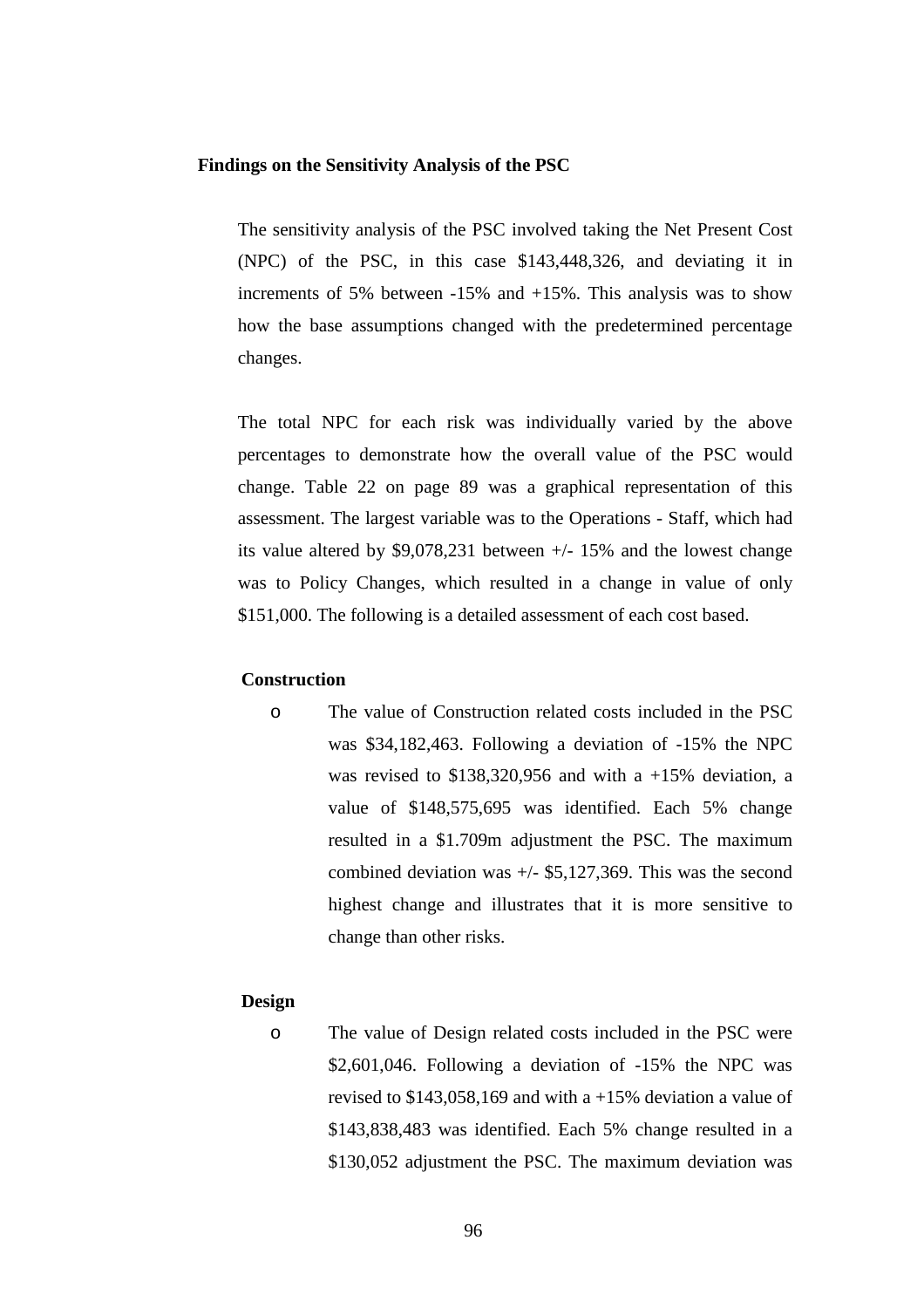**Findings on the Sensitivity Analysis of the PSC**

The sensitivity analysis of the PSC involved taking the Net Present Cost (NPC) of the PSC, in this case $143,448,326, and deviating it in increments of 5% between -15% and +15%. This analysis was to show how the base assumptions changed with the predetermined percentage changes.

The total NPC for each risk was individually varied by the above percentages to demonstrate how the overall value of the PSC would change. Table 22 on page 89 was a graphical representation of this assessment. The largest variable was to the Operations - Staff, which had its value altered by $9,078,231 between +/- 15% and the lowest change was to Policy Changes, which resulted in a change in value of only $151,000. The following is a detailed assessment of each cost based.

**Construction**

- The value of Construction related costs included in the PSC was $34,182,463. Following a deviation of -15% the NPC was revised to $138,320,956 and with a +15% deviation, a value of $148,575,695 was identified. Each 5% change resulted in a $1.709m adjustment the PSC. The maximum combined deviation was +/- $5,127,369. This was the second highest change and illustrates that it is more sensitive to change than other risks.

**Design**

- The value of Design related costs included in the PSC were $2,601,046. Following a deviation of -15% the NPC was revised to $143,058,169 and with a +15% deviation a value of $143,838,483 was identified. Each 5% change resulted in a $130,052 adjustment the PSC. The maximum deviation was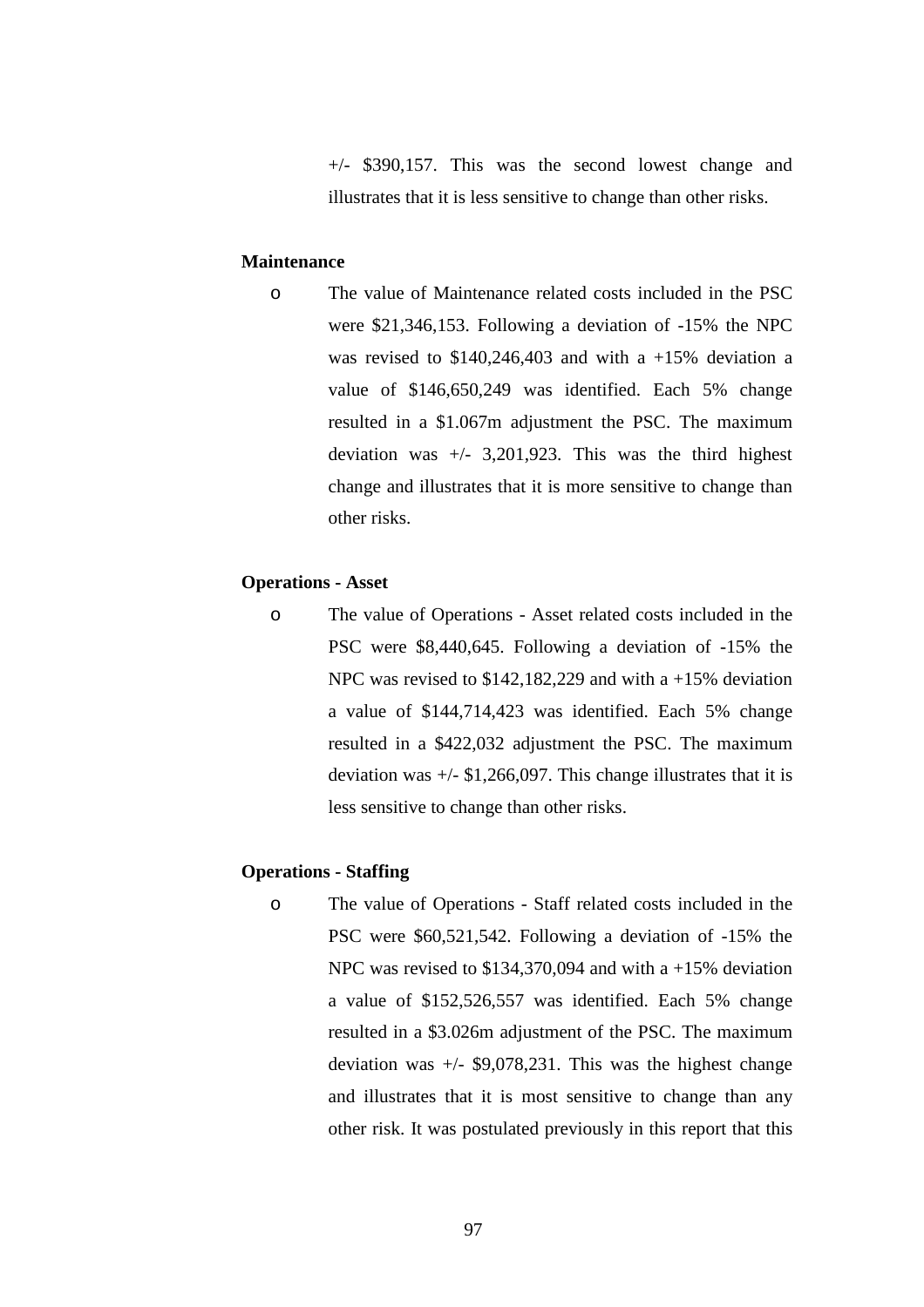+/- $390,157. This was the second lowest change and illustrates that it is less sensitive to change than other risks.

**Maintenance**

- The value of Maintenance related costs included in the PSC were $21,346,153. Following a deviation of -15% the NPC was revised to $140,246,403 and with a +15% deviation a value of $146,650,249 was identified. Each 5% change resulted in a $1.067m adjustment the PSC. The maximum deviation was +/- 3,201,923. This was the third highest change and illustrates that it is more sensitive to change than other risks.

**Operations - Asset**

- The value of Operations - Asset related costs included in the PSC were $8,440,645. Following a deviation of -15% the NPC was revised to $142,182,229 and with a +15% deviation a value of $144,714,423 was identified. Each 5% change resulted in a $422,032 adjustment the PSC. The maximum deviation was +/- $1,266,097. This change illustrates that it is less sensitive to change than other risks.

**Operations - Staffing**

- The value of Operations - Staff related costs included in the PSC were $60,521,542. Following a deviation of -15% the NPC was revised to $134,370,094 and with a +15% deviation a value of $152,526,557 was identified. Each 5% change resulted in a $3.026m adjustment of the PSC. The maximum deviation was +/- $9,078,231. This was the highest change and illustrates that it is most sensitive to change than any other risk. It was postulated previously in this report that this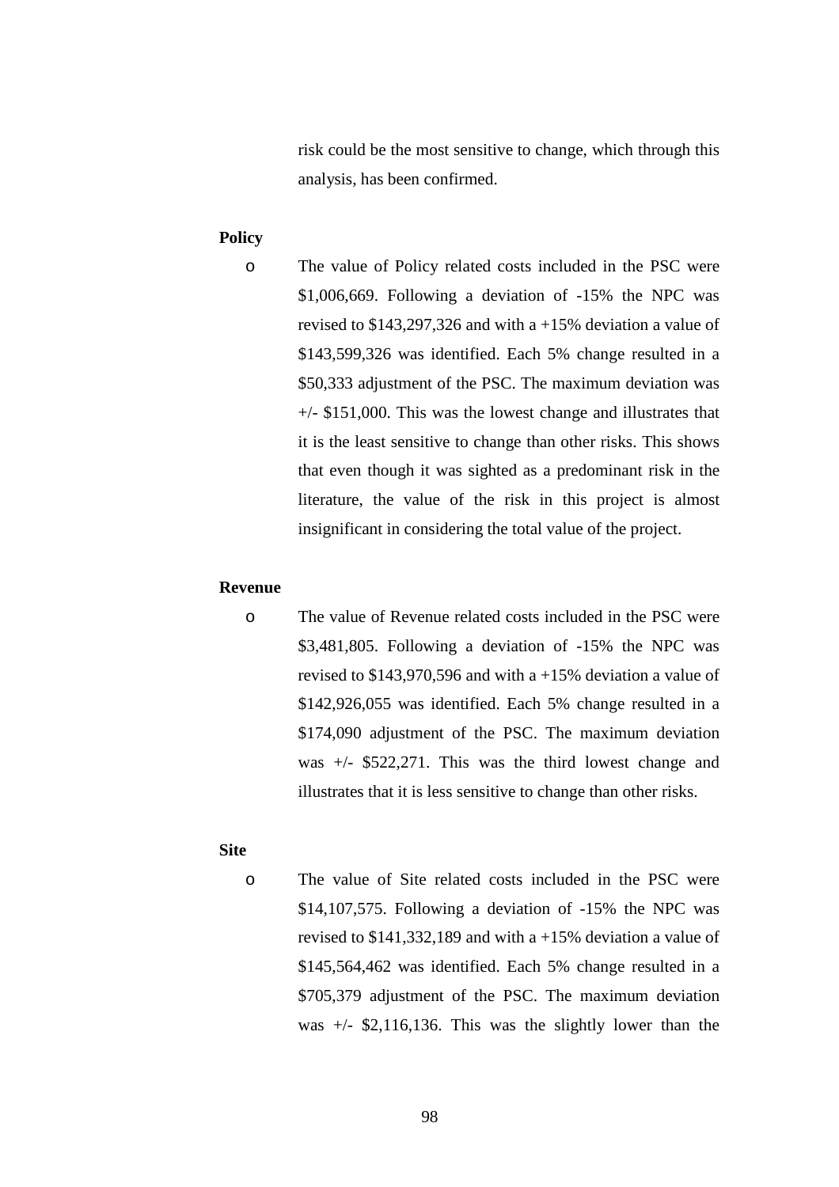risk could be the most sensitive to change, which through this analysis, has been confirmed.

**Policy**

- The value of Policy related costs included in the PSC were $1,006,669. Following a deviation of -15% the NPC was revised to $143,297,326 and with a +15% deviation a value of $143,599,326 was identified. Each 5% change resulted in a $50,333 adjustment of the PSC. The maximum deviation was +/- $151,000. This was the lowest change and illustrates that it is the least sensitive to change than other risks. This shows that even though it was sighted as a predominant risk in the literature, the value of the risk in this project is almost insignificant in considering the total value of the project.

**Revenue**

- The value of Revenue related costs included in the PSC were $3,481,805. Following a deviation of -15% the NPC was revised to $143,970,596 and with a +15% deviation a value of $142,926,055 was identified. Each 5% change resulted in a $174,090 adjustment of the PSC. The maximum deviation was +/- $522,271. This was the third lowest change and illustrates that it is less sensitive to change than other risks.

**Site**

- The value of Site related costs included in the PSC were $14,107,575. Following a deviation of -15% the NPC was revised to $141,332,189 and with a +15% deviation a value of $145,564,462 was identified. Each 5% change resulted in a $705,379 adjustment of the PSC. The maximum deviation was +/- $2,116,136. This was the slightly lower than the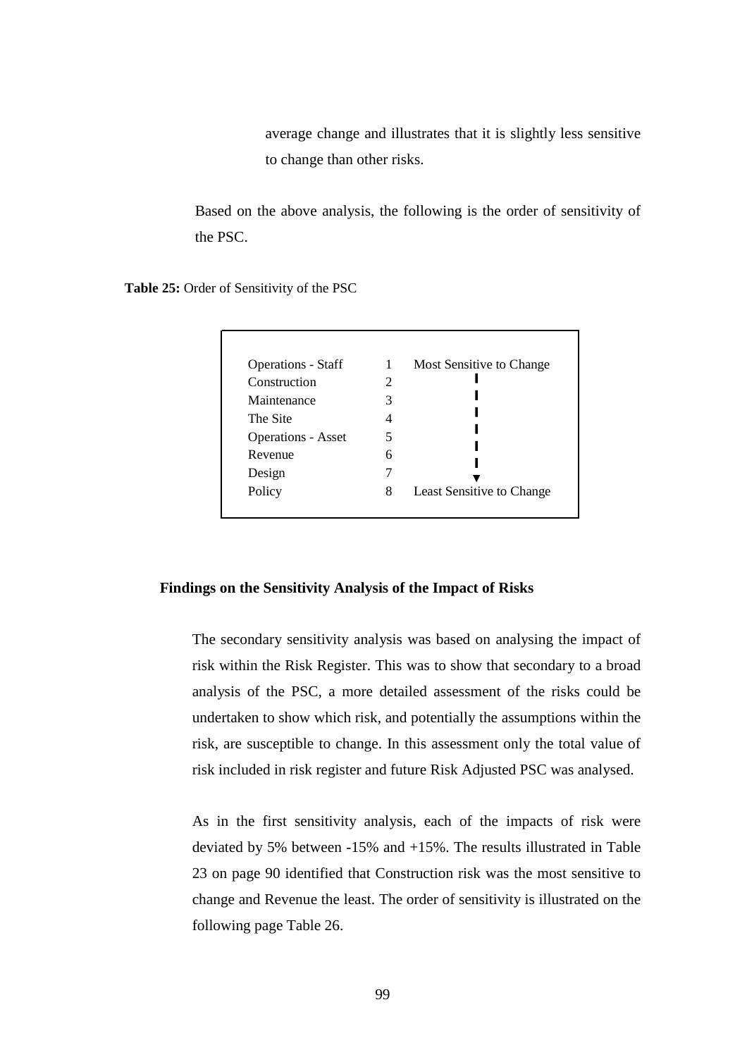average change and illustrates that it is slightly less sensitive to change than other risks.

Based on the above analysis, the following is the order of sensitivity of the PSC.

**Table 25:** Order of Sensitivity of the PSC

| | | |
|---|---|---|
| Operations - Staff | 1 | Most Sensitive to Change |
| Construction | 2 | |
| Maintenance | 3 | |
| The Site | 4 | |
| Operations - Asset | 5 | |
| Revenue | 6 | |
| Design | 7 | |
| Policy | 8 | Least Sensitive to Change |

### Findings on the Sensitivity Analysis of the Impact of Risks

The secondary sensitivity analysis was based on analysing the impact of risk within the Risk Register. This was to show that secondary to a broad analysis of the PSC, a more detailed assessment of the risks could be undertaken to show which risk, and potentially the assumptions within the risk, are susceptible to change. In this assessment only the total value of risk included in risk register and future Risk Adjusted PSC was analysed.

As in the first sensitivity analysis, each of the impacts of risk were deviated by 5% between -15% and +15%. The results illustrated in Table 23 on page 90 identified that Construction risk was the most sensitive to change and Revenue the least. The order of sensitivity is illustrated on the following page Table 26.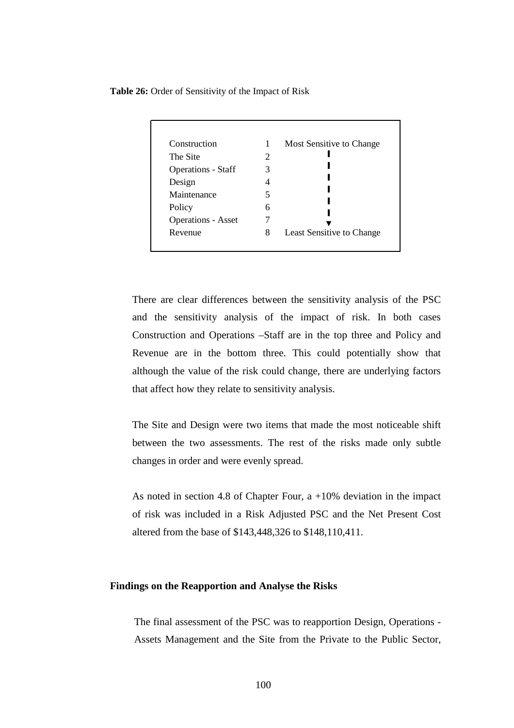**Table 26:** Order of Sensitivity of the Impact of Risk

| | | |
|---|---|---|
| Construction | 1 | Most Sensitive to Change |
| The Site | 2 | |
| Operations - Staff | 3 | |
| Design | 4 | |
| Maintenance | 5 | |
| Policy | 6 | |
| Operations - Asset | 7 | |
| Revenue | 8 | Least Sensitive to Change |

There are clear differences between the sensitivity analysis of the PSC and the sensitivity analysis of the impact of risk. In both cases Construction and Operations –Staff are in the top three and Policy and Revenue are in the bottom three. This could potentially show that although the value of the risk could change, there are underlying factors that affect how they relate to sensitivity analysis.

The Site and Design were two items that made the most noticeable shift between the two assessments. The rest of the risks made only subtle changes in order and were evenly spread.

As noted in section 4.8 of Chapter Four, a +10% deviation in the impact of risk was included in a Risk Adjusted PSC and the Net Present Cost altered from the base of $143,448,326 to $148,110,411.

**Findings on the Reapportion and Analyse the Risks**

The final assessment of the PSC was to reapportion Design, Operations - Assets Management and the Site from the Private to the Public Sector,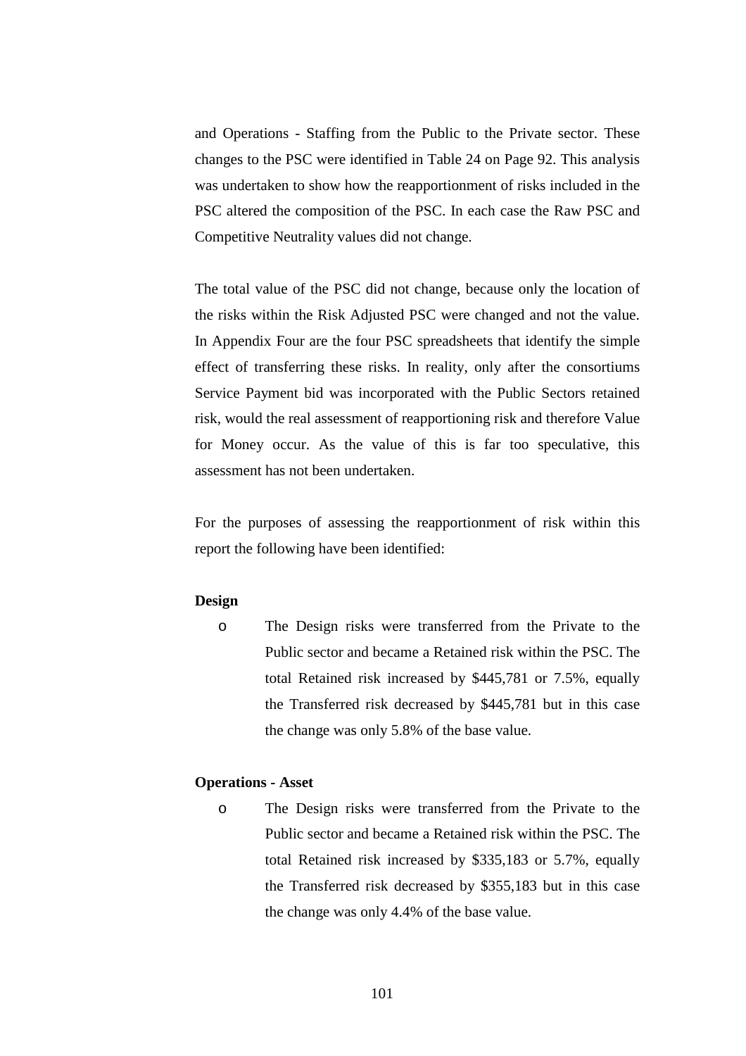and Operations - Staffing from the Public to the Private sector. These changes to the PSC were identified in Table 24 on Page 92. This analysis was undertaken to show how the reapportionment of risks included in the PSC altered the composition of the PSC. In each case the Raw PSC and Competitive Neutrality values did not change.

The total value of the PSC did not change, because only the location of the risks within the Risk Adjusted PSC were changed and not the value. In Appendix Four are the four PSC spreadsheets that identify the simple effect of transferring these risks. In reality, only after the consortiums Service Payment bid was incorporated with the Public Sectors retained risk, would the real assessment of reapportioning risk and therefore Value for Money occur. As the value of this is far too speculative, this assessment has not been undertaken.

For the purposes of assessing the reapportionment of risk within this report the following have been identified:

**Design**

- The Design risks were transferred from the Private to the Public sector and became a Retained risk within the PSC. The total Retained risk increased by $445,781 or 7.5%, equally the Transferred risk decreased by $445,781 but in this case the change was only 5.8% of the base value.

**Operations - Asset**

- The Design risks were transferred from the Private to the Public sector and became a Retained risk within the PSC. The total Retained risk increased by $335,183 or 5.7%, equally the Transferred risk decreased by $355,183 but in this case the change was only 4.4% of the base value.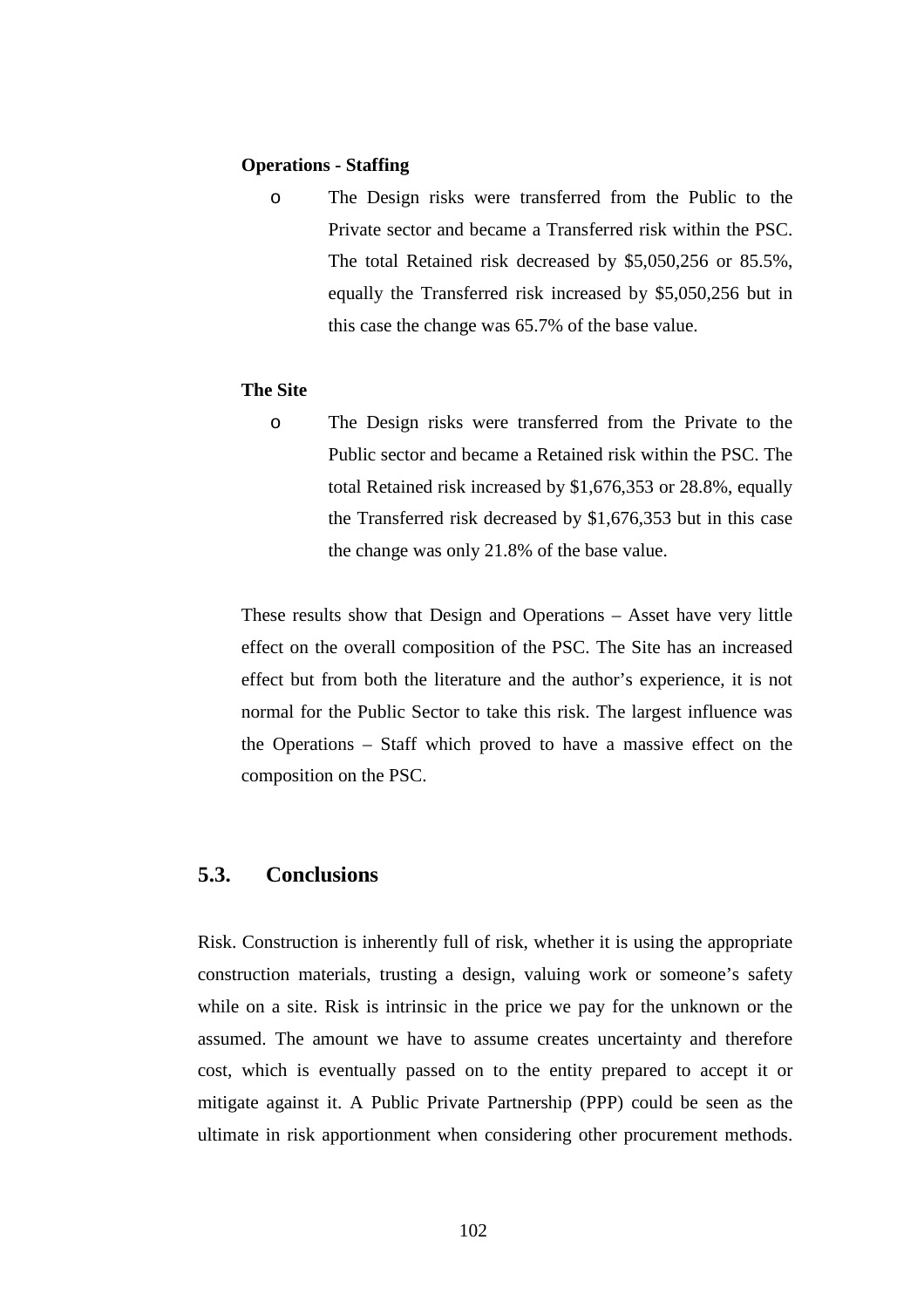**Operations - Staffing**

- The Design risks were transferred from the Public to the Private sector and became a Transferred risk within the PSC. The total Retained risk decreased by $5,050,256 or 85.5%, equally the Transferred risk increased by $5,050,256 but in this case the change was 65.7% of the base value.

**The Site**

- The Design risks were transferred from the Private to the Public sector and became a Retained risk within the PSC. The total Retained risk increased by $1,676,353 or 28.8%, equally the Transferred risk decreased by $1,676,353 but in this case the change was only 21.8% of the base value.

These results show that Design and Operations – Asset have very little effect on the overall composition of the PSC. The Site has an increased effect but from both the literature and the author's experience, it is not normal for the Public Sector to take this risk. The largest influence was the Operations – Staff which proved to have a massive effect on the composition on the PSC.

## 5.3. Conclusions

Risk. Construction is inherently full of risk, whether it is using the appropriate construction materials, trusting a design, valuing work or someone's safety while on a site. Risk is intrinsic in the price we pay for the unknown or the assumed. The amount we have to assume creates uncertainty and therefore cost, which is eventually passed on to the entity prepared to accept it or mitigate against it. A Public Private Partnership (PPP) could be seen as the ultimate in risk apportionment when considering other procurement methods.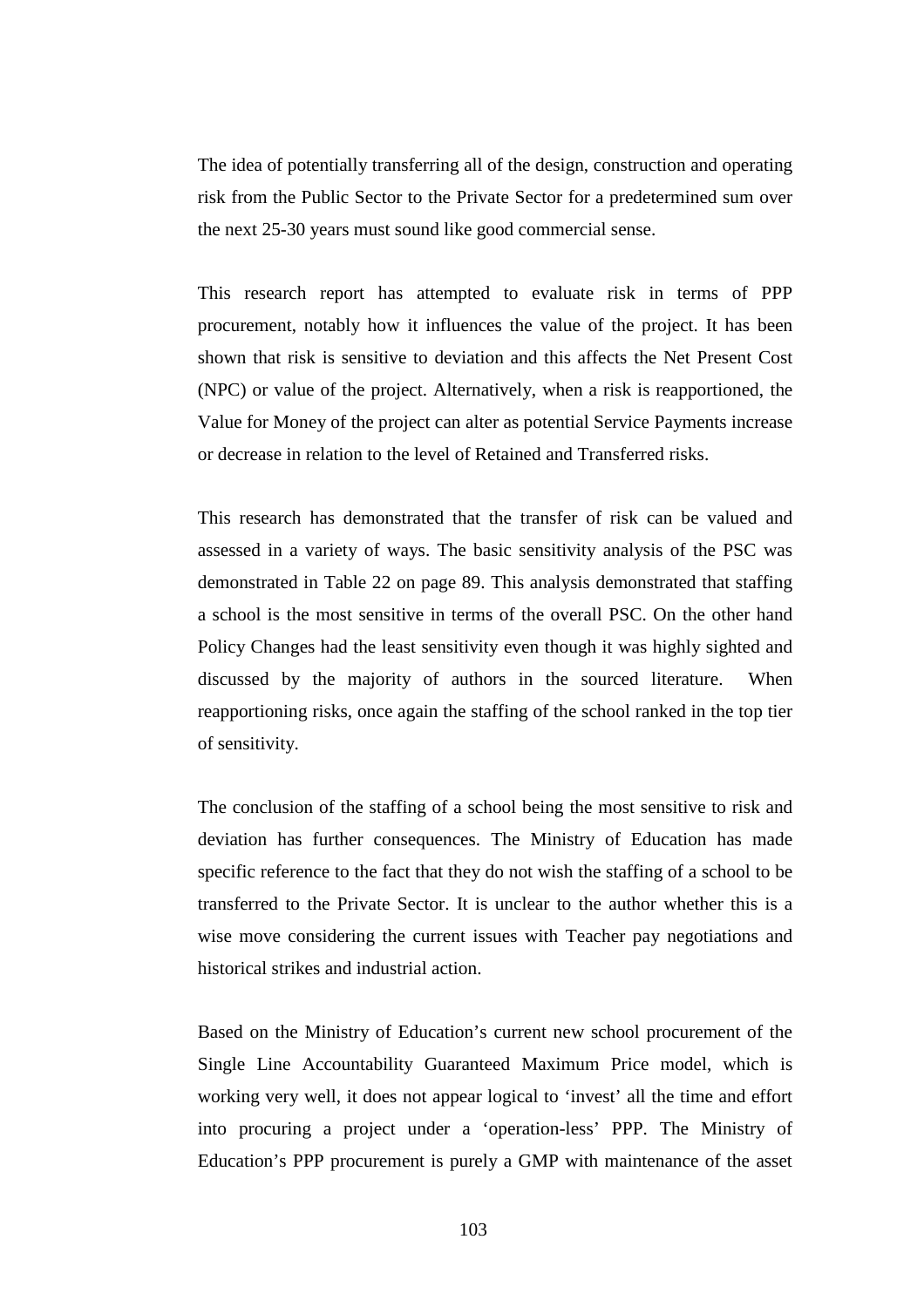The idea of potentially transferring all of the design, construction and operating risk from the Public Sector to the Private Sector for a predetermined sum over the next 25-30 years must sound like good commercial sense.

This research report has attempted to evaluate risk in terms of PPP procurement, notably how it influences the value of the project. It has been shown that risk is sensitive to deviation and this affects the Net Present Cost (NPC) or value of the project. Alternatively, when a risk is reapportioned, the Value for Money of the project can alter as potential Service Payments increase or decrease in relation to the level of Retained and Transferred risks.

This research has demonstrated that the transfer of risk can be valued and assessed in a variety of ways. The basic sensitivity analysis of the PSC was demonstrated in Table 22 on page 89. This analysis demonstrated that staffing a school is the most sensitive in terms of the overall PSC. On the other hand Policy Changes had the least sensitivity even though it was highly sighted and discussed by the majority of authors in the sourced literature. When reapportioning risks, once again the staffing of the school ranked in the top tier of sensitivity.

The conclusion of the staffing of a school being the most sensitive to risk and deviation has further consequences. The Ministry of Education has made specific reference to the fact that they do not wish the staffing of a school to be transferred to the Private Sector. It is unclear to the author whether this is a wise move considering the current issues with Teacher pay negotiations and historical strikes and industrial action.

Based on the Ministry of Education's current new school procurement of the Single Line Accountability Guaranteed Maximum Price model, which is working very well, it does not appear logical to 'invest' all the time and effort into procuring a project under a 'operation-less' PPP. The Ministry of Education's PPP procurement is purely a GMP with maintenance of the asset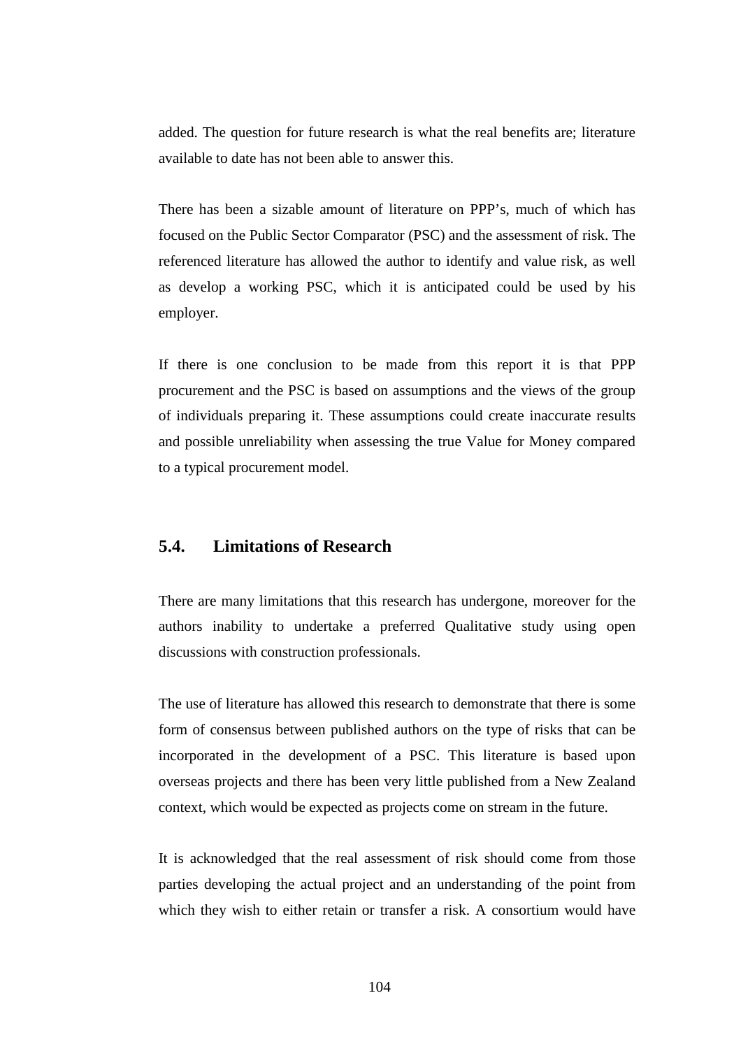added. The question for future research is what the real benefits are; literature available to date has not been able to answer this.

There has been a sizable amount of literature on PPP's, much of which has focused on the Public Sector Comparator (PSC) and the assessment of risk. The referenced literature has allowed the author to identify and value risk, as well as develop a working PSC, which it is anticipated could be used by his employer.

If there is one conclusion to be made from this report it is that PPP procurement and the PSC is based on assumptions and the views of the group of individuals preparing it. These assumptions could create inaccurate results and possible unreliability when assessing the true Value for Money compared to a typical procurement model.

## 5.4. Limitations of Research

There are many limitations that this research has undergone, moreover for the authors inability to undertake a preferred Qualitative study using open discussions with construction professionals.

The use of literature has allowed this research to demonstrate that there is some form of consensus between published authors on the type of risks that can be incorporated in the development of a PSC. This literature is based upon overseas projects and there has been very little published from a New Zealand context, which would be expected as projects come on stream in the future.

It is acknowledged that the real assessment of risk should come from those parties developing the actual project and an understanding of the point from which they wish to either retain or transfer a risk. A consortium would have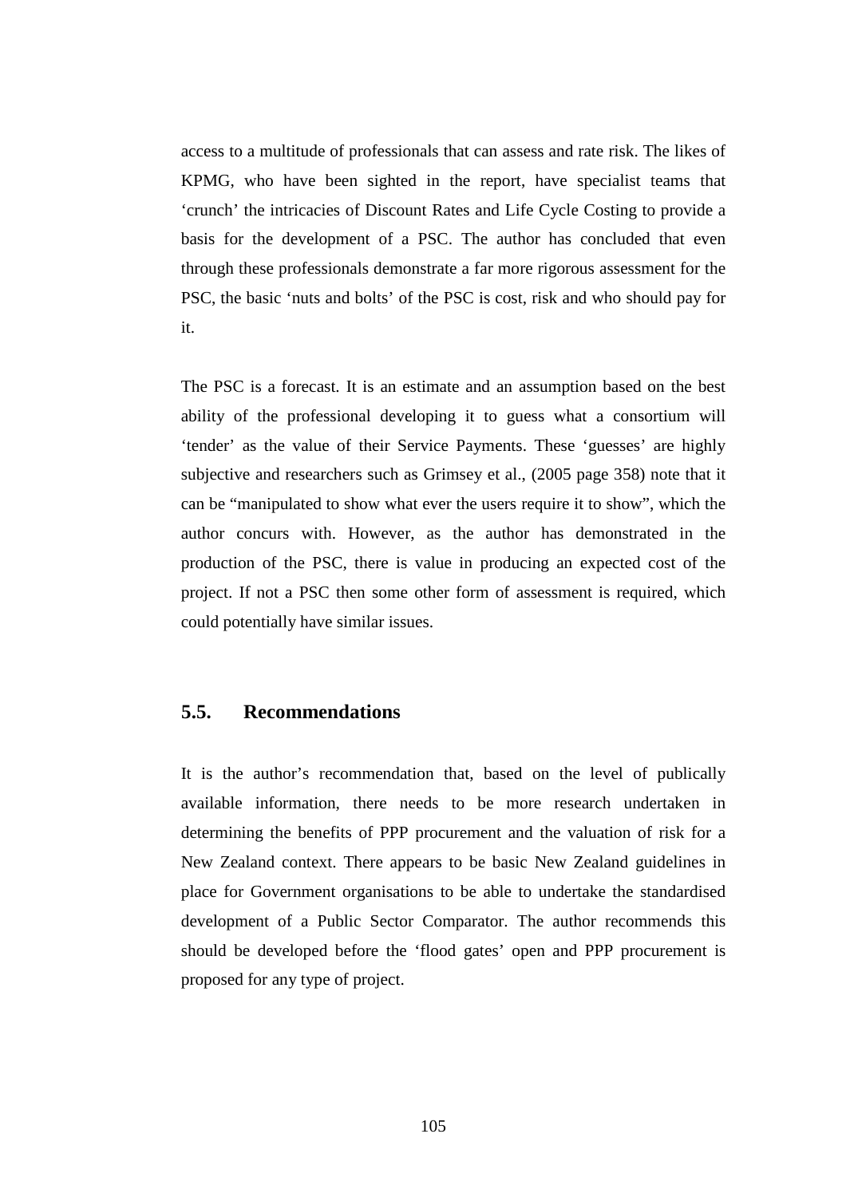access to a multitude of professionals that can assess and rate risk. The likes of KPMG, who have been sighted in the report, have specialist teams that 'crunch' the intricacies of Discount Rates and Life Cycle Costing to provide a basis for the development of a PSC. The author has concluded that even through these professionals demonstrate a far more rigorous assessment for the PSC, the basic 'nuts and bolts' of the PSC is cost, risk and who should pay for it.

The PSC is a forecast. It is an estimate and an assumption based on the best ability of the professional developing it to guess what a consortium will 'tender' as the value of their Service Payments. These 'guesses' are highly subjective and researchers such as Grimsey et al., (2005 page 358) note that it can be "manipulated to show what ever the users require it to show", which the author concurs with. However, as the author has demonstrated in the production of the PSC, there is value in producing an expected cost of the project. If not a PSC then some other form of assessment is required, which could potentially have similar issues.

## 5.5. Recommendations

It is the author's recommendation that, based on the level of publically available information, there needs to be more research undertaken in determining the benefits of PPP procurement and the valuation of risk for a New Zealand context. There appears to be basic New Zealand guidelines in place for Government organisations to be able to undertake the standardised development of a Public Sector Comparator. The author recommends this should be developed before the 'flood gates' open and PPP procurement is proposed for any type of project.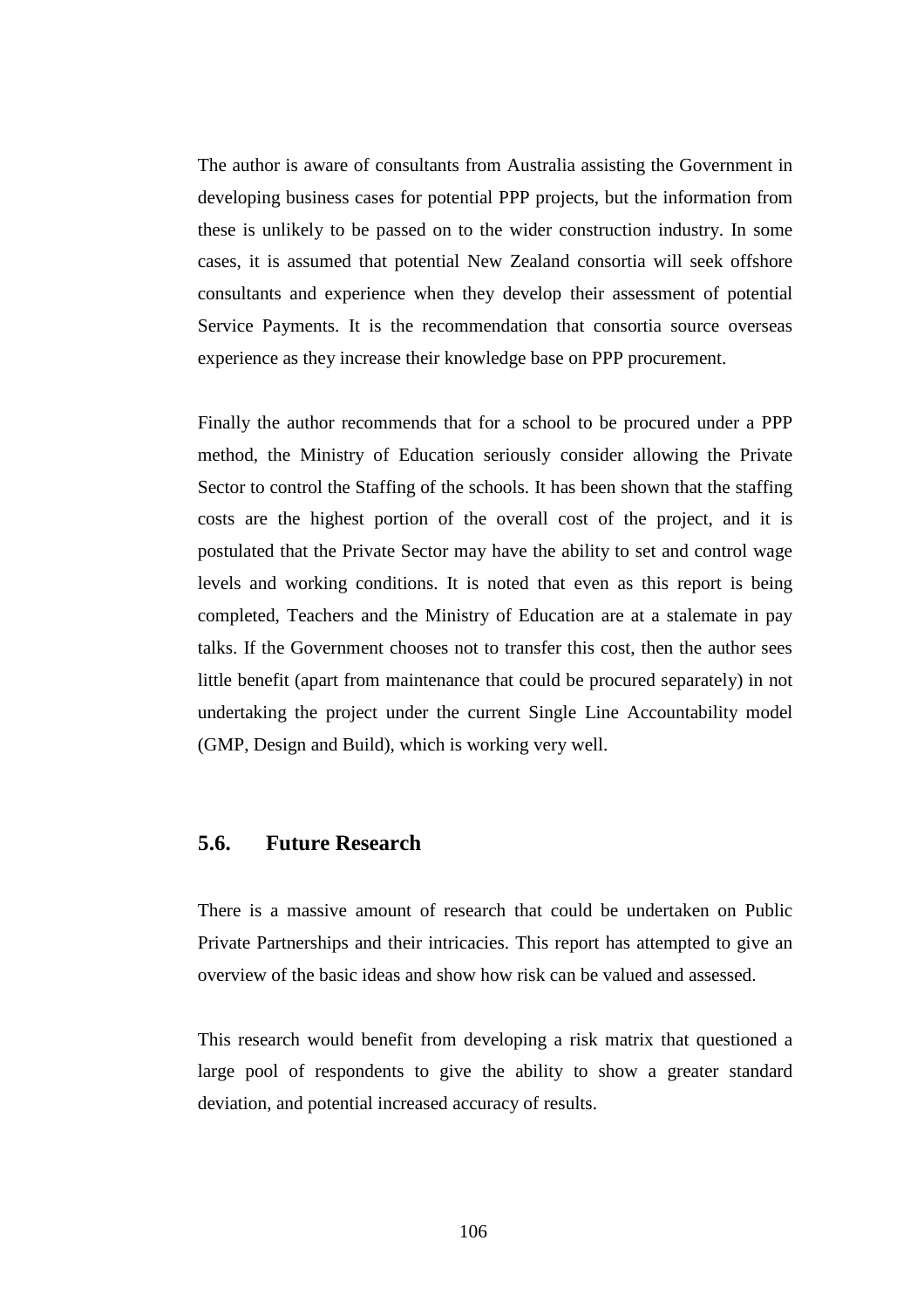The author is aware of consultants from Australia assisting the Government in developing business cases for potential PPP projects, but the information from these is unlikely to be passed on to the wider construction industry. In some cases, it is assumed that potential New Zealand consortia will seek offshore consultants and experience when they develop their assessment of potential Service Payments. It is the recommendation that consortia source overseas experience as they increase their knowledge base on PPP procurement.

Finally the author recommends that for a school to be procured under a PPP method, the Ministry of Education seriously consider allowing the Private Sector to control the Staffing of the schools. It has been shown that the staffing costs are the highest portion of the overall cost of the project, and it is postulated that the Private Sector may have the ability to set and control wage levels and working conditions. It is noted that even as this report is being completed, Teachers and the Ministry of Education are at a stalemate in pay talks. If the Government chooses not to transfer this cost, then the author sees little benefit (apart from maintenance that could be procured separately) in not undertaking the project under the current Single Line Accountability model (GMP, Design and Build), which is working very well.

## 5.6. Future Research

There is a massive amount of research that could be undertaken on Public Private Partnerships and their intricacies. This report has attempted to give an overview of the basic ideas and show how risk can be valued and assessed.

This research would benefit from developing a risk matrix that questioned a large pool of respondents to give the ability to show a greater standard deviation, and potential increased accuracy of results.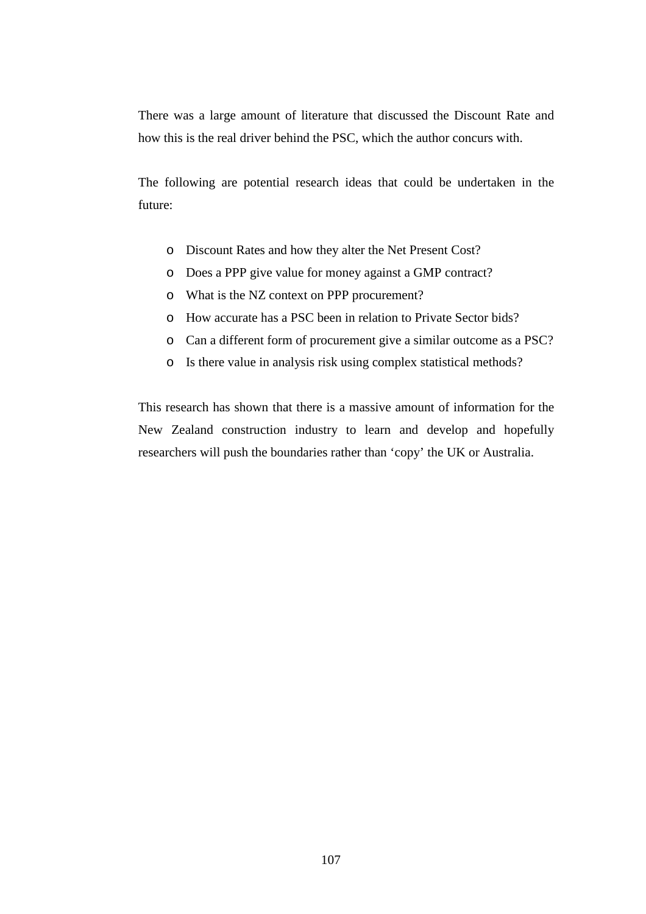There was a large amount of literature that discussed the Discount Rate and how this is the real driver behind the PSC, which the author concurs with.

The following are potential research ideas that could be undertaken in the future:

- Discount Rates and how they alter the Net Present Cost?
- Does a PPP give value for money against a GMP contract?
- What is the NZ context on PPP procurement?
- How accurate has a PSC been in relation to Private Sector bids?
- Can a different form of procurement give a similar outcome as a PSC?
- Is there value in analysis risk using complex statistical methods?

This research has shown that there is a massive amount of information for the New Zealand construction industry to learn and develop and hopefully researchers will push the boundaries rather than 'copy' the UK or Australia.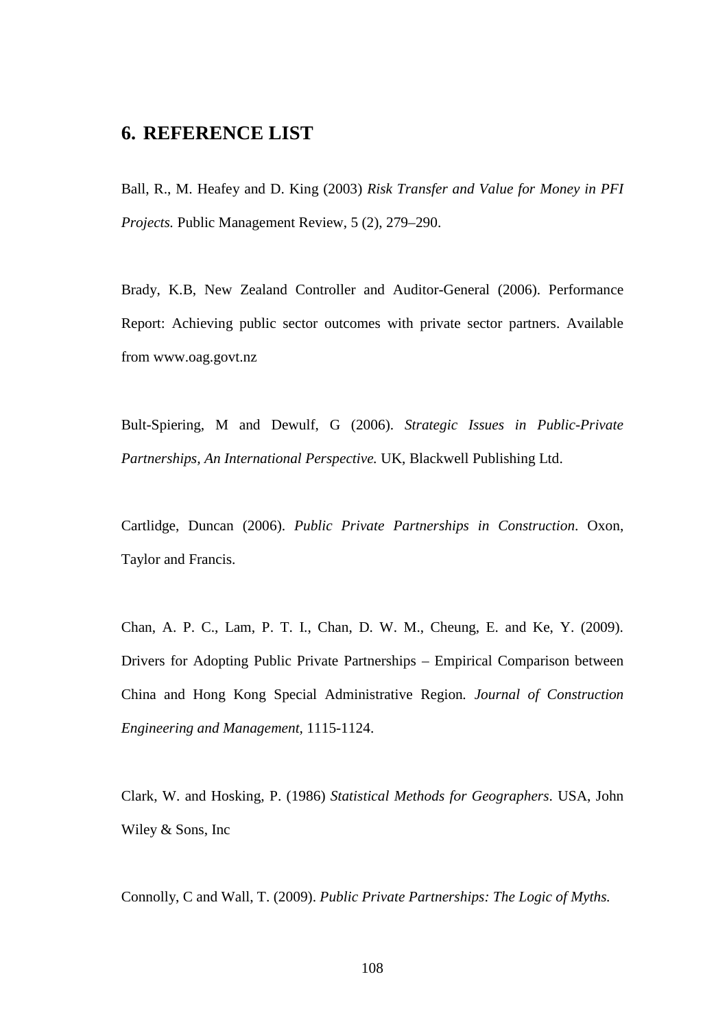## 6. REFERENCE LIST

Ball, R., M. Heafey and D. King (2003) *Risk Transfer and Value for Money in PFI Projects.* Public Management Review, 5 (2), 279–290.

Brady, K.B, New Zealand Controller and Auditor-General (2006). Performance Report: Achieving public sector outcomes with private sector partners. Available from www.oag.govt.nz

Bult-Spiering, M and Dewulf, G (2006). *Strategic Issues in Public-Private Partnerships, An International Perspective.* UK, Blackwell Publishing Ltd.

Cartlidge, Duncan (2006). *Public Private Partnerships in Construction*. Oxon, Taylor and Francis.

Chan, A. P. C., Lam, P. T. I., Chan, D. W. M., Cheung, E. and Ke, Y. (2009). Drivers for Adopting Public Private Partnerships – Empirical Comparison between China and Hong Kong Special Administrative Region. *Journal of Construction Engineering and Management*, 1115-1124.

Clark, W. and Hosking, P. (1986) *Statistical Methods for Geographers*. USA, John Wiley & Sons, Inc

Connolly, C and Wall, T. (2009). *Public Private Partnerships: The Logic of Myths.*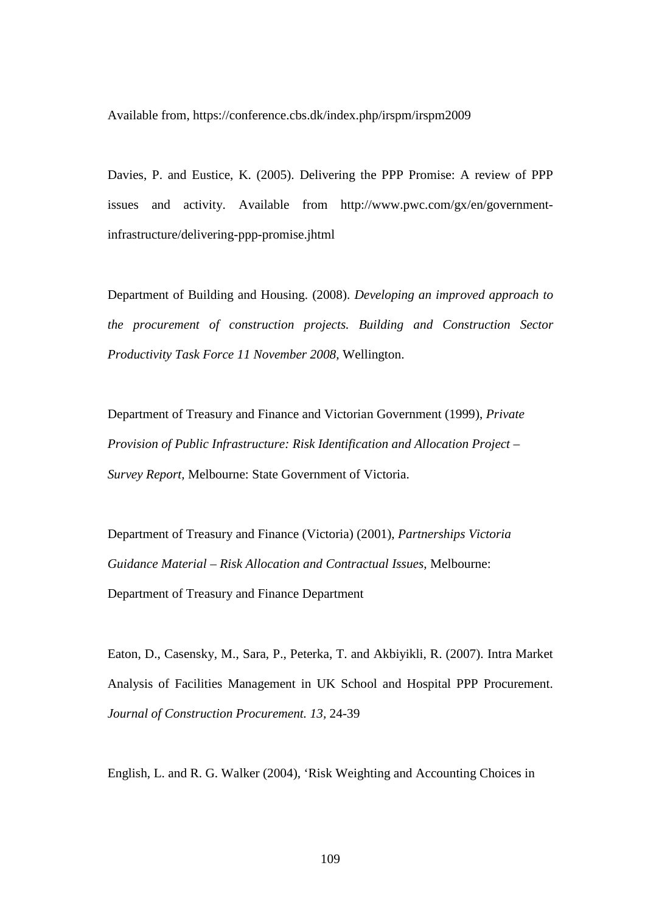Available from, https://conference.cbs.dk/index.php/irspm/irspm2009

Davies, P. and Eustice, K. (2005). Delivering the PPP Promise: A review of PPP issues and activity. Available from http://www.pwc.com/gx/en/government-infrastructure/delivering-ppp-promise.jhtml

Department of Building and Housing. (2008). *Developing an improved approach to the procurement of construction projects. Building and Construction Sector Productivity Task Force 11 November 2008*, Wellington.

Department of Treasury and Finance and Victorian Government (1999), *Private Provision of Public Infrastructure: Risk Identification and Allocation Project – Survey Report,* Melbourne: State Government of Victoria.

Department of Treasury and Finance (Victoria) (2001), *Partnerships Victoria Guidance Material – Risk Allocation and Contractual Issues*, Melbourne: Department of Treasury and Finance Department

Eaton, D., Casensky, M., Sara, P., Peterka, T. and Akbiyikli, R. (2007). Intra Market Analysis of Facilities Management in UK School and Hospital PPP Procurement. *Journal of Construction Procurement. 13*, 24-39

English, L. and R. G. Walker (2004), 'Risk Weighting and Accounting Choices in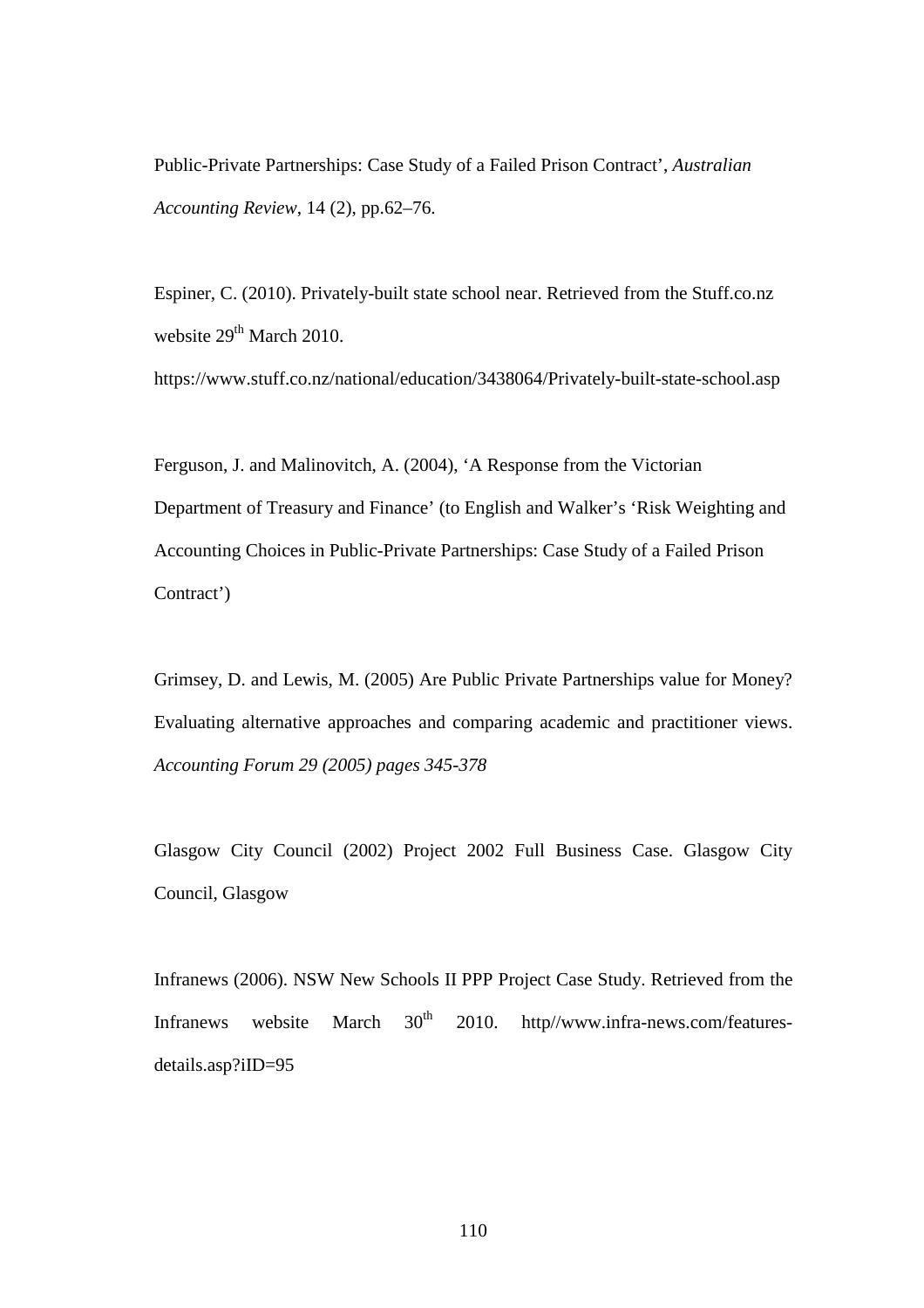Public-Private Partnerships: Case Study of a Failed Prison Contract', *Australian Accounting Review*, 14 (2), pp.62–76.

Espiner, C. (2010). Privately-built state school near. Retrieved from the Stuff.co.nz website 29th March 2010. https://www.stuff.co.nz/national/education/3438064/Privately-built-state-school.asp

Ferguson, J. and Malinovitch, A. (2004), 'A Response from the Victorian Department of Treasury and Finance' (to English and Walker's 'Risk Weighting and Accounting Choices in Public-Private Partnerships: Case Study of a Failed Prison Contract')

Grimsey, D. and Lewis, M. (2005) Are Public Private Partnerships value for Money? Evaluating alternative approaches and comparing academic and practitioner views. *Accounting Forum 29 (2005) pages 345-378*

Glasgow City Council (2002) Project 2002 Full Business Case. Glasgow City Council, Glasgow

Infranews (2006). NSW New Schools II PPP Project Case Study. Retrieved from the Infranews website March 30th 2010. http//www.infra-news.com/features-details.asp?iID=95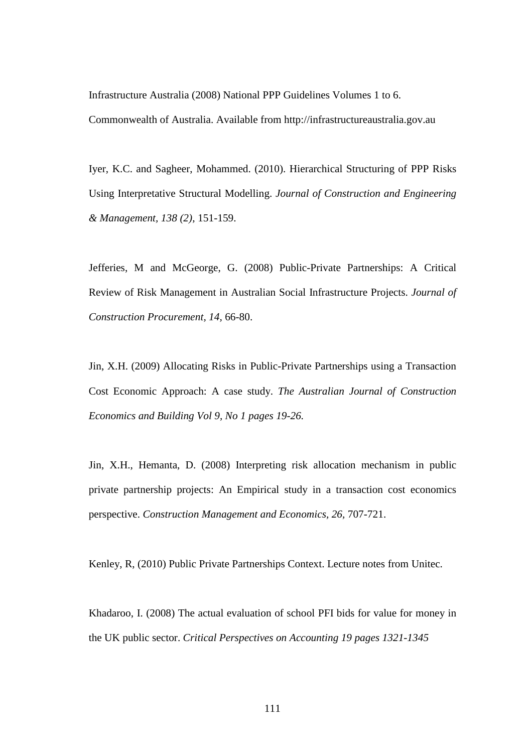Infrastructure Australia (2008) National PPP Guidelines Volumes 1 to 6. Commonwealth of Australia. Available from http://infrastructureaustralia.gov.au

Iyer, K.C. and Sagheer, Mohammed. (2010). Hierarchical Structuring of PPP Risks Using Interpretative Structural Modelling. *Journal of Construction and Engineering & Management, 138 (2),* 151-159.

Jefferies, M and McGeorge, G. (2008) Public-Private Partnerships: A Critical Review of Risk Management in Australian Social Infrastructure Projects. *Journal of Construction Procurement, 14,* 66-80.

Jin, X.H. (2009) Allocating Risks in Public-Private Partnerships using a Transaction Cost Economic Approach: A case study. *The Australian Journal of Construction Economics and Building Vol 9, No 1 pages 19-26.*

Jin, X.H., Hemanta, D. (2008) Interpreting risk allocation mechanism in public private partnership projects: An Empirical study in a transaction cost economics perspective. *Construction Management and Economics, 26,* 707-721.

Kenley, R, (2010) Public Private Partnerships Context. Lecture notes from Unitec.

Khadaroo, I. (2008) The actual evaluation of school PFI bids for value for money in the UK public sector. *Critical Perspectives on Accounting 19 pages 1321-1345*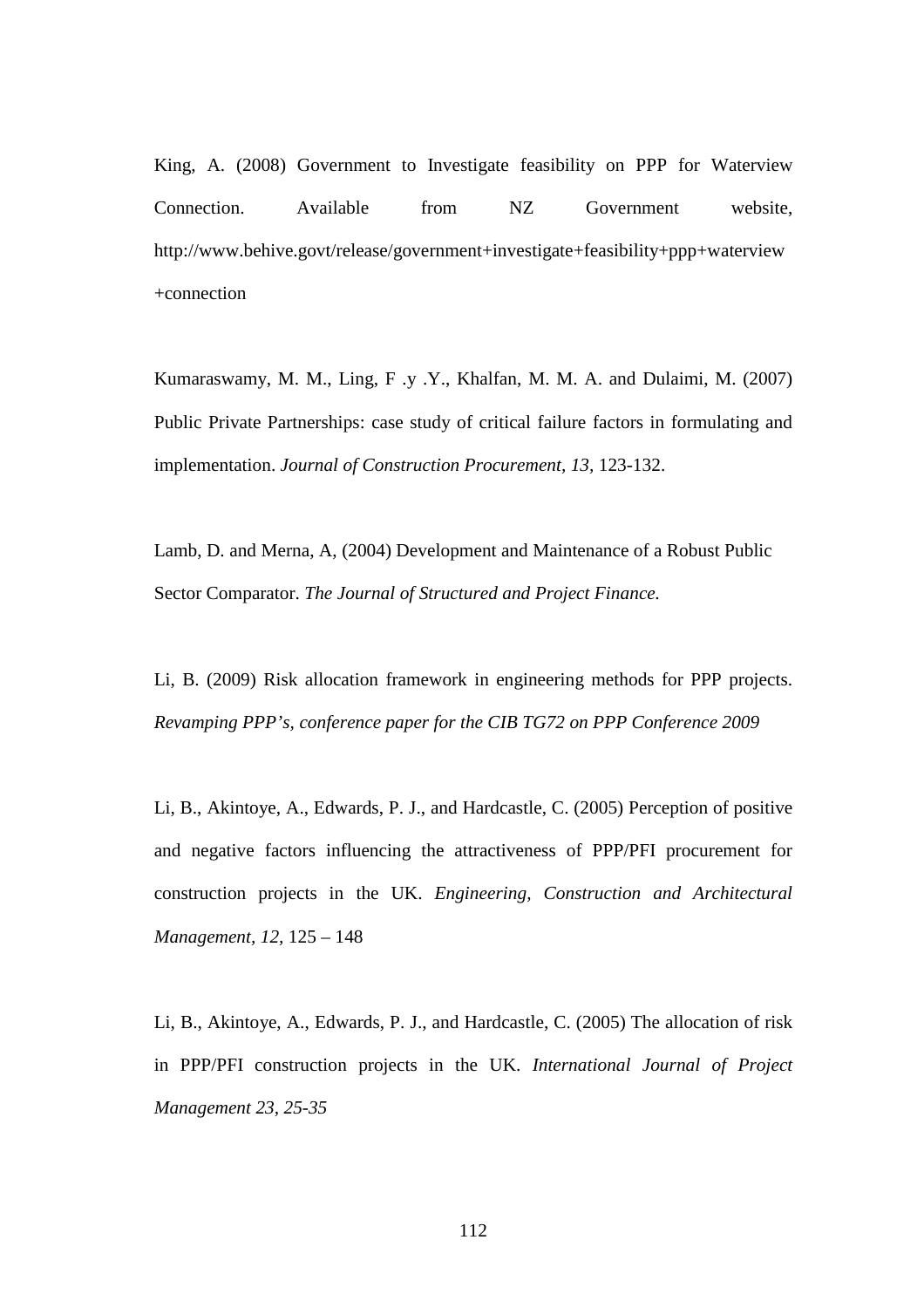King, A. (2008) Government to Investigate feasibility on PPP for Waterview Connection. Available from NZ Government website, http://www.behive.govt/release/government+investigate+feasibility+ppp+waterview+connection

Kumaraswamy, M. M., Ling, F .y .Y., Khalfan, M. M. A. and Dulaimi, M. (2007) Public Private Partnerships: case study of critical failure factors in formulating and implementation. *Journal of Construction Procurement, 13,* 123-132.

Lamb, D. and Merna, A, (2004) Development and Maintenance of a Robust Public Sector Comparator. *The Journal of Structured and Project Finance.*

Li, B. (2009) Risk allocation framework in engineering methods for PPP projects. *Revamping PPP's, conference paper for the CIB TG72 on PPP Conference 2009*

Li, B., Akintoye, A., Edwards, P. J., and Hardcastle, C. (2005) Perception of positive and negative factors influencing the attractiveness of PPP/PFI procurement for construction projects in the UK. *Engineering, Construction and Architectural Management, 12,* 125 – 148

Li, B., Akintoye, A., Edwards, P. J., and Hardcastle, C. (2005) The allocation of risk in PPP/PFI construction projects in the UK. *International Journal of Project Management 23, 25-35*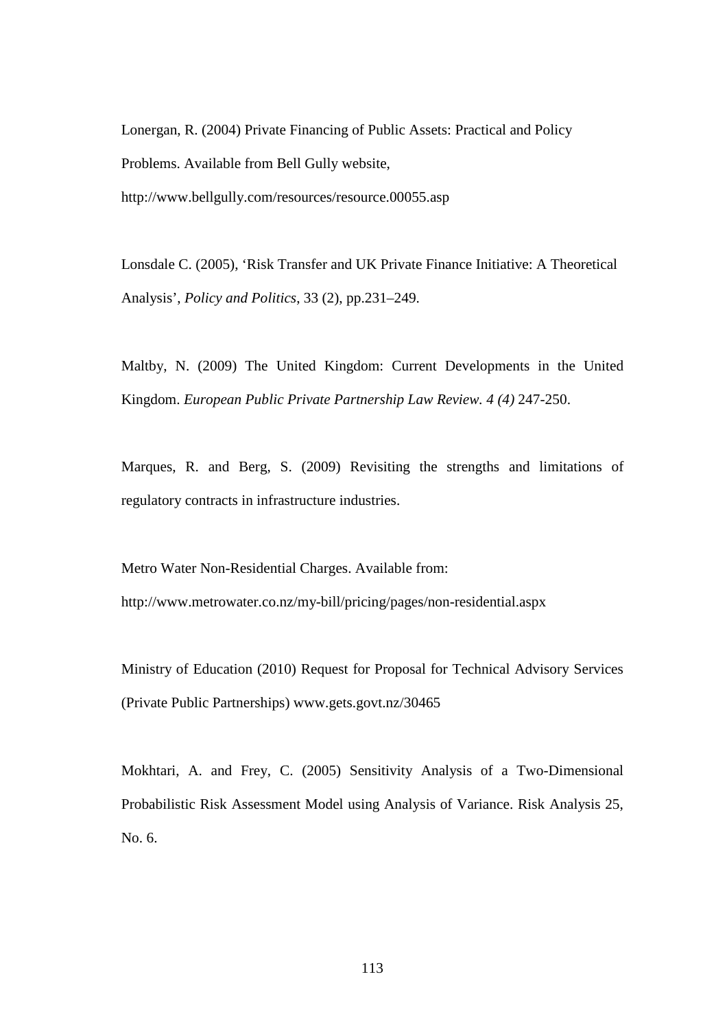Lonergan, R. (2004) Private Financing of Public Assets: Practical and Policy Problems. Available from Bell Gully website, http://www.bellgully.com/resources/resource.00055.asp

Lonsdale C. (2005), 'Risk Transfer and UK Private Finance Initiative: A Theoretical Analysis', *Policy and Politics*, 33 (2), pp.231–249.

Maltby, N. (2009) The United Kingdom: Current Developments in the United Kingdom. *European Public Private Partnership Law Review. 4 (4)* 247-250.

Marques, R. and Berg, S. (2009) Revisiting the strengths and limitations of regulatory contracts in infrastructure industries.

Metro Water Non-Residential Charges. Available from: http://www.metrowater.co.nz/my-bill/pricing/pages/non-residential.aspx

Ministry of Education (2010) Request for Proposal for Technical Advisory Services (Private Public Partnerships) www.gets.govt.nz/30465

Mokhtari, A. and Frey, C. (2005) Sensitivity Analysis of a Two-Dimensional Probabilistic Risk Assessment Model using Analysis of Variance. Risk Analysis 25, No. 6.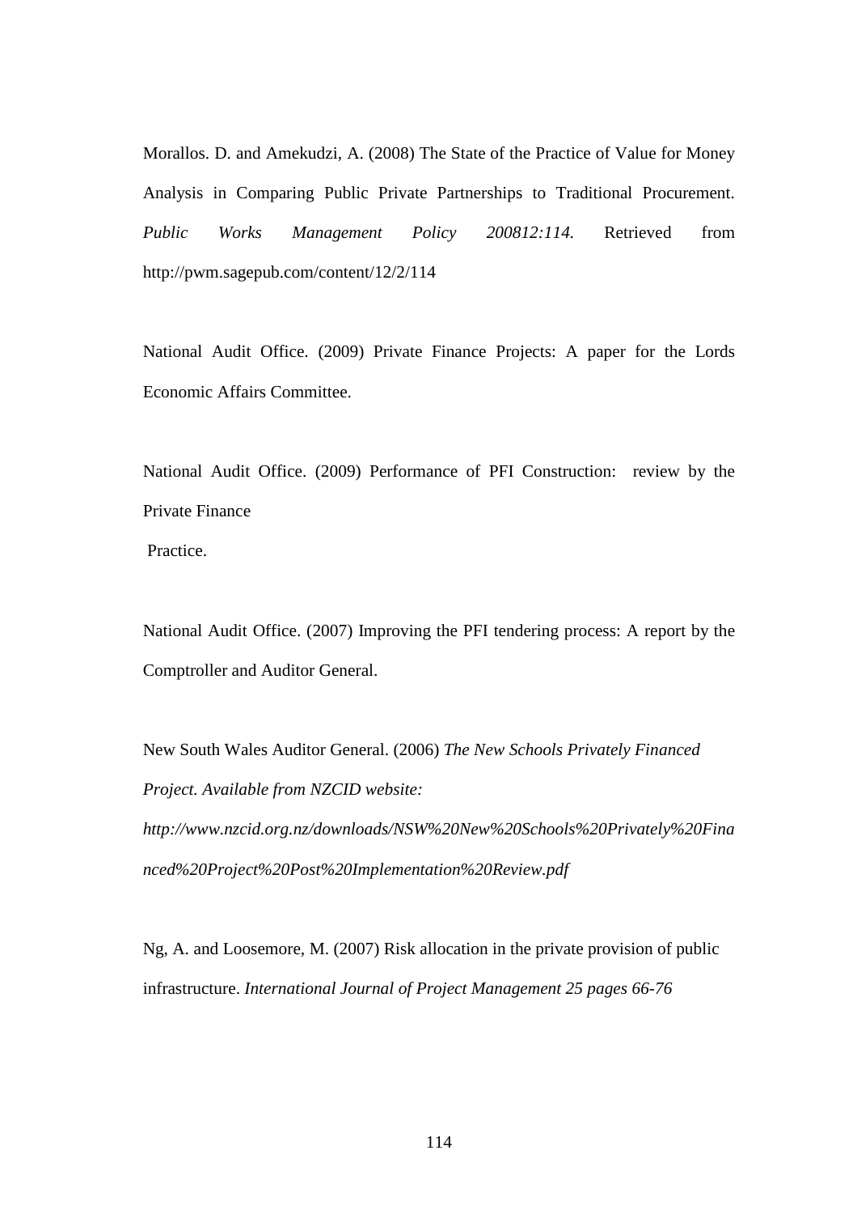Morallos. D. and Amekudzi, A. (2008) The State of the Practice of Value for Money Analysis in Comparing Public Private Partnerships to Traditional Procurement. *Public Works Management Policy 200812:114.* Retrieved from http://pwm.sagepub.com/content/12/2/114

National Audit Office. (2009) Private Finance Projects: A paper for the Lords Economic Affairs Committee.

National Audit Office. (2009) Performance of PFI Construction: review by the Private Finance Practice.

National Audit Office. (2007) Improving the PFI tendering process: A report by the Comptroller and Auditor General.

New South Wales Auditor General. (2006) *The New Schools Privately Financed Project. Available from NZCID website: http://www.nzcid.org.nz/downloads/NSW%20New%20Schools%20Privately%20Financed%20Project%20Post%20Implementation%20Review.pdf*

Ng, A. and Loosemore, M. (2007) Risk allocation in the private provision of public infrastructure. *International Journal of Project Management 25 pages 66-76*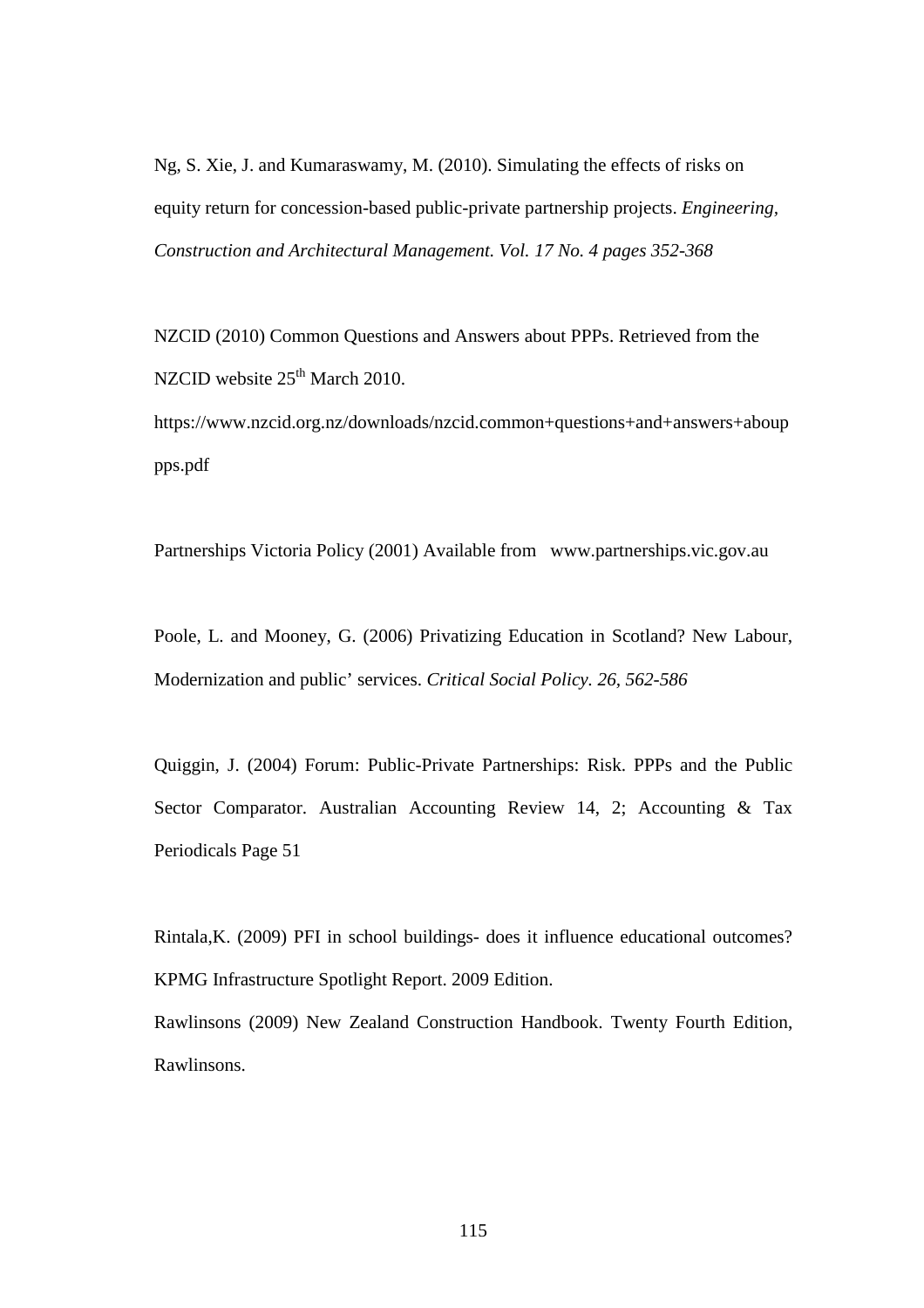Ng, S. Xie, J. and Kumaraswamy, M. (2010). Simulating the effects of risks on equity return for concession-based public-private partnership projects. *Engineering, Construction and Architectural Management. Vol. 17 No. 4 pages 352-368*

NZCID (2010) Common Questions and Answers about PPPs. Retrieved from the NZCID website 25th March 2010.

https://www.nzcid.org.nz/downloads/nzcid.common+questions+and+answers+aboup pps.pdf

Partnerships Victoria Policy (2001) Available from www.partnerships.vic.gov.au

Poole, L. and Mooney, G. (2006) Privatizing Education in Scotland? New Labour, Modernization and public' services. *Critical Social Policy. 26, 562-586*

Quiggin, J. (2004) Forum: Public-Private Partnerships: Risk. PPPs and the Public Sector Comparator. Australian Accounting Review 14, 2; Accounting & Tax Periodicals Page 51

Rintala,K. (2009) PFI in school buildings- does it influence educational outcomes? KPMG Infrastructure Spotlight Report. 2009 Edition.

Rawlinsons (2009) New Zealand Construction Handbook. Twenty Fourth Edition, Rawlinsons.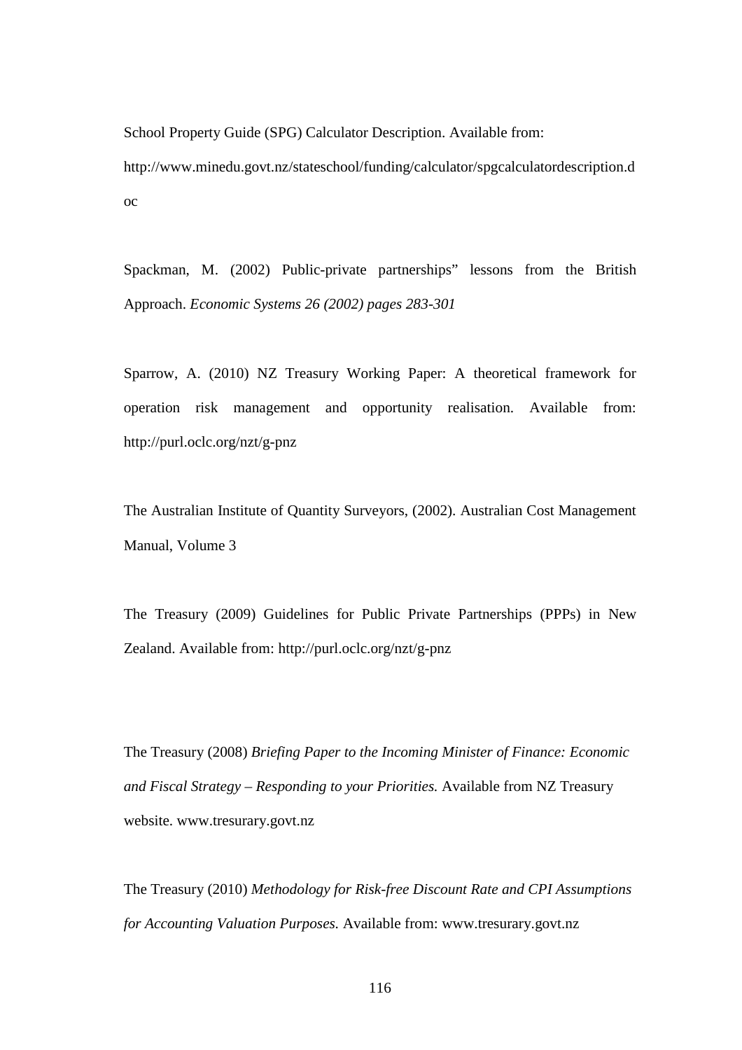School Property Guide (SPG) Calculator Description. Available from: http://www.minedu.govt.nz/stateschool/funding/calculator/spgcalculatordescription.doc

Spackman, M. (2002) Public-private partnerships" lessons from the British Approach. *Economic Systems 26 (2002) pages 283-301*

Sparrow, A. (2010) NZ Treasury Working Paper: A theoretical framework for operation risk management and opportunity realisation. Available from: http://purl.oclc.org/nzt/g-pnz

The Australian Institute of Quantity Surveyors, (2002). Australian Cost Management Manual, Volume 3

The Treasury (2009) Guidelines for Public Private Partnerships (PPPs) in New Zealand. Available from: http://purl.oclc.org/nzt/g-pnz

The Treasury (2008) *Briefing Paper to the Incoming Minister of Finance: Economic and Fiscal Strategy – Responding to your Priorities.* Available from NZ Treasury website. www.tresurary.govt.nz

The Treasury (2010) *Methodology for Risk-free Discount Rate and CPI Assumptions for Accounting Valuation Purposes.* Available from: www.tresurary.govt.nz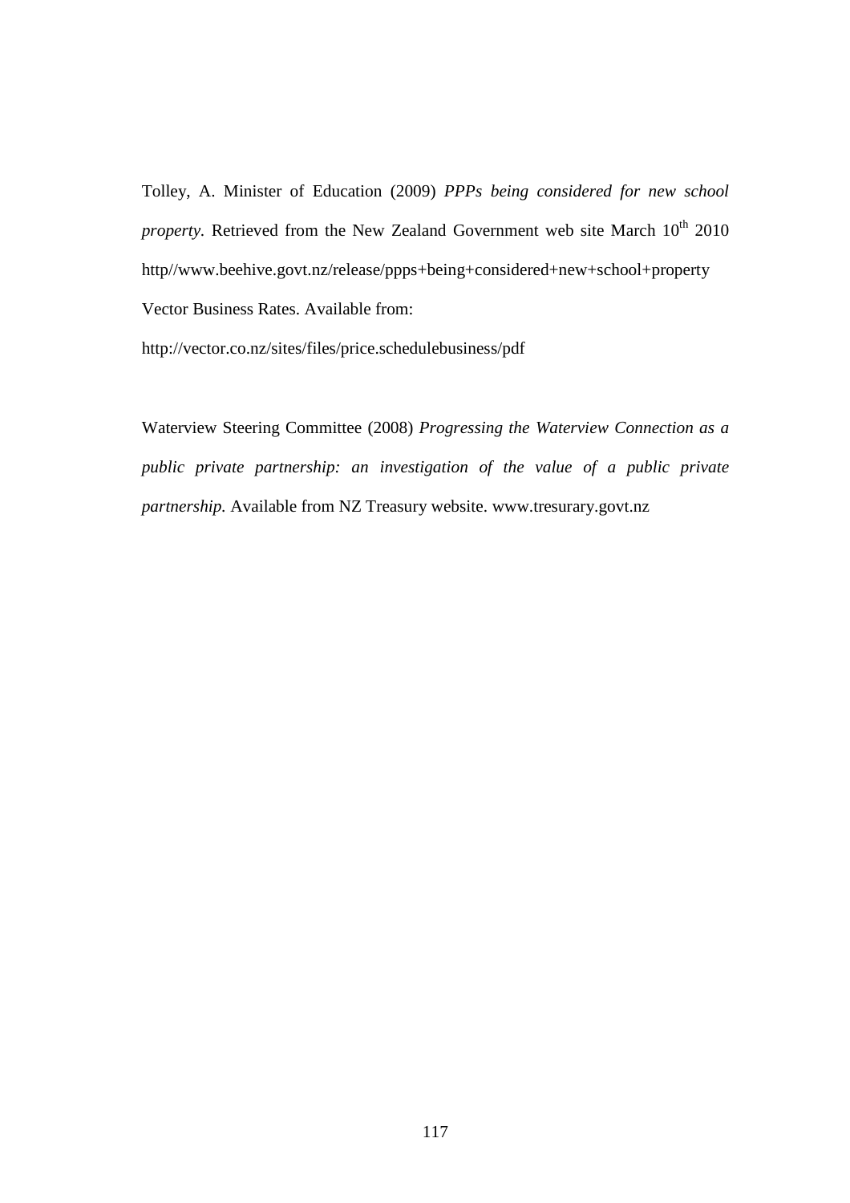Tolley, A. Minister of Education (2009) *PPPs being considered for new school property*. Retrieved from the New Zealand Government web site March 10th 2010 http//www.beehive.govt.nz/release/ppps+being+considered+new+school+property

Vector Business Rates. Available from:

http://vector.co.nz/sites/files/price.schedulebusiness/pdf

Waterview Steering Committee (2008) *Progressing the Waterview Connection as a public private partnership: an investigation of the value of a public private partnership*. Available from NZ Treasury website. www.tresurary.govt.nz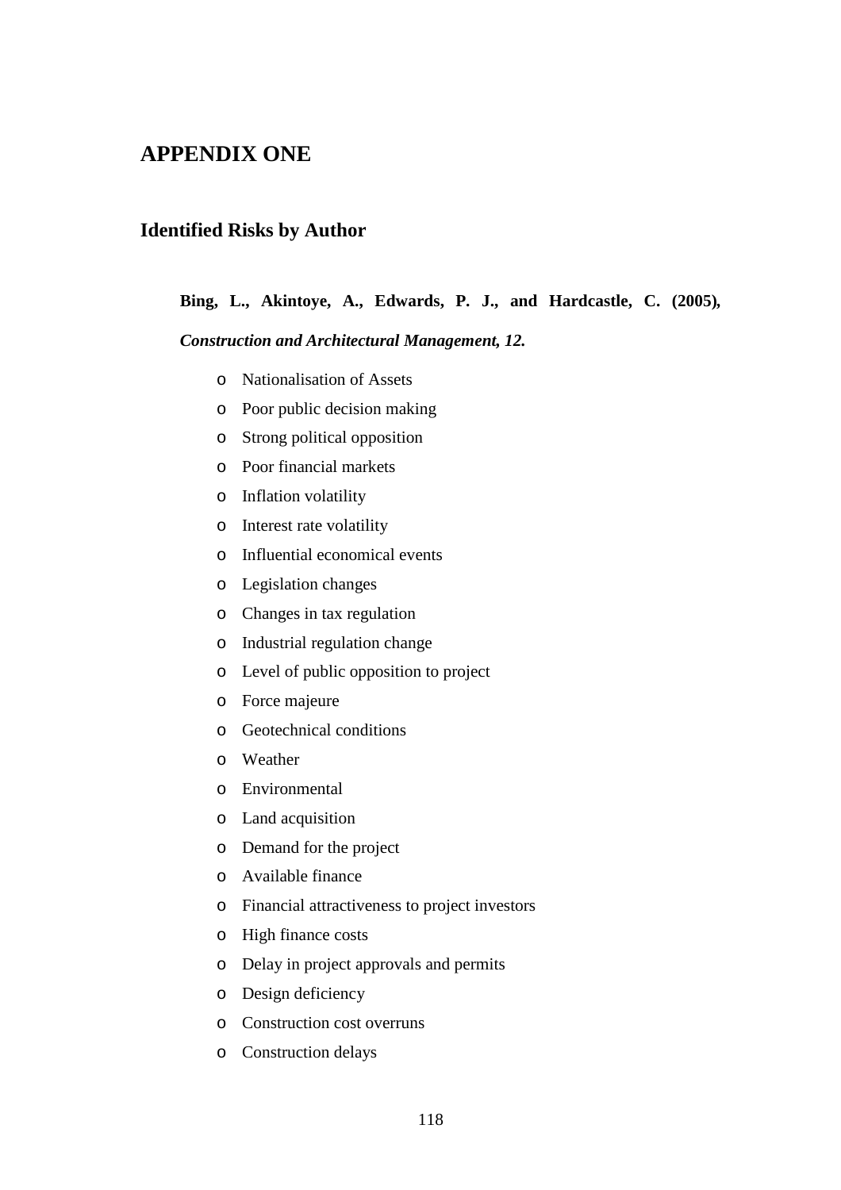# APPENDIX ONE

## Identified Risks by Author

**Bing, L., Akintoye, A., Edwards, P. J., and Hardcastle, C. (2005),** ***Construction and Architectural Management, 12.***

- Nationalisation of Assets
- Poor public decision making
- Strong political opposition
- Poor financial markets
- Inflation volatility
- Interest rate volatility
- Influential economical events
- Legislation changes
- Changes in tax regulation
- Industrial regulation change
- Level of public opposition to project
- Force majeure
- Geotechnical conditions
- Weather
- Environmental
- Land acquisition
- Demand for the project
- Available finance
- Financial attractiveness to project investors
- High finance costs
- Delay in project approvals and permits
- Design deficiency
- Construction cost overruns
- Construction delays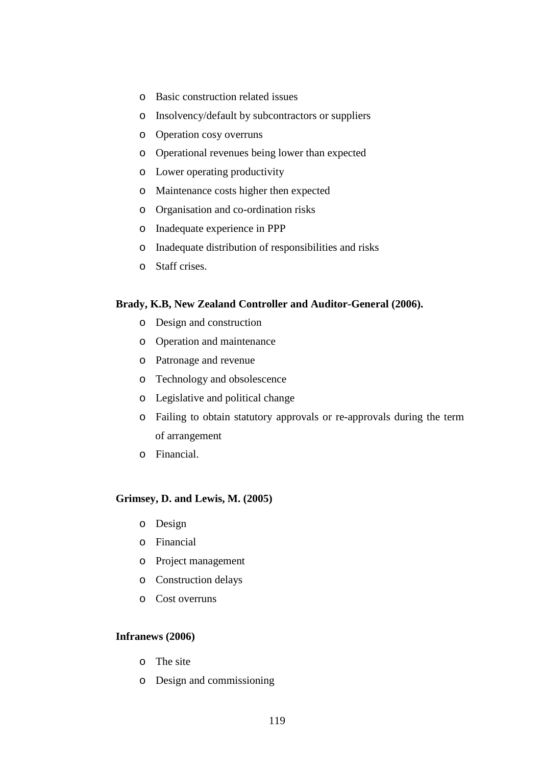- Basic construction related issues
- Insolvency/default by subcontractors or suppliers
- Operation cosy overruns
- Operational revenues being lower than expected
- Lower operating productivity
- Maintenance costs higher then expected
- Organisation and co-ordination risks
- Inadequate experience in PPP
- Inadequate distribution of responsibilities and risks
- Staff crises.

**Brady, K.B, New Zealand Controller and Auditor-General (2006).**

- Design and construction
- Operation and maintenance
- Patronage and revenue
- Technology and obsolescence
- Legislative and political change
- Failing to obtain statutory approvals or re-approvals during the term of arrangement
- Financial.

**Grimsey, D. and Lewis, M. (2005)**

- Design
- Financial
- Project management
- Construction delays
- Cost overruns

**Infranews (2006)**

- The site
- Design and commissioning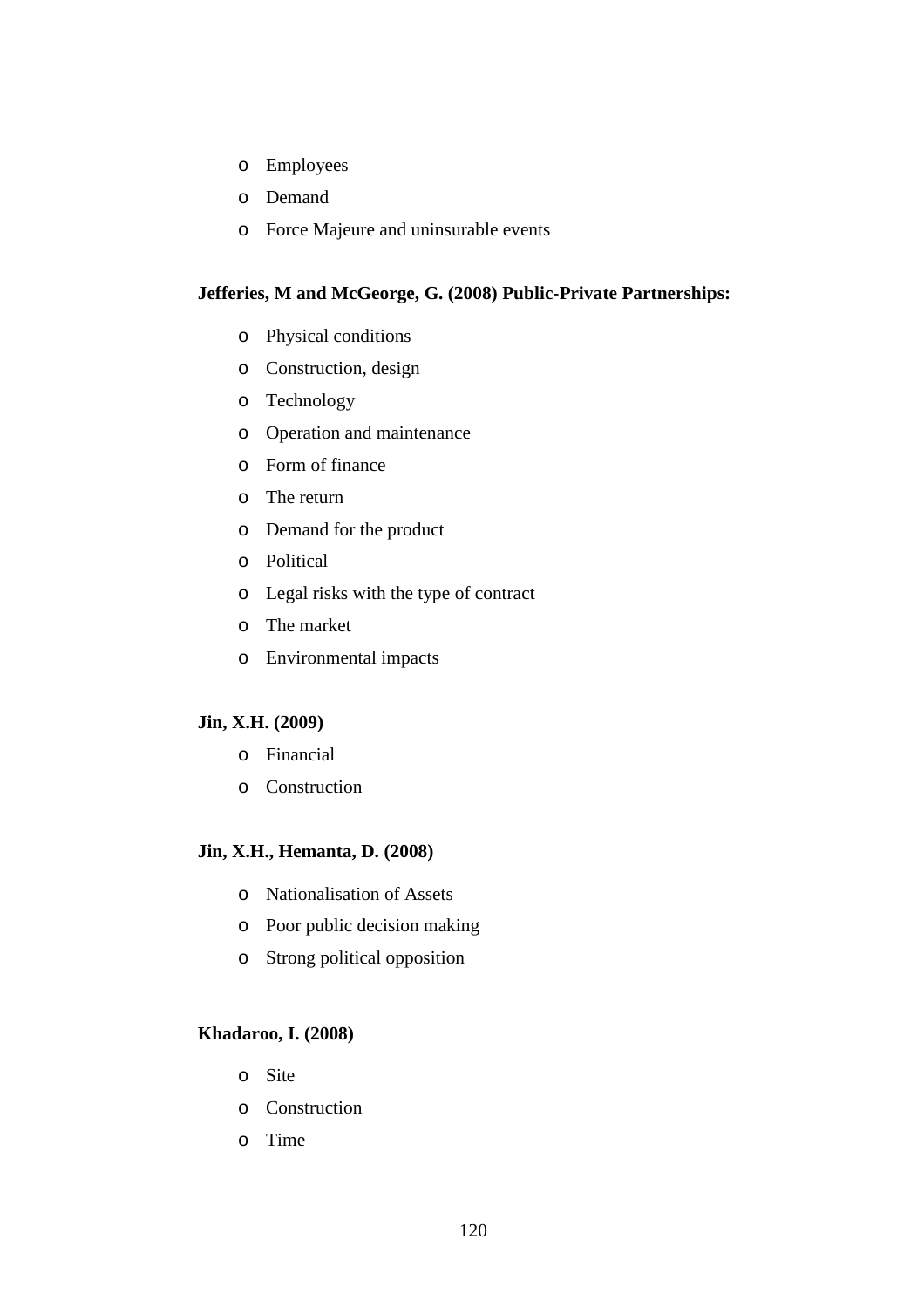- Employees
- Demand
- Force Majeure and uninsurable events

**Jefferies, M and McGeorge, G. (2008) Public-Private Partnerships:**

- Physical conditions
- Construction, design
- Technology
- Operation and maintenance
- Form of finance
- The return
- Demand for the product
- Political
- Legal risks with the type of contract
- The market
- Environmental impacts

**Jin, X.H. (2009)**

- Financial
- Construction

**Jin, X.H., Hemanta, D. (2008)**

- Nationalisation of Assets
- Poor public decision making
- Strong political opposition

**Khadaroo, I. (2008)**

- Site
- Construction
- Time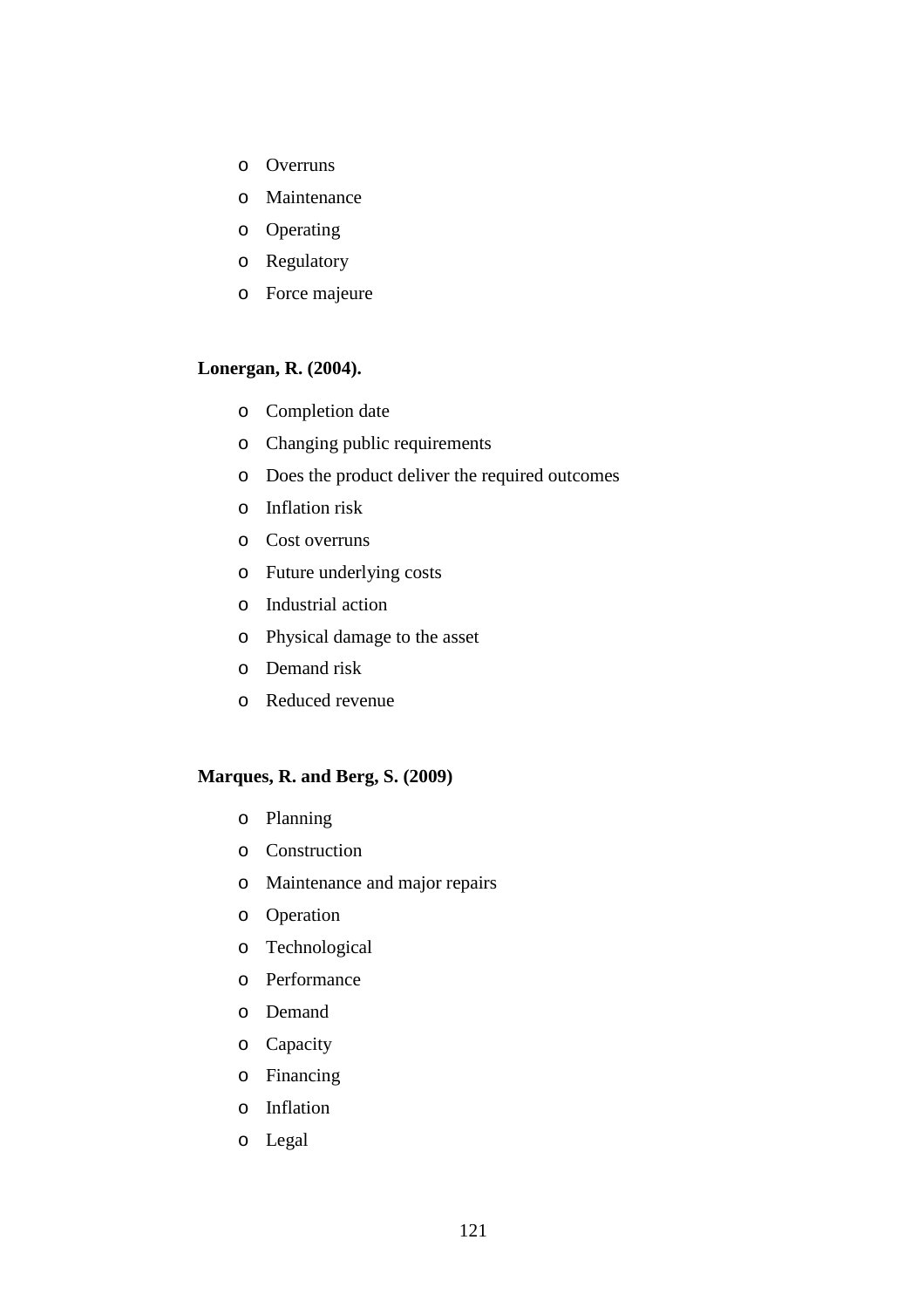- Overruns
- Maintenance
- Operating
- Regulatory
- Force majeure

**Lonergan, R. (2004).**

- Completion date
- Changing public requirements
- Does the product deliver the required outcomes
- Inflation risk
- Cost overruns
- Future underlying costs
- Industrial action
- Physical damage to the asset
- Demand risk
- Reduced revenue

**Marques, R. and Berg, S. (2009)**

- Planning
- Construction
- Maintenance and major repairs
- Operation
- Technological
- Performance
- Demand
- Capacity
- Financing
- Inflation
- Legal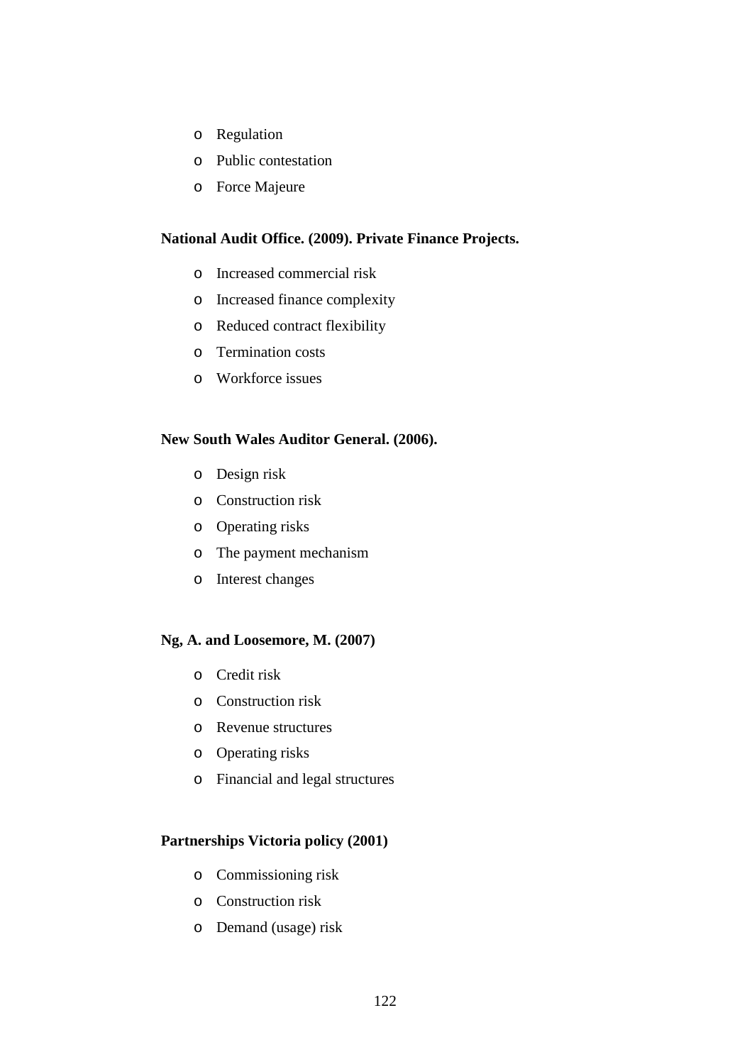- Regulation
- Public contestation
- Force Majeure

**National Audit Office. (2009). Private Finance Projects.**

- Increased commercial risk
- Increased finance complexity
- Reduced contract flexibility
- Termination costs
- Workforce issues

**New South Wales Auditor General. (2006).**

- Design risk
- Construction risk
- Operating risks
- The payment mechanism
- Interest changes

**Ng, A. and Loosemore, M. (2007)**

- Credit risk
- Construction risk
- Revenue structures
- Operating risks
- Financial and legal structures

**Partnerships Victoria policy (2001)**

- Commissioning risk
- Construction risk
- Demand (usage) risk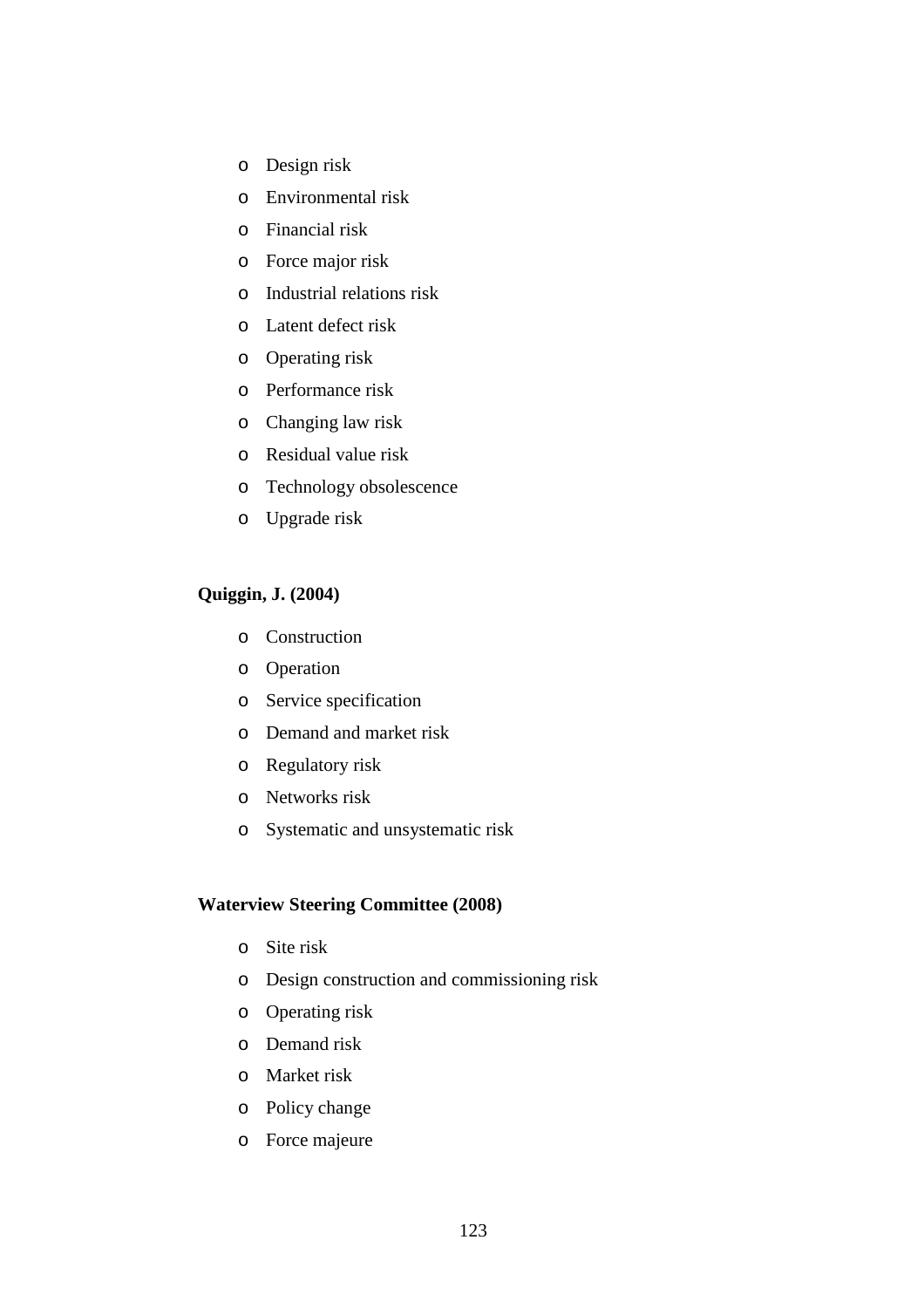- Design risk
- Environmental risk
- Financial risk
- Force major risk
- Industrial relations risk
- Latent defect risk
- Operating risk
- Performance risk
- Changing law risk
- Residual value risk
- Technology obsolescence
- Upgrade risk

**Quiggin, J. (2004)**

- Construction
- Operation
- Service specification
- Demand and market risk
- Regulatory risk
- Networks risk
- Systematic and unsystematic risk

**Waterview Steering Committee (2008)**

- Site risk
- Design construction and commissioning risk
- Operating risk
- Demand risk
- Market risk
- Policy change
- Force majeure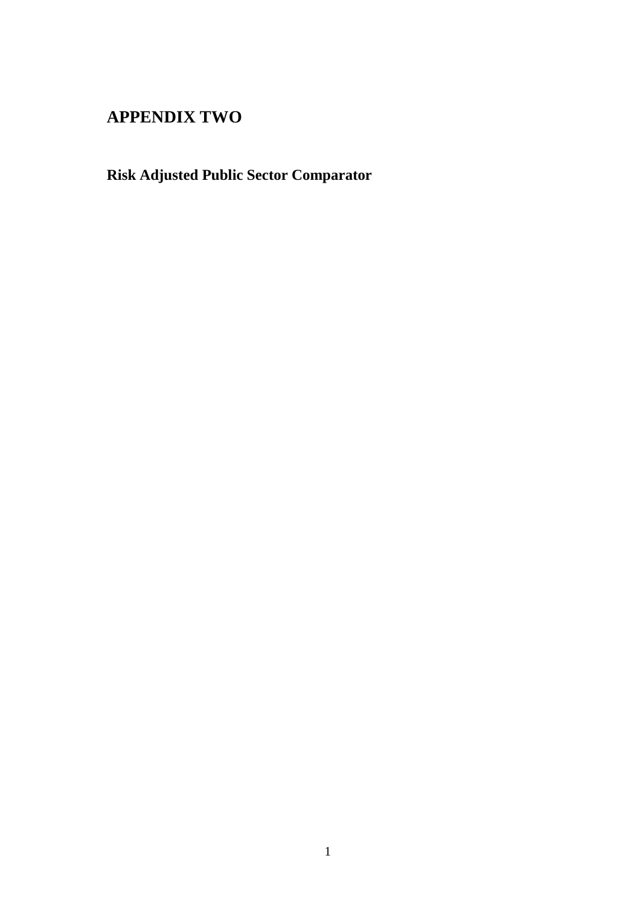# APPENDIX TWO

## Risk Adjusted Public Sector Comparator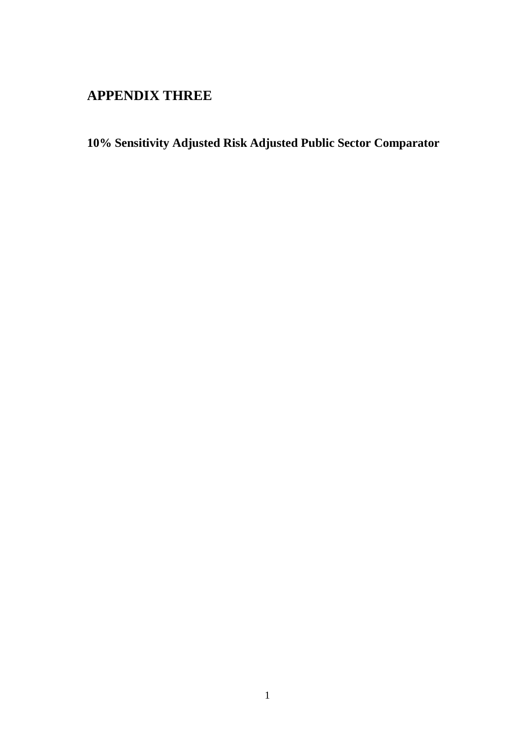# APPENDIX THREE

## 10% Sensitivity Adjusted Risk Adjusted Public Sector Comparator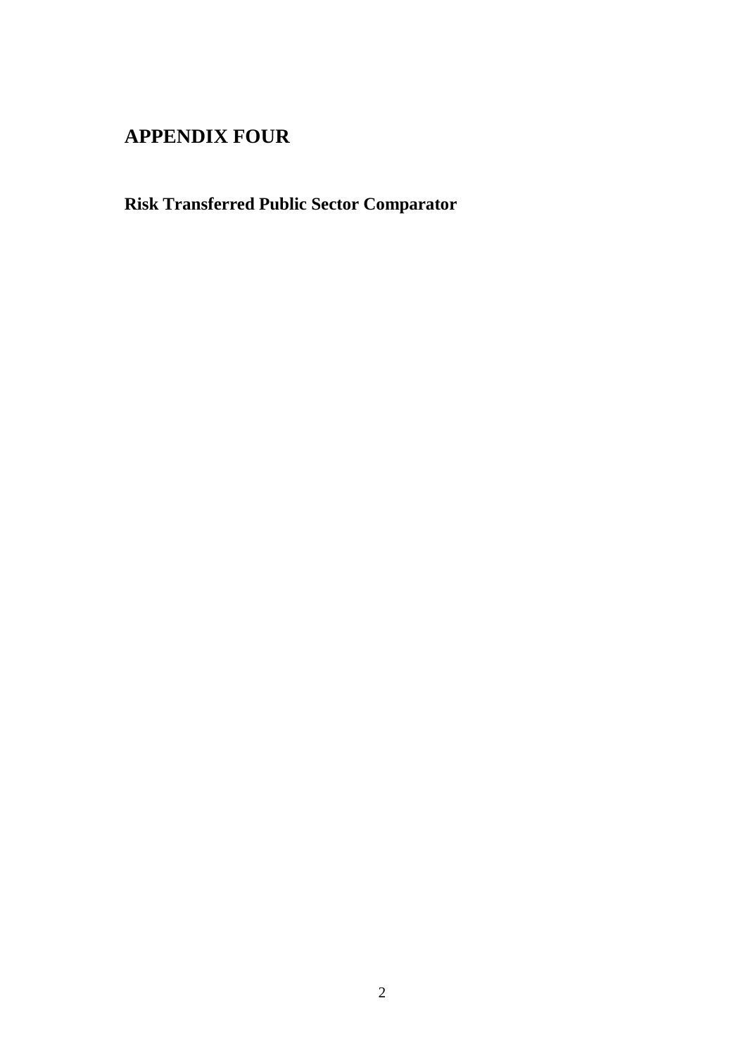# APPENDIX FOUR

## Risk Transferred Public Sector Comparator